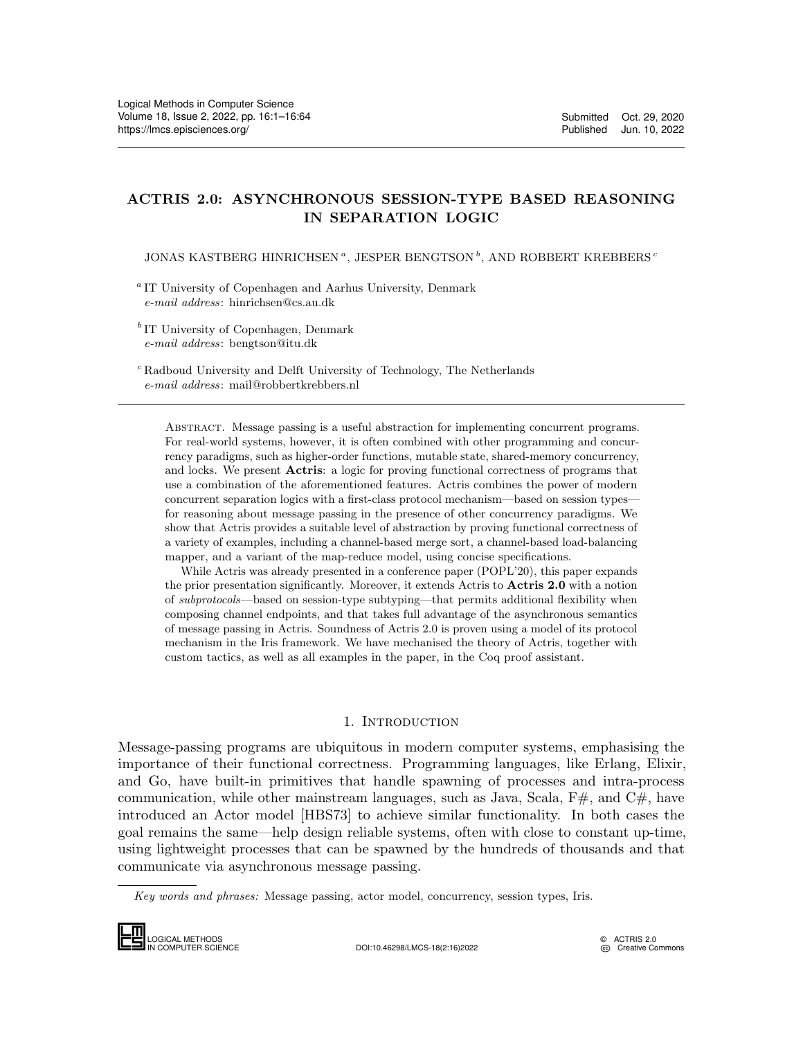Submitted Oct. 29, 2020
Published Jun. 10, 2022

# ACTRIS 2.0: ASYNCHRONOUS SESSION-TYPE BASED REASONING IN SEPARATION LOGIC

JONAS KASTBERG HINRICHSEN [a], JESPER BENGTSON [b], AND ROBBERT KREBBERS [c]

[a] IT University of Copenhagen and Aarhus University, Denmark
*e-mail address*: hinrichsen@cs.au.dk

[b] IT University of Copenhagen, Denmark
*e-mail address*: bengtson@itu.dk

[c] Radboud University and Delft University of Technology, The Netherlands
*e-mail address*: mail@robbertkrebbers.nl

Abstract. Message passing is a useful abstraction for implementing concurrent programs. For real-world systems, however, it is often combined with other programming and concurrency paradigms, such as higher-order functions, mutable state, shared-memory concurrency, and locks. We present **Actris**: a logic for proving functional correctness of programs that use a combination of the aforementioned features. Actris combines the power of modern concurrent separation logics with a first-class protocol mechanism—based on session types—for reasoning about message passing in the presence of other concurrency paradigms. We show that Actris provides a suitable level of abstraction by proving functional correctness of a variety of examples, including a channel-based merge sort, a channel-based load-balancing mapper, and a variant of the map-reduce model, using concise specifications.

While Actris was already presented in a conference paper (POPL'20), this paper expands the prior presentation significantly. Moreover, it extends Actris to **Actris 2.0** with a notion of *subprotocols*—based on session-type subtyping—that permits additional flexibility when composing channel endpoints, and that takes full advantage of the asynchronous semantics of message passing in Actris. Soundness of Actris 2.0 is proven using a model of its protocol mechanism in the Iris framework. We have mechanised the theory of Actris, together with custom tactics, as well as all examples in the paper, in the Coq proof assistant.

## 1. Introduction

Message-passing programs are ubiquitous in modern computer systems, emphasising the importance of their functional correctness. Programming languages, like Erlang, Elixir, and Go, have built-in primitives that handle spawning of processes and intra-process communication, while other mainstream languages, such as Java, Scala, F#, and C#, have introduced an Actor model [HBS73] to achieve similar functionality. In both cases the goal remains the same—help design reliable systems, often with close to constant up-time, using lightweight processes that can be spawned by the hundreds of thousands and that communicate via asynchronous message passing.

*Key words and phrases:* Message passing, actor model, concurrency, session types, Iris.

DOI:10.46298/LMCS-18(2:16)2022

© ACTRIS 2.0
Creative Commons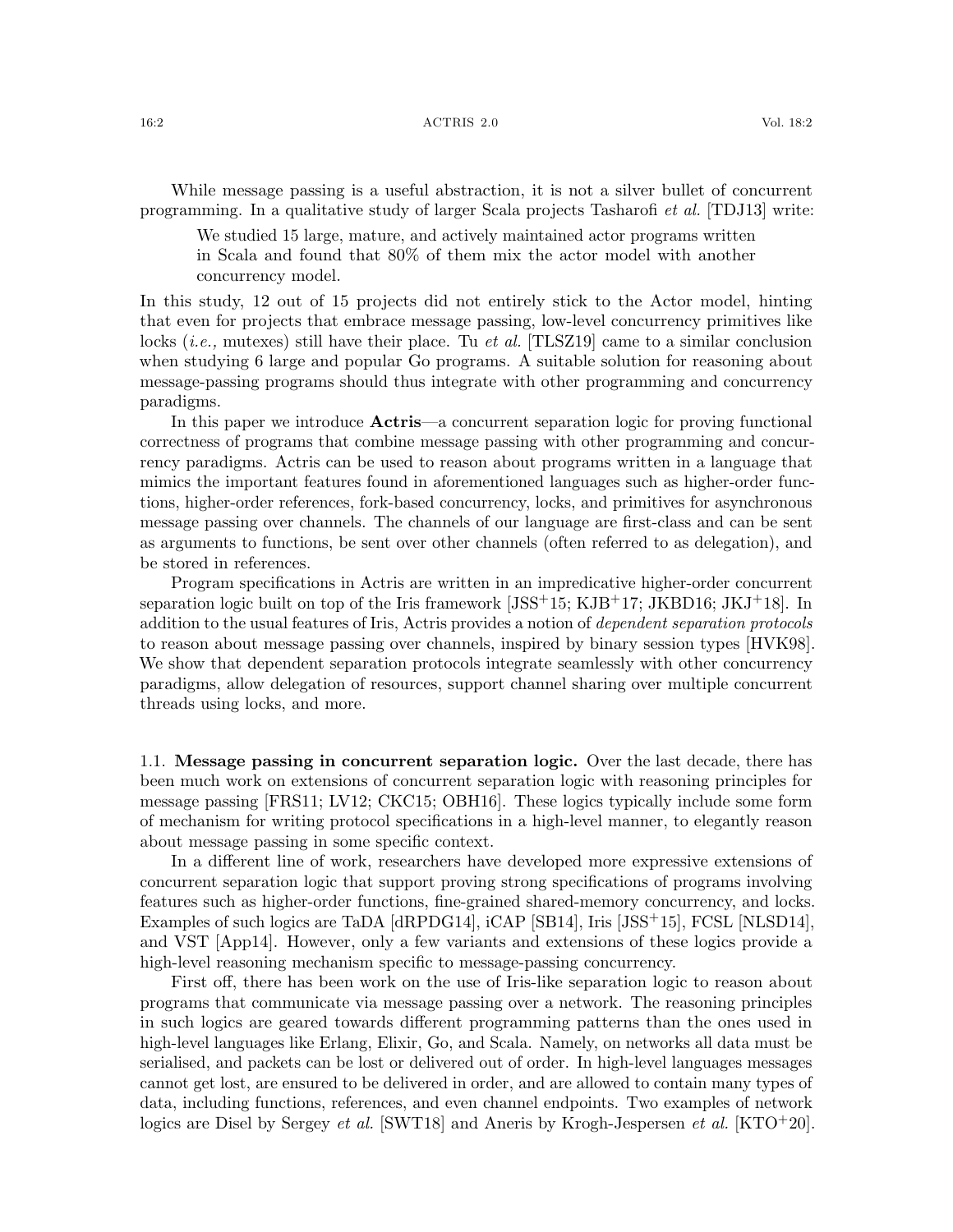While message passing is a useful abstraction, it is not a silver bullet of concurrent programming. In a qualitative study of larger Scala projects Tasharofi *et al.* [TDJ13] write:

> We studied 15 large, mature, and actively maintained actor programs written in Scala and found that 80% of them mix the actor model with another concurrency model.

In this study, 12 out of 15 projects did not entirely stick to the Actor model, hinting that even for projects that embrace message passing, low-level concurrency primitives like locks (*i.e.,* mutexes) still have their place. Tu *et al.* [TLSZ19] came to a similar conclusion when studying 6 large and popular Go programs. A suitable solution for reasoning about message-passing programs should thus integrate with other programming and concurrency paradigms.

In this paper we introduce **Actris**—a concurrent separation logic for proving functional correctness of programs that combine message passing with other programming and concurrency paradigms. Actris can be used to reason about programs written in a language that mimics the important features found in aforementioned languages such as higher-order functions, higher-order references, fork-based concurrency, locks, and primitives for asynchronous message passing over channels. The channels of our language are first-class and can be sent as arguments to functions, be sent over other channels (often referred to as delegation), and be stored in references.

Program specifications in Actris are written in an impredicative higher-order concurrent separation logic built on top of the Iris framework [JSS+15; KJB+17; JKBD16; JKJ+18]. In addition to the usual features of Iris, Actris provides a notion of *dependent separation protocols* to reason about message passing over channels, inspired by binary session types [HVK98]. We show that dependent separation protocols integrate seamlessly with other concurrency paradigms, allow delegation of resources, support channel sharing over multiple concurrent threads using locks, and more.

### 1.1. Message passing in concurrent separation logic.

Over the last decade, there has been much work on extensions of concurrent separation logic with reasoning principles for message passing [FRS11; LV12; CKC15; OBH16]. These logics typically include some form of mechanism for writing protocol specifications in a high-level manner, to elegantly reason about message passing in some specific context.

In a different line of work, researchers have developed more expressive extensions of concurrent separation logic that support proving strong specifications of programs involving features such as higher-order functions, fine-grained shared-memory concurrency, and locks. Examples of such logics are TaDA [dRPDG14], iCAP [SB14], Iris [JSS+15], FCSL [NLSD14], and VST [App14]. However, only a few variants and extensions of these logics provide a high-level reasoning mechanism specific to message-passing concurrency.

First off, there has been work on the use of Iris-like separation logic to reason about programs that communicate via message passing over a network. The reasoning principles in such logics are geared towards different programming patterns than the ones used in high-level languages like Erlang, Elixir, Go, and Scala. Namely, on networks all data must be serialised, and packets can be lost or delivered out of order. In high-level languages messages cannot get lost, are ensured to be delivered in order, and are allowed to contain many types of data, including functions, references, and even channel endpoints. Two examples of network logics are Disel by Sergey *et al.* [SWT18] and Aneris by Krogh-Jespersen *et al.* [KTO+20].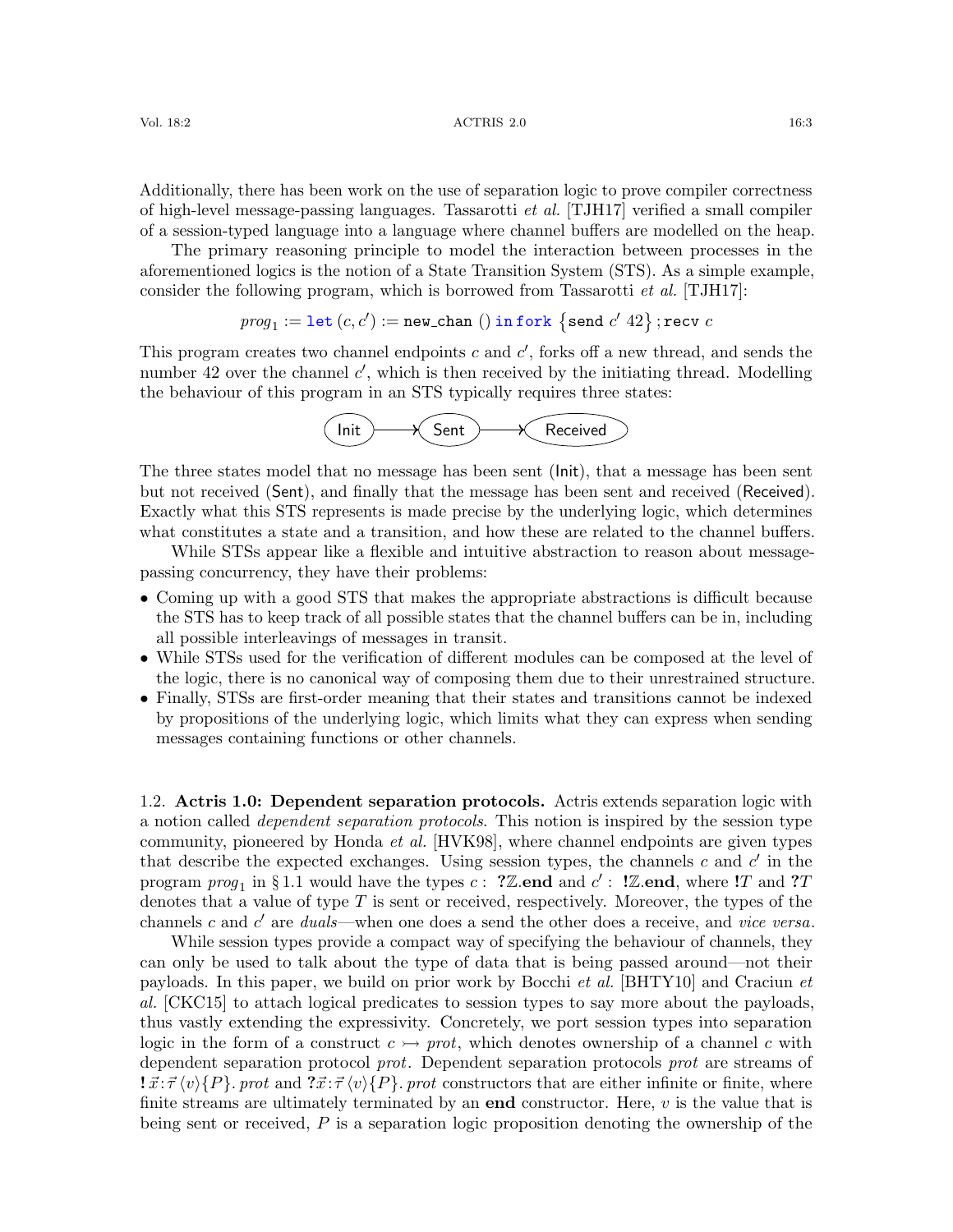Additionally, there has been work on the use of separation logic to prove compiler correctness of high-level message-passing languages. Tassarotti *et al.* [TJH17] verified a small compiler of a session-typed language into a language where channel buffers are modelled on the heap.

The primary reasoning principle to model the interaction between processes in the aforementioned logics is the notion of a State Transition System (STS). As a simple example, consider the following program, which is borrowed from Tassarotti *et al.* [TJH17]:

$$\mathit{prog}_1 := \texttt{let}\,(c, c') := \texttt{new\_chan}\;()\;\texttt{in}\,\texttt{fork}\;\{\texttt{send}\;c'\;42\}\,;\texttt{recv}\;c$$

This program creates two channel endpoints $c$ and $c'$, forks off a new thread, and sends the number 42 over the channel $c'$, which is then received by the initiating thread. Modelling the behaviour of this program in an STS typically requires three states:

$$\textsf{Init} \longrightarrow \textsf{Sent} \longrightarrow \textsf{Received}$$

The three states model that no message has been sent (Init), that a message has been sent but not received (Sent), and finally that the message has been sent and received (Received). Exactly what this STS represents is made precise by the underlying logic, which determines what constitutes a state and a transition, and how these are related to the channel buffers.

While STSs appear like a flexible and intuitive abstraction to reason about message-passing concurrency, they have their problems:

- Coming up with a good STS that makes the appropriate abstractions is difficult because the STS has to keep track of all possible states that the channel buffers can be in, including all possible interleavings of messages in transit.
- While STSs used for the verification of different modules can be composed at the level of the logic, there is no canonical way of composing them due to their unrestrained structure.
- Finally, STSs are first-order meaning that their states and transitions cannot be indexed by propositions of the underlying logic, which limits what they can express when sending messages containing functions or other channels.

### 1.2. Actris 1.0: Dependent separation protocols.

Actris extends separation logic with a notion called *dependent separation protocols*. This notion is inspired by the session type community, pioneered by Honda *et al.* [HVK98], where channel endpoints are given types that describe the expected exchanges. Using session types, the channels $c$ and $c'$ in the program $\mathit{prog}_1$ in § 1.1 would have the types $c :\ \mathbf{?}\mathbb{Z}.\mathbf{end}$ and $c' :\ \mathbf{!}\mathbb{Z}.\mathbf{end}$, where $\mathbf{!}T$ and $\mathbf{?}T$ denotes that a value of type $T$ is sent or received, respectively. Moreover, the types of the channels $c$ and $c'$ are *duals*—when one does a send the other does a receive, and *vice versa*.

While session types provide a compact way of specifying the behaviour of channels, they can only be used to talk about the type of data that is being passed around—not their payloads. In this paper, we build on prior work by Bocchi *et al.* [BHTY10] and Craciun *et al.* [CKC15] to attach logical predicates to session types to say more about the payloads, thus vastly extending the expressivity. Concretely, we port session types into separation logic in the form of a construct $c \rightarrowtail \mathit{prot}$, which denotes ownership of a channel $c$ with dependent separation protocol $\mathit{prot}$. Dependent separation protocols $\mathit{prot}$ are streams of $\mathbf{!}\,\vec{x}{:}\vec{\tau}\,\langle v\rangle\{P\}.\,\mathit{prot}$ and $\mathbf{?}\vec{x}{:}\vec{\tau}\,\langle v\rangle\{P\}.\,\mathit{prot}$ constructors that are either infinite or finite, where finite streams are ultimately terminated by an **end** constructor. Here, $v$ is the value that is being sent or received, $P$ is a separation logic proposition denoting the ownership of the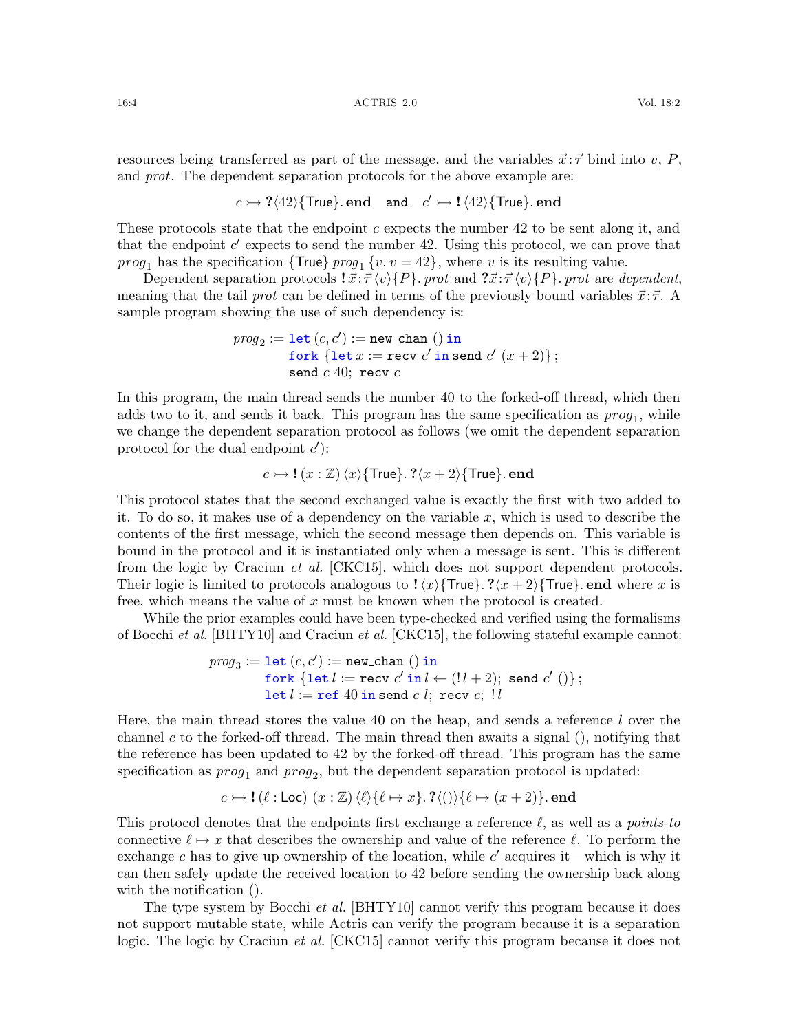resources being transferred as part of the message, and the variables $\vec{x}:\vec{\tau}$ bind into $v$, $P$, and *prot*. The dependent separation protocols for the above example are:

$$c \rightarrowtail \mathbf{?}\langle 42\rangle\{\mathsf{True}\}.\,\mathbf{end} \quad \text{and} \quad c' \rightarrowtail \mathbf{!}\,\langle 42\rangle\{\mathsf{True}\}.\,\mathbf{end}$$

These protocols state that the endpoint $c$ expects the number 42 to be sent along it, and that the endpoint $c'$ expects to send the number 42. Using this protocol, we can prove that $prog_1$ has the specification $\{\mathsf{True}\}\ prog_1\ \{v.\ v = 42\}$, where $v$ is its resulting value.

Dependent separation protocols $\mathbf{!}\,\vec{x}:\vec{\tau}\,\langle v\rangle\{P\}.\,prot$ and $\mathbf{?}\vec{x}:\vec{\tau}\,\langle v\rangle\{P\}.\,prot$ are *dependent*, meaning that the tail *prot* can be defined in terms of the previously bound variables $\vec{x}:\vec{\tau}$. A sample program showing the use of such dependency is:

```
prog₂ := let (c, c') := new_chan () in
         fork {let x := recv c' in send c' (x + 2)};
         send c 40; recv c
```

In this program, the main thread sends the number 40 to the forked-off thread, which then adds two to it, and sends it back. This program has the same specification as $prog_1$, while we change the dependent separation protocol as follows (we omit the dependent separation protocol for the dual endpoint $c'$):

$$c \rightarrowtail \mathbf{!}\,(x:\mathbb{Z})\,\langle x\rangle\{\mathsf{True}\}.\,\mathbf{?}\langle x+2\rangle\{\mathsf{True}\}.\,\mathbf{end}$$

This protocol states that the second exchanged value is exactly the first with two added to it. To do so, it makes use of a dependency on the variable $x$, which is used to describe the contents of the first message, which the second message then depends on. This variable is bound in the protocol and it is instantiated only when a message is sent. This is different from the logic by Craciun *et al.* [CKC15], which does not support dependent protocols. Their logic is limited to protocols analogous to $\mathbf{!}\,\langle x\rangle\{\mathsf{True}\}.\,\mathbf{?}\langle x+2\rangle\{\mathsf{True}\}.\,\mathbf{end}$ where $x$ is free, which means the value of $x$ must be known when the protocol is created.

While the prior examples could have been type-checked and verified using the formalisms of Bocchi *et al.* [BHTY10] and Craciun *et al.* [CKC15], the following stateful example cannot:

```
prog₃ := let (c, c') := new_chan () in
         fork {let l := recv c' in l ← (!l + 2); send c' ()};
         let l := ref 40 in send c l; recv c; !l
```

Here, the main thread stores the value 40 on the heap, and sends a reference $l$ over the channel $c$ to the forked-off thread. The main thread then awaits a signal (), notifying that the reference has been updated to 42 by the forked-off thread. This program has the same specification as $prog_1$ and $prog_2$, but the dependent separation protocol is updated:

$$c \rightarrowtail \mathbf{!}\,(\ell:\mathsf{Loc})\ (x:\mathbb{Z})\,\langle \ell\rangle\{\ell \mapsto x\}.\,\mathbf{?}\langle()\rangle\{\ell \mapsto (x+2)\}.\,\mathbf{end}$$

This protocol denotes that the endpoints first exchange a reference $\ell$, as well as a *points-to* connective $\ell \mapsto x$ that describes the ownership and value of the reference $\ell$. To perform the exchange $c$ has to give up ownership of the location, while $c'$ acquires it—which is why it can then safely update the received location to 42 before sending the ownership back along with the notification ().

The type system by Bocchi *et al.* [BHTY10] cannot verify this program because it does not support mutable state, while Actris can verify the program because it is a separation logic. The logic by Craciun *et al.* [CKC15] cannot verify this program because it does not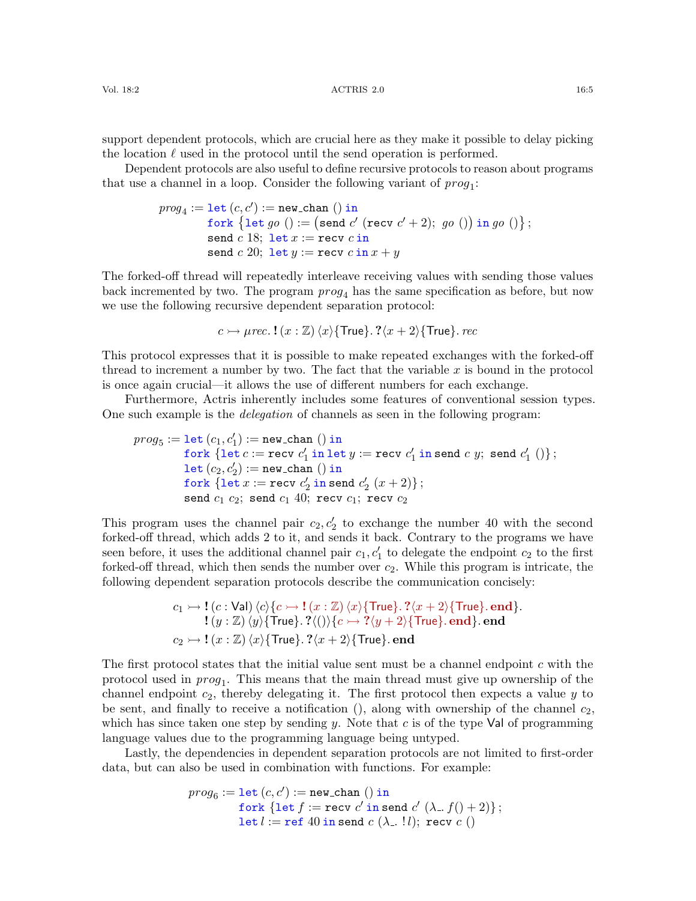support dependent protocols, which are crucial here as they make it possible to delay picking the location $\ell$ used in the protocol until the send operation is performed.

Dependent protocols are also useful to define recursive protocols to reason about programs that use a channel in a loop. Consider the following variant of $prog_1$:

$$
\begin{aligned}
prog_4 := {}& \texttt{let}\,(c, c') := \texttt{new\_chan}\;()\;\texttt{in} \\
& \texttt{fork}\;\{\texttt{let}\,go\;() := \big(\texttt{send}\;c'\;(\texttt{recv}\;c' + 2);\; go\;()\big)\;\texttt{in}\;go\;()\}\,; \\
& \texttt{send}\;c\;18;\;\texttt{let}\,x := \texttt{recv}\;c\;\texttt{in} \\
& \texttt{send}\;c\;20;\;\texttt{let}\,y := \texttt{recv}\;c\;\texttt{in}\;x + y
\end{aligned}
$$

The forked-off thread will repeatedly interleave receiving values with sending those values back incremented by two. The program $prog_4$ has the same specification as before, but now we use the following recursive dependent separation protocol:

$$c \rightarrowtail \mu rec.\, \mathbf{!}\,(x : \mathbb{Z})\,\langle x\rangle\{\mathsf{True}\}.\,\mathbf{?}\langle x + 2\rangle\{\mathsf{True}\}.\,rec$$

This protocol expresses that it is possible to make repeated exchanges with the forked-off thread to increment a number by two. The fact that the variable $x$ is bound in the protocol is once again crucial—it allows the use of different numbers for each exchange.

Furthermore, Actris inherently includes some features of conventional session types. One such example is the *delegation* of channels as seen in the following program:

$$
\begin{aligned}
prog_5 := {}& \texttt{let}\,(c_1, c_1') := \texttt{new\_chan}\;()\;\texttt{in} \\
& \texttt{fork}\;\{\texttt{let}\,c := \texttt{recv}\;c_1'\;\texttt{in}\;\texttt{let}\,y := \texttt{recv}\;c_1'\;\texttt{in}\;\texttt{send}\;c\;y;\;\texttt{send}\;c_1'\;()\}\,; \\
& \texttt{let}\,(c_2, c_2') := \texttt{new\_chan}\;()\;\texttt{in} \\
& \texttt{fork}\;\{\texttt{let}\,x := \texttt{recv}\;c_2'\;\texttt{in}\;\texttt{send}\;c_2'\;(x + 2)\}\,; \\
& \texttt{send}\;c_1\;c_2;\;\texttt{send}\;c_1\;40;\;\texttt{recv}\;c_1;\;\texttt{recv}\;c_2
\end{aligned}
$$

This program uses the channel pair $c_2, c_2'$ to exchange the number 40 with the second forked-off thread, which adds 2 to it, and sends it back. Contrary to the programs we have seen before, it uses the additional channel pair $c_1, c_1'$ to delegate the endpoint $c_2$ to the first forked-off thread, which then sends the number over $c_2$. While this program is intricate, the following dependent separation protocols describe the communication concisely:

$$
\begin{aligned}
c_1 \rightarrowtail {}& \mathbf{!}\,(c : \mathsf{Val})\,\langle c\rangle\{c \rightarrowtail \mathbf{!}\,(x : \mathbb{Z})\,\langle x\rangle\{\mathsf{True}\}.\,\mathbf{?}\langle x + 2\rangle\{\mathsf{True}\}.\,\mathbf{end}\}. \\
& \mathbf{!}\,(y : \mathbb{Z})\,\langle y\rangle\{\mathsf{True}\}.\,\mathbf{?}\langle()\rangle\{c \rightarrowtail \mathbf{?}\langle y + 2\rangle\{\mathsf{True}\}.\,\mathbf{end}\}.\,\mathbf{end} \\
c_2 \rightarrowtail {}& \mathbf{!}\,(x : \mathbb{Z})\,\langle x\rangle\{\mathsf{True}\}.\,\mathbf{?}\langle x + 2\rangle\{\mathsf{True}\}.\,\mathbf{end}
\end{aligned}
$$

The first protocol states that the initial value sent must be a channel endpoint $c$ with the protocol used in $prog_1$. This means that the main thread must give up ownership of the channel endpoint $c_2$, thereby delegating it. The first protocol then expects a value $y$ to be sent, and finally to receive a notification $()$, along with ownership of the channel $c_2$, which has since taken one step by sending $y$. Note that $c$ is of the type $\mathsf{Val}$ of programming language values due to the programming language being untyped.

Lastly, the dependencies in dependent separation protocols are not limited to first-order data, but can also be used in combination with functions. For example:

$$
\begin{aligned}
prog_6 := {}& \texttt{let}\,(c, c') := \texttt{new\_chan}\;()\;\texttt{in} \\
& \texttt{fork}\;\{\texttt{let}\,f := \texttt{recv}\;c'\;\texttt{in}\;\texttt{send}\;c'\;(\lambda\_.\,f() + 2)\}\,; \\
& \texttt{let}\,l := \texttt{ref}\;40\;\texttt{in}\;\texttt{send}\;c\;(\lambda\_.\;!l);\;\texttt{recv}\;c\;()
\end{aligned}
$$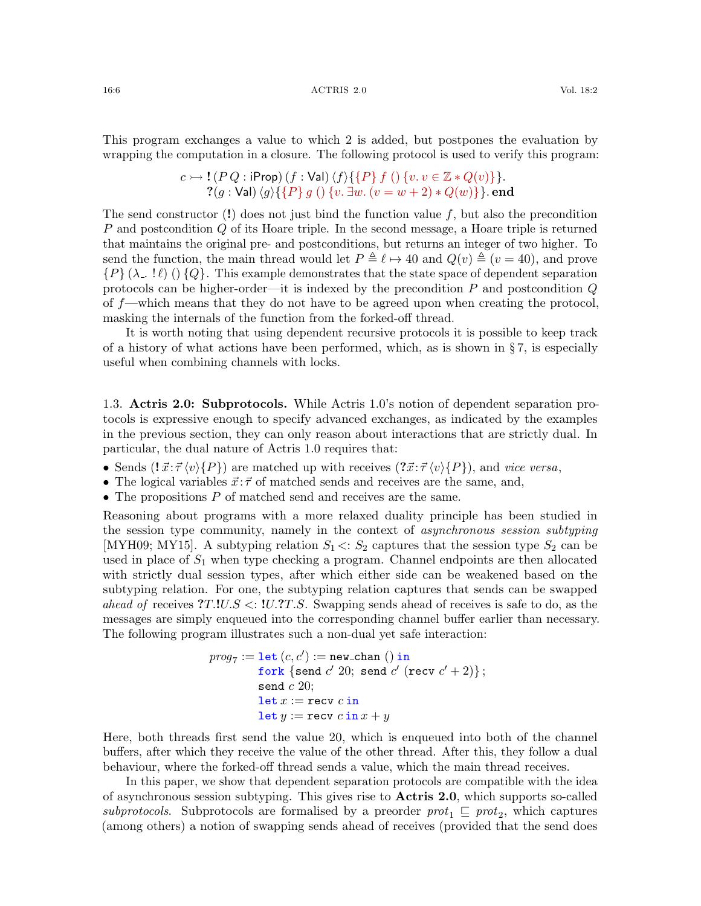This program exchanges a value to which 2 is added, but postpones the evaluation by wrapping the computation in a closure. The following protocol is used to verify this program:

$$c \rightarrowtail \mathbf{!}\,(P\,Q : \mathsf{iProp})\,(f : \mathsf{Val})\,\langle f\rangle\{\{P\}\ f\ ()\ \{v.\ v \in \mathbb{Z} * Q(v)\}\}.$$
$$\mathbf{?}(g : \mathsf{Val})\,\langle g\rangle\{\{P\}\ g\ ()\ \{v.\ \exists w.\ (v = w + 2) * Q(w)\}\}.\ \mathbf{end}$$

The send constructor ($\mathbf{!}$) does not just bind the function value $f$, but also the precondition $P$ and postcondition $Q$ of its Hoare triple. In the second message, a Hoare triple is returned that maintains the original pre- and postconditions, but returns an integer of two higher. To send the function, the main thread would let $P \triangleq \ell \mapsto 40$ and $Q(v) \triangleq (v = 40)$, and prove $\{P\}\,(\lambda\_.\ !\,\ell)\ ()\ \{Q\}$. This example demonstrates that the state space of dependent separation protocols can be higher-order—it is indexed by the precondition $P$ and postcondition $Q$ of $f$—which means that they do not have to be agreed upon when creating the protocol, masking the internals of the function from the forked-off thread.

It is worth noting that using dependent recursive protocols it is possible to keep track of a history of what actions have been performed, which, as is shown in § 7, is especially useful when combining channels with locks.

### 1.3. Actris 2.0: Subprotocols.

While Actris 1.0's notion of dependent separation protocols is expressive enough to specify advanced exchanges, as indicated by the examples in the previous section, they can only reason about interactions that are strictly dual. In particular, the dual nature of Actris 1.0 requires that:

- Sends ($\mathbf{!}\,\vec{x}\!:\!\vec{\tau}\,\langle v\rangle\{P\}$) are matched up with receives ($\mathbf{?}\vec{x}\!:\!\vec{\tau}\,\langle v\rangle\{P\}$), and *vice versa*,
- The logical variables $\vec{x}\!:\!\vec{\tau}$ of matched sends and receives are the same, and,
- The propositions $P$ of matched send and receives are the same.

Reasoning about programs with a more relaxed duality principle has been studied in the session type community, namely in the context of *asynchronous session subtyping* [MYH09; MY15]. A subtyping relation $S_1 <: S_2$ captures that the session type $S_2$ can be used in place of $S_1$ when type checking a program. Channel endpoints are then allocated with strictly dual session types, after which either side can be weakened based on the subtyping relation. For one, the subtyping relation captures that sends can be swapped *ahead of* receives $\mathbf{?}T.\mathbf{!}U.S <: \mathbf{!}U.\mathbf{?}T.S$. Swapping sends ahead of receives is safe to do, as the messages are simply enqueued into the corresponding channel buffer earlier than necessary. The following program illustrates such a non-dual yet safe interaction:

```
prog_7 := let (c, c') := new_chan () in
          fork {send c' 20; send c' (recv c' + 2)};
          send c 20;
          let x := recv c in
          let y := recv c in x + y
```

Here, both threads first send the value 20, which is enqueued into both of the channel buffers, after which they receive the value of the other thread. After this, they follow a dual behaviour, where the forked-off thread sends a value, which the main thread receives.

In this paper, we show that dependent separation protocols are compatible with the idea of asynchronous session subtyping. This gives rise to **Actris 2.0**, which supports so-called *subprotocols*. Subprotocols are formalised by a preorder $\mathit{prot}_1 \sqsubseteq \mathit{prot}_2$, which captures (among others) a notion of swapping sends ahead of receives (provided that the send does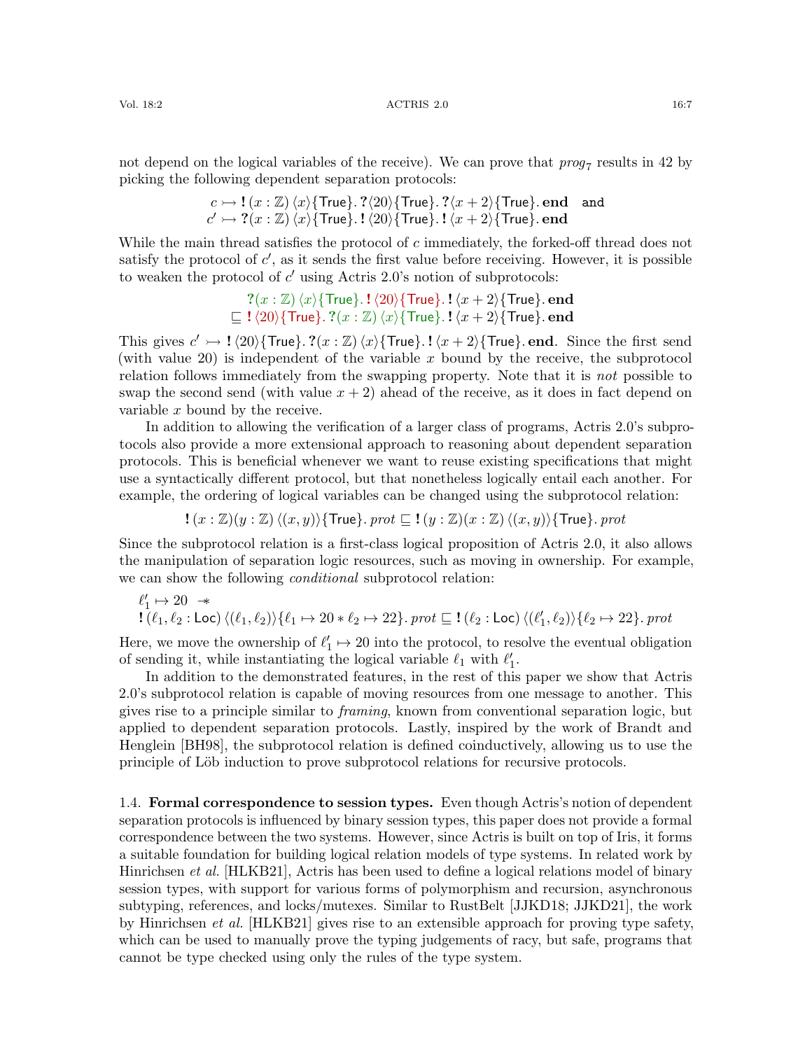not depend on the logical variables of the receive). We can prove that $prog_7$ results in 42 by picking the following dependent separation protocols:

$$c \rightarrowtail \mathbf{!}\,(x:\mathbb{Z})\,\langle x\rangle\{\mathsf{True}\}.\,\mathbf{?}\langle 20\rangle\{\mathsf{True}\}.\,\mathbf{?}\langle x+2\rangle\{\mathsf{True}\}.\,\mathbf{end} \quad \texttt{and}$$
$$c' \rightarrowtail \mathbf{?}(x:\mathbb{Z})\,\langle x\rangle\{\mathsf{True}\}.\,\mathbf{!}\,\langle 20\rangle\{\mathsf{True}\}.\,\mathbf{!}\,\langle x+2\rangle\{\mathsf{True}\}.\,\mathbf{end}$$

While the main thread satisfies the protocol of $c$ immediately, the forked-off thread does not satisfy the protocol of $c'$, as it sends the first value before receiving. However, it is possible to weaken the protocol of $c'$ using Actris 2.0's notion of subprotocols:

$$\begin{aligned} &\mathbf{?}(x:\mathbb{Z})\,\langle x\rangle\{\mathsf{True}\}.\,\mathbf{!}\,\langle 20\rangle\{\mathsf{True}\}.\,\mathbf{!}\,\langle x+2\rangle\{\mathsf{True}\}.\,\mathbf{end} \\ \sqsubseteq\; &\mathbf{!}\,\langle 20\rangle\{\mathsf{True}\}.\,\mathbf{?}(x:\mathbb{Z})\,\langle x\rangle\{\mathsf{True}\}.\,\mathbf{!}\,\langle x+2\rangle\{\mathsf{True}\}.\,\mathbf{end}\end{aligned}$$

This gives $c' \rightarrowtail \mathbf{!}\,\langle 20\rangle\{\mathsf{True}\}.\,\mathbf{?}(x:\mathbb{Z})\,\langle x\rangle\{\mathsf{True}\}.\,\mathbf{!}\,\langle x+2\rangle\{\mathsf{True}\}.\,\mathbf{end}$. Since the first send (with value 20) is independent of the variable $x$ bound by the receive, the subprotocol relation follows immediately from the swapping property. Note that it is *not* possible to swap the second send (with value $x+2$) ahead of the receive, as it does in fact depend on variable $x$ bound by the receive.

In addition to allowing the verification of a larger class of programs, Actris 2.0's subprotocols also provide a more extensional approach to reasoning about dependent separation protocols. This is beneficial whenever we want to reuse existing specifications that might use a syntactically different protocol, but that nonetheless logically entail each other. For example, the ordering of logical variables can be changed using the subprotocol relation:

$$\mathbf{!}\,(x:\mathbb{Z})(y:\mathbb{Z})\,\langle(x,y)\rangle\{\mathsf{True}\}.\,prot \sqsubseteq \mathbf{!}\,(y:\mathbb{Z})(x:\mathbb{Z})\,\langle(x,y)\rangle\{\mathsf{True}\}.\,prot$$

Since the subprotocol relation is a first-class logical proposition of Actris 2.0, it also allows the manipulation of separation logic resources, such as moving in ownership. For example, we can show the following *conditional* subprotocol relation:

$$\begin{aligned}&\ell_1' \mapsto 20 \;-\!\!*\\ &\mathbf{!}\,(\ell_1,\ell_2:\mathsf{Loc})\,\langle(\ell_1,\ell_2)\rangle\{\ell_1 \mapsto 20 * \ell_2 \mapsto 22\}.\,prot \sqsubseteq \mathbf{!}\,(\ell_2:\mathsf{Loc})\,\langle(\ell_1',\ell_2)\rangle\{\ell_2 \mapsto 22\}.\,prot\end{aligned}$$

Here, we move the ownership of $\ell_1' \mapsto 20$ into the protocol, to resolve the eventual obligation of sending it, while instantiating the logical variable $\ell_1$ with $\ell_1'$.

In addition to the demonstrated features, in the rest of this paper we show that Actris 2.0's subprotocol relation is capable of moving resources from one message to another. This gives rise to a principle similar to *framing*, known from conventional separation logic, but applied to dependent separation protocols. Lastly, inspired by the work of Brandt and Henglein [BH98], the subprotocol relation is defined coinductively, allowing us to use the principle of Löb induction to prove subprotocol relations for recursive protocols.

1.4. **Formal correspondence to session types.** Even though Actris's notion of dependent separation protocols is influenced by binary session types, this paper does not provide a formal correspondence between the two systems. However, since Actris is built on top of Iris, it forms a suitable foundation for building logical relation models of type systems. In related work by Hinrichsen *et al.* [HLKB21], Actris has been used to define a logical relations model of binary session types, with support for various forms of polymorphism and recursion, asynchronous subtyping, references, and locks/mutexes. Similar to RustBelt [JJKD18; JJKD21], the work by Hinrichsen *et al.* [HLKB21] gives rise to an extensible approach for proving type safety, which can be used to manually prove the typing judgements of racy, but safe, programs that cannot be type checked using only the rules of the type system.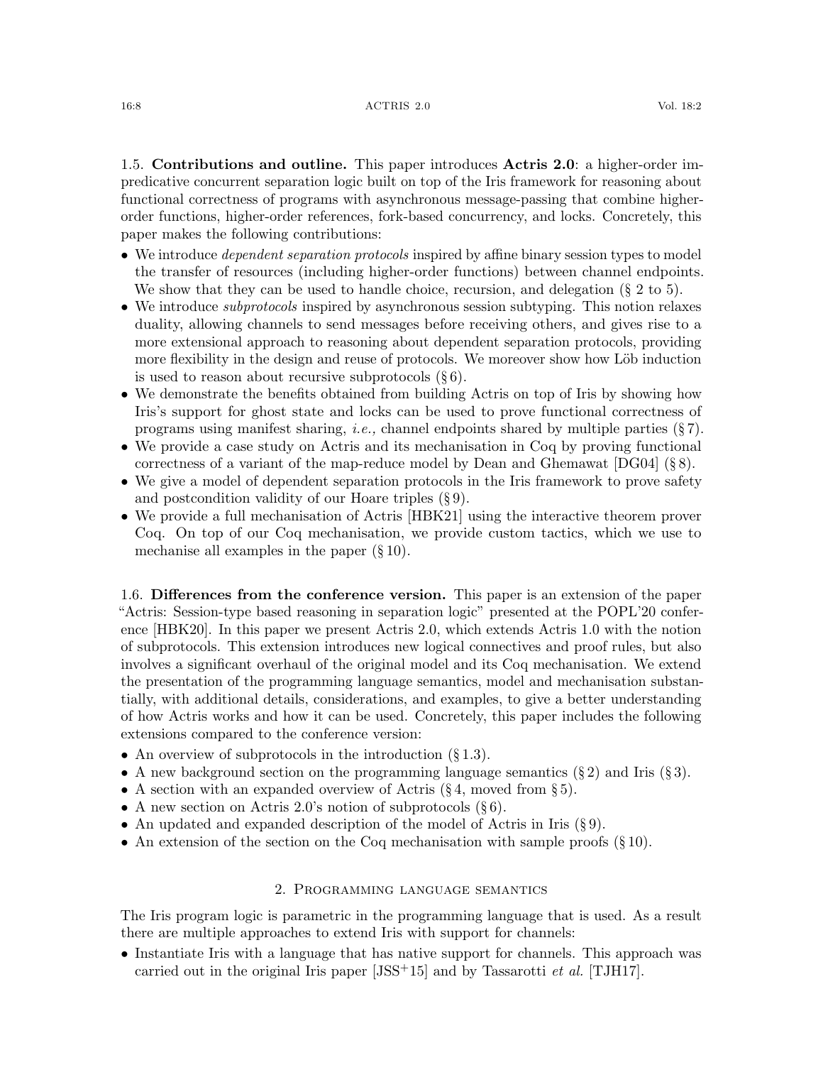1.5. **Contributions and outline.** This paper introduces **Actris 2.0**: a higher-order impredicative concurrent separation logic built on top of the Iris framework for reasoning about functional correctness of programs with asynchronous message-passing that combine higher-order functions, higher-order references, fork-based concurrency, and locks. Concretely, this paper makes the following contributions:

- We introduce *dependent separation protocols* inspired by affine binary session types to model the transfer of resources (including higher-order functions) between channel endpoints. We show that they can be used to handle choice, recursion, and delegation (§ 2 to 5).
- We introduce *subprotocols* inspired by asynchronous session subtyping. This notion relaxes duality, allowing channels to send messages before receiving others, and gives rise to a more extensional approach to reasoning about dependent separation protocols, providing more flexibility in the design and reuse of protocols. We moreover show how Löb induction is used to reason about recursive subprotocols (§ 6).
- We demonstrate the benefits obtained from building Actris on top of Iris by showing how Iris's support for ghost state and locks can be used to prove functional correctness of programs using manifest sharing, *i.e.,* channel endpoints shared by multiple parties (§ 7).
- We provide a case study on Actris and its mechanisation in Coq by proving functional correctness of a variant of the map-reduce model by Dean and Ghemawat [DG04] (§ 8).
- We give a model of dependent separation protocols in the Iris framework to prove safety and postcondition validity of our Hoare triples (§ 9).
- We provide a full mechanisation of Actris [HBK21] using the interactive theorem prover Coq. On top of our Coq mechanisation, we provide custom tactics, which we use to mechanise all examples in the paper (§ 10).

1.6. **Differences from the conference version.** This paper is an extension of the paper "Actris: Session-type based reasoning in separation logic" presented at the POPL'20 conference [HBK20]. In this paper we present Actris 2.0, which extends Actris 1.0 with the notion of subprotocols. This extension introduces new logical connectives and proof rules, but also involves a significant overhaul of the original model and its Coq mechanisation. We extend the presentation of the programming language semantics, model and mechanisation substantially, with additional details, considerations, and examples, to give a better understanding of how Actris works and how it can be used. Concretely, this paper includes the following extensions compared to the conference version:

- An overview of subprotocols in the introduction (§ 1.3).
- A new background section on the programming language semantics (§ 2) and Iris (§ 3).
- A section with an expanded overview of Actris (§ 4, moved from § 5).
- A new section on Actris 2.0's notion of subprotocols (§ 6).
- An updated and expanded description of the model of Actris in Iris (§ 9).
- An extension of the section on the Coq mechanisation with sample proofs (§ 10).

## 2. Programming language semantics

The Iris program logic is parametric in the programming language that is used. As a result there are multiple approaches to extend Iris with support for channels:

- Instantiate Iris with a language that has native support for channels. This approach was carried out in the original Iris paper [JSS+15] and by Tassarotti *et al.* [TJH17].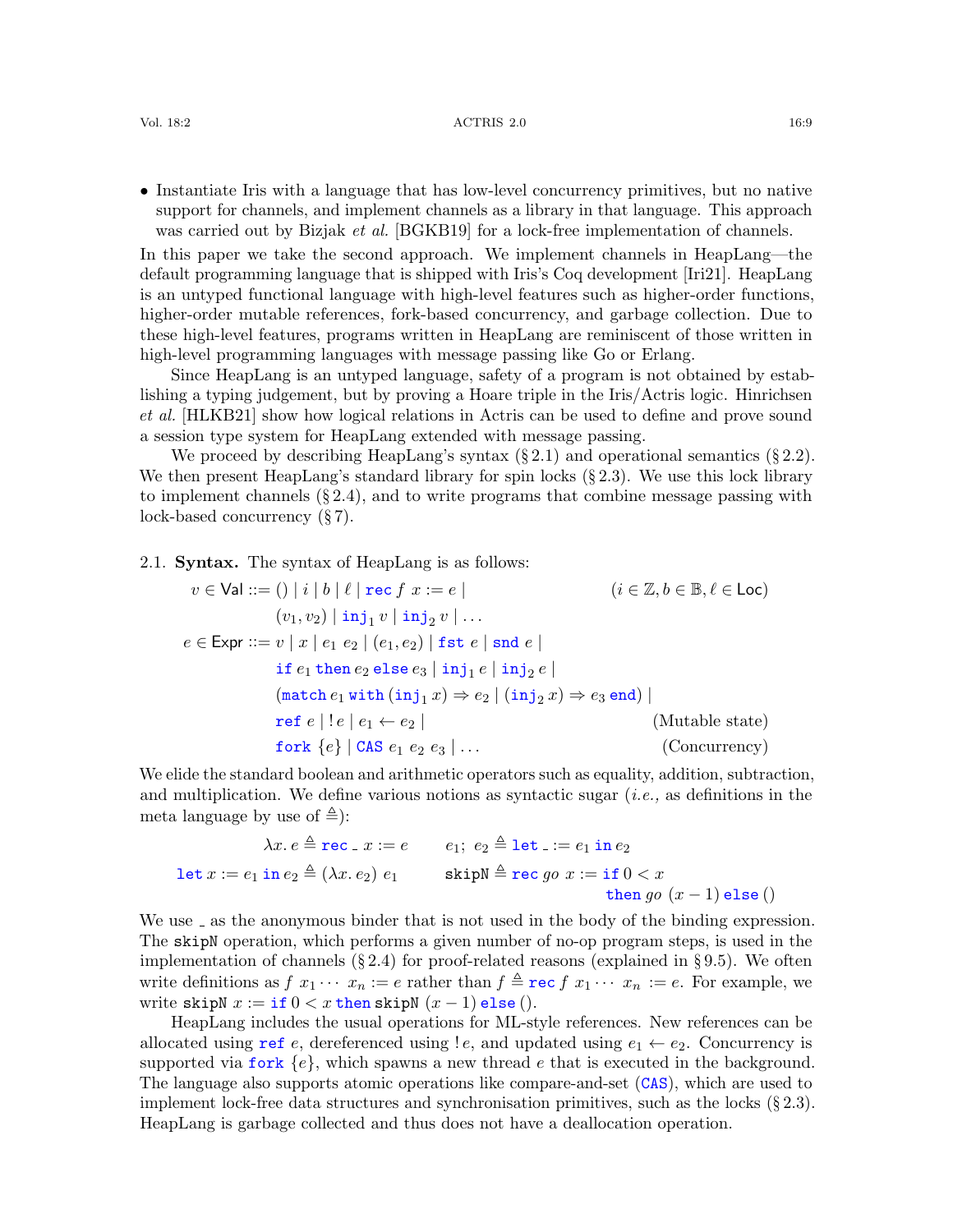- Instantiate Iris with a language that has low-level concurrency primitives, but no native support for channels, and implement channels as a library in that language. This approach was carried out by Bizjak *et al.* [BGKB19] for a lock-free implementation of channels.

In this paper we take the second approach. We implement channels in HeapLang—the default programming language that is shipped with Iris's Coq development [Iri21]. HeapLang is an untyped functional language with high-level features such as higher-order functions, higher-order mutable references, fork-based concurrency, and garbage collection. Due to these high-level features, programs written in HeapLang are reminiscent of those written in high-level programming languages with message passing like Go or Erlang.

Since HeapLang is an untyped language, safety of a program is not obtained by establishing a typing judgement, but by proving a Hoare triple in the Iris/Actris logic. Hinrichsen *et al.* [HLKB21] show how logical relations in Actris can be used to define and prove sound a session type system for HeapLang extended with message passing.

We proceed by describing HeapLang's syntax (§ 2.1) and operational semantics (§ 2.2). We then present HeapLang's standard library for spin locks (§ 2.3). We use this lock library to implement channels (§ 2.4), and to write programs that combine message passing with lock-based concurrency (§ 7).

2.1. **Syntax.** The syntax of HeapLang is as follows:

$$
\begin{array}{llr}
v \in \mathsf{Val} ::= & () \mid i \mid b \mid \ell \mid \mathtt{rec}\ f\ x := e \mid & (i \in \mathbb{Z}, b \in \mathbb{B}, \ell \in \mathsf{Loc}) \\
& (v_1, v_2) \mid \mathtt{inj}_1\, v \mid \mathtt{inj}_2\, v \mid \ldots & \\
e \in \mathsf{Expr} ::= & v \mid x \mid e_1\ e_2 \mid (e_1, e_2) \mid \mathtt{fst}\ e \mid \mathtt{snd}\ e \mid & \\
& \mathtt{if}\ e_1\ \mathtt{then}\ e_2\ \mathtt{else}\ e_3 \mid \mathtt{inj}_1\, e \mid \mathtt{inj}_2\, e \mid & \\
& (\mathtt{match}\ e_1\ \mathtt{with}\ (\mathtt{inj}_1\, x) \Rightarrow e_2 \mid (\mathtt{inj}_2\, x) \Rightarrow e_3\ \mathtt{end}) \mid & \\
& \mathtt{ref}\ e \mid !\, e \mid e_1 \leftarrow e_2 \mid & \text{(Mutable state)} \\
& \mathtt{fork}\ \{e\} \mid \mathtt{CAS}\ e_1\ e_2\ e_3 \mid \ldots & \text{(Concurrency)}
\end{array}
$$

We elide the standard boolean and arithmetic operators such as equality, addition, subtraction, and multiplication. We define various notions as syntactic sugar (*i.e.,* as definitions in the meta language by use of $\triangleq$):

$$
\begin{array}{ll}
\lambda x.\, e \triangleq \mathtt{rec}\ \_\ x := e & e_1;\ e_2 \triangleq \mathtt{let}\ \_ := e_1\ \mathtt{in}\ e_2 \\
\mathtt{let}\ x := e_1\ \mathtt{in}\ e_2 \triangleq (\lambda x.\, e_2)\ e_1 & \mathtt{skipN} \triangleq \mathtt{rec}\ go\ x := \mathtt{if}\ 0 < x \\
& \qquad\qquad\qquad \mathtt{then}\ go\ (x-1)\ \mathtt{else}\ ()
\end{array}
$$

We use _ as the anonymous binder that is not used in the body of the binding expression. The `skipN` operation, which performs a given number of no-op program steps, is used in the implementation of channels (§ 2.4) for proof-related reasons (explained in § 9.5). We often write definitions as $f\ x_1 \cdots\ x_n := e$ rather than $f \triangleq \mathtt{rec}\ f\ x_1 \cdots\ x_n := e$. For example, we write $\mathtt{skipN}\ x := \mathtt{if}\ 0 < x\ \mathtt{then}\ \mathtt{skipN}\ (x-1)\ \mathtt{else}\ ()$.

HeapLang includes the usual operations for ML-style references. New references can be allocated using $\mathtt{ref}\ e$, dereferenced using $!\, e$, and updated using $e_1 \leftarrow e_2$. Concurrency is supported via $\mathtt{fork}\ \{e\}$, which spawns a new thread $e$ that is executed in the background. The language also supports atomic operations like compare-and-set (CAS), which are used to implement lock-free data structures and synchronisation primitives, such as the locks (§ 2.3). HeapLang is garbage collected and thus does not have a deallocation operation.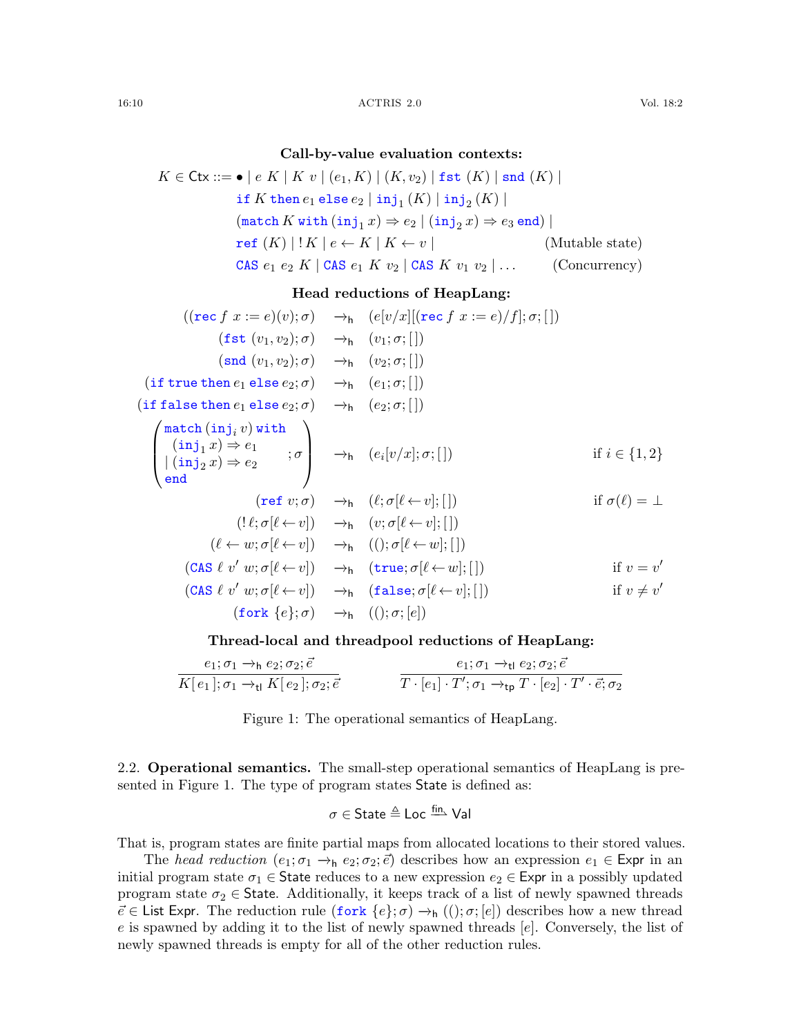**Call-by-value evaluation contexts:**

$$
\begin{aligned}
K \in \mathsf{Ctx} ::= {} & \bullet \mid e\ K \mid K\ v \mid (e_1, K) \mid (K, v_2) \mid \mathtt{fst}\ (K) \mid \mathtt{snd}\ (K) \mid \\
& \mathtt{if}\ K\ \mathtt{then}\ e_1\ \mathtt{else}\ e_2 \mid \mathtt{inj}_1\ (K) \mid \mathtt{inj}_2\ (K) \mid \\
& (\mathtt{match}\ K\ \mathtt{with}\ (\mathtt{inj}_1\ x) \Rightarrow e_2 \mid (\mathtt{inj}_2\ x) \Rightarrow e_3\ \mathtt{end}) \mid \\
& \mathtt{ref}\ (K) \mid !\,K \mid e \leftarrow K \mid K \leftarrow v \mid && \text{(Mutable state)} \\
& \mathtt{CAS}\ e_1\ e_2\ K \mid \mathtt{CAS}\ e_1\ K\ v_2 \mid \mathtt{CAS}\ K\ v_1\ v_2 \mid \ldots && \text{(Concurrency)}
\end{aligned}
$$

**Head reductions of HeapLang:**

$$
\begin{aligned}
((\mathtt{rec}\ f\ x := e)(v); \sigma) &\to_{\mathsf{h}} (e[v/x][(\mathtt{rec}\ f\ x := e)/f]; \sigma; [\,]) \\
(\mathtt{fst}\ (v_1, v_2); \sigma) &\to_{\mathsf{h}} (v_1; \sigma; [\,]) \\
(\mathtt{snd}\ (v_1, v_2); \sigma) &\to_{\mathsf{h}} (v_2; \sigma; [\,]) \\
(\mathtt{if}\ \mathtt{true}\ \mathtt{then}\ e_1\ \mathtt{else}\ e_2; \sigma) &\to_{\mathsf{h}} (e_1; \sigma; [\,]) \\
(\mathtt{if}\ \mathtt{false}\ \mathtt{then}\ e_1\ \mathtt{else}\ e_2; \sigma) &\to_{\mathsf{h}} (e_2; \sigma; [\,]) \\
\left(\begin{array}{l}\mathtt{match}\ (\mathtt{inj}_i\ v)\ \mathtt{with} \\ \quad (\mathtt{inj}_1\ x) \Rightarrow e_1 \\ \mid (\mathtt{inj}_2\ x) \Rightarrow e_2 \\ \mathtt{end}\end{array}; \sigma\right) &\to_{\mathsf{h}} (e_i[v/x]; \sigma; [\,]) && \text{if } i \in \{1, 2\} \\
(\mathtt{ref}\ v; \sigma) &\to_{\mathsf{h}} (\ell; \sigma[\ell \leftarrow v]; [\,]) && \text{if } \sigma(\ell) = \bot \\
(!\,\ell; \sigma[\ell \leftarrow v]) &\to_{\mathsf{h}} (v; \sigma[\ell \leftarrow v]; [\,]) \\
(\ell \leftarrow w; \sigma[\ell \leftarrow v]) &\to_{\mathsf{h}} ((); \sigma[\ell \leftarrow w]; [\,]) \\
(\mathtt{CAS}\ \ell\ v'\ w; \sigma[\ell \leftarrow v]) &\to_{\mathsf{h}} (\mathtt{true}; \sigma[\ell \leftarrow w]; [\,]) && \text{if } v = v' \\
(\mathtt{CAS}\ \ell\ v'\ w; \sigma[\ell \leftarrow v]) &\to_{\mathsf{h}} (\mathtt{false}; \sigma[\ell \leftarrow v]; [\,]) && \text{if } v \neq v' \\
(\mathtt{fork}\ \{e\}; \sigma) &\to_{\mathsf{h}} ((); \sigma; [e])
\end{aligned}
$$

**Thread-local and threadpool reductions of HeapLang:**

$$
\frac{e_1; \sigma_1 \to_{\mathsf{h}} e_2; \sigma_2; \vec{e}}{K[\,e_1\,]; \sigma_1 \to_{\mathsf{tl}} K[\,e_2\,]; \sigma_2; \vec{e}}
\qquad\qquad
\frac{e_1; \sigma_1 \to_{\mathsf{tl}} e_2; \sigma_2; \vec{e}}{T \cdot [e_1] \cdot T'; \sigma_1 \to_{\mathsf{tp}} T \cdot [e_2] \cdot T' \cdot \vec{e}; \sigma_2}
$$

Figure 1: The operational semantics of HeapLang.

2.2. **Operational semantics.** The small-step operational semantics of HeapLang is presented in Figure 1. The type of program states State is defined as:

$$\sigma \in \mathsf{State} \triangleq \mathsf{Loc} \xrightarrow{\text{fin}} \mathsf{Val}$$

That is, program states are finite partial maps from allocated locations to their stored values.

The *head reduction* $(e_1; \sigma_1 \to_{\mathsf{h}} e_2; \sigma_2; \vec{e})$ describes how an expression $e_1 \in \mathsf{Expr}$ in an initial program state $\sigma_1 \in \mathsf{State}$ reduces to a new expression $e_2 \in \mathsf{Expr}$ in a possibly updated program state $\sigma_2 \in \mathsf{State}$. Additionally, it keeps track of a list of newly spawned threads $\vec{e} \in \mathsf{List\ Expr}$. The reduction rule $(\mathtt{fork}\ \{e\}; \sigma) \to_{\mathsf{h}} ((); \sigma; [e])$ describes how a new thread $e$ is spawned by adding it to the list of newly spawned threads $[e]$. Conversely, the list of newly spawned threads is empty for all of the other reduction rules.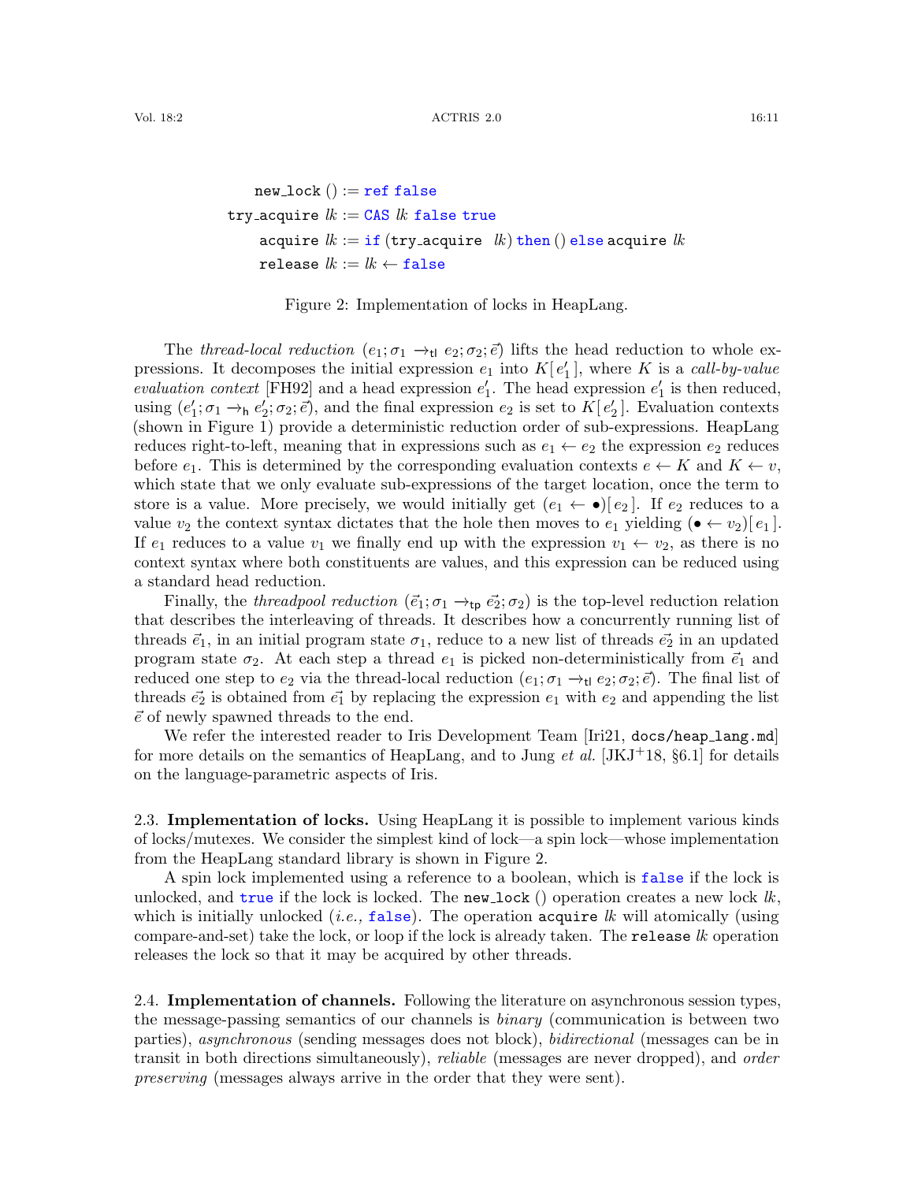```
    new_lock () := ref false
try_acquire lk := CAS lk false true
    acquire lk := if (try_acquire lk) then () else acquire lk
    release lk := lk ← false
```

Figure 2: Implementation of locks in HeapLang.

The *thread-local reduction* ($e_1; \sigma_1 \rightarrow_{\mathsf{tl}} e_2; \sigma_2; \vec{e}$) lifts the head reduction to whole expressions. It decomposes the initial expression $e_1$ into $K[e_1']$, where $K$ is a *call-by-value evaluation context* [FH92] and a head expression $e_1'$. The head expression $e_1'$ is then reduced, using ($e_1'; \sigma_1 \rightarrow_{\mathsf{h}} e_2'; \sigma_2; \vec{e}$), and the final expression $e_2$ is set to $K[e_2']$. Evaluation contexts (shown in Figure 1) provide a deterministic reduction order of sub-expressions. HeapLang reduces right-to-left, meaning that in expressions such as $e_1 \leftarrow e_2$ the expression $e_2$ reduces before $e_1$. This is determined by the corresponding evaluation contexts $e \leftarrow K$ and $K \leftarrow v$, which state that we only evaluate sub-expressions of the target location, once the term to store is a value. More precisely, we would initially get $(e_1 \leftarrow \bullet)[e_2]$. If $e_2$ reduces to a value $v_2$ the context syntax dictates that the hole then moves to $e_1$ yielding $(\bullet \leftarrow v_2)[e_1]$. If $e_1$ reduces to a value $v_1$ we finally end up with the expression $v_1 \leftarrow v_2$, as there is no context syntax where both constituents are values, and this expression can be reduced using a standard head reduction.

Finally, the *threadpool reduction* ($\vec{e}_1; \sigma_1 \rightarrow_{\mathsf{tp}} \vec{e_2}; \sigma_2$) is the top-level reduction relation that describes the interleaving of threads. It describes how a concurrently running list of threads $\vec{e}_1$, in an initial program state $\sigma_1$, reduce to a new list of threads $\vec{e_2}$ in an updated program state $\sigma_2$. At each step a thread $e_1$ is picked non-deterministically from $\vec{e}_1$ and reduced one step to $e_2$ via the thread-local reduction ($e_1; \sigma_1 \rightarrow_{\mathsf{tl}} e_2; \sigma_2; \vec{e}$). The final list of threads $\vec{e_2}$ is obtained from $\vec{e_1}$ by replacing the expression $e_1$ with $e_2$ and appending the list $\vec{e}$ of newly spawned threads to the end.

We refer the interested reader to Iris Development Team [Iri21, `docs/heap_lang.md`] for more details on the semantics of HeapLang, and to Jung *et al.* [JKJ+18, §6.1] for details on the language-parametric aspects of Iris.

2.3. **Implementation of locks.** Using HeapLang it is possible to implement various kinds of locks/mutexes. We consider the simplest kind of lock—a spin lock—whose implementation from the HeapLang standard library is shown in Figure 2.

A spin lock implemented using a reference to a boolean, which is `false` if the lock is unlocked, and `true` if the lock is locked. The `new_lock ()` operation creates a new lock *lk*, which is initially unlocked (*i.e.,* `false`). The operation `acquire` *lk* will atomically (using compare-and-set) take the lock, or loop if the lock is already taken. The `release` *lk* operation releases the lock so that it may be acquired by other threads.

2.4. **Implementation of channels.** Following the literature on asynchronous session types, the message-passing semantics of our channels is *binary* (communication is between two parties), *asynchronous* (sending messages does not block), *bidirectional* (messages can be in transit in both directions simultaneously), *reliable* (messages are never dropped), and *order preserving* (messages always arrive in the order that they were sent).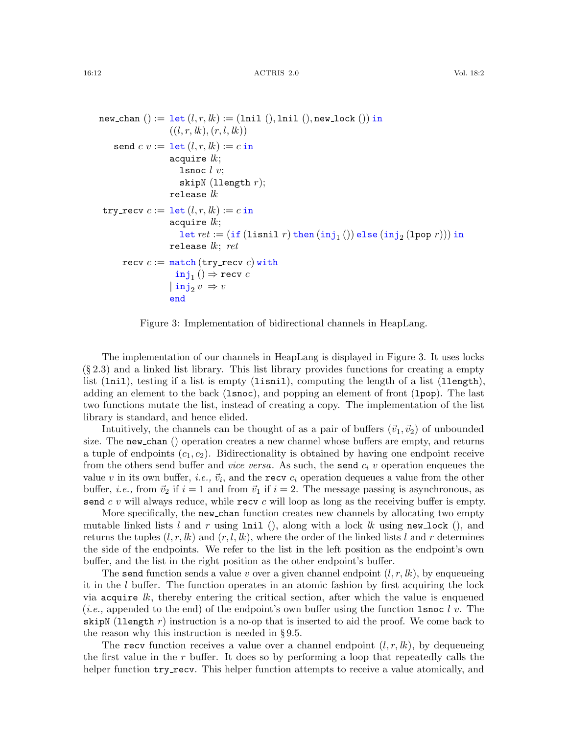```
new_chan () := let (l, r, lk) := (lnil (), lnil (), new_lock ()) in
               ((l, r, lk), (r, l, lk))

send c v := let (l, r, lk) := c in
            acquire lk;
              lsnoc l v;
              skipN (llength r);
            release lk

try_recv c := let (l, r, lk) := c in
              acquire lk;
                let ret := (if (lisnil r) then (inj1 ()) else (inj2 (lpop r))) in
              release lk; ret

recv c := match (try_recv c) with
            inj1 () ⇒ recv c
          | inj2 v  ⇒ v
          end
```

Figure 3: Implementation of bidirectional channels in HeapLang.

The implementation of our channels in HeapLang is displayed in Figure 3. It uses locks (§ 2.3) and a linked list library. This list library provides functions for creating a empty list (`lnil`), testing if a list is empty (`lisnil`), computing the length of a list (`llength`), adding an element to the back (`lsnoc`), and popping an element of front (`lpop`). The last two functions mutate the list, instead of creating a copy. The implementation of the list library is standard, and hence elided.

Intuitively, the channels can be thought of as a pair of buffers $(\vec{v}_1, \vec{v}_2)$ of unbounded size. The `new_chan` () operation creates a new channel whose buffers are empty, and returns a tuple of endpoints $(c_1, c_2)$. Bidirectionality is obtained by having one endpoint receive from the others send buffer and *vice versa*. As such, the `send` $c_i$ $v$ operation enqueues the value $v$ in its own buffer, *i.e.,* $\vec{v}_i$, and the `recv` $c_i$ operation dequeues a value from the other buffer, *i.e.,* from $\vec{v}_2$ if $i = 1$ and from $\vec{v}_1$ if $i = 2$. The message passing is asynchronous, as `send` $c$ $v$ will always reduce, while `recv` $c$ will loop as long as the receiving buffer is empty.

More specifically, the `new_chan` function creates new channels by allocating two empty mutable linked lists $l$ and $r$ using `lnil` (), along with a lock $lk$ using `new_lock` (), and returns the tuples $(l, r, lk)$ and $(r, l, lk)$, where the order of the linked lists $l$ and $r$ determines the side of the endpoints. We refer to the list in the left position as the endpoint's own buffer, and the list in the right position as the other endpoint's buffer.

The `send` function sends a value $v$ over a given channel endpoint $(l, r, lk)$, by enqueueing it in the $l$ buffer. The function operates in an atomic fashion by first acquiring the lock via `acquire` $lk$, thereby entering the critical section, after which the value is enqueued (*i.e.,* appended to the end) of the endpoint's own buffer using the function `lsnoc` $l$ $v$. The `skipN` (`llength` $r$) instruction is a no-op that is inserted to aid the proof. We come back to the reason why this instruction is needed in § 9.5.

The `recv` function receives a value over a channel endpoint $(l, r, lk)$, by dequeueing the first value in the $r$ buffer. It does so by performing a loop that repeatedly calls the helper function `try_recv`. This helper function attempts to receive a value atomically, and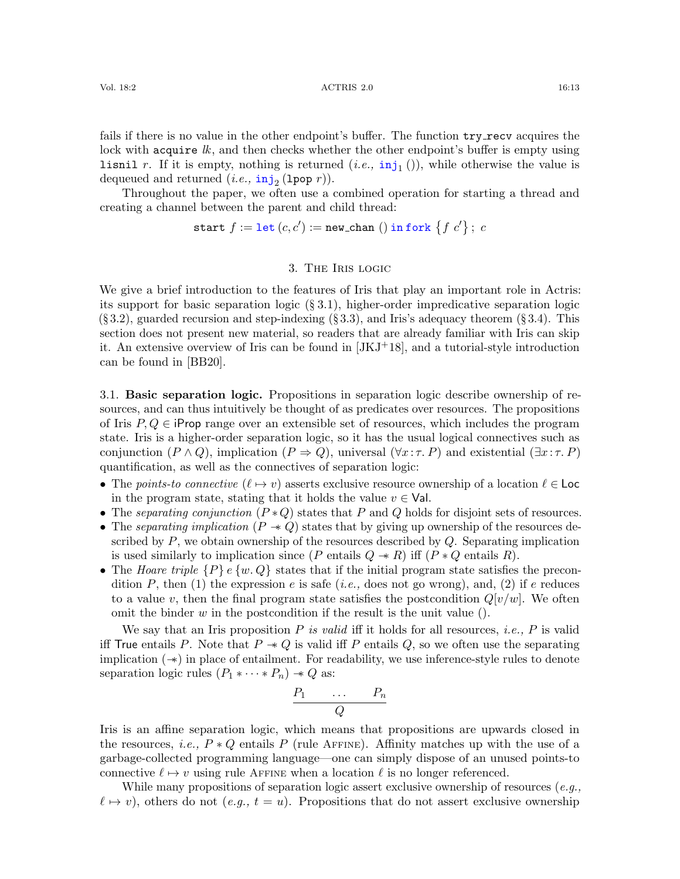fails if there is no value in the other endpoint's buffer. The function `try_recv` acquires the lock with `acquire` *lk*, and then checks whether the other endpoint's buffer is empty using `lisnil` $r$. If it is empty, nothing is returned (*i.e.,* $\texttt{inj}_1\,()$), while otherwise the value is dequeued and returned (*i.e.,* $\texttt{inj}_2\,(\texttt{lpop}\ r)$).

Throughout the paper, we often use a combined operation for starting a thread and creating a channel between the parent and child thread:

$$\texttt{start}\ f := \texttt{let}\,(c, c') := \texttt{new\_chan}\ ()\ \texttt{in}\ \texttt{fork}\ \{f\ c'\}\,;\ c$$

## 3. The Iris logic

We give a brief introduction to the features of Iris that play an important role in Actris: its support for basic separation logic (§ 3.1), higher-order impredicative separation logic (§ 3.2), guarded recursion and step-indexing (§ 3.3), and Iris's adequacy theorem (§ 3.4). This section does not present new material, so readers that are already familiar with Iris can skip it. An extensive overview of Iris can be found in [JKJ+18], and a tutorial-style introduction can be found in [BB20].

3.1. **Basic separation logic.** Propositions in separation logic describe ownership of resources, and can thus intuitively be thought of as predicates over resources. The propositions of Iris $P, Q \in \mathsf{iProp}$ range over an extensible set of resources, which includes the program state. Iris is a higher-order separation logic, so it has the usual logical connectives such as conjunction ($P \wedge Q$), implication ($P \Rightarrow Q$), universal ($\forall x : \tau.\ P$) and existential ($\exists x : \tau.\ P$) quantification, as well as the connectives of separation logic:

- The *points-to connective* ($\ell \mapsto v$) asserts exclusive resource ownership of a location $\ell \in \mathsf{Loc}$ in the program state, stating that it holds the value $v \in \mathsf{Val}$.
- The *separating conjunction* ($P * Q$) states that $P$ and $Q$ holds for disjoint sets of resources.
- The *separating implication* ($P \mathrel{-\!\!*} Q$) states that by giving up ownership of the resources described by $P$, we obtain ownership of the resources described by $Q$. Separating implication is used similarly to implication since ($P$ entails $Q \mathrel{-\!\!*} R$) iff ($P * Q$ entails $R$).
- The *Hoare triple* $\{P\}\, e\, \{w.\, Q\}$ states that if the initial program state satisfies the precondition $P$, then (1) the expression $e$ is safe (*i.e.,* does not go wrong), and, (2) if $e$ reduces to a value $v$, then the final program state satisfies the postcondition $Q[v/w]$. We often omit the binder $w$ in the postcondition if the result is the unit value $()$.

We say that an Iris proposition $P$ *is valid* iff it holds for all resources, *i.e.,* $P$ is valid iff $\mathsf{True}$ entails $P$. Note that $P \mathrel{-\!\!*} Q$ is valid iff $P$ entails $Q$, so we often use the separating implication ($\mathrel{-\!\!*}$) in place of entailment. For readability, we use inference-style rules to denote separation logic rules $(P_1 * \cdots * P_n) \mathrel{-\!\!*} Q$ as:

$$\frac{P_1 \qquad \ldots \qquad P_n}{Q}$$

Iris is an affine separation logic, which means that propositions are upwards closed in the resources, *i.e.,* $P * Q$ entails $P$ (rule Affine). Affinity matches up with the use of a garbage-collected programming language—one can simply dispose of an unused points-to connective $\ell \mapsto v$ using rule Affine when a location $\ell$ is no longer referenced.

While many propositions of separation logic assert exclusive ownership of resources (*e.g.,* $\ell \mapsto v$), others do not (*e.g.,* $t = u$). Propositions that do not assert exclusive ownership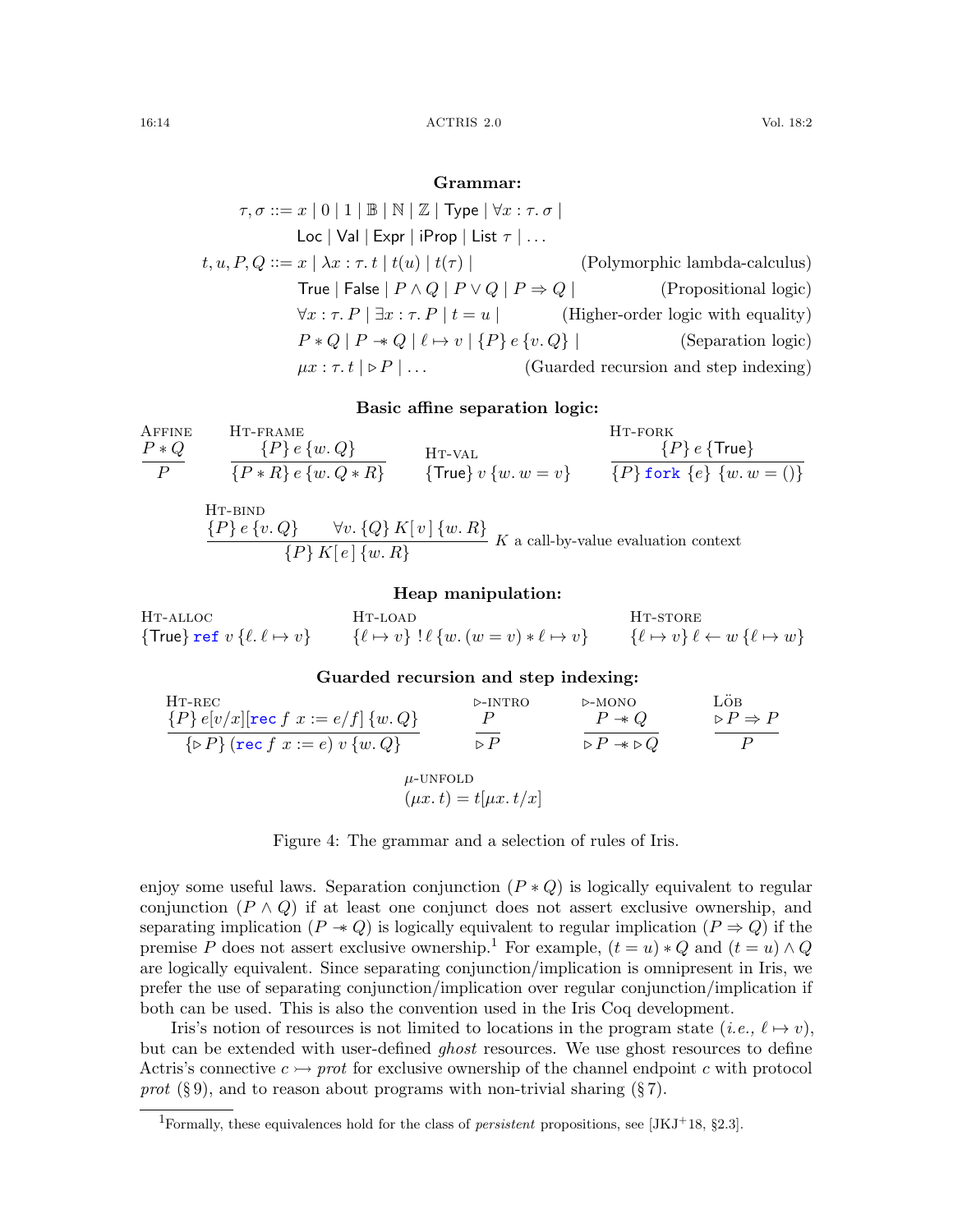**Grammar:**

$$
\begin{array}{rll}
\tau, \sigma ::= & x \mid 0 \mid 1 \mid \mathbb{B} \mid \mathbb{N} \mid \mathbb{Z} \mid \mathsf{Type} \mid \forall x : \tau.\, \sigma \mid & \\
& \mathsf{Loc} \mid \mathsf{Val} \mid \mathsf{Expr} \mid \mathsf{iProp} \mid \mathsf{List}\ \tau \mid \ldots & \\
t, u, P, Q ::= & x \mid \lambda x : \tau.\, t \mid t(u) \mid t(\tau) \mid & \text{(Polymorphic lambda-calculus)} \\
& \mathsf{True} \mid \mathsf{False} \mid P \land Q \mid P \lor Q \mid P \Rightarrow Q \mid & \text{(Propositional logic)} \\
& \forall x : \tau.\, P \mid \exists x : \tau.\, P \mid t = u \mid & \text{(Higher-order logic with equality)} \\
& P * Q \mid P \mathrel{-\!\!*} Q \mid \ell \mapsto v \mid \{P\}\, e\, \{v.\, Q\} \mid & \text{(Separation logic)} \\
& \mu x : \tau.\, t \mid \triangleright P \mid \ldots & \text{(Guarded recursion and step indexing)}
\end{array}
$$

**Basic affine separation logic:**

Affine
$$\frac{P * Q}{P}$$

Ht-frame
$$\frac{\{P\}\, e\, \{w.\, Q\}}{\{P * R\}\, e\, \{w.\, Q * R\}}$$

Ht-val
$$\{\mathsf{True}\}\, v\, \{w.\, w = v\}$$

Ht-fork
$$\frac{\{P\}\, e\, \{\mathsf{True}\}}{\{P\}\, \texttt{fork}\ \{e\}\ \{w.\, w = ()\}}$$

Ht-bind
$$\frac{\{P\}\, e\, \{v.\, Q\} \qquad \forall v.\, \{Q\}\, K[\, v\,]\, \{w.\, R\}}{\{P\}\, K[\, e\,]\, \{w.\, R\}}\ K \text{ a call-by-value evaluation context}$$

**Heap manipulation:**

Ht-alloc
$$\{\mathsf{True}\}\, \texttt{ref}\ v\, \{\ell.\, \ell \mapsto v\}$$

Ht-load
$$\{\ell \mapsto v\}\ !\,\ell\, \{w.\, (w = v) * \ell \mapsto v\}$$

Ht-store
$$\{\ell \mapsto v\}\, \ell \leftarrow w\, \{\ell \mapsto w\}$$

**Guarded recursion and step indexing:**

Ht-rec
$$\frac{\{P\}\, e[v/x][\texttt{rec}\ f\ x := e/f]\, \{w.\, Q\}}{\{\triangleright P\}\, (\texttt{rec}\ f\ x := e)\ v\, \{w.\, Q\}}$$

$\triangleright$-intro
$$\frac{P}{\triangleright P}$$

$\triangleright$-mono
$$\frac{P \mathrel{-\!\!*} Q}{\triangleright P \mathrel{-\!\!*} \triangleright Q}$$

Löb
$$\frac{\triangleright P \Rightarrow P}{P}$$

$\mu$-unfold
$$(\mu x.\, t) = t[\mu x.\, t/x]$$

Figure 4: The grammar and a selection of rules of Iris.

enjoy some useful laws. Separation conjunction ($P * Q$) is logically equivalent to regular conjunction ($P \land Q$) if at least one conjunct does not assert exclusive ownership, and separating implication ($P \mathrel{-\!\!*} Q$) is logically equivalent to regular implication ($P \Rightarrow Q$) if the premise $P$ does not assert exclusive ownership.[1] For example, $(t = u) * Q$ and $(t = u) \land Q$ are logically equivalent. Since separating conjunction/implication is omnipresent in Iris, we prefer the use of separating conjunction/implication over regular conjunction/implication if both can be used. This is also the convention used in the Iris Coq development.

Iris's notion of resources is not limited to locations in the program state (*i.e.,* $\ell \mapsto v$), but can be extended with user-defined *ghost* resources. We use ghost resources to define Actris's connective $c \rightarrowtail prot$ for exclusive ownership of the channel endpoint $c$ with protocol $prot$ (§ 9), and to reason about programs with non-trivial sharing (§ 7).

[1] Formally, these equivalences hold for the class of *persistent* propositions, see [JKJ+18, §2.3].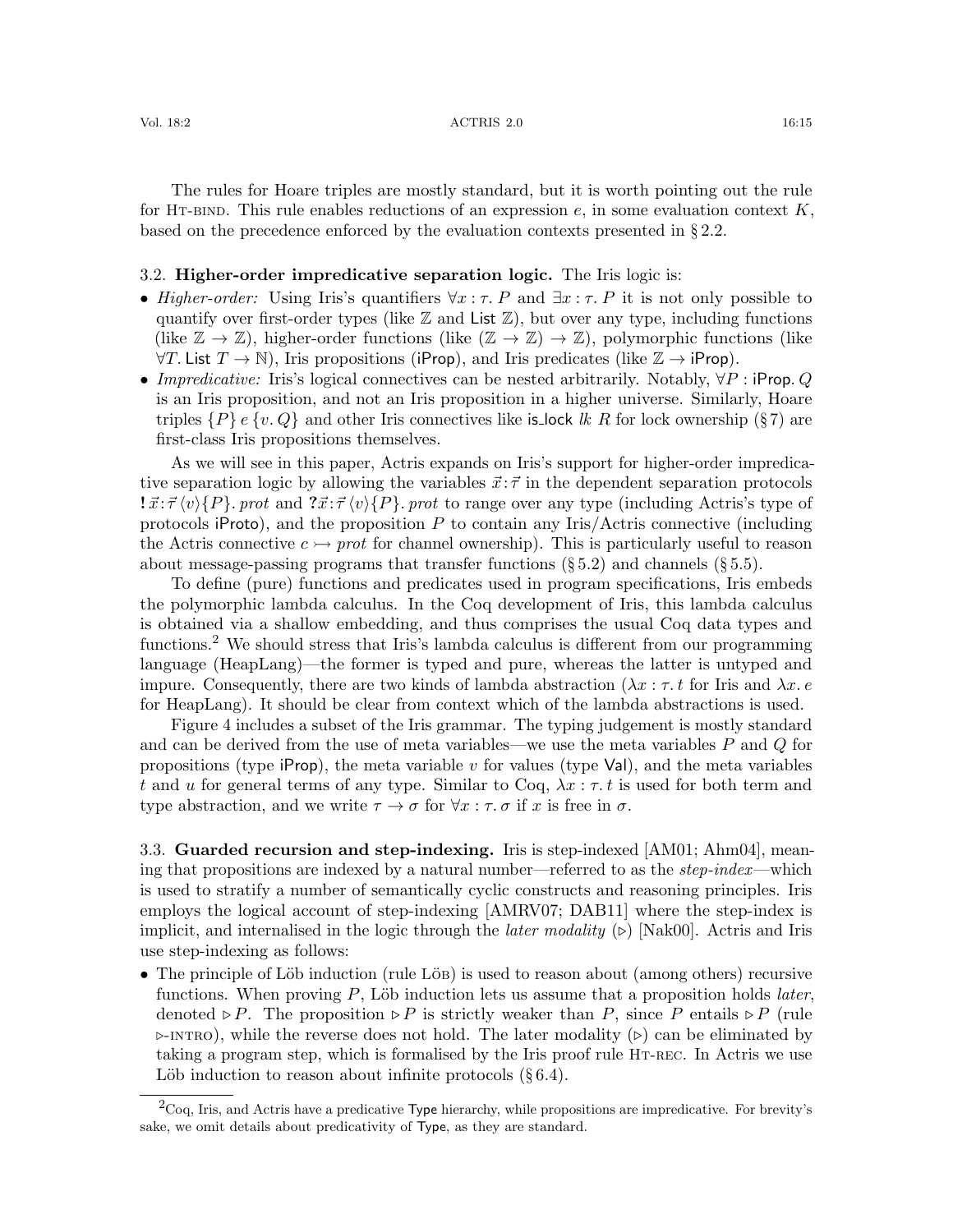The rules for Hoare triples are mostly standard, but it is worth pointing out the rule for Ht-bind. This rule enables reductions of an expression $e$, in some evaluation context $K$, based on the precedence enforced by the evaluation contexts presented in § 2.2.

### 3.2. Higher-order impredicative separation logic.

The Iris logic is:

- *Higher-order:* Using Iris's quantifiers $\forall x : \tau.\ P$ and $\exists x : \tau.\ P$ it is not only possible to quantify over first-order types (like $\mathbb{Z}$ and $\mathsf{List}\ \mathbb{Z}$), but over any type, including functions (like $\mathbb{Z} \to \mathbb{Z}$), higher-order functions (like $(\mathbb{Z} \to \mathbb{Z}) \to \mathbb{Z}$), polymorphic functions (like $\forall T.\ \mathsf{List}\ T \to \mathbb{N}$), Iris propositions ($\mathsf{iProp}$), and Iris predicates (like $\mathbb{Z} \to \mathsf{iProp}$).
- *Impredicative:* Iris's logical connectives can be nested arbitrarily. Notably, $\forall P : \mathsf{iProp}.\ Q$ is an Iris proposition, and not an Iris proposition in a higher universe. Similarly, Hoare triples $\{P\}\ e\ \{v.\ Q\}$ and other Iris connectives like $\mathsf{is\_lock}\ \mathit{lk}\ R$ for lock ownership (§ 7) are first-class Iris propositions themselves.

As we will see in this paper, Actris expands on Iris's support for higher-order impredicative separation logic by allowing the variables $\vec{x} : \vec{\tau}$ in the dependent separation protocols $\boldsymbol{!}\, \vec{x} : \vec{\tau}\ \langle v \rangle \{P\}.\ \mathit{prot}$ and $\boldsymbol{?}\, \vec{x} : \vec{\tau}\ \langle v \rangle \{P\}.\ \mathit{prot}$ to range over any type (including Actris's type of protocols $\mathsf{iProto}$), and the proposition $P$ to contain any Iris/Actris connective (including the Actris connective $c \rightarrowtail \mathit{prot}$ for channel ownership). This is particularly useful to reason about message-passing programs that transfer functions (§ 5.2) and channels (§ 5.5).

To define (pure) functions and predicates used in program specifications, Iris embeds the polymorphic lambda calculus. In the Coq development of Iris, this lambda calculus is obtained via a shallow embedding, and thus comprises the usual Coq data types and functions.[2] We should stress that Iris's lambda calculus is different from our programming language (HeapLang)—the former is typed and pure, whereas the latter is untyped and impure. Consequently, there are two kinds of lambda abstraction ($\lambda x : \tau.\ t$ for Iris and $\lambda x.\ e$ for HeapLang). It should be clear from context which of the lambda abstractions is used.

Figure 4 includes a subset of the Iris grammar. The typing judgement is mostly standard and can be derived from the use of meta variables—we use the meta variables $P$ and $Q$ for propositions (type $\mathsf{iProp}$), the meta variable $v$ for values (type $\mathsf{Val}$), and the meta variables $t$ and $u$ for general terms of any type. Similar to Coq, $\lambda x : \tau.\ t$ is used for both term and type abstraction, and we write $\tau \to \sigma$ for $\forall x : \tau.\ \sigma$ if $x$ is free in $\sigma$.

### 3.3. Guarded recursion and step-indexing.

Iris is step-indexed [AM01; Ahm04], meaning that propositions are indexed by a natural number—referred to as the *step-index*—which is used to stratify a number of semantically cyclic constructs and reasoning principles. Iris employs the logical account of step-indexing [AMRV07; DAB11] where the step-index is implicit, and internalised in the logic through the *later modality* ($\triangleright$) [Nak00]. Actris and Iris use step-indexing as follows:

- The principle of Löb induction (rule Löb) is used to reason about (among others) recursive functions. When proving $P$, Löb induction lets us assume that a proposition holds *later*, denoted $\triangleright P$. The proposition $\triangleright P$ is strictly weaker than $P$, since $P$ entails $\triangleright P$ (rule $\triangleright$-intro), while the reverse does not hold. The later modality ($\triangleright$) can be eliminated by taking a program step, which is formalised by the Iris proof rule Ht-rec. In Actris we use Löb induction to reason about infinite protocols (§ 6.4).

[2] Coq, Iris, and Actris have a predicative $\mathsf{Type}$ hierarchy, while propositions are impredicative. For brevity's sake, we omit details about predicativity of $\mathsf{Type}$, as they are standard.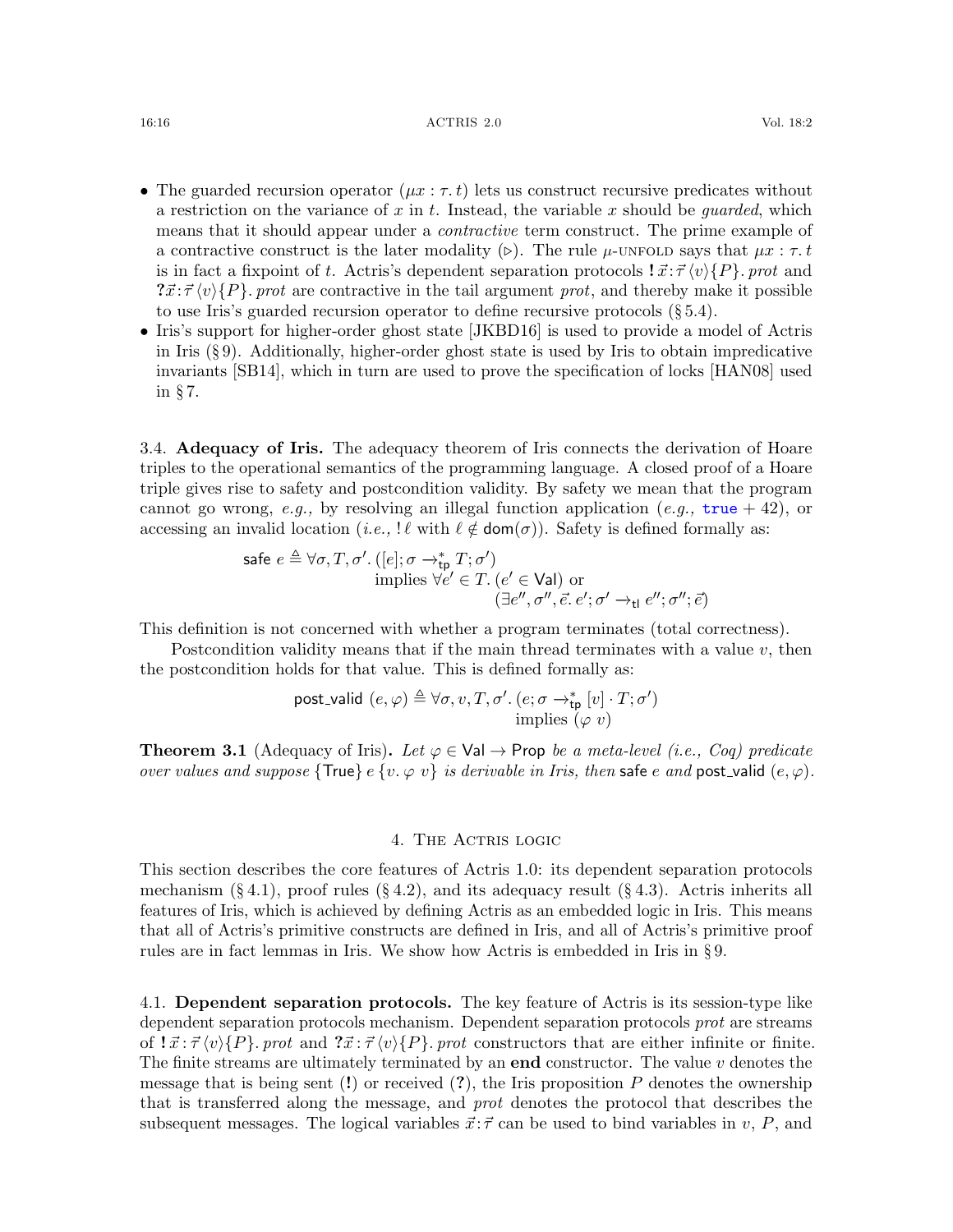- The guarded recursion operator ($\mu x : \tau.\, t$) lets us construct recursive predicates without a restriction on the variance of $x$ in $t$. Instead, the variable $x$ should be *guarded*, which means that it should appear under a *contractive* term construct. The prime example of a contractive construct is the later modality ($\triangleright$). The rule $\mu$-UNFOLD says that $\mu x : \tau.\, t$ is in fact a fixpoint of $t$. Actris's dependent separation protocols $\mathbf{!}\,\vec{x}\!:\!\vec{\tau}\,\langle v\rangle\{P\}.\, prot$ and $\mathbf{?}\vec{x}\!:\!\vec{\tau}\,\langle v\rangle\{P\}.\, prot$ are contractive in the tail argument $prot$, and thereby make it possible to use Iris's guarded recursion operator to define recursive protocols (§ 5.4).
- Iris's support for higher-order ghost state [JKBD16] is used to provide a model of Actris in Iris (§ 9). Additionally, higher-order ghost state is used by Iris to obtain impredicative invariants [SB14], which in turn are used to prove the specification of locks [HAN08] used in § 7.

## 3.4. Adequacy of Iris.

The adequacy theorem of Iris connects the derivation of Hoare triples to the operational semantics of the programming language. A closed proof of a Hoare triple gives rise to safety and postcondition validity. By safety we mean that the program cannot go wrong, *e.g.,* by resolving an illegal function application (*e.g.,* $\texttt{true} + 42$), or accessing an invalid location (*i.e.,* $!\,\ell$ with $\ell \notin \mathsf{dom}(\sigma)$). Safety is defined formally as:

$$
\begin{aligned}
\mathsf{safe}\ e \triangleq \forall \sigma, T, \sigma'.\ & ([e]; \sigma \rightarrow^{*}_{\mathsf{tp}} T; \sigma') \\
& \text{implies } \forall e' \in T.\ (e' \in \mathsf{Val}) \text{ or} \\
& \qquad\qquad (\exists e'', \sigma'', \vec{e}.\ e'; \sigma' \rightarrow_{\mathsf{tl}} e''; \sigma''; \vec{e})
\end{aligned}
$$

This definition is not concerned with whether a program terminates (total correctness).

Postcondition validity means that if the main thread terminates with a value $v$, then the postcondition holds for that value. This is defined formally as:

$$
\begin{aligned}
\mathsf{post\_valid}\ (e, \varphi) \triangleq \forall \sigma, v, T, \sigma'.\ & (e; \sigma \rightarrow^{*}_{\mathsf{tp}} [v] \cdot T; \sigma') \\
& \text{implies } (\varphi\ v)
\end{aligned}
$$

**Theorem 3.1** (Adequacy of Iris)**.** *Let* $\varphi \in \mathsf{Val} \rightarrow \mathsf{Prop}$ *be a meta-level (i.e., Coq) predicate over values and suppose* $\{\mathsf{True}\}\ e\ \{v.\ \varphi\ v\}$ *is derivable in Iris, then* $\mathsf{safe}\ e$ *and* $\mathsf{post\_valid}\ (e, \varphi)$*.*

# 4. The Actris logic

This section describes the core features of Actris 1.0: its dependent separation protocols mechanism (§ 4.1), proof rules (§ 4.2), and its adequacy result (§ 4.3). Actris inherits all features of Iris, which is achieved by defining Actris as an embedded logic in Iris. This means that all of Actris's primitive constructs are defined in Iris, and all of Actris's primitive proof rules are in fact lemmas in Iris. We show how Actris is embedded in Iris in § 9.

## 4.1. Dependent separation protocols.

The key feature of Actris is its session-type like dependent separation protocols mechanism. Dependent separation protocols $prot$ are streams of $\mathbf{!}\,\vec{x}\!:\!\vec{\tau}\,\langle v\rangle\{P\}.\, prot$ and $\mathbf{?}\vec{x}\!:\!\vec{\tau}\,\langle v\rangle\{P\}.\, prot$ constructors that are either infinite or finite. The finite streams are ultimately terminated by an $\mathbf{end}$ constructor. The value $v$ denotes the message that is being sent ($\mathbf{!}$) or received ($\mathbf{?}$), the Iris proposition $P$ denotes the ownership that is transferred along the message, and $prot$ denotes the protocol that describes the subsequent messages. The logical variables $\vec{x}\!:\!\vec{\tau}$ can be used to bind variables in $v$, $P$, and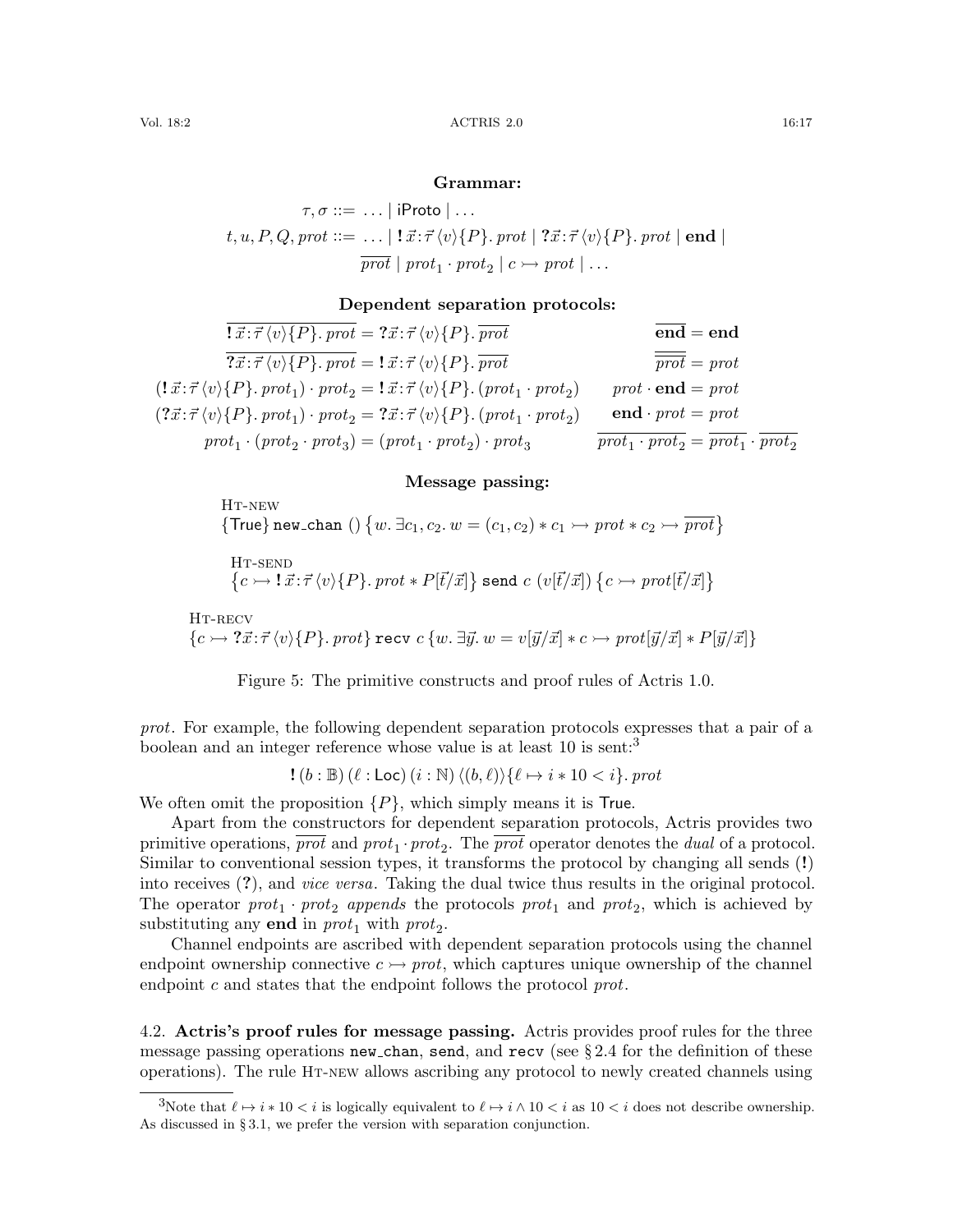**Grammar:**

$$\tau, \sigma ::= \ldots \mid \mathsf{iProto} \mid \ldots$$

$$t, u, P, Q, prot ::= \ldots \mid \mathbf{!}\, \vec{x}{:}\vec{\tau}\, \langle v \rangle \{P\}.\, prot \mid \mathbf{?}\vec{x}{:}\vec{\tau}\, \langle v \rangle \{P\}.\, prot \mid \mathbf{end} \mid \overline{prot} \mid prot_1 \cdot prot_2 \mid c \rightarrowtail prot \mid \ldots$$

**Dependent separation protocols:**

$$\overline{\mathbf{!}\, \vec{x}{:}\vec{\tau}\, \langle v \rangle \{P\}.\, prot} = \mathbf{?}\vec{x}{:}\vec{\tau}\, \langle v \rangle \{P\}.\, \overline{prot} \qquad \overline{\mathbf{end}} = \mathbf{end}$$

$$\overline{\mathbf{?}\vec{x}{:}\vec{\tau}\, \langle v \rangle \{P\}.\, prot} = \mathbf{!}\, \vec{x}{:}\vec{\tau}\, \langle v \rangle \{P\}.\, \overline{prot} \qquad \overline{\overline{prot}} = prot$$

$$(\mathbf{!}\, \vec{x}{:}\vec{\tau}\, \langle v \rangle \{P\}.\, prot_1) \cdot prot_2 = \mathbf{!}\, \vec{x}{:}\vec{\tau}\, \langle v \rangle \{P\}.\, (prot_1 \cdot prot_2) \qquad prot \cdot \mathbf{end} = prot$$

$$(\mathbf{?}\vec{x}{:}\vec{\tau}\, \langle v \rangle \{P\}.\, prot_1) \cdot prot_2 = \mathbf{?}\vec{x}{:}\vec{\tau}\, \langle v \rangle \{P\}.\, (prot_1 \cdot prot_2) \qquad \mathbf{end} \cdot prot = prot$$

$$prot_1 \cdot (prot_2 \cdot prot_3) = (prot_1 \cdot prot_2) \cdot prot_3 \qquad \overline{prot_1 \cdot prot_2} = \overline{prot_1} \cdot \overline{prot_2}$$

**Message passing:**

Ht-new

$$\{\mathsf{True}\}\ \texttt{new\_chan}\ ()\ \{w.\, \exists c_1, c_2.\, w = (c_1, c_2) * c_1 \rightarrowtail prot * c_2 \rightarrowtail \overline{prot}\}$$

Ht-send

$$\{c \rightarrowtail \mathbf{!}\, \vec{x}{:}\vec{\tau}\, \langle v \rangle \{P\}.\, prot * P[\vec{t}/\vec{x}]\}\ \texttt{send}\ c\ (v[\vec{t}/\vec{x}])\ \{c \rightarrowtail prot[\vec{t}/\vec{x}]\}$$

Ht-recv

$$\{c \rightarrowtail \mathbf{?}\vec{x}{:}\vec{\tau}\, \langle v \rangle \{P\}.\, prot\}\ \texttt{recv}\ c\ \{w.\, \exists \vec{y}.\, w = v[\vec{y}/\vec{x}] * c \rightarrowtail prot[\vec{y}/\vec{x}] * P[\vec{y}/\vec{x}]\}$$

Figure 5: The primitive constructs and proof rules of Actris 1.0.

*prot*. For example, the following dependent separation protocols expresses that a pair of a boolean and an integer reference whose value is at least 10 is sent:[3]

$$\mathbf{!}\, (b : \mathbb{B})\, (\ell : \mathsf{Loc})\, (i : \mathbb{N})\, \langle (b, \ell) \rangle \{\ell \mapsto i * 10 < i\}.\, prot$$

We often omit the proposition $\{P\}$, which simply means it is True.

Apart from the constructors for dependent separation protocols, Actris provides two primitive operations, $\overline{prot}$ and $prot_1 \cdot prot_2$. The $\overline{prot}$ operator denotes the *dual* of a protocol. Similar to conventional session types, it transforms the protocol by changing all sends (**!**) into receives (**?**), and *vice versa*. Taking the dual twice thus results in the original protocol. The operator $prot_1 \cdot prot_2$ *appends* the protocols $prot_1$ and $prot_2$, which is achieved by substituting any **end** in $prot_1$ with $prot_2$.

Channel endpoints are ascribed with dependent separation protocols using the channel endpoint ownership connective $c \rightarrowtail prot$, which captures unique ownership of the channel endpoint $c$ and states that the endpoint follows the protocol *prot*.

## 4.2. Actris's proof rules for message passing.

Actris provides proof rules for the three message passing operations `new_chan`, `send`, and `recv` (see § 2.4 for the definition of these operations). The rule Ht-new allows ascribing any protocol to newly created channels using

[3] Note that $\ell \mapsto i * 10 < i$ is logically equivalent to $\ell \mapsto i \wedge 10 < i$ as $10 < i$ does not describe ownership. As discussed in § 3.1, we prefer the version with separation conjunction.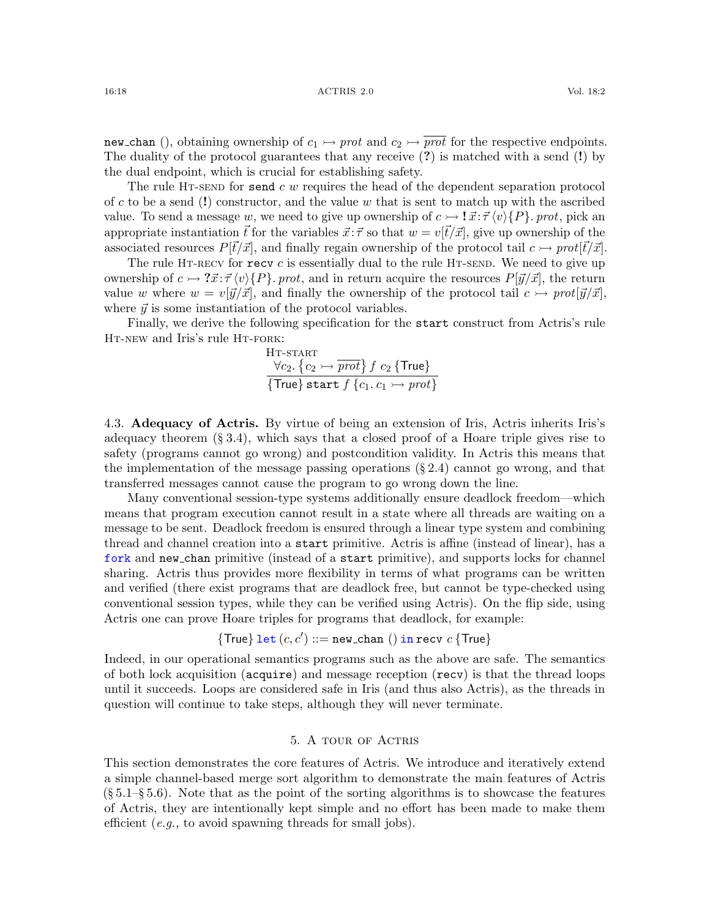new_chan (), obtaining ownership of $c_1 \rightarrowtail \mathit{prot}$ and $c_2 \rightarrowtail \overline{\mathit{prot}}$ for the respective endpoints. The duality of the protocol guarantees that any receive (**?**) is matched with a send (**!**) by the dual endpoint, which is crucial for establishing safety.

The rule Ht-send for `send` $c\ w$ requires the head of the dependent separation protocol of $c$ to be a send (**!**) constructor, and the value $w$ that is sent to match up with the ascribed value. To send a message $w$, we need to give up ownership of $c \rightarrowtail \mathbf{!}\,\vec{x}\!:\!\vec{\tau}\,\langle v\rangle\{P\}.\,\mathit{prot}$, pick an appropriate instantiation $\vec{t}$ for the variables $\vec{x}\!:\!\vec{\tau}$ so that $w = v[\vec{t}/\vec{x}]$, give up ownership of the associated resources $P[\vec{t}/\vec{x}]$, and finally regain ownership of the protocol tail $c \rightarrowtail \mathit{prot}[\vec{t}/\vec{x}]$.

The rule Ht-recv for `recv` $c$ is essentially dual to the rule Ht-send. We need to give up ownership of $c \rightarrowtail \mathbf{?}\vec{x}\!:\!\vec{\tau}\,\langle v\rangle\{P\}.\,\mathit{prot}$, and in return acquire the resources $P[\vec{y}/\vec{x}]$, the return value $w$ where $w = v[\vec{y}/\vec{x}]$, and finally the ownership of the protocol tail $c \rightarrowtail \mathit{prot}[\vec{y}/\vec{x}]$, where $\vec{y}$ is some instantiation of the protocol variables.

Finally, we derive the following specification for the `start` construct from Actris's rule Ht-new and Iris's rule Ht-fork:

$$\textsc{Ht-start}\quad \frac{\forall c_2.\,\{c_2 \rightarrowtail \overline{\mathit{prot}}\}\ f\ c_2\ \{\mathsf{True}\}}{\{\mathsf{True}\}\ \mathtt{start}\ f\ \{c_1.\ c_1 \rightarrowtail \mathit{prot}\}}$$

4.3. **Adequacy of Actris.** By virtue of being an extension of Iris, Actris inherits Iris's adequacy theorem (§ 3.4), which says that a closed proof of a Hoare triple gives rise to safety (programs cannot go wrong) and postcondition validity. In Actris this means that the implementation of the message passing operations (§ 2.4) cannot go wrong, and that transferred messages cannot cause the program to go wrong down the line.

Many conventional session-type systems additionally ensure deadlock freedom—which means that program execution cannot result in a state where all threads are waiting on a message to be sent. Deadlock freedom is ensured through a linear type system and combining thread and channel creation into a `start` primitive. Actris is affine (instead of linear), has a `fork` and `new_chan` primitive (instead of a `start` primitive), and supports locks for channel sharing. Actris thus provides more flexibility in terms of what programs can be written and verified (there exist programs that are deadlock free, but cannot be type-checked using conventional session types, while they can be verified using Actris). On the flip side, using Actris one can prove Hoare triples for programs that deadlock, for example:

$$\{\mathsf{True}\}\ \mathtt{let}\ (c, c') ::= \mathtt{new\_chan}\ ()\ \mathtt{in}\ \mathtt{recv}\ c\ \{\mathsf{True}\}$$

Indeed, in our operational semantics programs such as the above are safe. The semantics of both lock acquisition (`acquire`) and message reception (`recv`) is that the thread loops until it succeeds. Loops are considered safe in Iris (and thus also Actris), as the threads in question will continue to take steps, although they will never terminate.

## 5. A tour of Actris

This section demonstrates the core features of Actris. We introduce and iteratively extend a simple channel-based merge sort algorithm to demonstrate the main features of Actris (§ 5.1–§ 5.6). Note that as the point of the sorting algorithms is to showcase the features of Actris, they are intentionally kept simple and no effort has been made to make them efficient (*e.g.,* to avoid spawning threads for small jobs).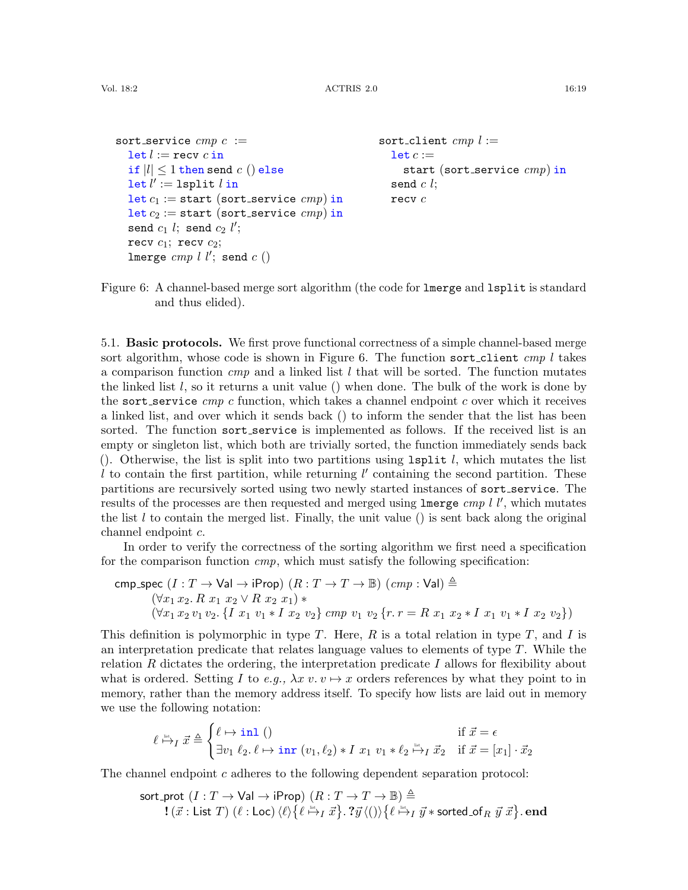```
sort_service cmp c :=
  let l := recv c in
  if |l| ≤ 1 then send c () else
  let l' := lsplit l in
  let c1 := start (sort_service cmp) in
  let c2 := start (sort_service cmp) in
  send c1 l; send c2 l';
  recv c1; recv c2;
  lmerge cmp l l'; send c ()
```

```
sort_client cmp l :=
  let c :=
    start (sort_service cmp) in
  send c l;
  recv c
```

Figure 6: A channel-based merge sort algorithm (the code for `lmerge` and `lsplit` is standard and thus elided).

5.1. **Basic protocols.** We first prove functional correctness of a simple channel-based merge sort algorithm, whose code is shown in Figure 6. The function `sort_client` $cmp$ $l$ takes a comparison function $cmp$ and a linked list $l$ that will be sorted. The function mutates the linked list $l$, so it returns a unit value $()$ when done. The bulk of the work is done by the `sort_service` $cmp$ $c$ function, which takes a channel endpoint $c$ over which it receives a linked list, and over which it sends back $()$ to inform the sender that the list has been sorted. The function `sort_service` is implemented as follows. If the received list is an empty or singleton list, which both are trivially sorted, the function immediately sends back $()$. Otherwise, the list is split into two partitions using `lsplit` $l$, which mutates the list $l$ to contain the first partition, while returning $l'$ containing the second partition. These partitions are recursively sorted using two newly started instances of `sort_service`. The results of the processes are then requested and merged using `lmerge` $cmp$ $l$ $l'$, which mutates the list $l$ to contain the merged list. Finally, the unit value $()$ is sent back along the original channel endpoint $c$.

In order to verify the correctness of the sorting algorithm we first need a specification for the comparison function $cmp$, which must satisfy the following specification:

$$\begin{aligned}
&\mathsf{cmp\_spec}\ (I : T \to \mathsf{Val} \to \mathsf{iProp})\ (R : T \to T \to \mathbb{B})\ (cmp : \mathsf{Val}) \triangleq \\
&\qquad (\forall x_1\, x_2.\ R\ x_1\ x_2 \vee R\ x_2\ x_1) \ast \\
&\qquad (\forall x_1\, x_2\, v_1\, v_2.\ \{I\ x_1\ v_1 \ast I\ x_2\ v_2\}\ cmp\ v_1\ v_2\ \{r.\ r = R\ x_1\ x_2 \ast I\ x_1\ v_1 \ast I\ x_2\ v_2\})
\end{aligned}$$

This definition is polymorphic in type $T$. Here, $R$ is a total relation in type $T$, and $I$ is an interpretation predicate that relates language values to elements of type $T$. While the relation $R$ dictates the ordering, the interpretation predicate $I$ allows for flexibility about what is ordered. Setting $I$ to *e.g.,* $\lambda x\ v.\ v \mapsto x$ orders references by what they point to in memory, rather than the memory address itself. To specify how lists are laid out in memory we use the following notation:

$$\ell \overset{\text{list}}{\mapsto}_I \vec{x} \triangleq \begin{cases} \ell \mapsto \mathtt{inl}\ () & \text{if } \vec{x} = \epsilon \\ \exists v_1\, \ell_2.\ \ell \mapsto \mathtt{inr}\ (v_1, \ell_2) \ast I\ x_1\ v_1 \ast \ell_2 \overset{\text{list}}{\mapsto}_I \vec{x}_2 & \text{if } \vec{x} = [x_1] \cdot \vec{x}_2 \end{cases}$$

The channel endpoint $c$ adheres to the following dependent separation protocol:

$$\begin{aligned}
&\mathsf{sort\_prot}\ (I : T \to \mathsf{Val} \to \mathsf{iProp})\ (R : T \to T \to \mathbb{B}) \triangleq \\
&\qquad \mathbf{!}\,(\vec{x} : \mathsf{List}\ T)\ (\ell : \mathsf{Loc})\, \langle \ell \rangle \{\ell \overset{\text{list}}{\mapsto}_I \vec{x}\}.\ \mathbf{?}\vec{y}\, \langle () \rangle \{\ell \overset{\text{list}}{\mapsto}_I \vec{y} \ast \mathsf{sorted\_of}_R\ \vec{y}\ \vec{x}\}.\ \mathbf{end}
\end{aligned}$$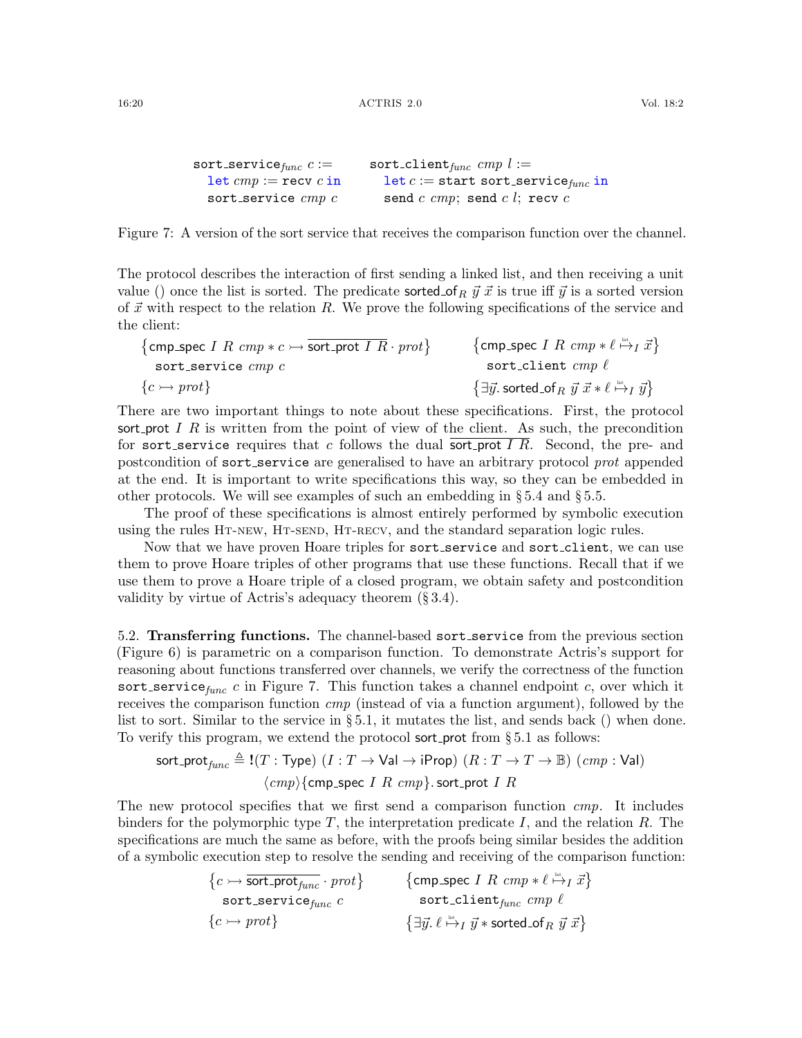```
sort_service_func c :=              sort_client_func cmp l :=
  let cmp := recv c in                let c := start sort_service_func in
  sort_service cmp c                  send c cmp; send c l; recv c
```

Figure 7: A version of the sort service that receives the comparison function over the channel.

The protocol describes the interaction of first sending a linked list, and then receiving a unit value () once the list is sorted. The predicate $\mathsf{sorted\_of}_R\ \vec{y}\ \vec{x}$ is true iff $\vec{y}$ is a sorted version of $\vec{x}$ with respect to the relation $R$. We prove the following specifications of the service and the client:

$$\{\mathsf{cmp\_spec}\ I\ R\ cmp * c \rightarrowtail \overline{\mathsf{sort\_prot}\ I\ R} \cdot prot\}\quad \texttt{sort\_service}\ cmp\ c \quad \{c \rightarrowtail prot\}$$

$$\{\mathsf{cmp\_spec}\ I\ R\ cmp * \ell \overset{\text{list}}{\mapsto}_I \vec{x}\}\quad \texttt{sort\_client}\ cmp\ \ell \quad \{\exists \vec{y}.\ \mathsf{sorted\_of}_R\ \vec{y}\ \vec{x} * \ell \overset{\text{list}}{\mapsto}_I \vec{y}\}$$

There are two important things to note about these specifications. First, the protocol $\mathsf{sort\_prot}\ I\ R$ is written from the point of view of the client. As such, the precondition for `sort_service` requires that $c$ follows the dual $\overline{\mathsf{sort\_prot}\ I\ R}$. Second, the pre- and postcondition of `sort_service` are generalised to have an arbitrary protocol $prot$ appended at the end. It is important to write specifications this way, so they can be embedded in other protocols. We will see examples of such an embedding in § 5.4 and § 5.5.

The proof of these specifications is almost entirely performed by symbolic execution using the rules Ht-new, Ht-send, Ht-recv, and the standard separation logic rules.

Now that we have proven Hoare triples for `sort_service` and `sort_client`, we can use them to prove Hoare triples of other programs that use these functions. Recall that if we use them to prove a Hoare triple of a closed program, we obtain safety and postcondition validity by virtue of Actris's adequacy theorem (§ 3.4).

5.2. **Transferring functions.** The channel-based `sort_service` from the previous section (Figure 6) is parametric on a comparison function. To demonstrate Actris's support for reasoning about functions transferred over channels, we verify the correctness of the function $\texttt{sort\_service}_{func}\ c$ in Figure 7. This function takes a channel endpoint $c$, over which it receives the comparison function $cmp$ (instead of via a function argument), followed by the list to sort. Similar to the service in § 5.1, it mutates the list, and sends back () when done. To verify this program, we extend the protocol $\mathsf{sort\_prot}$ from § 5.1 as follows:

$$\mathsf{sort\_prot}_{func} \triangleq\ !(T : \mathsf{Type})\ (I : T \to \mathsf{Val} \to \mathsf{iProp})\ (R : T \to T \to \mathbb{B})\ (cmp : \mathsf{Val})\\ \langle cmp \rangle \{\mathsf{cmp\_spec}\ I\ R\ cmp\}.\ \mathsf{sort\_prot}\ I\ R$$

The new protocol specifies that we first send a comparison function $cmp$. It includes binders for the polymorphic type $T$, the interpretation predicate $I$, and the relation $R$. The specifications are much the same as before, with the proofs being similar besides the addition of a symbolic execution step to resolve the sending and receiving of the comparison function:

$$\{c \rightarrowtail \overline{\mathsf{sort\_prot}_{func}} \cdot prot\}\quad \texttt{sort\_service}_{func}\ c \quad \{c \rightarrowtail prot\}$$

$$\{\mathsf{cmp\_spec}\ I\ R\ cmp * \ell \overset{\text{list}}{\mapsto}_I \vec{x}\}\quad \texttt{sort\_client}_{func}\ cmp\ \ell \quad \{\exists \vec{y}.\ \ell \overset{\text{list}}{\mapsto}_I \vec{y} * \mathsf{sorted\_of}_R\ \vec{y}\ \vec{x}\}$$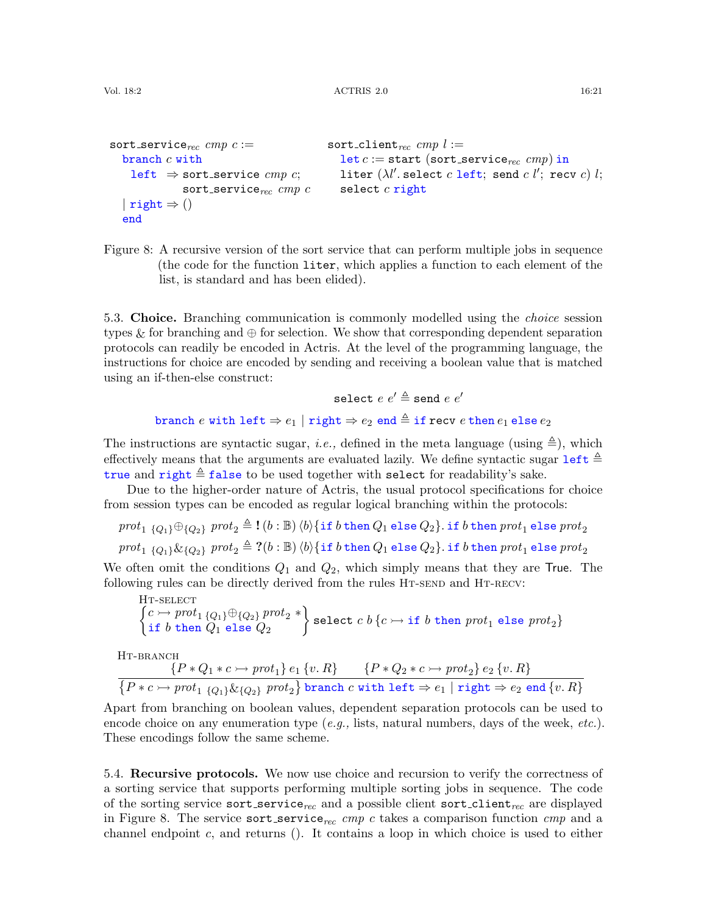```
sort_service_rec cmp c :=
  branch c with
    left  ⇒ sort_service cmp c;
             sort_service_rec cmp c
  | right ⇒ ()
  end
```

```
sort_client_rec cmp l :=
  let c := start (sort_service_rec cmp) in
  liter (λl'. select c left; send c l'; recv c) l;
  select c right
```

Figure 8: A recursive version of the sort service that can perform multiple jobs in sequence (the code for the function `liter`, which applies a function to each element of the list, is standard and has been elided).

5.3. **Choice.** Branching communication is commonly modelled using the *choice* session types & for branching and ⊕ for selection. We show that corresponding dependent separation protocols can readily be encoded in Actris. At the level of the programming language, the instructions for choice are encoded by sending and receiving a boolean value that is matched using an if-then-else construct:

$$\texttt{select}\ e\ e' \triangleq \texttt{send}\ e\ e'$$

$$\texttt{branch}\ e\ \texttt{with left} \Rightarrow e_1 \mid \texttt{right} \Rightarrow e_2\ \texttt{end} \triangleq \texttt{if recv}\ e\ \texttt{then}\ e_1\ \texttt{else}\ e_2$$

The instructions are syntactic sugar, *i.e.,* defined in the meta language (using $\triangleq$), which effectively means that the arguments are evaluated lazily. We define syntactic sugar `left` $\triangleq$ `true` and `right` $\triangleq$ `false` to be used together with `select` for readability's sake.

Due to the higher-order nature of Actris, the usual protocol specifications for choice from session types can be encoded as regular logical branching within the protocols:

$$prot_1\ {}_{\{Q_1\}}{\oplus}_{\{Q_2\}}\ prot_2 \triangleq\ \mathbf{!}\,(b:\mathbb{B})\,\langle b\rangle\{\texttt{if}\ b\ \texttt{then}\ Q_1\ \texttt{else}\ Q_2\}.\ \texttt{if}\ b\ \texttt{then}\ prot_1\ \texttt{else}\ prot_2$$

$$prot_1\ {}_{\{Q_1\}}{\&}_{\{Q_2\}}\ prot_2 \triangleq\ \mathbf{?}\,(b:\mathbb{B})\,\langle b\rangle\{\texttt{if}\ b\ \texttt{then}\ Q_1\ \texttt{else}\ Q_2\}.\ \texttt{if}\ b\ \texttt{then}\ prot_1\ \texttt{else}\ prot_2$$

We often omit the conditions $Q_1$ and $Q_2$, which simply means that they are True. The following rules can be directly derived from the rules Ht-send and Ht-recv:

Ht-select

$$\left\{\begin{matrix} c \rightarrowtail prot_1\ {}_{\{Q_1\}}{\oplus}_{\{Q_2\}}\ prot_2\ * \\ \texttt{if}\ b\ \texttt{then}\ Q_1\ \texttt{else}\ Q_2 \end{matrix}\right\}\ \texttt{select}\ c\ b\ \{c \rightarrowtail \texttt{if}\ b\ \texttt{then}\ prot_1\ \texttt{else}\ prot_2\}$$

Ht-branch

$$\frac{\{P * Q_1 * c \rightarrowtail prot_1\}\ e_1\ \{v.\ R\} \qquad \{P * Q_2 * c \rightarrowtail prot_2\}\ e_2\ \{v.\ R\}}{\{P * c \rightarrowtail prot_1\ {}_{\{Q_1\}}{\&}_{\{Q_2\}}\ prot_2\}\ \texttt{branch}\ c\ \texttt{with left} \Rightarrow e_1 \mid \texttt{right} \Rightarrow e_2\ \texttt{end}\ \{v.\ R\}}$$

Apart from branching on boolean values, dependent separation protocols can be used to encode choice on any enumeration type (*e.g.,* lists, natural numbers, days of the week, *etc.*). These encodings follow the same scheme.

5.4. **Recursive protocols.** We now use choice and recursion to verify the correctness of a sorting service that supports performing multiple sorting jobs in sequence. The code of the sorting service $\texttt{sort\_service}_{rec}$ and a possible client $\texttt{sort\_client}_{rec}$ are displayed in Figure 8. The service $\texttt{sort\_service}_{rec}$ *cmp c* takes a comparison function *cmp* and a channel endpoint *c*, and returns (). It contains a loop in which choice is used to either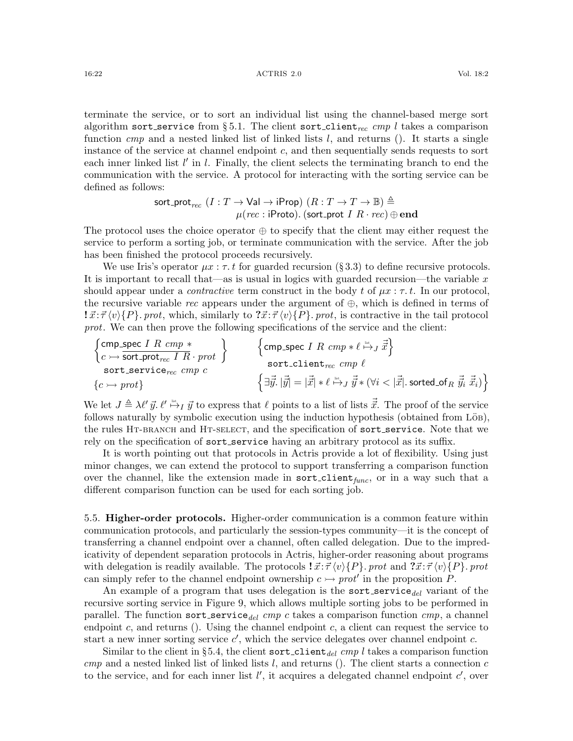terminate the service, or to sort an individual list using the channel-based merge sort algorithm `sort_service` from § 5.1. The client $\texttt{sort\_client}_{rec}$ *cmp l* takes a comparison function *cmp* and a nested linked list of linked lists *l*, and returns (). It starts a single instance of the service at channel endpoint *c*, and then sequentially sends requests to sort each inner linked list $l'$ in *l*. Finally, the client selects the terminating branch to end the communication with the service. A protocol for interacting with the sorting service can be defined as follows:

$$\begin{aligned}\mathsf{sort\_prot}_{rec}\ (I : T \to \mathsf{Val} \to \mathsf{iProp})\ (R : T \to T \to \mathbb{B}) &\triangleq \\ \mu(rec : \mathsf{iProto}).\ (\mathsf{sort\_prot}\ I\ R \cdot rec) &\oplus \mathbf{end}\end{aligned}$$

The protocol uses the choice operator $\oplus$ to specify that the client may either request the service to perform a sorting job, or terminate communication with the service. After the job has been finished the protocol proceeds recursively.

We use Iris's operator $\mu x : \tau.\, t$ for guarded recursion (§ 3.3) to define recursive protocols. It is important to recall that—as is usual in logics with guarded recursion—the variable $x$ should appear under a *contractive* term construct in the body $t$ of $\mu x : \tau.\, t$. In our protocol, the recursive variable *rec* appears under the argument of $\oplus$, which is defined in terms of $\mathbf{!}\,\vec{x}\!:\!\vec{\tau}\,\langle v\rangle\{P\}.\,prot$, which, similarly to $\mathbf{?}\vec{x}\!:\!\vec{\tau}\,\langle v\rangle\{P\}.\,prot$, is contractive in the tail protocol *prot*. We can then prove the following specifications of the service and the client:

$$\left\{\begin{matrix}\mathsf{cmp\_spec}\ I\ R\ cmp\ * \\ c \rightarrowtail \overline{\mathsf{sort\_prot}_{rec}\ I\ R} \cdot prot\end{matrix}\right\} \quad \texttt{sort\_service}_{rec}\ cmp\ c \quad \{c \rightarrowtail prot\}$$

$$\left\{\mathsf{cmp\_spec}\ I\ R\ cmp * \ell \overset{\text{list}}{\mapsto}_J \vec{\vec{x}}\right\} \quad \texttt{sort\_client}_{rec}\ cmp\ \ell \quad \left\{\exists \vec{\vec{y}}.\ |\vec{\vec{y}}| = |\vec{\vec{x}}| * \ell \overset{\text{list}}{\mapsto}_J \vec{\vec{y}} * (\forall i < |\vec{\vec{x}}|.\ \mathsf{sorted\_of}_R\ \vec{\vec{y}}_i\ \vec{\vec{x}}_i)\right\}$$

We let $J \triangleq \lambda \ell'\, \vec{y}.\, \ell' \overset{\text{list}}{\mapsto}_I \vec{y}$ to express that $\ell$ points to a list of lists $\vec{\vec{x}}$. The proof of the service follows naturally by symbolic execution using the induction hypothesis (obtained from Löb), the rules Ht-branch and Ht-select, and the specification of `sort_service`. Note that we rely on the specification of `sort_service` having an arbitrary protocol as its suffix.

It is worth pointing out that protocols in Actris provide a lot of flexibility. Using just minor changes, we can extend the protocol to support transferring a comparison function over the channel, like the extension made in $\texttt{sort\_client}_{func}$, or in a way such that a different comparison function can be used for each sorting job.

5.5. **Higher-order protocols.** Higher-order communication is a common feature within communication protocols, and particularly the session-types community—it is the concept of transferring a channel endpoint over a channel, often called delegation. Due to the impredicativity of dependent separation protocols in Actris, higher-order reasoning about programs with delegation is readily available. The protocols $\mathbf{!}\,\vec{x}\!:\!\vec{\tau}\,\langle v\rangle\{P\}.\,prot$ and $\mathbf{?}\vec{x}\!:\!\vec{\tau}\,\langle v\rangle\{P\}.\,prot$ can simply refer to the channel endpoint ownership $c \rightarrowtail prot'$ in the proposition $P$.

An example of a program that uses delegation is the $\texttt{sort\_service}_{del}$ variant of the recursive sorting service in Figure 9, which allows multiple sorting jobs to be performed in parallel. The function $\texttt{sort\_service}_{del}$ *cmp c* takes a comparison function *cmp*, a channel endpoint *c*, and returns (). Using the channel endpoint *c*, a client can request the service to start a new inner sorting service $c'$, which the service delegates over channel endpoint *c*.

Similar to the client in §5.4, the client $\texttt{sort\_client}_{del}$ *cmp l* takes a comparison function *cmp* and a nested linked list of linked lists *l*, and returns (). The client starts a connection *c* to the service, and for each inner list $l'$, it acquires a delegated channel endpoint $c'$, over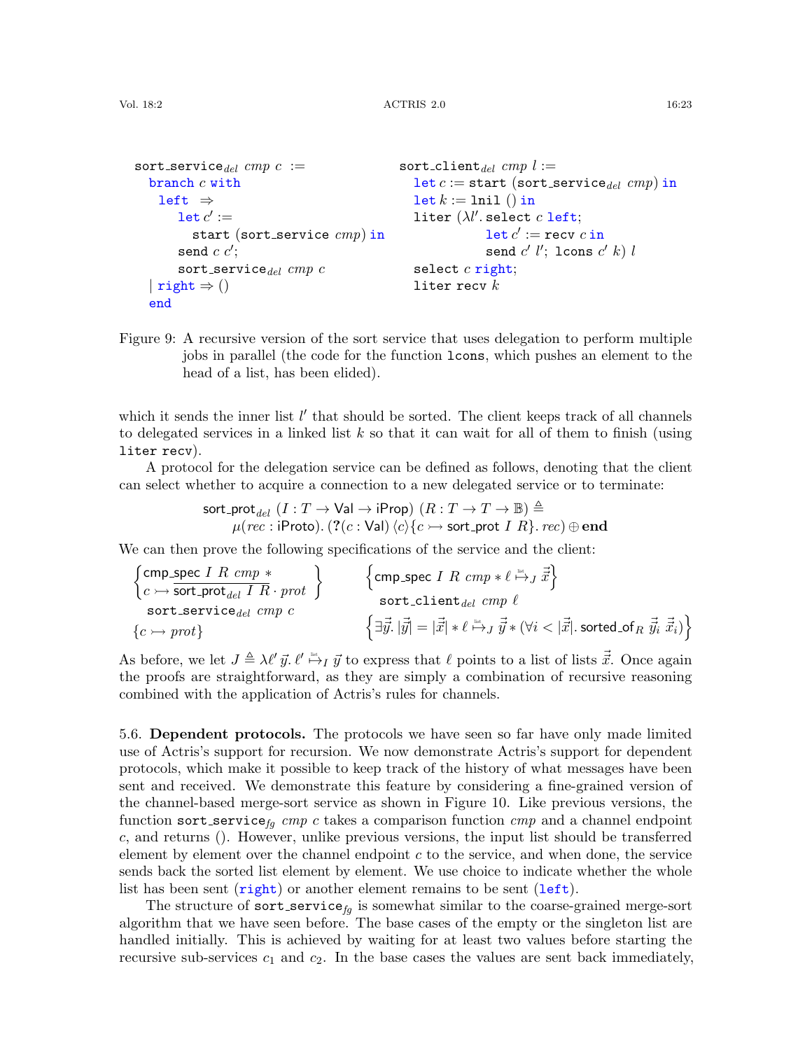```
sort_service_del cmp c :=
  branch c with
   left ⇒
     let c' :=
       start (sort_service cmp) in
     send c c';
     sort_service_del cmp c
  | right ⇒ ()
  end
```

```
sort_client_del cmp l :=
  let c := start (sort_service_del cmp) in
  let k := lnil () in
  liter (λl'. select c left;
              let c' := recv c in
              send c' l'; lcons c' k) l
  select c right;
  liter recv k
```

Figure 9: A recursive version of the sort service that uses delegation to perform multiple jobs in parallel (the code for the function `lcons`, which pushes an element to the head of a list, has been elided).

which it sends the inner list $l'$ that should be sorted. The client keeps track of all channels to delegated services in a linked list $k$ so that it can wait for all of them to finish (using `liter recv`).

A protocol for the delegation service can be defined as follows, denoting that the client can select whether to acquire a connection to a new delegated service or to terminate:

$$\mathsf{sort\_prot}_{del}\ (I : T \to \mathsf{Val} \to \mathsf{iProp})\ (R : T \to T \to \mathbb{B}) \triangleq \mu(rec : \mathsf{iProto}).\ (\mathbf{?}(c : \mathsf{Val})\,\langle c\rangle\{c \rightarrowtail \mathsf{sort\_prot}\ I\ R\}.\ rec) \oplus \mathbf{end}$$

We can then prove the following specifications of the service and the client:

$$\left\{\begin{array}{l}\mathsf{cmp\_spec}\ I\ R\ cmp\ * \\ c \rightarrowtail \overline{\mathsf{sort\_prot}_{del}\ I\ R} \cdot prot\end{array}\right\}\quad \mathtt{sort\_service}_{del}\ cmp\ c \quad \{c \rightarrowtail prot\}$$

$$\left\{\mathsf{cmp\_spec}\ I\ R\ cmp * \ell \overset{\text{list}}{\mapsto}_J \vec{\vec{x}}\right\}\quad \mathtt{sort\_client}_{del}\ cmp\ \ell \quad \left\{\exists \vec{\vec{y}}.\ |\vec{\vec{y}}| = |\vec{\vec{x}}| * \ell \overset{\text{list}}{\mapsto}_J \vec{\vec{y}} * (\forall i < |\vec{\vec{x}}|.\ \mathsf{sorted\_of}_R\ \vec{\vec{y}}_i\ \vec{\vec{x}}_i)\right\}$$

As before, we let $J \triangleq \lambda \ell'\,\vec{y}.\ \ell' \overset{\text{list}}{\mapsto}_I \vec{y}$ to express that $\ell$ points to a list of lists $\vec{\vec{x}}$. Once again the proofs are straightforward, as they are simply a combination of recursive reasoning combined with the application of Actris's rules for channels.

5.6. **Dependent protocols.** The protocols we have seen so far have only made limited use of Actris's support for recursion. We now demonstrate Actris's support for dependent protocols, which make it possible to keep track of the history of what messages have been sent and received. We demonstrate this feature by considering a fine-grained version of the channel-based merge-sort service as shown in Figure 10. Like previous versions, the function $\mathtt{sort\_service}_{fg}\ cmp\ c$ takes a comparison function $cmp$ and a channel endpoint $c$, and returns (). However, unlike previous versions, the input list should be transferred element by element over the channel endpoint $c$ to the service, and when done, the service sends back the sorted list element by element. We use choice to indicate whether the whole list has been sent (`right`) or another element remains to be sent (`left`).

The structure of $\mathtt{sort\_service}_{fg}$ is somewhat similar to the coarse-grained merge-sort algorithm that we have seen before. The base cases of the empty or the singleton list are handled initially. This is achieved by waiting for at least two values before starting the recursive sub-services $c_1$ and $c_2$. In the base cases the values are sent back immediately,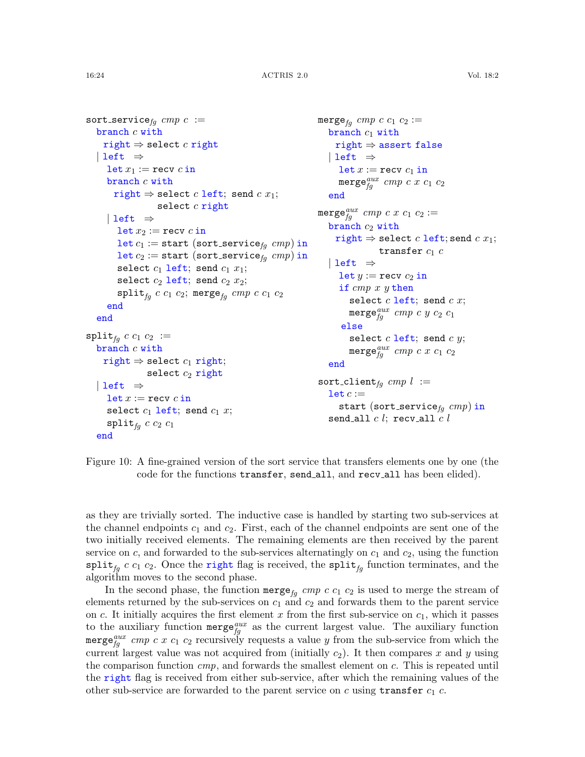```
sort_service_fg cmp c :=
  branch c with
    right ⇒ select c right
  | left ⇒
     let x1 := recv c in
     branch c with
       right ⇒ select c left; send c x1;
               select c right
     | left ⇒
        let x2 := recv c in
        let c1 := start (sort_service_fg cmp) in
        let c2 := start (sort_service_fg cmp) in
        select c1 left; send c1 x1;
        select c2 left; send c2 x2;
        split_fg c c1 c2; merge_fg cmp c c1 c2
     end
  end

split_fg c c1 c2 :=
  branch c with
    right ⇒ select c1 right;
            select c2 right
  | left ⇒
     let x := recv c in
     select c1 left; send c1 x;
     split_fg c c2 c1
  end

merge_fg cmp c c1 c2 :=
  branch c1 with
    right ⇒ assert false
  | left ⇒
     let x := recv c1 in
     merge_fg^aux cmp c x c1 c2
  end

merge_fg^aux cmp c x c1 c2 :=
  branch c2 with
    right ⇒ select c left; send c x1;
            transfer c1 c
  | left ⇒
     let y := recv c2 in
     if cmp x y then
       select c left; send c x;
       merge_fg^aux cmp c y c2 c1
     else
       select c left; send c y;
       merge_fg^aux cmp c x c1 c2
  end

sort_client_fg cmp l :=
  let c :=
    start (sort_service_fg cmp) in
  send_all c l; recv_all c l
```

Figure 10: A fine-grained version of the sort service that transfers elements one by one (the code for the functions `transfer`, `send_all`, and `recv_all` has been elided).

as they are trivially sorted. The inductive case is handled by starting two sub-services at the channel endpoints $c_1$ and $c_2$. First, each of the channel endpoints are sent one of the two initially received elements. The remaining elements are then received by the parent service on $c$, and forwarded to the sub-services alternatingly on $c_1$ and $c_2$, using the function $\texttt{split}_{fg}\ c\ c_1\ c_2$. Once the `right` flag is received, the $\texttt{split}_{fg}$ function terminates, and the algorithm moves to the second phase.

In the second phase, the function $\texttt{merge}_{fg}\ cmp\ c\ c_1\ c_2$ is used to merge the stream of elements returned by the sub-services on $c_1$ and $c_2$ and forwards them to the parent service on $c$. It initially acquires the first element $x$ from the first sub-service on $c_1$, which it passes to the auxiliary function $\texttt{merge}_{fg}^{aux}$ as the current largest value. The auxiliary function $\texttt{merge}_{fg}^{aux}\ cmp\ c\ x\ c_1\ c_2$ recursively requests a value $y$ from the sub-service from which the current largest value was not acquired from (initially $c_2$). It then compares $x$ and $y$ using the comparison function $cmp$, and forwards the smallest element on $c$. This is repeated until the `right` flag is received from either sub-service, after which the remaining values of the other sub-service are forwarded to the parent service on $c$ using `transfer` $c_1$ $c$.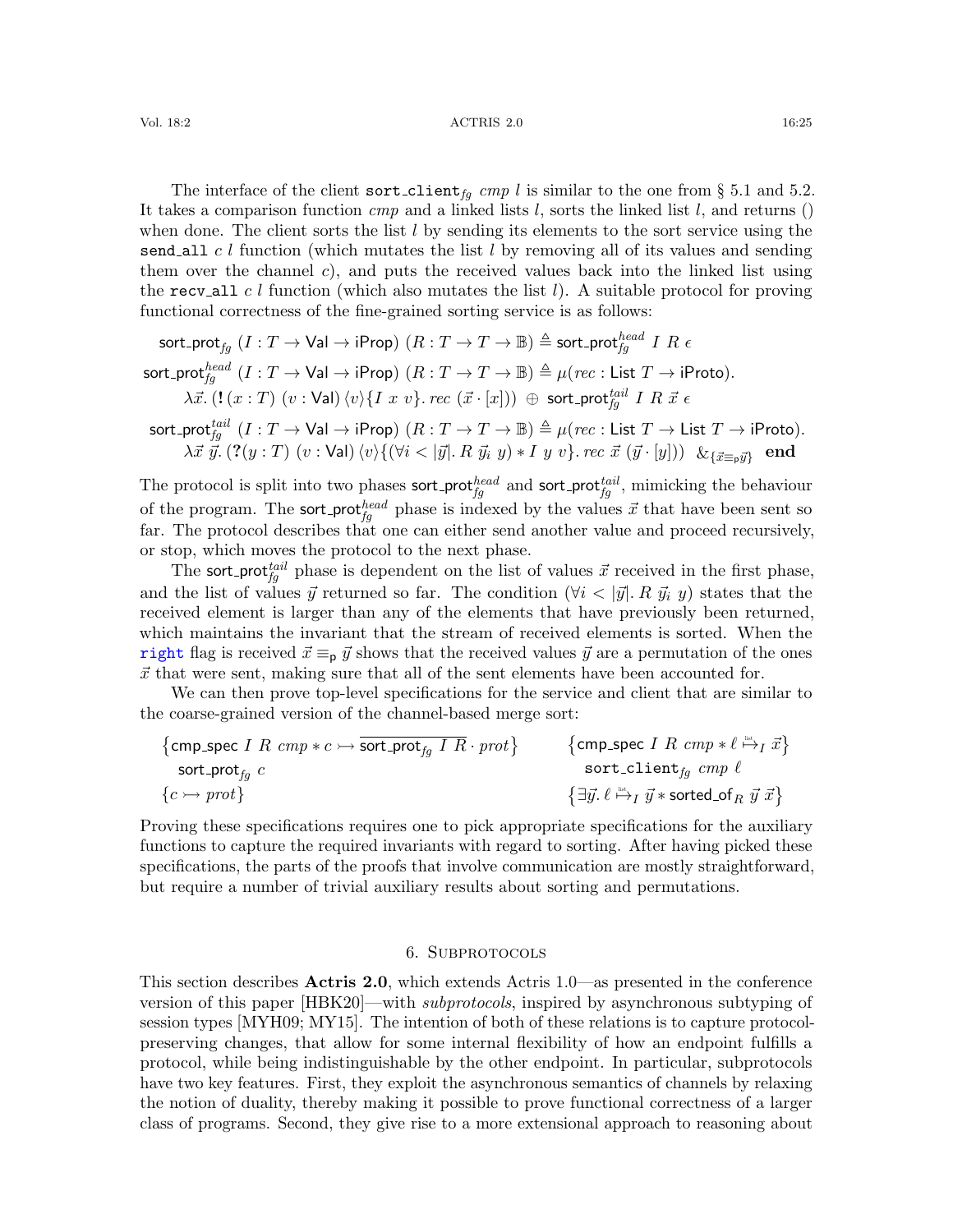The interface of the client $\texttt{sort\_client}_{fg}\ cmp\ l$ is similar to the one from § 5.1 and 5.2. It takes a comparison function $cmp$ and a linked lists $l$, sorts the linked list $l$, and returns () when done. The client sorts the list $l$ by sending its elements to the sort service using the $\texttt{send\_all}\ c\ l$ function (which mutates the list $l$ by removing all of its values and sending them over the channel $c$), and puts the received values back into the linked list using the $\texttt{recv\_all}\ c\ l$ function (which also mutates the list $l$). A suitable protocol for proving functional correctness of the fine-grained sorting service is as follows:

$$\mathsf{sort\_prot}_{fg}\ (I : T \to \mathsf{Val} \to \mathsf{iProp})\ (R : T \to T \to \mathbb{B}) \triangleq \mathsf{sort\_prot}_{fg}^{head}\ I\ R\ \epsilon$$

$$\begin{aligned}\mathsf{sort\_prot}_{fg}^{head}\ (I : T \to \mathsf{Val} \to \mathsf{iProp})\ (R : T \to T \to \mathbb{B}) &\triangleq \mu(rec : \mathsf{List}\ T \to \mathsf{iProto}).\\ &\lambda \vec{x}.\, (\mathbf{!}\,(x : T)\ (v : \mathsf{Val})\,\langle v\rangle\{I\ x\ v\}.\, rec\ (\vec{x}\cdot[x]))\ \oplus\ \mathsf{sort\_prot}_{fg}^{tail}\ I\ R\ \vec{x}\ \epsilon\end{aligned}$$

$$\begin{aligned}\mathsf{sort\_prot}_{fg}^{tail}\ (I : T \to \mathsf{Val} \to \mathsf{iProp})\ (R : T \to T \to \mathbb{B}) &\triangleq \mu(rec : \mathsf{List}\ T \to \mathsf{List}\ T \to \mathsf{iProto}).\\ &\lambda \vec{x}\ \vec{y}.\, (\mathbf{?}(y : T)\ (v : \mathsf{Val})\,\langle v\rangle\{(\forall i < |\vec{y}|.\, R\ \vec{y}_i\ y) * I\ y\ v\}.\, rec\ \vec{x}\ (\vec{y}\cdot[y]))\ \ \&_{\{\vec{x}\equiv_{\mathsf{p}}\vec{y}\}}\ \ \mathbf{end}\end{aligned}$$

The protocol is split into two phases $\mathsf{sort\_prot}_{fg}^{head}$ and $\mathsf{sort\_prot}_{fg}^{tail}$, mimicking the behaviour of the program. The $\mathsf{sort\_prot}_{fg}^{head}$ phase is indexed by the values $\vec{x}$ that have been sent so far. The protocol describes that one can either send another value and proceed recursively, or stop, which moves the protocol to the next phase.

The $\mathsf{sort\_prot}_{fg}^{tail}$ phase is dependent on the list of values $\vec{x}$ received in the first phase, and the list of values $\vec{y}$ returned so far. The condition $(\forall i < |\vec{y}|.\, R\ \vec{y}_i\ y)$ states that the received element is larger than any of the elements that have previously been returned, which maintains the invariant that the stream of received elements is sorted. When the right flag is received $\vec{x} \equiv_{\mathsf{p}} \vec{y}$ shows that the received values $\vec{y}$ are a permutation of the ones $\vec{x}$ that were sent, making sure that all of the sent elements have been accounted for.

We can then prove top-level specifications for the service and client that are similar to the coarse-grained version of the channel-based merge sort:

$$\begin{array}{ll}\{\mathsf{cmp\_spec}\ I\ R\ cmp * c \rightarrowtail \overline{\mathsf{sort\_prot}_{fg}\ I\ R} \cdot prot\} & \{\mathsf{cmp\_spec}\ I\ R\ cmp * \ell \overset{\text{list}}{\mapsto}_I \vec{x}\}\\ \quad \mathsf{sort\_prot}_{fg}\ c & \quad \texttt{sort\_client}_{fg}\ cmp\ \ell\\ \{c \rightarrowtail prot\} & \{\exists \vec{y}.\, \ell \overset{\text{list}}{\mapsto}_I \vec{y} * \mathsf{sorted\_of}_R\ \vec{y}\ \vec{x}\}\end{array}$$

Proving these specifications requires one to pick appropriate specifications for the auxiliary functions to capture the required invariants with regard to sorting. After having picked these specifications, the parts of the proofs that involve communication are mostly straightforward, but require a number of trivial auxiliary results about sorting and permutations.

## 6. Subprotocols

This section describes **Actris 2.0**, which extends Actris 1.0—as presented in the conference version of this paper [HBK20]—with *subprotocols*, inspired by asynchronous subtyping of session types [MYH09; MY15]. The intention of both of these relations is to capture protocol-preserving changes, that allow for some internal flexibility of how an endpoint fulfills a protocol, while being indistinguishable by the other endpoint. In particular, subprotocols have two key features. First, they exploit the asynchronous semantics of channels by relaxing the notion of duality, thereby making it possible to prove functional correctness of a larger class of programs. Second, they give rise to a more extensional approach to reasoning about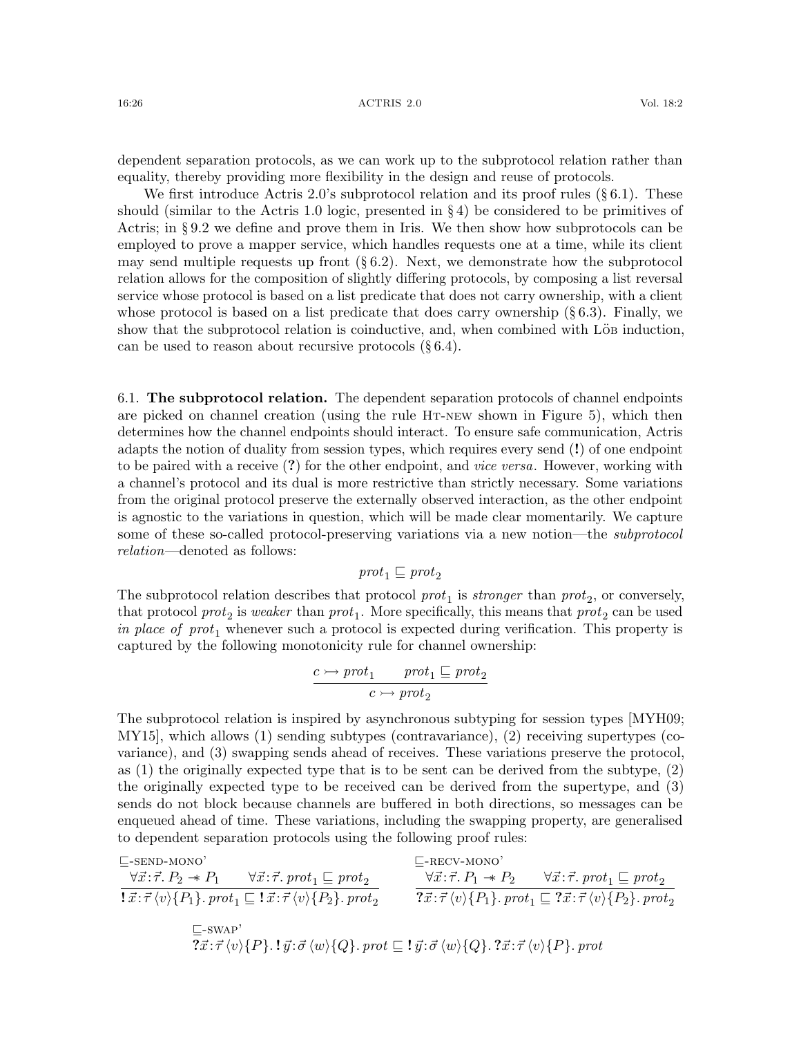dependent separation protocols, as we can work up to the subprotocol relation rather than equality, thereby providing more flexibility in the design and reuse of protocols.

We first introduce Actris 2.0's subprotocol relation and its proof rules (§ 6.1). These should (similar to the Actris 1.0 logic, presented in § 4) be considered to be primitives of Actris; in § 9.2 we define and prove them in Iris. We then show how subprotocols can be employed to prove a mapper service, which handles requests one at a time, while its client may send multiple requests up front (§ 6.2). Next, we demonstrate how the subprotocol relation allows for the composition of slightly differing protocols, by composing a list reversal service whose protocol is based on a list predicate that does not carry ownership, with a client whose protocol is based on a list predicate that does carry ownership (§ 6.3). Finally, we show that the subprotocol relation is coinductive, and, when combined with Löb induction, can be used to reason about recursive protocols (§ 6.4).

6.1. **The subprotocol relation.** The dependent separation protocols of channel endpoints are picked on channel creation (using the rule Ht-new shown in Figure 5), which then determines how the channel endpoints should interact. To ensure safe communication, Actris adapts the notion of duality from session types, which requires every send (**!**) of one endpoint to be paired with a receive (**?**) for the other endpoint, and *vice versa*. However, working with a channel's protocol and its dual is more restrictive than strictly necessary. Some variations from the original protocol preserve the externally observed interaction, as the other endpoint is agnostic to the variations in question, which will be made clear momentarily. We capture some of these so-called protocol-preserving variations via a new notion—the *subprotocol relation*—denoted as follows:

$$\mathit{prot}_1 \sqsubseteq \mathit{prot}_2$$

The subprotocol relation describes that protocol $\mathit{prot}_1$ is *stronger* than $\mathit{prot}_2$, or conversely, that protocol $\mathit{prot}_2$ is *weaker* than $\mathit{prot}_1$. More specifically, this means that $\mathit{prot}_2$ can be used *in place of* $\mathit{prot}_1$ whenever such a protocol is expected during verification. This property is captured by the following monotonicity rule for channel ownership:

$$\frac{c \rightarrowtail \mathit{prot}_1 \qquad \mathit{prot}_1 \sqsubseteq \mathit{prot}_2}{c \rightarrowtail \mathit{prot}_2}$$

The subprotocol relation is inspired by asynchronous subtyping for session types [MYH09; MY15], which allows (1) sending subtypes (contravariance), (2) receiving supertypes (covariance), and (3) swapping sends ahead of receives. These variations preserve the protocol, as (1) the originally expected type that is to be sent can be derived from the subtype, (2) the originally expected type to be received can be derived from the supertype, and (3) sends do not block because channels are buffered in both directions, so messages can be enqueued ahead of time. These variations, including the swapping property, are generalised to dependent separation protocols using the following proof rules:

⊑-send-mono'
$$\frac{\forall \vec{x}{:}\vec{\tau}.\, P_2 \twoheadrightarrow P_1 \qquad \forall \vec{x}{:}\vec{\tau}.\, \mathit{prot}_1 \sqsubseteq \mathit{prot}_2}{\mathbf{!}\, \vec{x}{:}\vec{\tau}\, \langle v \rangle \{P_1\}.\, \mathit{prot}_1 \sqsubseteq \mathbf{!}\, \vec{x}{:}\vec{\tau}\, \langle v \rangle \{P_2\}.\, \mathit{prot}_2}$$

⊑-recv-mono'
$$\frac{\forall \vec{x}{:}\vec{\tau}.\, P_1 \twoheadrightarrow P_2 \qquad \forall \vec{x}{:}\vec{\tau}.\, \mathit{prot}_1 \sqsubseteq \mathit{prot}_2}{\mathbf{?}\, \vec{x}{:}\vec{\tau}\, \langle v \rangle \{P_1\}.\, \mathit{prot}_1 \sqsubseteq \mathbf{?}\, \vec{x}{:}\vec{\tau}\, \langle v \rangle \{P_2\}.\, \mathit{prot}_2}$$

⊑-swap'
$$\mathbf{?}\, \vec{x}{:}\vec{\tau}\, \langle v \rangle \{P\}.\, \mathbf{!}\, \vec{y}{:}\vec{\sigma}\, \langle w \rangle \{Q\}.\, \mathit{prot} \sqsubseteq \mathbf{!}\, \vec{y}{:}\vec{\sigma}\, \langle w \rangle \{Q\}.\, \mathbf{?}\, \vec{x}{:}\vec{\tau}\, \langle v \rangle \{P\}.\, \mathit{prot}$$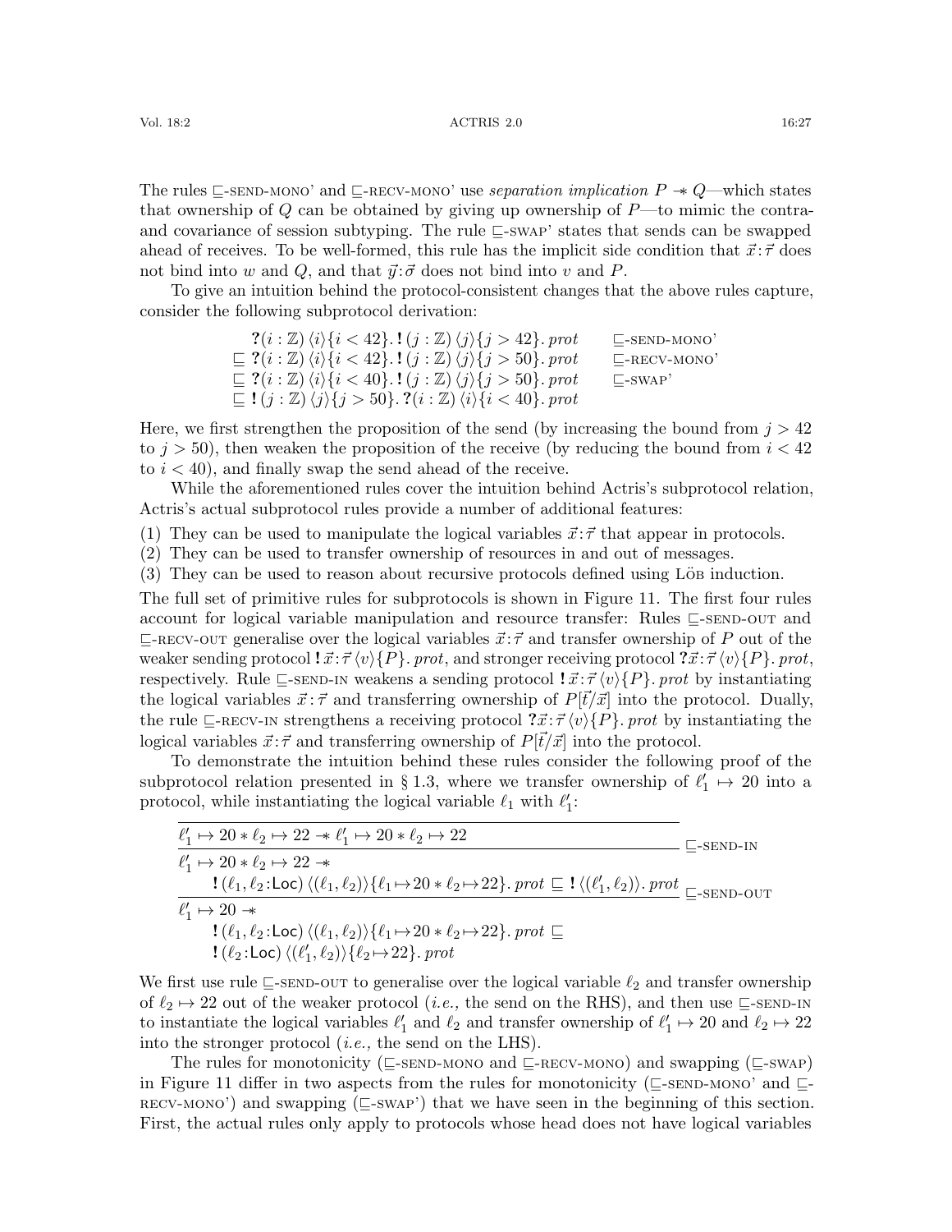The rules ⊑-send-mono' and ⊑-recv-mono' use *separation implication* $P \mathrel{-\!\!*} Q$—which states that ownership of $Q$ can be obtained by giving up ownership of $P$—to mimic the contra- and covariance of session subtyping. The rule ⊑-swap' states that sends can be swapped ahead of receives. To be well-formed, this rule has the implicit side condition that $\vec{x}:\vec{\tau}$ does not bind into $w$ and $Q$, and that $\vec{y}:\vec{\sigma}$ does not bind into $v$ and $P$.

To give an intuition behind the protocol-consistent changes that the above rules capture, consider the following subprotocol derivation:

$$
\begin{array}{ll}
\phantom{\sqsubseteq}\ \mathbf{?}(i:\mathbb{Z})\,\langle i\rangle\{i<42\}.\,\mathbf{!}\,(j:\mathbb{Z})\,\langle j\rangle\{j>42\}.\,\mathit{prot} & \sqsubseteq\text{-SEND-MONO'}\\
\sqsubseteq\ \mathbf{?}(i:\mathbb{Z})\,\langle i\rangle\{i<42\}.\,\mathbf{!}\,(j:\mathbb{Z})\,\langle j\rangle\{j>50\}.\,\mathit{prot} & \sqsubseteq\text{-RECV-MONO'}\\
\sqsubseteq\ \mathbf{?}(i:\mathbb{Z})\,\langle i\rangle\{i<40\}.\,\mathbf{!}\,(j:\mathbb{Z})\,\langle j\rangle\{j>50\}.\,\mathit{prot} & \sqsubseteq\text{-SWAP'}\\
\sqsubseteq\ \mathbf{!}\,(j:\mathbb{Z})\,\langle j\rangle\{j>50\}.\,\mathbf{?}(i:\mathbb{Z})\,\langle i\rangle\{i<40\}.\,\mathit{prot} &
\end{array}
$$

Here, we first strengthen the proposition of the send (by increasing the bound from $j > 42$ to $j > 50$), then weaken the proposition of the receive (by reducing the bound from $i < 42$ to $i < 40$), and finally swap the send ahead of the receive.

While the aforementioned rules cover the intuition behind Actris's subprotocol relation, Actris's actual subprotocol rules provide a number of additional features:

(1) They can be used to manipulate the logical variables $\vec{x}:\vec{\tau}$ that appear in protocols.
(2) They can be used to transfer ownership of resources in and out of messages.
(3) They can be used to reason about recursive protocols defined using Löb induction.

The full set of primitive rules for subprotocols is shown in Figure 11. The first four rules account for logical variable manipulation and resource transfer: Rules ⊑-send-out and ⊑-recv-out generalise over the logical variables $\vec{x}:\vec{\tau}$ and transfer ownership of $P$ out of the weaker sending protocol $\mathbf{!}\,\vec{x}:\vec{\tau}\,\langle v\rangle\{P\}.\,\mathit{prot}$, and stronger receiving protocol $\mathbf{?}\vec{x}:\vec{\tau}\,\langle v\rangle\{P\}.\,\mathit{prot}$, respectively. Rule ⊑-send-in weakens a sending protocol $\mathbf{!}\,\vec{x}:\vec{\tau}\,\langle v\rangle\{P\}.\,\mathit{prot}$ by instantiating the logical variables $\vec{x}:\vec{\tau}$ and transferring ownership of $P[\vec{t}/\vec{x}]$ into the protocol. Dually, the rule ⊑-recv-in strengthens a receiving protocol $\mathbf{?}\vec{x}:\vec{\tau}\,\langle v\rangle\{P\}.\,\mathit{prot}$ by instantiating the logical variables $\vec{x}:\vec{\tau}$ and transferring ownership of $P[\vec{t}/\vec{x}]$ into the protocol.

To demonstrate the intuition behind these rules consider the following proof of the subprotocol relation presented in § 1.3, where we transfer ownership of $\ell_1' \mapsto 20$ into a protocol, while instantiating the logical variable $\ell_1$ with $\ell_1'$:

$$
\dfrac{\dfrac{\ell_1' \mapsto 20 * \ell_2 \mapsto 22 \mathrel{-\!\!*} \ell_1' \mapsto 20 * \ell_2 \mapsto 22}{\begin{array}{l}\ell_1' \mapsto 20 * \ell_2 \mapsto 22 \mathrel{-\!\!*}\\ \quad \mathbf{!}\,(\ell_1,\ell_2:\mathsf{Loc})\,\langle(\ell_1,\ell_2)\rangle\{\ell_1\mapsto 20 * \ell_2\mapsto 22\}.\,\mathit{prot} \sqsubseteq \mathbf{!}\,\langle(\ell_1',\ell_2)\rangle.\,\mathit{prot}\end{array}}\ \sqsubseteq\text{-SEND-IN}}{\begin{array}{l}\ell_1' \mapsto 20 \mathrel{-\!\!*}\\ \quad \mathbf{!}\,(\ell_1,\ell_2:\mathsf{Loc})\,\langle(\ell_1,\ell_2)\rangle\{\ell_1\mapsto 20 * \ell_2\mapsto 22\}.\,\mathit{prot} \sqsubseteq\\ \quad \mathbf{!}\,(\ell_2:\mathsf{Loc})\,\langle(\ell_1',\ell_2)\rangle\{\ell_2\mapsto 22\}.\,\mathit{prot}\end{array}}\ \sqsubseteq\text{-SEND-OUT}
$$

We first use rule ⊑-send-out to generalise over the logical variable $\ell_2$ and transfer ownership of $\ell_2 \mapsto 22$ out of the weaker protocol (*i.e.,* the send on the RHS), and then use ⊑-send-in to instantiate the logical variables $\ell_1'$ and $\ell_2$ and transfer ownership of $\ell_1' \mapsto 20$ and $\ell_2 \mapsto 22$ into the stronger protocol (*i.e.,* the send on the LHS).

The rules for monotonicity (⊑-send-mono and ⊑-recv-mono) and swapping (⊑-swap) in Figure 11 differ in two aspects from the rules for monotonicity (⊑-send-mono' and ⊑-recv-mono') and swapping (⊑-swap') that we have seen in the beginning of this section. First, the actual rules only apply to protocols whose head does not have logical variables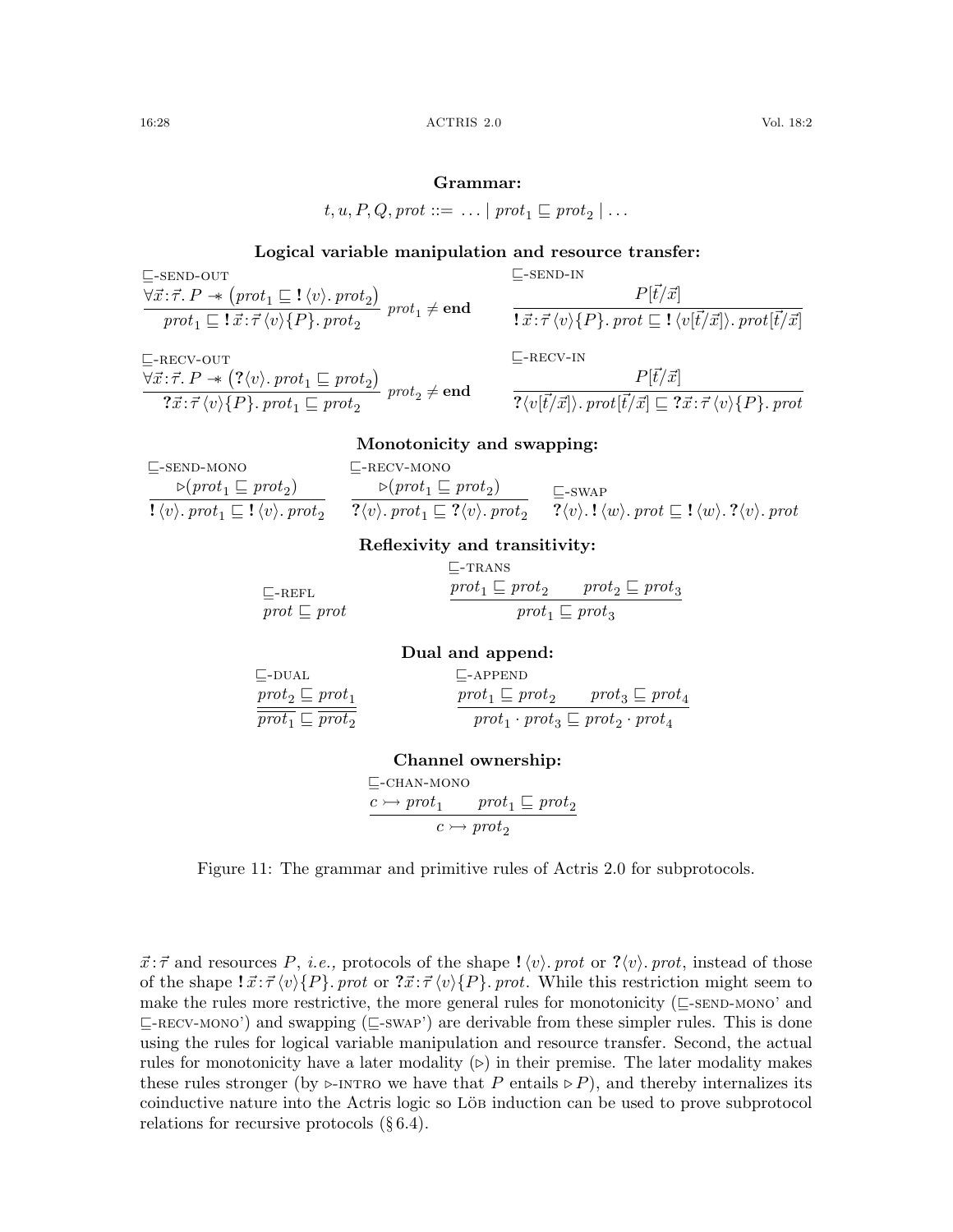**Grammar:**

$$t, u, P, Q, prot ::= \ldots \mid prot_1 \sqsubseteq prot_2 \mid \ldots$$

**Logical variable manipulation and resource transfer:**

$\sqsubseteq$-SEND-OUT
$$\frac{\forall \vec{x}:\vec{\tau}.\, P \twoheadrightarrow \left(prot_1 \sqsubseteq \mathbf{!}\,\langle v\rangle.\, prot_2\right)}{prot_1 \sqsubseteq \mathbf{!}\,\vec{x}:\vec{\tau}\,\langle v\rangle\{P\}.\, prot_2}\ prot_1 \neq \mathbf{end}$$

$\sqsubseteq$-SEND-IN
$$\frac{P[\vec{t}/\vec{x}]}{\mathbf{!}\,\vec{x}:\vec{\tau}\,\langle v\rangle\{P\}.\, prot \sqsubseteq \mathbf{!}\,\langle v[\vec{t}/\vec{x}]\rangle.\, prot[\vec{t}/\vec{x}]}$$

$\sqsubseteq$-RECV-OUT
$$\frac{\forall \vec{x}:\vec{\tau}.\, P \twoheadrightarrow \left(\mathbf{?}\langle v\rangle.\, prot_1 \sqsubseteq prot_2\right)}{\mathbf{?}\vec{x}:\vec{\tau}\,\langle v\rangle\{P\}.\, prot_1 \sqsubseteq prot_2}\ prot_2 \neq \mathbf{end}$$

$\sqsubseteq$-RECV-IN
$$\frac{P[\vec{t}/\vec{x}]}{\mathbf{?}\langle v[\vec{t}/\vec{x}]\rangle.\, prot[\vec{t}/\vec{x}] \sqsubseteq \mathbf{?}\vec{x}:\vec{\tau}\,\langle v\rangle\{P\}.\, prot}$$

**Monotonicity and swapping:**

$\sqsubseteq$-SEND-MONO
$$\frac{\triangleright(prot_1 \sqsubseteq prot_2)}{\mathbf{!}\,\langle v\rangle.\, prot_1 \sqsubseteq \mathbf{!}\,\langle v\rangle.\, prot_2}$$

$\sqsubseteq$-RECV-MONO
$$\frac{\triangleright(prot_1 \sqsubseteq prot_2)}{\mathbf{?}\langle v\rangle.\, prot_1 \sqsubseteq \mathbf{?}\langle v\rangle.\, prot_2}$$

$\sqsubseteq$-SWAP
$$\mathbf{?}\langle v\rangle.\, \mathbf{!}\,\langle w\rangle.\, prot \sqsubseteq \mathbf{!}\,\langle w\rangle.\, \mathbf{?}\langle v\rangle.\, prot$$

**Reflexivity and transitivity:**

$\sqsubseteq$-REFL
$$prot \sqsubseteq prot$$

$\sqsubseteq$-TRANS
$$\frac{prot_1 \sqsubseteq prot_2 \qquad prot_2 \sqsubseteq prot_3}{prot_1 \sqsubseteq prot_3}$$

**Dual and append:**

$\sqsubseteq$-DUAL
$$\frac{prot_2 \sqsubseteq prot_1}{\overline{prot_1} \sqsubseteq \overline{prot_2}}$$

$\sqsubseteq$-APPEND
$$\frac{prot_1 \sqsubseteq prot_2 \qquad prot_3 \sqsubseteq prot_4}{prot_1 \cdot prot_3 \sqsubseteq prot_2 \cdot prot_4}$$

**Channel ownership:**

$\sqsubseteq$-CHAN-MONO
$$\frac{c \rightarrowtail prot_1 \qquad prot_1 \sqsubseteq prot_2}{c \rightarrowtail prot_2}$$

Figure 11: The grammar and primitive rules of Actris 2.0 for subprotocols.

$\vec{x}:\vec{\tau}$ and resources $P$, *i.e.,* protocols of the shape $\mathbf{!}\,\langle v\rangle.\, prot$ or $\mathbf{?}\langle v\rangle.\, prot$, instead of those of the shape $\mathbf{!}\,\vec{x}:\vec{\tau}\,\langle v\rangle\{P\}.\, prot$ or $\mathbf{?}\vec{x}:\vec{\tau}\,\langle v\rangle\{P\}.\, prot$. While this restriction might seem to make the rules more restrictive, the more general rules for monotonicity ($\sqsubseteq$-SEND-MONO' and $\sqsubseteq$-RECV-MONO') and swapping ($\sqsubseteq$-SWAP') are derivable from these simpler rules. This is done using the rules for logical variable manipulation and resource transfer. Second, the actual rules for monotonicity have a later modality ($\triangleright$) in their premise. The later modality makes these rules stronger (by $\triangleright$-INTRO we have that $P$ entails $\triangleright P$), and thereby internalizes its coinductive nature into the Actris logic so Löb induction can be used to prove subprotocol relations for recursive protocols (§ 6.4).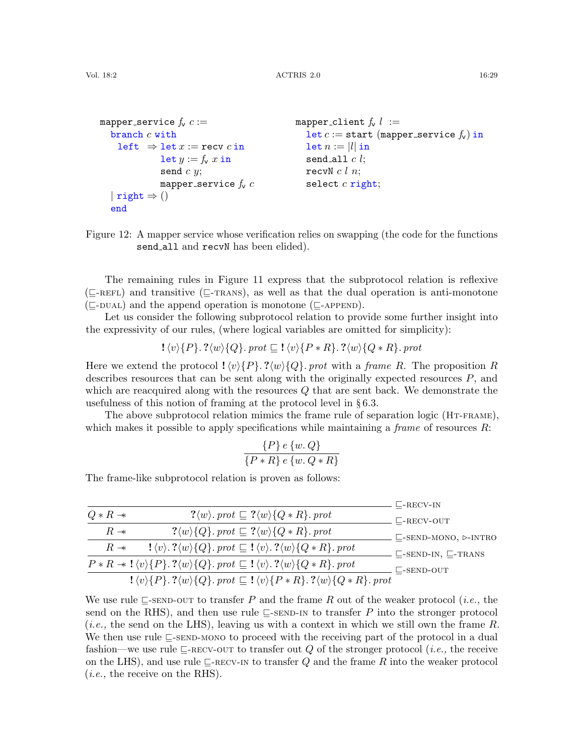```
mapper_service f_v c :=
  branch c with
   left  ⇒ let x := recv c in
           let y := f_v x in
           send c y;
           mapper_service f_v c
  | right ⇒ ()
  end
```

```
mapper_client f_v l :=
  let c := start (mapper_service f_v) in
  let n := |l| in
  send_all c l;
  recvN c l n;
  select c right;
```

Figure 12: A mapper service whose verification relies on swapping (the code for the functions `send_all` and `recvN` has been elided).

The remaining rules in Figure 11 express that the subprotocol relation is reflexive ($\sqsubseteq$-REFL) and transitive ($\sqsubseteq$-TRANS), as well as that the dual operation is anti-monotone ($\sqsubseteq$-DUAL) and the append operation is monotone ($\sqsubseteq$-APPEND).

Let us consider the following subprotocol relation to provide some further insight into the expressivity of our rules, (where logical variables are omitted for simplicity):

$$\mathbf{!}\,\langle v\rangle\{P\}.\,\mathbf{?}\langle w\rangle\{Q\}.\,\mathit{prot} \sqsubseteq \mathbf{!}\,\langle v\rangle\{P * R\}.\,\mathbf{?}\langle w\rangle\{Q * R\}.\,\mathit{prot}$$

Here we extend the protocol $\mathbf{!}\,\langle v\rangle\{P\}.\,\mathbf{?}\langle w\rangle\{Q\}.\,\mathit{prot}$ with a *frame* $R$. The proposition $R$ describes resources that can be sent along with the originally expected resources $P$, and which are reacquired along with the resources $Q$ that are sent back. We demonstrate the usefulness of this notion of framing at the protocol level in § 6.3.

The above subprotocol relation mimics the frame rule of separation logic (HT-FRAME), which makes it possible to apply specifications while maintaining a *frame* of resources $R$:

$$\frac{\{P\}\; e\; \{w.\, Q\}}{\{P * R\}\; e\; \{w.\, Q * R\}}$$

The frame-like subprotocol relation is proven as follows:

$$\cfrac{\cfrac{\cfrac{\cfrac{\cfrac{}{Q * R \twoheadrightarrow \quad \mathbf{?}\langle w\rangle.\,\mathit{prot} \sqsubseteq \mathbf{?}\langle w\rangle\{Q * R\}.\,\mathit{prot}}\ \sqsubseteq\text{-RECV-IN}}{R \twoheadrightarrow \quad \mathbf{?}\langle w\rangle\{Q\}.\,\mathit{prot} \sqsubseteq \mathbf{?}\langle w\rangle\{Q * R\}.\,\mathit{prot}}\ \sqsubseteq\text{-RECV-OUT}}{R \twoheadrightarrow \quad \mathbf{!}\,\langle v\rangle.\,\mathbf{?}\langle w\rangle\{Q\}.\,\mathit{prot} \sqsubseteq \mathbf{!}\,\langle v\rangle.\,\mathbf{?}\langle w\rangle\{Q * R\}.\,\mathit{prot}}\ \sqsubseteq\text{-SEND-MONO},\ \triangleright\text{-INTRO}}{P * R \twoheadrightarrow \mathbf{!}\,\langle v\rangle\{P\}.\,\mathbf{?}\langle w\rangle\{Q\}.\,\mathit{prot} \sqsubseteq \mathbf{!}\,\langle v\rangle.\,\mathbf{?}\langle w\rangle\{Q * R\}.\,\mathit{prot}}\ \sqsubseteq\text{-SEND-IN},\ \sqsubseteq\text{-TRANS}}{\mathbf{!}\,\langle v\rangle\{P\}.\,\mathbf{?}\langle w\rangle\{Q\}.\,\mathit{prot} \sqsubseteq \mathbf{!}\,\langle v\rangle\{P * R\}.\,\mathbf{?}\langle w\rangle\{Q * R\}.\,\mathit{prot}}\ \sqsubseteq\text{-SEND-OUT}$$

We use rule $\sqsubseteq$-SEND-OUT to transfer $P$ and the frame $R$ out of the weaker protocol (*i.e.,* the send on the RHS), and then use rule $\sqsubseteq$-SEND-IN to transfer $P$ into the stronger protocol (*i.e.,* the send on the LHS), leaving us with a context in which we still own the frame $R$. We then use rule $\sqsubseteq$-SEND-MONO to proceed with the receiving part of the protocol in a dual fashion—we use rule $\sqsubseteq$-RECV-OUT to transfer out $Q$ of the stronger protocol (*i.e.,* the receive on the LHS), and use rule $\sqsubseteq$-RECV-IN to transfer $Q$ and the frame $R$ into the weaker protocol (*i.e.,* the receive on the RHS).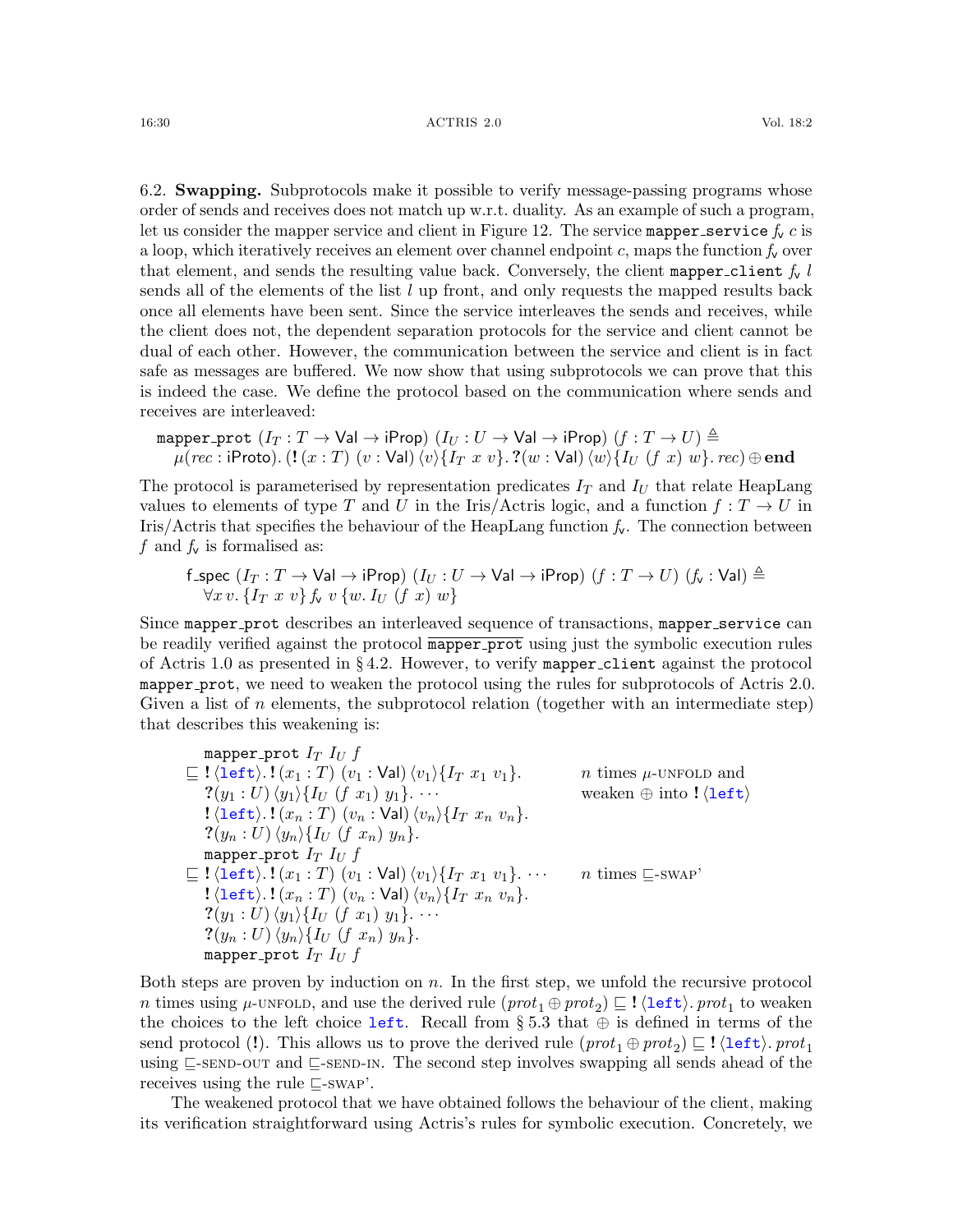6.2. **Swapping.** Subprotocols make it possible to verify message-passing programs whose order of sends and receives does not match up w.r.t. duality. As an example of such a program, let us consider the mapper service and client in Figure 12. The service `mapper_service` $f_{\mathsf{v}}$ $c$ is a loop, which iteratively receives an element over channel endpoint $c$, maps the function $f_{\mathsf{v}}$ over that element, and sends the resulting value back. Conversely, the client `mapper_client` $f_{\mathsf{v}}$ $l$ sends all of the elements of the list $l$ up front, and only requests the mapped results back once all elements have been sent. Since the service interleaves the sends and receives, while the client does not, the dependent separation protocols for the service and client cannot be dual of each other. However, the communication between the service and client is in fact safe as messages are buffered. We now show that using subprotocols we can prove that this is indeed the case. We define the protocol based on the communication where sends and receives are interleaved:

$$\begin{array}{l}\texttt{mapper\_prot}\ (I_T : T \to \mathsf{Val} \to \mathsf{iProp})\ (I_U : U \to \mathsf{Val} \to \mathsf{iProp})\ (f : T \to U) \triangleq \\ \quad \mu(\mathit{rec} : \mathsf{iProto}).\, (\mathbf{!}\,(x : T)\ (v : \mathsf{Val})\,\langle v\rangle\{I_T\ x\ v\}.\, \mathbf{?}(w : \mathsf{Val})\,\langle w\rangle\{I_U\ (f\ x)\ w\}.\, \mathit{rec}) \oplus \mathbf{end}\end{array}$$

The protocol is parameterised by representation predicates $I_T$ and $I_U$ that relate HeapLang values to elements of type $T$ and $U$ in the Iris/Actris logic, and a function $f : T \to U$ in Iris/Actris that specifies the behaviour of the HeapLang function $f_{\mathsf{v}}$. The connection between $f$ and $f_{\mathsf{v}}$ is formalised as:

$$\begin{array}{l}\mathsf{f\_spec}\ (I_T : T \to \mathsf{Val} \to \mathsf{iProp})\ (I_U : U \to \mathsf{Val} \to \mathsf{iProp})\ (f : T \to U)\ (f_{\mathsf{v}} : \mathsf{Val}) \triangleq \\ \quad \forall x\, v.\, \{I_T\ x\ v\}\, f_{\mathsf{v}}\ v\, \{w.\, I_U\ (f\ x)\ w\}\end{array}$$

Since `mapper_prot` describes an interleaved sequence of transactions, `mapper_service` can be readily verified against the protocol $\overline{\texttt{mapper\_prot}}$ using just the symbolic execution rules of Actris 1.0 as presented in § 4.2. However, to verify `mapper_client` against the protocol `mapper_prot`, we need to weaken the protocol using the rules for subprotocols of Actris 2.0. Given a list of $n$ elements, the subprotocol relation (together with an intermediate step) that describes this weakening is:

$$\begin{array}{lll}
& \texttt{mapper\_prot}\ I_T\ I_U\ f & \\
\sqsubseteq & \mathbf{!}\,\langle \texttt{left}\rangle.\,\mathbf{!}\,(x_1 : T)\ (v_1 : \mathsf{Val})\,\langle v_1\rangle\{I_T\ x_1\ v_1\}. & n \text{ times } \mu\text{-UNFOLD and} \\
& \mathbf{?}(y_1 : U)\,\langle y_1\rangle\{I_U\ (f\ x_1)\ y_1\}.\ \cdots & \text{weaken } \oplus \text{ into } \mathbf{!}\,\langle \texttt{left}\rangle \\
& \mathbf{!}\,\langle \texttt{left}\rangle.\,\mathbf{!}\,(x_n : T)\ (v_n : \mathsf{Val})\,\langle v_n\rangle\{I_T\ x_n\ v_n\}. & \\
& \mathbf{?}(y_n : U)\,\langle y_n\rangle\{I_U\ (f\ x_n)\ y_n\}. & \\
& \texttt{mapper\_prot}\ I_T\ I_U\ f & \\
\sqsubseteq & \mathbf{!}\,\langle \texttt{left}\rangle.\,\mathbf{!}\,(x_1 : T)\ (v_1 : \mathsf{Val})\,\langle v_1\rangle\{I_T\ x_1\ v_1\}.\ \cdots & n \text{ times } \sqsubseteq\text{-SWAP'} \\
& \mathbf{!}\,\langle \texttt{left}\rangle.\,\mathbf{!}\,(x_n : T)\ (v_n : \mathsf{Val})\,\langle v_n\rangle\{I_T\ x_n\ v_n\}. & \\
& \mathbf{?}(y_1 : U)\,\langle y_1\rangle\{I_U\ (f\ x_1)\ y_1\}.\ \cdots & \\
& \mathbf{?}(y_n : U)\,\langle y_n\rangle\{I_U\ (f\ x_n)\ y_n\}. & \\
& \texttt{mapper\_prot}\ I_T\ I_U\ f &
\end{array}$$

Both steps are proven by induction on $n$. In the first step, we unfold the recursive protocol $n$ times using $\mu$-UNFOLD, and use the derived rule $(\mathit{prot}_1 \oplus \mathit{prot}_2) \sqsubseteq \mathbf{!}\,\langle \texttt{left}\rangle.\,\mathit{prot}_1$ to weaken the choices to the left choice `left`. Recall from § 5.3 that $\oplus$ is defined in terms of the send protocol ($\mathbf{!}$). This allows us to prove the derived rule $(\mathit{prot}_1 \oplus \mathit{prot}_2) \sqsubseteq \mathbf{!}\,\langle \texttt{left}\rangle.\,\mathit{prot}_1$ using $\sqsubseteq$-SEND-OUT and $\sqsubseteq$-SEND-IN. The second step involves swapping all sends ahead of the receives using the rule $\sqsubseteq$-SWAP'.

The weakened protocol that we have obtained follows the behaviour of the client, making its verification straightforward using Actris's rules for symbolic execution. Concretely, we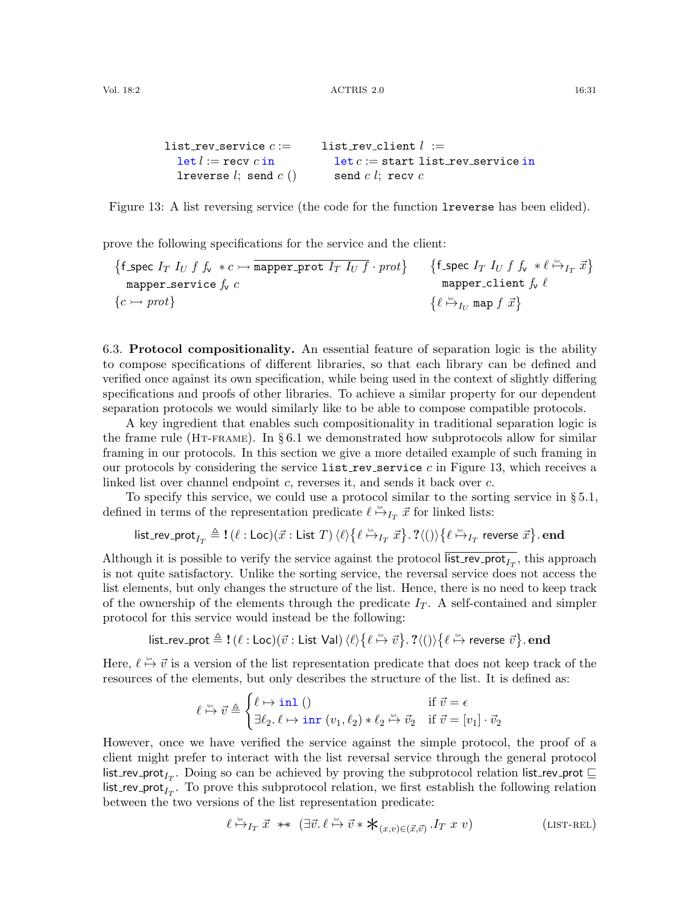```
list_rev_service c :=              list_rev_client l :=
  let l := recv c in                 let c := start list_rev_service in
  lreverse l; send c ()              send c l; recv c
```

Figure 13: A list reversing service (the code for the function `lreverse` has been elided).

prove the following specifications for the service and the client:

$$\{\mathsf{f\_spec}\ I_T\ I_U\ f\ f_{\mathsf{v}}\ * c \rightarrowtail \overline{\texttt{mapper\_prot}\ I_T\ I_U\ f} \cdot \mathit{prot}\}\quad \texttt{mapper\_service}\ f_{\mathsf{v}}\ c\quad \{c \rightarrowtail \mathit{prot}\}$$

$$\{\mathsf{f\_spec}\ I_T\ I_U\ f\ f_{\mathsf{v}}\ * \ell \overset{\text{list}}{\mapsto}_{I_T} \vec{x}\}\quad \texttt{mapper\_client}\ f_{\mathsf{v}}\ \ell\quad \{\ell \overset{\text{list}}{\mapsto}_{I_U} \texttt{map}\ f\ \vec{x}\}$$

6.3. **Protocol compositionality.** An essential feature of separation logic is the ability to compose specifications of different libraries, so that each library can be defined and verified once against its own specification, while being used in the context of slightly differing specifications and proofs of other libraries. To achieve a similar property for our dependent separation protocols we would similarly like to be able to compose compatible protocols.

A key ingredient that enables such compositionality in traditional separation logic is the frame rule (Ht-frame). In § 6.1 we demonstrated how subprotocols allow for similar framing in our protocols. In this section we give a more detailed example of such framing in our protocols by considering the service `list_rev_service` $c$ in Figure 13, which receives a linked list over channel endpoint $c$, reverses it, and sends it back over $c$.

To specify this service, we could use a protocol similar to the sorting service in § 5.1, defined in terms of the representation predicate $\ell \overset{\text{list}}{\mapsto}_{I_T} \vec{x}$ for linked lists:

$$\mathsf{list\_rev\_prot}_{I_T} \triangleq \mathbf{!}\,(\ell : \mathsf{Loc})(\vec{x} : \mathsf{List}\ T)\,\langle \ell \rangle \{\ell \overset{\text{list}}{\mapsto}_{I_T} \vec{x}\}.\,\mathbf{?}\langle () \rangle \{\ell \overset{\text{list}}{\mapsto}_{I_T} \mathsf{reverse}\ \vec{x}\}.\,\mathbf{end}$$

Although it is possible to verify the service against the protocol $\overline{\mathsf{list\_rev\_prot}_{I_T}}$, this approach is not quite satisfactory. Unlike the sorting service, the reversal service does not access the list elements, but only changes the structure of the list. Hence, there is no need to keep track of the ownership of the elements through the predicate $I_T$. A self-contained and simpler protocol for this service would instead be the following:

$$\mathsf{list\_rev\_prot} \triangleq \mathbf{!}\,(\ell : \mathsf{Loc})(\vec{v} : \mathsf{List}\ \mathsf{Val})\,\langle \ell \rangle \{\ell \overset{\text{list}}{\mapsto} \vec{v}\}.\,\mathbf{?}\langle () \rangle \{\ell \overset{\text{list}}{\mapsto} \mathsf{reverse}\ \vec{v}\}.\,\mathbf{end}$$

Here, $\ell \overset{\text{list}}{\mapsto} \vec{v}$ is a version of the list representation predicate that does not keep track of the resources of the elements, but only describes the structure of the list. It is defined as:

$$\ell \overset{\text{list}}{\mapsto} \vec{v} \triangleq \begin{cases} \ell \mapsto \texttt{inl}\ () & \text{if } \vec{v} = \epsilon \\ \exists \ell_2.\ \ell \mapsto \texttt{inr}\ (v_1, \ell_2) * \ell_2 \overset{\text{list}}{\mapsto} \vec{v}_2 & \text{if } \vec{v} = [v_1] \cdot \vec{v}_2 \end{cases}$$

However, once we have verified the service against the simple protocol, the proof of a client might prefer to interact with the list reversal service through the general protocol $\mathsf{list\_rev\_prot}_{I_T}$. Doing so can be achieved by proving the subprotocol relation $\mathsf{list\_rev\_prot} \sqsubseteq \mathsf{list\_rev\_prot}_{I_T}$. To prove this subprotocol relation, we first establish the following relation between the two versions of the list representation predicate:

$$\ell \overset{\text{list}}{\mapsto}_{I_T} \vec{x} \ \ast\!\!\ast\ (\exists \vec{v}.\ \ell \overset{\text{list}}{\mapsto} \vec{v} * \mathop{\bigstar}_{(x,v)\in(\vec{x},\vec{v})}.\, I_T\ x\ v) \qquad \text{(list-rel)}$$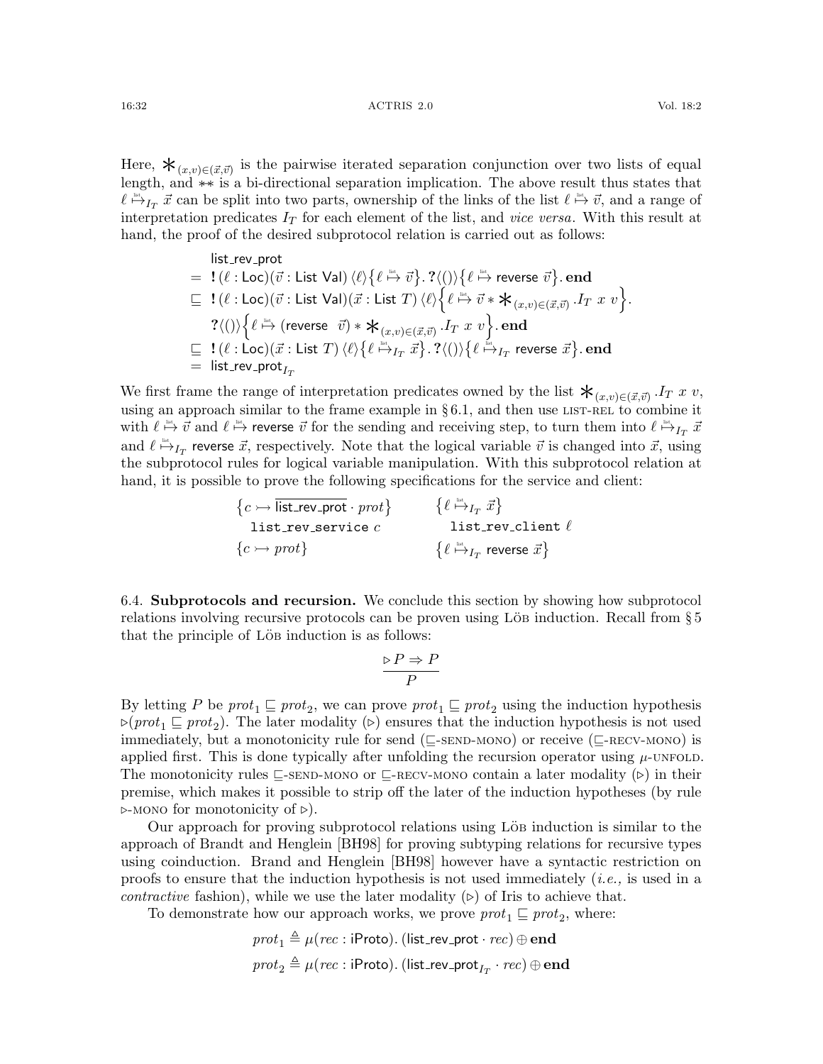Here, $\mathop{\ast}_{(x,v)\in(\vec{x},\vec{v})}$ is the pairwise iterated separation conjunction over two lists of equal length, and $\ast\!\ast$ is a bi-directional separation implication. The above result thus states that $\ell \overset{\text{list}}{\mapsto}_{I_T} \vec{x}$ can be split into two parts, ownership of the links of the list $\ell \overset{\text{list}}{\mapsto} \vec{v}$, and a range of interpretation predicates $I_T$ for each element of the list, and *vice versa*. With this result at hand, the proof of the desired subprotocol relation is carried out as follows:

$$
\begin{aligned}
&\mathsf{list\_rev\_prot} \\
=\;& \mathbf{!}\,(\ell : \mathsf{Loc})(\vec{v} : \mathsf{List\ Val})\,\langle \ell \rangle \{ \ell \overset{\text{list}}{\mapsto} \vec{v} \}.\,\mathbf{?}\langle () \rangle \{ \ell \overset{\text{list}}{\mapsto} \mathsf{reverse}\ \vec{v} \}.\,\mathbf{end} \\
\sqsubseteq\;& \mathbf{!}\,(\ell : \mathsf{Loc})(\vec{v} : \mathsf{List\ Val})(\vec{x} : \mathsf{List}\ T)\,\langle \ell \rangle \Big\{ \ell \overset{\text{list}}{\mapsto} \vec{v} * \mathop{\ast}_{(x,v)\in(\vec{x},\vec{v})} .I_T\ x\ v \Big\}. \\
& \quad \mathbf{?}\langle () \rangle \Big\{ \ell \overset{\text{list}}{\mapsto} (\mathsf{reverse}\ \ \vec{v}) * \mathop{\ast}_{(x,v)\in(\vec{x},\vec{v})} .I_T\ x\ v \Big\}.\,\mathbf{end} \\
\sqsubseteq\;& \mathbf{!}\,(\ell : \mathsf{Loc})(\vec{x} : \mathsf{List}\ T)\,\langle \ell \rangle \{ \ell \overset{\text{list}}{\mapsto}_{I_T} \vec{x} \}.\,\mathbf{?}\langle () \rangle \{ \ell \overset{\text{list}}{\mapsto}_{I_T} \mathsf{reverse}\ \vec{x} \}.\,\mathbf{end} \\
=\;& \mathsf{list\_rev\_prot}_{I_T}
\end{aligned}
$$

We first frame the range of interpretation predicates owned by the list $\mathop{\ast}_{(x,v)\in(\vec{x},\vec{v})} .I_T\ x\ v$, using an approach similar to the frame example in § 6.1, and then use LIST-REL to combine it with $\ell \overset{\text{list}}{\mapsto} \vec{v}$ and $\ell \overset{\text{list}}{\mapsto} \mathsf{reverse}\ \vec{v}$ for the sending and receiving step, to turn them into $\ell \overset{\text{list}}{\mapsto}_{I_T} \vec{x}$ and $\ell \overset{\text{list}}{\mapsto}_{I_T} \mathsf{reverse}\ \vec{x}$, respectively. Note that the logical variable $\vec{v}$ is changed into $\vec{x}$, using the subprotocol rules for logical variable manipulation. With this subprotocol relation at hand, it is possible to prove the following specifications for the service and client:

$$
\begin{array}{ll}
\{ c \rightarrowtail \overline{\mathsf{list\_rev\_prot}} \cdot \mathit{prot} \} & \{ \ell \overset{\text{list}}{\mapsto}_{I_T} \vec{x} \} \\
\quad \texttt{list\_rev\_service}\ c & \quad \texttt{list\_rev\_client}\ \ell \\
\{ c \rightarrowtail \mathit{prot} \} & \{ \ell \overset{\text{list}}{\mapsto}_{I_T} \mathsf{reverse}\ \vec{x} \}
\end{array}
$$

### 6.4. Subprotocols and recursion.

We conclude this section by showing how subprotocol relations involving recursive protocols can be proven using Löb induction. Recall from § 5 that the principle of Löb induction is as follows:

$$
\frac{\triangleright P \Rightarrow P}{P}
$$

By letting $P$ be $\mathit{prot}_1 \sqsubseteq \mathit{prot}_2$, we can prove $\mathit{prot}_1 \sqsubseteq \mathit{prot}_2$ using the induction hypothesis $\triangleright(\mathit{prot}_1 \sqsubseteq \mathit{prot}_2)$. The later modality ($\triangleright$) ensures that the induction hypothesis is not used immediately, but a monotonicity rule for send ($\sqsubseteq$-SEND-MONO) or receive ($\sqsubseteq$-RECV-MONO) is applied first. This is done typically after unfolding the recursion operator using $\mu$-UNFOLD. The monotonicity rules $\sqsubseteq$-SEND-MONO or $\sqsubseteq$-RECV-MONO contain a later modality ($\triangleright$) in their premise, which makes it possible to strip off the later of the induction hypotheses (by rule $\triangleright$-MONO for monotonicity of $\triangleright$).

Our approach for proving subprotocol relations using Löb induction is similar to the approach of Brandt and Henglein [BH98] for proving subtyping relations for recursive types using coinduction. Brand and Henglein [BH98] however have a syntactic restriction on proofs to ensure that the induction hypothesis is not used immediately (*i.e.,* is used in a *contractive* fashion), while we use the later modality ($\triangleright$) of Iris to achieve that.

To demonstrate how our approach works, we prove $\mathit{prot}_1 \sqsubseteq \mathit{prot}_2$, where:

$$
\begin{aligned}
\mathit{prot}_1 &\triangleq \mu(\mathit{rec} : \mathsf{iProto}).\,(\mathsf{list\_rev\_prot} \cdot \mathit{rec}) \oplus \mathbf{end} \\
\mathit{prot}_2 &\triangleq \mu(\mathit{rec} : \mathsf{iProto}).\,(\mathsf{list\_rev\_prot}_{I_T} \cdot \mathit{rec}) \oplus \mathbf{end}
\end{aligned}
$$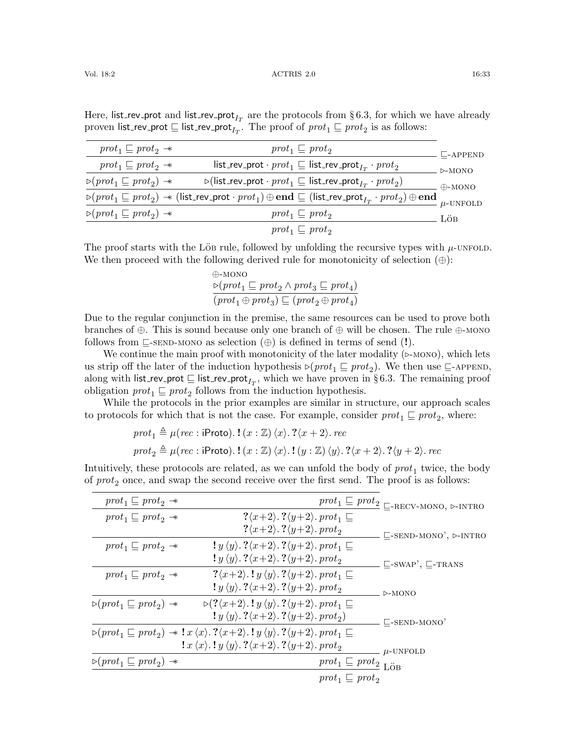Here, $\mathsf{list\_rev\_prot}$ and $\mathsf{list\_rev\_prot}_{I_T}$ are the protocols from § 6.3, for which we have already proven $\mathsf{list\_rev\_prot} \sqsubseteq \mathsf{list\_rev\_prot}_{I_T}$. The proof of $prot_1 \sqsubseteq prot_2$ is as follows:

$$
\dfrac{\dfrac{\dfrac{\dfrac{\dfrac{prot_1 \sqsubseteq prot_2 \twoheadrightarrow \quad prot_1 \sqsubseteq prot_2}{prot_1 \sqsubseteq prot_2 \twoheadrightarrow \quad \mathsf{list\_rev\_prot} \cdot prot_1 \sqsubseteq \mathsf{list\_rev\_prot}_{I_T} \cdot prot_2}\ \sqsubseteq\text{-APPEND}}{\triangleright(prot_1 \sqsubseteq prot_2) \twoheadrightarrow \quad \triangleright(\mathsf{list\_rev\_prot} \cdot prot_1 \sqsubseteq \mathsf{list\_rev\_prot}_{I_T} \cdot prot_2)}\ \triangleright\text{-MONO}}{\triangleright(prot_1 \sqsubseteq prot_2) \twoheadrightarrow (\mathsf{list\_rev\_prot} \cdot prot_1) \oplus \mathbf{end} \sqsubseteq (\mathsf{list\_rev\_prot}_{I_T} \cdot prot_2) \oplus \mathbf{end}}\ \oplus\text{-MONO}}{\triangleright(prot_1 \sqsubseteq prot_2) \twoheadrightarrow \quad prot_1 \sqsubseteq prot_2}\ \mu\text{-UNFOLD}}{prot_1 \sqsubseteq prot_2}\ \text{LÖB}
$$

The proof starts with the LÖB rule, followed by unfolding the recursive types with $\mu$-UNFOLD. We then proceed with the following derived rule for monotonicity of selection ($\oplus$):

$$
\oplus\text{-MONO}\quad \dfrac{\triangleright(prot_1 \sqsubseteq prot_2 \wedge prot_3 \sqsubseteq prot_4)}{(prot_1 \oplus prot_3) \sqsubseteq (prot_2 \oplus prot_4)}
$$

Due to the regular conjunction in the premise, the same resources can be used to prove both branches of $\oplus$. This is sound because only one branch of $\oplus$ will be chosen. The rule $\oplus$-MONO follows from $\sqsubseteq$-SEND-MONO as selection ($\oplus$) is defined in terms of send ($\mathbf{!}$).

We continue the main proof with monotonicity of the later modality ($\triangleright$-MONO), which lets us strip off the later of the induction hypothesis $\triangleright(prot_1 \sqsubseteq prot_2)$. We then use $\sqsubseteq$-APPEND, along with $\mathsf{list\_rev\_prot} \sqsubseteq \mathsf{list\_rev\_prot}_{I_T}$, which we have proven in § 6.3. The remaining proof obligation $prot_1 \sqsubseteq prot_2$ follows from the induction hypothesis.

While the protocols in the prior examples are similar in structure, our approach scales to protocols for which that is not the case. For example, consider $prot_1 \sqsubseteq prot_2$, where:

$$
prot_1 \triangleq \mu(rec : \mathsf{iProto}).\, \mathbf{!}\,(x : \mathbb{Z})\,\langle x\rangle.\, \mathbf{?}\langle x+2\rangle.\, rec
$$

$$
prot_2 \triangleq \mu(rec : \mathsf{iProto}).\, \mathbf{!}\,(x : \mathbb{Z})\,\langle x\rangle.\, \mathbf{!}\,(y : \mathbb{Z})\,\langle y\rangle.\, \mathbf{?}\langle x+2\rangle.\, \mathbf{?}\langle y+2\rangle.\, rec
$$

Intuitively, these protocols are related, as we can unfold the body of $prot_1$ twice, the body of $prot_2$ once, and swap the second receive over the first send. The proof is as follows:

$$
\dfrac{\dfrac{\dfrac{\dfrac{\dfrac{\dfrac{\dfrac{prot_1 \sqsubseteq prot_2 \twoheadrightarrow \quad prot_1 \sqsubseteq prot_2}{prot_1 \sqsubseteq prot_2 \twoheadrightarrow \quad \mathbf{?}\langle x{+}2\rangle.\, \mathbf{?}\langle y{+}2\rangle.\, prot_1 \sqsubseteq \mathbf{?}\langle x{+}2\rangle.\, \mathbf{?}\langle y{+}2\rangle.\, prot_2}\ \sqsubseteq\text{-RECV-MONO},\ \triangleright\text{-INTRO}}{prot_1 \sqsubseteq prot_2 \twoheadrightarrow \quad \mathbf{!}\,y\,\langle y\rangle.\, \mathbf{?}\langle x{+}2\rangle.\, \mathbf{?}\langle y{+}2\rangle.\, prot_1 \sqsubseteq \mathbf{!}\,y\,\langle y\rangle.\, \mathbf{?}\langle x{+}2\rangle.\, \mathbf{?}\langle y{+}2\rangle.\, prot_2}\ \sqsubseteq\text{-SEND-MONO'},\ \triangleright\text{-INTRO}}{prot_1 \sqsubseteq prot_2 \twoheadrightarrow \quad \mathbf{?}\langle x{+}2\rangle.\, \mathbf{!}\,y\,\langle y\rangle.\, \mathbf{?}\langle y{+}2\rangle.\, prot_1 \sqsubseteq \mathbf{!}\,y\,\langle y\rangle.\, \mathbf{?}\langle x{+}2\rangle.\, \mathbf{?}\langle y{+}2\rangle.\, prot_2}\ \sqsubseteq\text{-SWAP'},\ \sqsubseteq\text{-TRANS}}{\triangleright(prot_1 \sqsubseteq prot_2) \twoheadrightarrow \quad \triangleright(\mathbf{?}\langle x{+}2\rangle.\, \mathbf{!}\,y\,\langle y\rangle.\, \mathbf{?}\langle y{+}2\rangle.\, prot_1 \sqsubseteq \mathbf{!}\,y\,\langle y\rangle.\, \mathbf{?}\langle x{+}2\rangle.\, \mathbf{?}\langle y{+}2\rangle.\, prot_2)}\ \triangleright\text{-MONO}}{\triangleright(prot_1 \sqsubseteq prot_2) \twoheadrightarrow \mathbf{!}\,x\,\langle x\rangle.\, \mathbf{?}\langle x{+}2\rangle.\, \mathbf{!}\,y\,\langle y\rangle.\, \mathbf{?}\langle y{+}2\rangle.\, prot_1 \sqsubseteq \mathbf{!}\,x\,\langle x\rangle.\, \mathbf{!}\,y\,\langle y\rangle.\, \mathbf{?}\langle x{+}2\rangle.\, \mathbf{?}\langle y{+}2\rangle.\, prot_2}\ \sqsubseteq\text{-SEND-MONO'}}{\triangleright(prot_1 \sqsubseteq prot_2) \twoheadrightarrow \quad prot_1 \sqsubseteq prot_2}\ \mu\text{-UNFOLD}}{prot_1 \sqsubseteq prot_2}\ \text{LÖB}
$$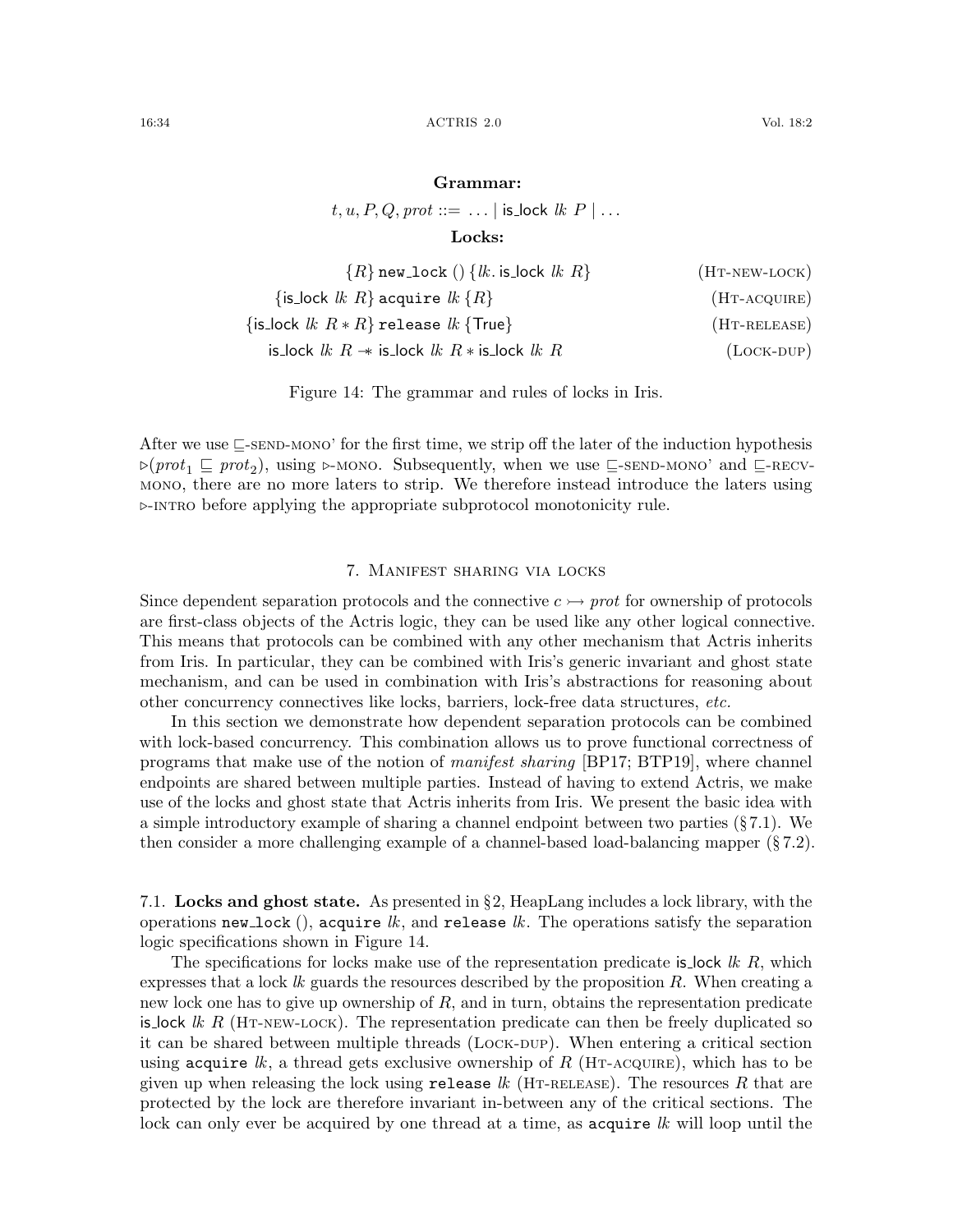**Grammar:**

$$t, u, P, Q, prot ::= \ldots \mid \mathsf{is\_lock}\ lk\ P \mid \ldots$$

**Locks:**

$$\{R\}\ \texttt{new\_lock}\ ()\ \{lk.\ \mathsf{is\_lock}\ lk\ R\} \qquad \text{(HT-NEW-LOCK)}$$

$$\{\mathsf{is\_lock}\ lk\ R\}\ \texttt{acquire}\ lk\ \{R\} \qquad \text{(HT-ACQUIRE)}$$

$$\{\mathsf{is\_lock}\ lk\ R * R\}\ \texttt{release}\ lk\ \{\mathsf{True}\} \qquad \text{(HT-RELEASE)}$$

$$\mathsf{is\_lock}\ lk\ R \mathrel{-\!\!*} \mathsf{is\_lock}\ lk\ R * \mathsf{is\_lock}\ lk\ R \qquad \text{(LOCK-DUP)}$$

Figure 14: The grammar and rules of locks in Iris.

After we use $\sqsubseteq$-SEND-MONO' for the first time, we strip off the later of the induction hypothesis $\triangleright(prot_1 \sqsubseteq prot_2)$, using $\triangleright$-MONO. Subsequently, when we use $\sqsubseteq$-SEND-MONO' and $\sqsubseteq$-RECV-MONO, there are no more laters to strip. We therefore instead introduce the laters using $\triangleright$-INTRO before applying the appropriate subprotocol monotonicity rule.

## 7. Manifest sharing via locks

Since dependent separation protocols and the connective $c \rightarrowtail prot$ for ownership of protocols are first-class objects of the Actris logic, they can be used like any other logical connective. This means that protocols can be combined with any other mechanism that Actris inherits from Iris. In particular, they can be combined with Iris's generic invariant and ghost state mechanism, and can be used in combination with Iris's abstractions for reasoning about other concurrency connectives like locks, barriers, lock-free data structures, *etc.*

In this section we demonstrate how dependent separation protocols can be combined with lock-based concurrency. This combination allows us to prove functional correctness of programs that make use of the notion of *manifest sharing* [BP17; BTP19], where channel endpoints are shared between multiple parties. Instead of having to extend Actris, we make use of the locks and ghost state that Actris inherits from Iris. We present the basic idea with a simple introductory example of sharing a channel endpoint between two parties (§ 7.1). We then consider a more challenging example of a channel-based load-balancing mapper (§ 7.2).

### 7.1. Locks and ghost state.

As presented in § 2, HeapLang includes a lock library, with the operations `new_lock ()`, `acquire` $lk$, and `release` $lk$. The operations satisfy the separation logic specifications shown in Figure 14.

The specifications for locks make use of the representation predicate $\mathsf{is\_lock}\ lk\ R$, which expresses that a lock $lk$ guards the resources described by the proposition $R$. When creating a new lock one has to give up ownership of $R$, and in turn, obtains the representation predicate $\mathsf{is\_lock}\ lk\ R$ (HT-NEW-LOCK). The representation predicate can then be freely duplicated so it can be shared between multiple threads (LOCK-DUP). When entering a critical section using `acquire` $lk$, a thread gets exclusive ownership of $R$ (HT-ACQUIRE), which has to be given up when releasing the lock using `release` $lk$ (HT-RELEASE). The resources $R$ that are protected by the lock are therefore invariant in-between any of the critical sections. The lock can only ever be acquired by one thread at a time, as `acquire` $lk$ will loop until the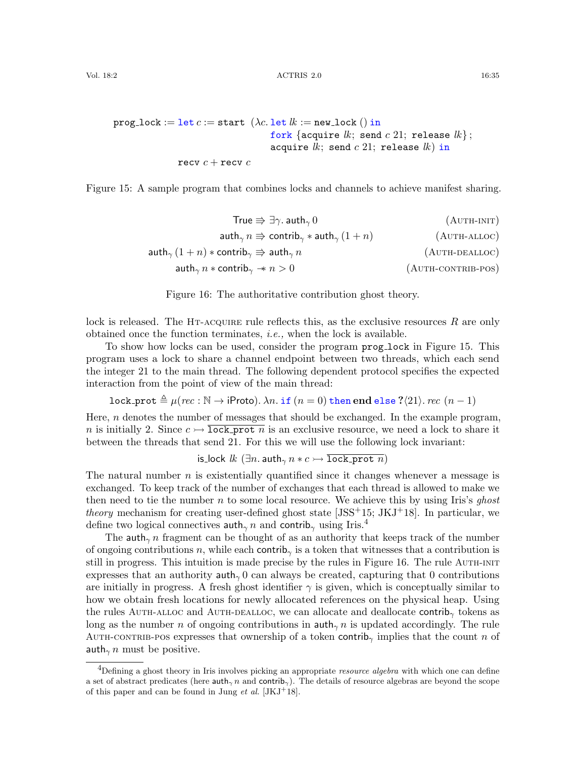```
prog_lock := let c := start (λc. let lk := new_lock () in
                                 fork {acquire lk; send c 21; release lk};
                                 acquire lk; send c 21; release lk) in
             recv c + recv c
```

Figure 15: A sample program that combines locks and channels to achieve manifest sharing.

$$
\begin{array}{rlr}
\mathsf{True} \Rrightarrow \exists \gamma.\, \mathsf{auth}_\gamma\, 0 & & (\text{Auth-init}) \\
\mathsf{auth}_\gamma\, n \Rrightarrow \mathsf{contrib}_\gamma * \mathsf{auth}_\gamma\, (1+n) & & (\text{Auth-alloc}) \\
\mathsf{auth}_\gamma\, (1+n) * \mathsf{contrib}_\gamma \Rrightarrow \mathsf{auth}_\gamma\, n & & (\text{Auth-dealloc}) \\
\mathsf{auth}_\gamma\, n * \mathsf{contrib}_\gamma \mathrel{-\!\!*} n > 0 & & (\text{Auth-contrib-pos})
\end{array}
$$

Figure 16: The authoritative contribution ghost theory.

lock is released. The Ht-acquire rule reflects this, as the exclusive resources $R$ are only obtained once the function terminates, *i.e.,* when the lock is available.

To show how locks can be used, consider the program prog_lock in Figure 15. This program uses a lock to share a channel endpoint between two threads, which each send the integer 21 to the main thread. The following dependent protocol specifies the expected interaction from the point of view of the main thread:

$$\texttt{lock\_prot} \triangleq \mu(rec : \mathbb{N} \to \mathsf{iProto}).\, \lambda n.\, \texttt{if}\ (n = 0)\ \texttt{then}\ \mathbf{end}\ \texttt{else}\ \mathbf{?}\langle 21 \rangle.\, rec\ (n-1)$$

Here, $n$ denotes the number of messages that should be exchanged. In the example program, $n$ is initially 2. Since $c \rightarrowtail \overline{\texttt{lock\_prot}\ n}$ is an exclusive resource, we need a lock to share it between the threads that send 21. For this we will use the following lock invariant:

$$\mathsf{is\_lock}\ lk\ (\exists n.\, \mathsf{auth}_\gamma\, n * c \rightarrowtail \overline{\texttt{lock\_prot}\ n})$$

The natural number $n$ is existentially quantified since it changes whenever a message is exchanged. To keep track of the number of exchanges that each thread is allowed to make we then need to tie the number $n$ to some local resource. We achieve this by using Iris's *ghost theory* mechanism for creating user-defined ghost state [JSS+15; JKJ+18]. In particular, we define two logical connectives $\mathsf{auth}_\gamma\, n$ and $\mathsf{contrib}_\gamma$ using Iris.[4]

The $\mathsf{auth}_\gamma\, n$ fragment can be thought of as an authority that keeps track of the number of ongoing contributions $n$, while each $\mathsf{contrib}_\gamma$ is a token that witnesses that a contribution is still in progress. This intuition is made precise by the rules in Figure 16. The rule Auth-init expresses that an authority $\mathsf{auth}_\gamma\, 0$ can always be created, capturing that 0 contributions are initially in progress. A fresh ghost identifier $\gamma$ is given, which is conceptually similar to how we obtain fresh locations for newly allocated references on the physical heap. Using the rules Auth-alloc and Auth-dealloc, we can allocate and deallocate $\mathsf{contrib}_\gamma$ tokens as long as the number $n$ of ongoing contributions in $\mathsf{auth}_\gamma\, n$ is updated accordingly. The rule Auth-contrib-pos expresses that ownership of a token $\mathsf{contrib}_\gamma$ implies that the count $n$ of $\mathsf{auth}_\gamma\, n$ must be positive.

[4] Defining a ghost theory in Iris involves picking an appropriate *resource algebra* with which one can define a set of abstract predicates (here $\mathsf{auth}_\gamma\, n$ and $\mathsf{contrib}_\gamma$). The details of resource algebras are beyond the scope of this paper and can be found in Jung *et al.* [JKJ+18].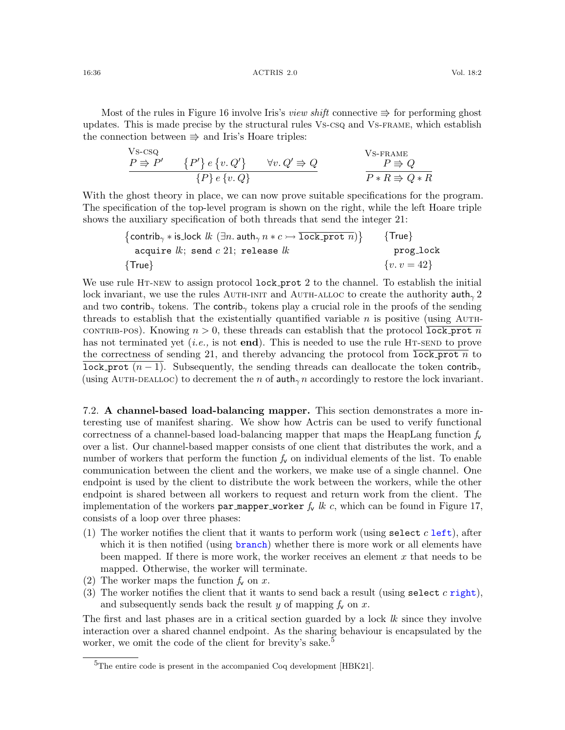Most of the rules in Figure 16 involve Iris's *view shift* connective $\Rrightarrow$ for performing ghost updates. This is made precise by the structural rules Vs-csq and Vs-frame, which establish the connection between $\Rrightarrow$ and Iris's Hoare triples:

$$\textsc{Vs-csq}\quad \frac{P \Rrightarrow P' \qquad \{P'\}\, e\, \{v.\, Q'\} \qquad \forall v.\, Q' \Rrightarrow Q}{\{P\}\, e\, \{v.\, Q\}} \qquad\qquad \textsc{Vs-frame}\quad \frac{P \Rrightarrow Q}{P * R \Rrightarrow Q * R}$$

With the ghost theory in place, we can now prove suitable specifications for the program. The specification of the top-level program is shown on the right, while the left Hoare triple shows the auxiliary specification of both threads that send the integer 21:

$$\begin{array}{ll}
\left\{\mathsf{contrib}_\gamma * \mathsf{is\_lock}\ \mathit{lk}\ (\exists n.\, \mathsf{auth}_\gamma\, n * c \rightarrowtail \overline{\texttt{lock\_prot}\ n})\right\} & \{\mathsf{True}\} \\
\quad \texttt{acquire}\ \mathit{lk};\ \texttt{send}\ c\ 21;\ \texttt{release}\ \mathit{lk} & \quad \texttt{prog\_lock} \\
\{\mathsf{True}\} & \{v.\, v = 42\}
\end{array}$$

We use rule Ht-new to assign protocol $\texttt{lock\_prot}\ 2$ to the channel. To establish the initial lock invariant, we use the rules Auth-init and Auth-alloc to create the authority $\mathsf{auth}_\gamma\, 2$ and two $\mathsf{contrib}_\gamma$ tokens. The $\mathsf{contrib}_\gamma$ tokens play a crucial role in the proofs of the sending threads to establish that the existentially quantified variable $n$ is positive (using Auth-contrib-pos). Knowing $n > 0$, these threads can establish that the protocol $\overline{\texttt{lock\_prot}\ n}$ has not terminated yet (*i.e.,* is not **end**). This is needed to use the rule Ht-send to prove the correctness of sending 21, and thereby advancing the protocol from $\overline{\texttt{lock\_prot}\ n}$ to $\overline{\texttt{lock\_prot}\ (n-1)}$. Subsequently, the sending threads can deallocate the token $\mathsf{contrib}_\gamma$ (using Auth-dealloc) to decrement the $n$ of $\mathsf{auth}_\gamma\, n$ accordingly to restore the lock invariant.

### 7.2. A channel-based load-balancing mapper.

This section demonstrates a more interesting use of manifest sharing. We show how Actris can be used to verify functional correctness of a channel-based load-balancing mapper that maps the HeapLang function $f_\mathsf{v}$ over a list. Our channel-based mapper consists of one client that distributes the work, and a number of workers that perform the function $f_\mathsf{v}$ on individual elements of the list. To enable communication between the client and the workers, we make use of a single channel. One endpoint is used by the client to distribute the work between the workers, while the other endpoint is shared between all workers to request and return work from the client. The implementation of the workers $\texttt{par\_mapper\_worker}\ f_\mathsf{v}\ \mathit{lk}\ c$, which can be found in Figure 17, consists of a loop over three phases:

(1) The worker notifies the client that it wants to perform work (using $\texttt{select}\ c\ \texttt{left}$), after which it is then notified (using $\texttt{branch}$) whether there is more work or all elements have been mapped. If there is more work, the worker receives an element $x$ that needs to be mapped. Otherwise, the worker will terminate.
(2) The worker maps the function $f_\mathsf{v}$ on $x$.
(3) The worker notifies the client that it wants to send back a result (using $\texttt{select}\ c\ \texttt{right}$), and subsequently sends back the result $y$ of mapping $f_\mathsf{v}$ on $x$.

The first and last phases are in a critical section guarded by a lock $\mathit{lk}$ since they involve interaction over a shared channel endpoint. As the sharing behaviour is encapsulated by the worker, we omit the code of the client for brevity's sake.[5]

[5] The entire code is present in the accompanied Coq development [HBK21].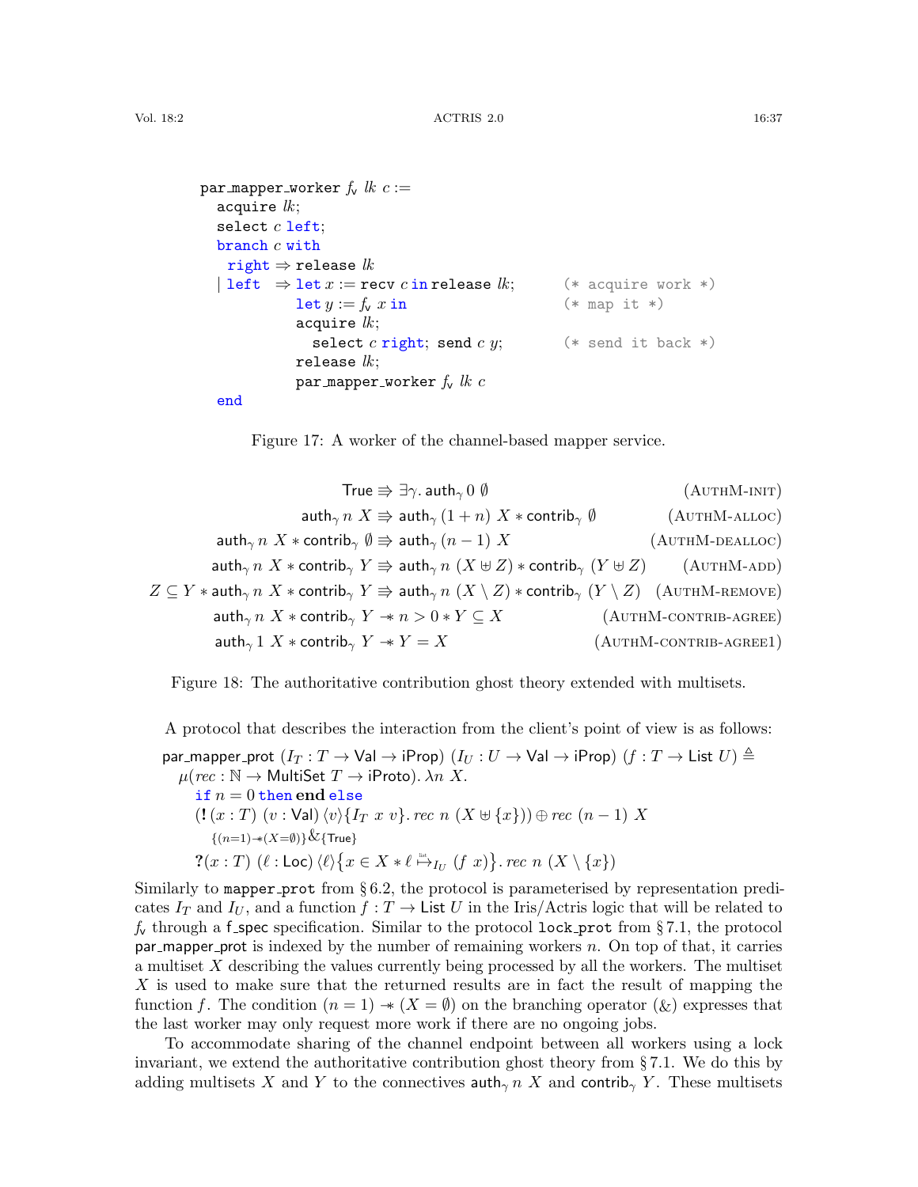```
par_mapper_worker fv lk c :=
  acquire lk;
  select c left;
  branch c with
    right ⇒ release lk
  | left  ⇒ let x := recv c in release lk;      (* acquire work *)
            let y := fv x in                     (* map it *)
            acquire lk;
              select c right; send c y;          (* send it back *)
            release lk;
            par_mapper_worker fv lk c
  end
```

Figure 17: A worker of the channel-based mapper service.

$$
\begin{array}{rr}
\mathsf{True} \Rrightarrow \exists \gamma.\, \mathsf{auth}_\gamma\, 0\, \emptyset & (\text{AuthM-init}) \\
\mathsf{auth}_\gamma\, n\; X \Rrightarrow \mathsf{auth}_\gamma\, (1+n)\; X * \mathsf{contrib}_\gamma\, \emptyset & (\text{AuthM-alloc}) \\
\mathsf{auth}_\gamma\, n\; X * \mathsf{contrib}_\gamma\, \emptyset \Rrightarrow \mathsf{auth}_\gamma\, (n-1)\; X & (\text{AuthM-dealloc}) \\
\mathsf{auth}_\gamma\, n\; X * \mathsf{contrib}_\gamma\, Y \Rrightarrow \mathsf{auth}_\gamma\, n\; (X \uplus Z) * \mathsf{contrib}_\gamma\, (Y \uplus Z) & (\text{AuthM-add}) \\
Z \subseteq Y * \mathsf{auth}_\gamma\, n\; X * \mathsf{contrib}_\gamma\, Y \Rrightarrow \mathsf{auth}_\gamma\, n\; (X \setminus Z) * \mathsf{contrib}_\gamma\, (Y \setminus Z) & (\text{AuthM-remove}) \\
\mathsf{auth}_\gamma\, n\; X * \mathsf{contrib}_\gamma\, Y \twoheadrightarrow n > 0 * Y \subseteq X & (\text{AuthM-contrib-agree}) \\
\mathsf{auth}_\gamma\, 1\; X * \mathsf{contrib}_\gamma\, Y \twoheadrightarrow Y = X & (\text{AuthM-contrib-agree1})
\end{array}
$$

Figure 18: The authoritative contribution ghost theory extended with multisets.

A protocol that describes the interaction from the client's point of view is as follows:

$$
\begin{array}{l}
\mathsf{par\_mapper\_prot}\ (I_T : T \to \mathsf{Val} \to \mathsf{iProp})\ (I_U : U \to \mathsf{Val} \to \mathsf{iProp})\ (f : T \to \mathsf{List}\ U) \triangleq \\
\quad \mu(rec : \mathbb{N} \to \mathsf{MultiSet}\ T \to \mathsf{iProto}).\ \lambda n\ X. \\
\qquad \mathsf{if}\ n = 0\ \mathsf{then}\ \mathbf{end}\ \mathsf{else} \\
\qquad (\mathbf{!}\,(x : T)\ (v : \mathsf{Val})\,\langle v\rangle\{I_T\ x\ v\}.\ rec\ n\ (X \uplus \{x\})) \oplus rec\ (n-1)\ X \\
\qquad\quad {}_{\{(n=1) \twoheadrightarrow (X = \emptyset)\}}\!\&_{\{\mathsf{True}\}} \\
\qquad \mathbf{?}\,(x : T)\ (\ell : \mathsf{Loc})\,\langle \ell\rangle\big\{x \in X * \ell \overset{\text{list}}{\mapsto}_{I_U} (f\ x)\big\}.\ rec\ n\ (X \setminus \{x\})
\end{array}
$$

Similarly to `mapper_prot` from § 6.2, the protocol is parameterised by representation predicates $I_T$ and $I_U$, and a function $f : T \to \mathsf{List}\ U$ in the Iris/Actris logic that will be related to $f_v$ through a f_spec specification. Similar to the protocol `lock_prot` from § 7.1, the protocol par_mapper_prot is indexed by the number of remaining workers $n$. On top of that, it carries a multiset $X$ describing the values currently being processed by all the workers. The multiset $X$ is used to make sure that the returned results are in fact the result of mapping the function $f$. The condition $(n = 1) \twoheadrightarrow (X = \emptyset)$ on the branching operator ($\&$) expresses that the last worker may only request more work if there are no ongoing jobs.

To accommodate sharing of the channel endpoint between all workers using a lock invariant, we extend the authoritative contribution ghost theory from § 7.1. We do this by adding multisets $X$ and $Y$ to the connectives $\mathsf{auth}_\gamma\ n\ X$ and $\mathsf{contrib}_\gamma\ Y$. These multisets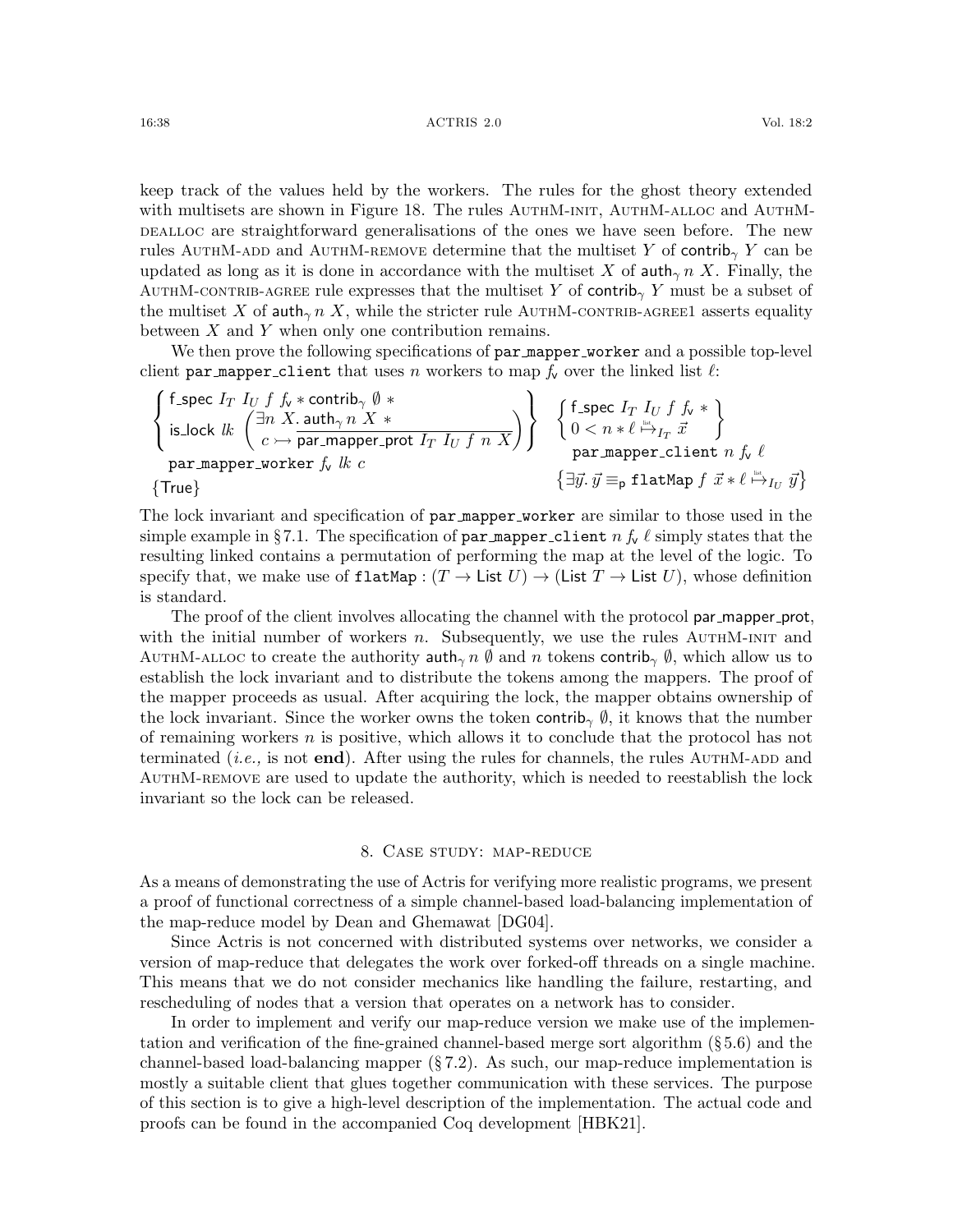keep track of the values held by the workers. The rules for the ghost theory extended with multisets are shown in Figure 18. The rules AuthM-init, AuthM-alloc and AuthM-dealloc are straightforward generalisations of the ones we have seen before. The new rules AuthM-add and AuthM-remove determine that the multiset $Y$ of $\mathsf{contrib}_\gamma\ Y$ can be updated as long as it is done in accordance with the multiset $X$ of $\mathsf{auth}_\gamma\, n\ X$. Finally, the AuthM-contrib-agree rule expresses that the multiset $Y$ of $\mathsf{contrib}_\gamma\ Y$ must be a subset of the multiset $X$ of $\mathsf{auth}_\gamma\, n\ X$, while the stricter rule AuthM-contrib-agree1 asserts equality between $X$ and $Y$ when only one contribution remains.

We then prove the following specifications of `par_mapper_worker` and a possible top-level client `par_mapper_client` that uses $n$ workers to map $f_\mathsf{v}$ over the linked list $\ell$:

$$\left\{\begin{array}{l}\mathsf{f\_spec}\ I_T\ I_U\ f\ f_\mathsf{v} * \mathsf{contrib}_\gamma\ \emptyset\ * \\ \mathsf{is\_lock}\ lk\ \left(\begin{array}{l}\exists n\ X.\ \mathsf{auth}_\gamma\ n\ X\ * \\ c \rightarrowtail \overline{\mathsf{par\_mapper\_prot}\ I_T\ I_U\ f\ n\ X}\end{array}\right)\end{array}\right\} \\ \quad \texttt{par\_mapper\_worker}\ f_\mathsf{v}\ lk\ c \\ \{\mathsf{True}\}$$

$$\left\{\begin{array}{l}\mathsf{f\_spec}\ I_T\ I_U\ f\ f_\mathsf{v}\ * \\ 0 < n * \ell \overset{\text{list}}{\mapsto}_{I_T}\ \vec{x}\end{array}\right\} \\ \quad \texttt{par\_mapper\_client}\ n\ f_\mathsf{v}\ \ell \\ \left\{\exists \vec{y}.\ \vec{y} \equiv_\mathsf{p} \texttt{flatMap}\ f\ \vec{x} * \ell \overset{\text{list}}{\mapsto}_{I_U}\ \vec{y}\right\}$$

The lock invariant and specification of `par_mapper_worker` are similar to those used in the simple example in § 7.1. The specification of `par_mapper_client` $n\ f_\mathsf{v}\ \ell$ simply states that the resulting linked contains a permutation of performing the map at the level of the logic. To specify that, we make use of $\texttt{flatMap} : (T \to \mathsf{List}\ U) \to (\mathsf{List}\ T \to \mathsf{List}\ U)$, whose definition is standard.

The proof of the client involves allocating the channel with the protocol $\mathsf{par\_mapper\_prot}$, with the initial number of workers $n$. Subsequently, we use the rules AuthM-init and AuthM-alloc to create the authority $\mathsf{auth}_\gamma\ n\ \emptyset$ and $n$ tokens $\mathsf{contrib}_\gamma\ \emptyset$, which allow us to establish the lock invariant and to distribute the tokens among the mappers. The proof of the mapper proceeds as usual. After acquiring the lock, the mapper obtains ownership of the lock invariant. Since the worker owns the token $\mathsf{contrib}_\gamma\ \emptyset$, it knows that the number of remaining workers $n$ is positive, which allows it to conclude that the protocol has not terminated (*i.e.,* is not **end**). After using the rules for channels, the rules AuthM-add and AuthM-remove are used to update the authority, which is needed to reestablish the lock invariant so the lock can be released.

## 8. Case study: map-reduce

As a means of demonstrating the use of Actris for verifying more realistic programs, we present a proof of functional correctness of a simple channel-based load-balancing implementation of the map-reduce model by Dean and Ghemawat [DG04].

Since Actris is not concerned with distributed systems over networks, we consider a version of map-reduce that delegates the work over forked-off threads on a single machine. This means that we do not consider mechanics like handling the failure, restarting, and rescheduling of nodes that a version that operates on a network has to consider.

In order to implement and verify our map-reduce version we make use of the implementation and verification of the fine-grained channel-based merge sort algorithm (§ 5.6) and the channel-based load-balancing mapper (§ 7.2). As such, our map-reduce implementation is mostly a suitable client that glues together communication with these services. The purpose of this section is to give a high-level description of the implementation. The actual code and proofs can be found in the accompanied Coq development [HBK21].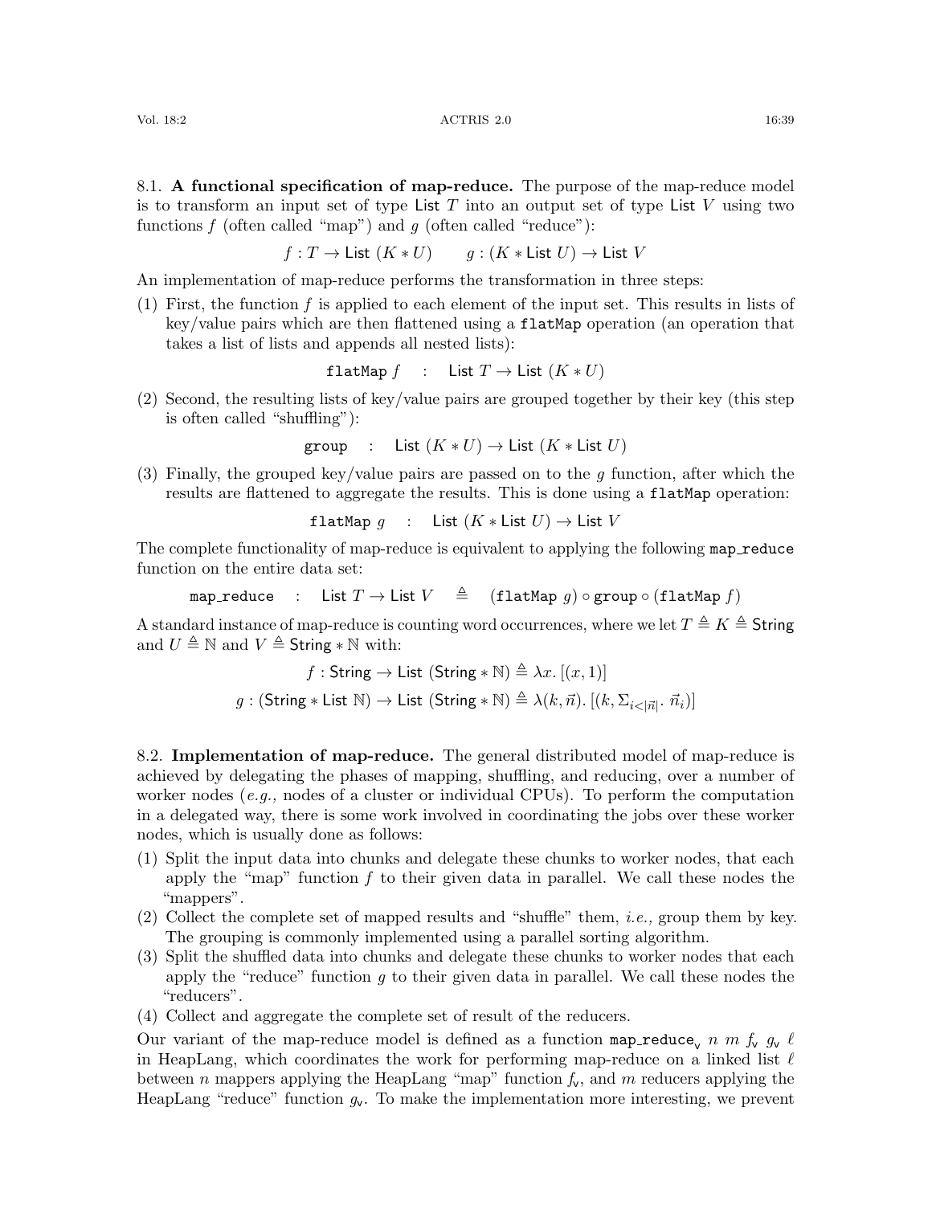8.1. **A functional specification of map-reduce.** The purpose of the map-reduce model is to transform an input set of type $\mathsf{List}\ T$ into an output set of type $\mathsf{List}\ V$ using two functions $f$ (often called "map") and $g$ (often called "reduce"):

$$f : T \to \mathsf{List}\ (K * U) \qquad g : (K * \mathsf{List}\ U) \to \mathsf{List}\ V$$

An implementation of map-reduce performs the transformation in three steps:

(1) First, the function $f$ is applied to each element of the input set. This results in lists of key/value pairs which are then flattened using a `flatMap` operation (an operation that takes a list of lists and appends all nested lists):

$$\texttt{flatMap}\ f \quad : \quad \mathsf{List}\ T \to \mathsf{List}\ (K * U)$$

(2) Second, the resulting lists of key/value pairs are grouped together by their key (this step is often called "shuffling"):

$$\texttt{group} \quad : \quad \mathsf{List}\ (K * U) \to \mathsf{List}\ (K * \mathsf{List}\ U)$$

(3) Finally, the grouped key/value pairs are passed on to the $g$ function, after which the results are flattened to aggregate the results. This is done using a `flatMap` operation:

$$\texttt{flatMap}\ g \quad : \quad \mathsf{List}\ (K * \mathsf{List}\ U) \to \mathsf{List}\ V$$

The complete functionality of map-reduce is equivalent to applying the following `map_reduce` function on the entire data set:

$$\texttt{map\_reduce} \quad : \quad \mathsf{List}\ T \to \mathsf{List}\ V \quad \triangleq \quad (\texttt{flatMap}\ g) \circ \texttt{group} \circ (\texttt{flatMap}\ f)$$

A standard instance of map-reduce is counting word occurrences, where we let $T \triangleq K \triangleq \mathsf{String}$ and $U \triangleq \mathbb{N}$ and $V \triangleq \mathsf{String} * \mathbb{N}$ with:

$$f : \mathsf{String} \to \mathsf{List}\ (\mathsf{String} * \mathbb{N}) \triangleq \lambda x.\ [(x, 1)]$$

$$g : (\mathsf{String} * \mathsf{List}\ \mathbb{N}) \to \mathsf{List}\ (\mathsf{String} * \mathbb{N}) \triangleq \lambda(k, \vec{n}).\ [(k, \Sigma_{i<|\vec{n}|}.\ \vec{n}_i)]$$

8.2. **Implementation of map-reduce.** The general distributed model of map-reduce is achieved by delegating the phases of mapping, shuffling, and reducing, over a number of worker nodes (*e.g.,* nodes of a cluster or individual CPUs). To perform the computation in a delegated way, there is some work involved in coordinating the jobs over these worker nodes, which is usually done as follows:

(1) Split the input data into chunks and delegate these chunks to worker nodes, that each apply the "map" function $f$ to their given data in parallel. We call these nodes the "mappers".
(2) Collect the complete set of mapped results and "shuffle" them, *i.e.,* group them by key. The grouping is commonly implemented using a parallel sorting algorithm.
(3) Split the shuffled data into chunks and delegate these chunks to worker nodes that each apply the "reduce" function $g$ to their given data in parallel. We call these nodes the "reducers".
(4) Collect and aggregate the complete set of result of the reducers.

Our variant of the map-reduce model is defined as a function $\texttt{map\_reduce}_{\mathsf{v}}\ n\ m\ f_{\mathsf{v}}\ g_{\mathsf{v}}\ \ell$ in HeapLang, which coordinates the work for performing map-reduce on a linked list $\ell$ between $n$ mappers applying the HeapLang "map" function $f_{\mathsf{v}}$, and $m$ reducers applying the HeapLang "reduce" function $g_{\mathsf{v}}$. To make the implementation more interesting, we prevent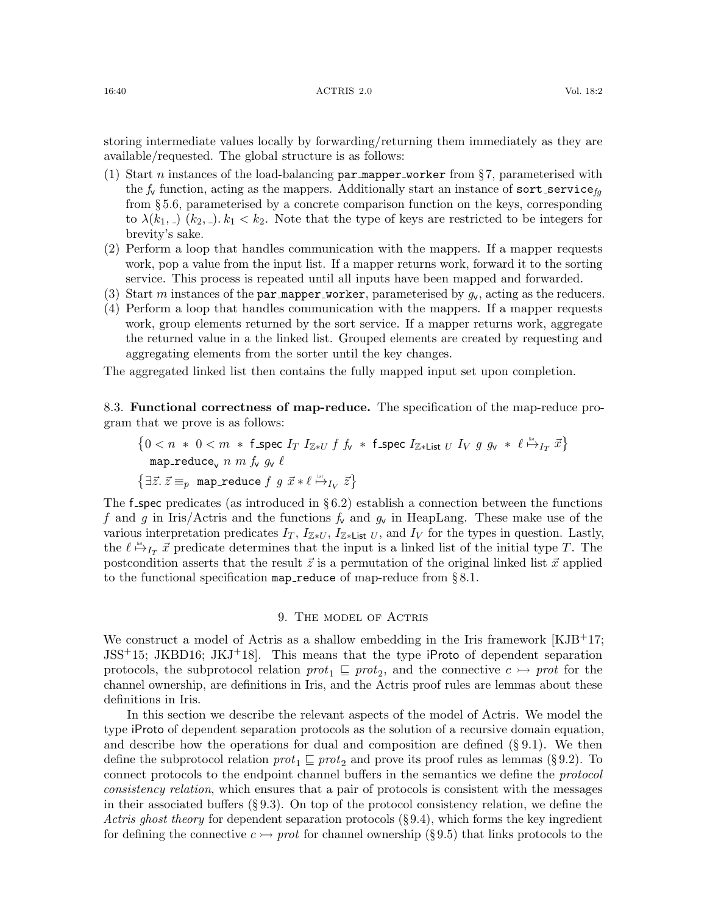storing intermediate values locally by forwarding/returning them immediately as they are available/requested. The global structure is as follows:

(1) Start $n$ instances of the load-balancing `par_mapper_worker` from § 7, parameterised with the $f_v$ function, acting as the mappers. Additionally start an instance of $\texttt{sort\_service}_{fg}$ from § 5.6, parameterised by a concrete comparison function on the keys, corresponding to $\lambda(k_1, \_)\ (k_2, \_).\ k_1 < k_2$. Note that the type of keys are restricted to be integers for brevity's sake.
(2) Perform a loop that handles communication with the mappers. If a mapper requests work, pop a value from the input list. If a mapper returns work, forward it to the sorting service. This process is repeated until all inputs have been mapped and forwarded.
(3) Start $m$ instances of the `par_mapper_worker`, parameterised by $g_v$, acting as the reducers.
(4) Perform a loop that handles communication with the mappers. If a mapper requests work, group elements returned by the sort service. If a mapper returns work, aggregate the returned value in a the linked list. Grouped elements are created by requesting and aggregating elements from the sorter until the key changes.

The aggregated linked list then contains the fully mapped input set upon completion.

**8.3. Functional correctness of map-reduce.** The specification of the map-reduce program that we prove is as follows:

$$\begin{array}{l}\left\{0 < n \ * \ 0 < m \ * \ \mathsf{f\_spec}\ I_T\ I_{\mathbb{Z}*U}\ f\ f_{\mathsf{v}} \ * \ \mathsf{f\_spec}\ I_{\mathbb{Z}*\mathsf{List}\ U}\ I_V\ g\ g_{\mathsf{v}} \ * \ \ell \overset{\text{list}}{\mapsto}_{I_T} \vec{x}\right\} \\ \quad \texttt{map\_reduce}_{\mathsf{v}}\ n\ m\ f_{\mathsf{v}}\ g_{\mathsf{v}}\ \ell \\ \left\{\exists \vec{z}.\ \vec{z} \equiv_p \texttt{map\_reduce}\ f\ g\ \vec{x} * \ell \overset{\text{list}}{\mapsto}_{I_V} \vec{z}\right\}\end{array}$$

The $\mathsf{f\_spec}$ predicates (as introduced in § 6.2) establish a connection between the functions $f$ and $g$ in Iris/Actris and the functions $f_v$ and $g_v$ in HeapLang. These make use of the various interpretation predicates $I_T$, $I_{\mathbb{Z}*U}$, $I_{\mathbb{Z}*\mathsf{List}\ U}$, and $I_V$ for the types in question. Lastly, the $\ell \overset{\text{list}}{\mapsto}_{I_T} \vec{x}$ predicate determines that the input is a linked list of the initial type $T$. The postcondition asserts that the result $\vec{z}$ is a permutation of the original linked list $\vec{x}$ applied to the functional specification `map_reduce` of map-reduce from § 8.1.

## 9. The model of Actris

We construct a model of Actris as a shallow embedding in the Iris framework [KJB+17; JSS+15; JKBD16; JKJ+18]. This means that the type iProto of dependent separation protocols, the subprotocol relation $prot_1 \sqsubseteq prot_2$, and the connective $c \rightarrowtail prot$ for the channel ownership, are definitions in Iris, and the Actris proof rules are lemmas about these definitions in Iris.

In this section we describe the relevant aspects of the model of Actris. We model the type iProto of dependent separation protocols as the solution of a recursive domain equation, and describe how the operations for dual and composition are defined (§ 9.1). We then define the subprotocol relation $prot_1 \sqsubseteq prot_2$ and prove its proof rules as lemmas (§ 9.2). To connect protocols to the endpoint channel buffers in the semantics we define the *protocol consistency relation*, which ensures that a pair of protocols is consistent with the messages in their associated buffers (§ 9.3). On top of the protocol consistency relation, we define the *Actris ghost theory* for dependent separation protocols (§ 9.4), which forms the key ingredient for defining the connective $c \rightarrowtail prot$ for channel ownership (§ 9.5) that links protocols to the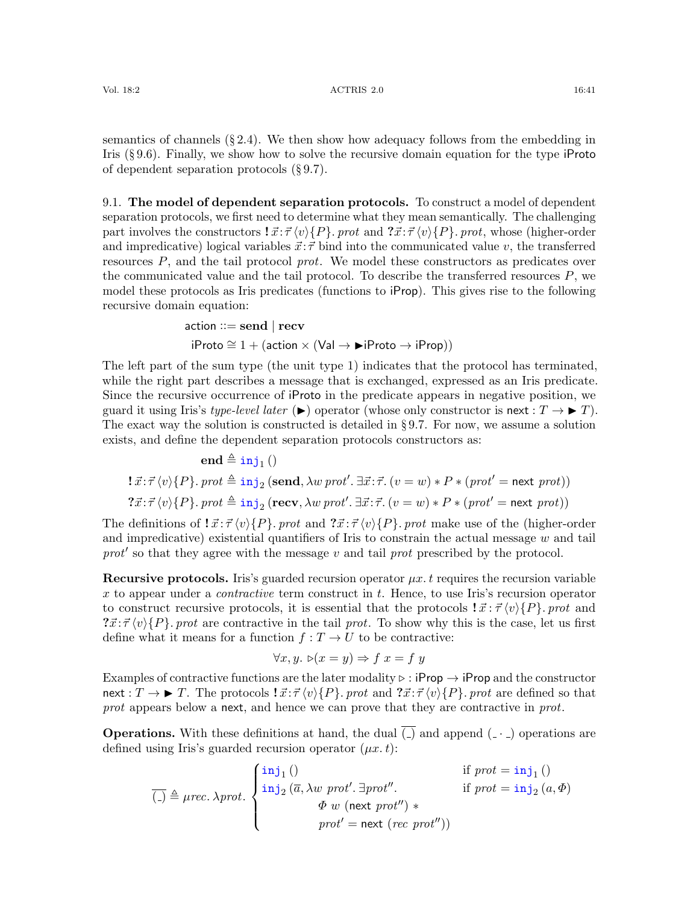semantics of channels (§ 2.4). We then show how adequacy follows from the embedding in Iris (§ 9.6). Finally, we show how to solve the recursive domain equation for the type iProto of dependent separation protocols (§ 9.7).

9.1. **The model of dependent separation protocols.** To construct a model of dependent separation protocols, we first need to determine what they mean semantically. The challenging part involves the constructors $\mathbf{!}\,\vec{x}{:}\vec{\tau}\,\langle v\rangle\{P\}.\,\mathit{prot}$ and $\mathbf{?}\vec{x}{:}\vec{\tau}\,\langle v\rangle\{P\}.\,\mathit{prot}$, whose (higher-order and impredicative) logical variables $\vec{x}{:}\vec{\tau}$ bind into the communicated value $v$, the transferred resources $P$, and the tail protocol $\mathit{prot}$. We model these constructors as predicates over the communicated value and the tail protocol. To describe the transferred resources $P$, we model these protocols as Iris predicates (functions to iProp). This gives rise to the following recursive domain equation:

$$\mathsf{action} ::= \mathbf{send} \mid \mathbf{recv}$$

$$\mathsf{iProto} \cong 1 + (\mathsf{action} \times (\mathsf{Val} \to \blacktriangleright\mathsf{iProto} \to \mathsf{iProp}))$$

The left part of the sum type (the unit type 1) indicates that the protocol has terminated, while the right part describes a message that is exchanged, expressed as an Iris predicate. Since the recursive occurrence of iProto in the predicate appears in negative position, we guard it using Iris's *type-level later* ($\blacktriangleright$) operator (whose only constructor is $\mathsf{next} : T \to \blacktriangleright T$). The exact way the solution is constructed is detailed in § 9.7. For now, we assume a solution exists, and define the dependent separation protocols constructors as:

$$\mathbf{end} \triangleq \mathtt{inj}_1\,()$$

$$\mathbf{!}\,\vec{x}{:}\vec{\tau}\,\langle v\rangle\{P\}.\,\mathit{prot} \triangleq \mathtt{inj}_2\,(\mathbf{send}, \lambda w\,\mathit{prot}'.\,\exists\vec{x}{:}\vec{\tau}.\,(v = w) * P * (\mathit{prot}' = \mathsf{next}\;\mathit{prot}))$$

$$\mathbf{?}\vec{x}{:}\vec{\tau}\,\langle v\rangle\{P\}.\,\mathit{prot} \triangleq \mathtt{inj}_2\,(\mathbf{recv}, \lambda w\,\mathit{prot}'.\,\exists\vec{x}{:}\vec{\tau}.\,(v = w) * P * (\mathit{prot}' = \mathsf{next}\;\mathit{prot}))$$

The definitions of $\mathbf{!}\,\vec{x}{:}\vec{\tau}\,\langle v\rangle\{P\}.\,\mathit{prot}$ and $\mathbf{?}\vec{x}{:}\vec{\tau}\,\langle v\rangle\{P\}.\,\mathit{prot}$ make use of the (higher-order and impredicative) existential quantifiers of Iris to constrain the actual message $w$ and tail $\mathit{prot}'$ so that they agree with the message $v$ and tail $\mathit{prot}$ prescribed by the protocol.

**Recursive protocols.** Iris's guarded recursion operator $\mu x.\,t$ requires the recursion variable $x$ to appear under a *contractive* term construct in $t$. Hence, to use Iris's recursion operator to construct recursive protocols, it is essential that the protocols $\mathbf{!}\,\vec{x}:\vec{\tau}\,\langle v\rangle\{P\}.\,\mathit{prot}$ and $\mathbf{?}\vec{x}{:}\vec{\tau}\,\langle v\rangle\{P\}.\,\mathit{prot}$ are contractive in the tail $\mathit{prot}$. To show why this is the case, let us first define what it means for a function $f : T \to U$ to be contractive:

$$\forall x, y.\;\triangleright(x = y) \Rightarrow f\;x = f\;y$$

Examples of contractive functions are the later modality $\triangleright : \mathsf{iProp} \to \mathsf{iProp}$ and the constructor $\mathsf{next} : T \to \blacktriangleright T$. The protocols $\mathbf{!}\,\vec{x}{:}\vec{\tau}\,\langle v\rangle\{P\}.\,\mathit{prot}$ and $\mathbf{?}\vec{x}{:}\vec{\tau}\,\langle v\rangle\{P\}.\,\mathit{prot}$ are defined so that $\mathit{prot}$ appears below a $\mathsf{next}$, and hence we can prove that they are contractive in $\mathit{prot}$.

**Operations.** With these definitions at hand, the dual $\overline{(\_)}$ and append $(\_\cdot\_)$ operations are defined using Iris's guarded recursion operator $(\mu x.\,t)$:

$$\overline{(\_)} \triangleq \mu\mathit{rec}.\,\lambda\mathit{prot}.\begin{cases} \mathtt{inj}_1\,() & \text{if } \mathit{prot} = \mathtt{inj}_1\,() \\ \mathtt{inj}_2\,(\overline{a}, \lambda w\;\mathit{prot}'.\,\exists\mathit{prot}''. & \text{if } \mathit{prot} = \mathtt{inj}_2\,(a, \Phi) \\ \qquad \Phi\;w\;(\mathsf{next}\;\mathit{prot}'')\; * & \\ \qquad \mathit{prot}' = \mathsf{next}\;(\mathit{rec}\;\mathit{prot}'')) & \end{cases}$$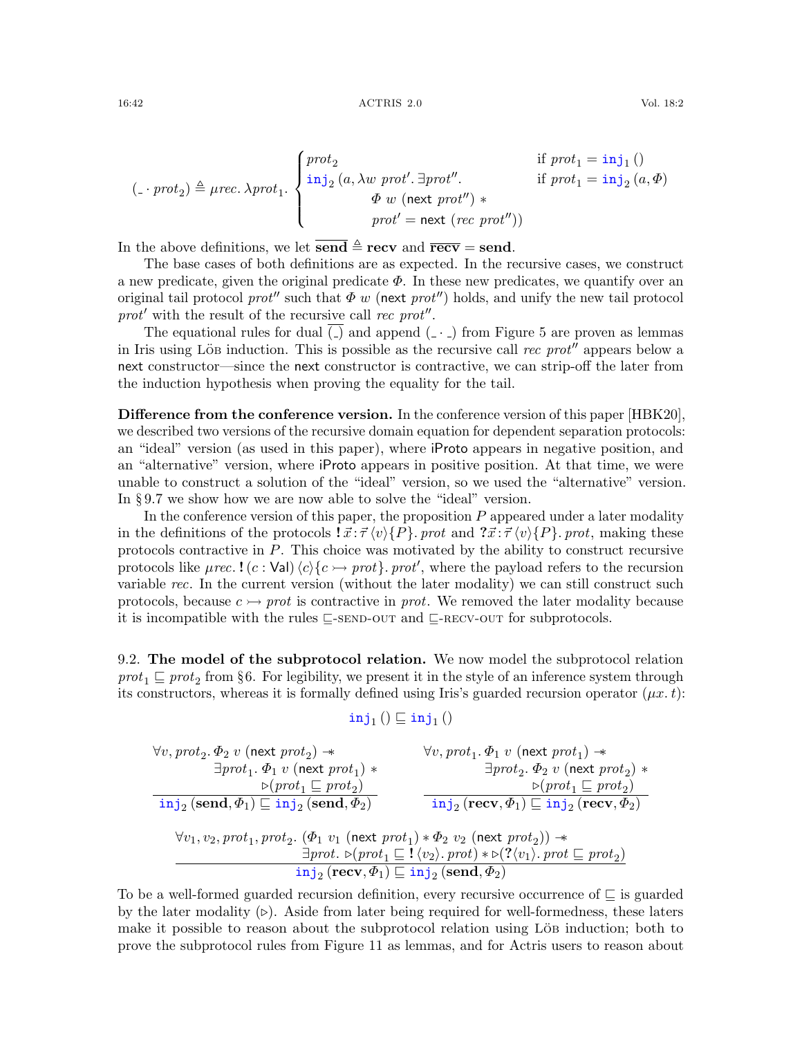$$(\_ \cdot prot_2) \triangleq \mu rec. \lambda prot_1. \begin{cases} prot_2 & \text{if } prot_1 = \mathtt{inj}_1\,() \\ \mathtt{inj}_2\,(a, \lambda w\ prot'.\ \exists prot''. & \text{if } prot_1 = \mathtt{inj}_2\,(a, \Phi) \\ \qquad \Phi\ w\ (\mathsf{next}\ prot'') \ * & \\ \qquad prot' = \mathsf{next}\ (rec\ prot'')) & \end{cases}$$

In the above definitions, we let $\overline{\mathbf{send}} \triangleq \mathbf{recv}$ and $\overline{\mathbf{recv}} = \mathbf{send}$.

The base cases of both definitions are as expected. In the recursive cases, we construct a new predicate, given the original predicate $\Phi$. In these new predicates, we quantify over an original tail protocol $prot''$ such that $\Phi\ w\ (\mathsf{next}\ prot'')$ holds, and unify the new tail protocol $prot'$ with the result of the recursive call $rec\ prot''$.

The equational rules for dual $\overline{(\_)}$ and append $(\_ \cdot \_)$ from Figure 5 are proven as lemmas in Iris using Löb induction. This is possible as the recursive call $rec\ prot''$ appears below a $\mathsf{next}$ constructor—since the $\mathsf{next}$ constructor is contractive, we can strip-off the later from the induction hypothesis when proving the equality for the tail.

**Difference from the conference version.** In the conference version of this paper [HBK20], we described two versions of the recursive domain equation for dependent separation protocols: an "ideal" version (as used in this paper), where iProto appears in negative position, and an "alternative" version, where iProto appears in positive position. At that time, we were unable to construct a solution of the "ideal" version, so we used the "alternative" version. In § 9.7 we show how we are now able to solve the "ideal" version.

In the conference version of this paper, the proposition $P$ appeared under a later modality in the definitions of the protocols $\mathbf{!}\,\vec{x}\!:\!\vec{\tau}\,\langle v\rangle\{P\}.\,prot$ and $\mathbf{?}\,\vec{x}\!:\!\vec{\tau}\,\langle v\rangle\{P\}.\,prot$, making these protocols contractive in $P$. This choice was motivated by the ability to construct recursive protocols like $\mu rec.\,\mathbf{!}\,(c : \mathsf{Val})\,\langle c\rangle\{c \rightarrowtail prot\}.\,prot'$, where the payload refers to the recursion variable $rec$. In the current version (without the later modality) we can still construct such protocols, because $c \rightarrowtail prot$ is contractive in $prot$. We removed the later modality because it is incompatible with the rules $\sqsubseteq$-SEND-OUT and $\sqsubseteq$-RECV-OUT for subprotocols.

### 9.2. The model of the subprotocol relation.

We now model the subprotocol relation $prot_1 \sqsubseteq prot_2$ from §6. For legibility, we present it in the style of an inference system through its constructors, whereas it is formally defined using Iris's guarded recursion operator $(\mu x.\,t)$:

$$\mathtt{inj}_1\,() \sqsubseteq \mathtt{inj}_1\,()$$

$$\frac{\forall v, prot_2.\ \Phi_2\ v\ (\mathsf{next}\ prot_2) \twoheadrightarrow \exists prot_1.\ \Phi_1\ v\ (\mathsf{next}\ prot_1) * \triangleright(prot_1 \sqsubseteq prot_2)}{\mathtt{inj}_2\,(\mathbf{send}, \Phi_1) \sqsubseteq \mathtt{inj}_2\,(\mathbf{send}, \Phi_2)} \qquad \frac{\forall v, prot_1.\ \Phi_1\ v\ (\mathsf{next}\ prot_1) \twoheadrightarrow \exists prot_2.\ \Phi_2\ v\ (\mathsf{next}\ prot_2) * \triangleright(prot_1 \sqsubseteq prot_2)}{\mathtt{inj}_2\,(\mathbf{recv}, \Phi_1) \sqsubseteq \mathtt{inj}_2\,(\mathbf{recv}, \Phi_2)}$$

$$\frac{\forall v_1, v_2, prot_1, prot_2.\ (\Phi_1\ v_1\ (\mathsf{next}\ prot_1) * \Phi_2\ v_2\ (\mathsf{next}\ prot_2)) \twoheadrightarrow \exists prot.\ \triangleright(prot_1 \sqsubseteq \mathbf{!}\,\langle v_2\rangle.\,prot) * \triangleright(\mathbf{?}\langle v_1\rangle.\,prot \sqsubseteq prot_2)}{\mathtt{inj}_2\,(\mathbf{recv}, \Phi_1) \sqsubseteq \mathtt{inj}_2\,(\mathbf{send}, \Phi_2)}$$

To be a well-formed guarded recursion definition, every recursive occurrence of $\sqsubseteq$ is guarded by the later modality ($\triangleright$). Aside from later being required for well-formedness, these laters make it possible to reason about the subprotocol relation using Löb induction; both to prove the subprotocol rules from Figure 11 as lemmas, and for Actris users to reason about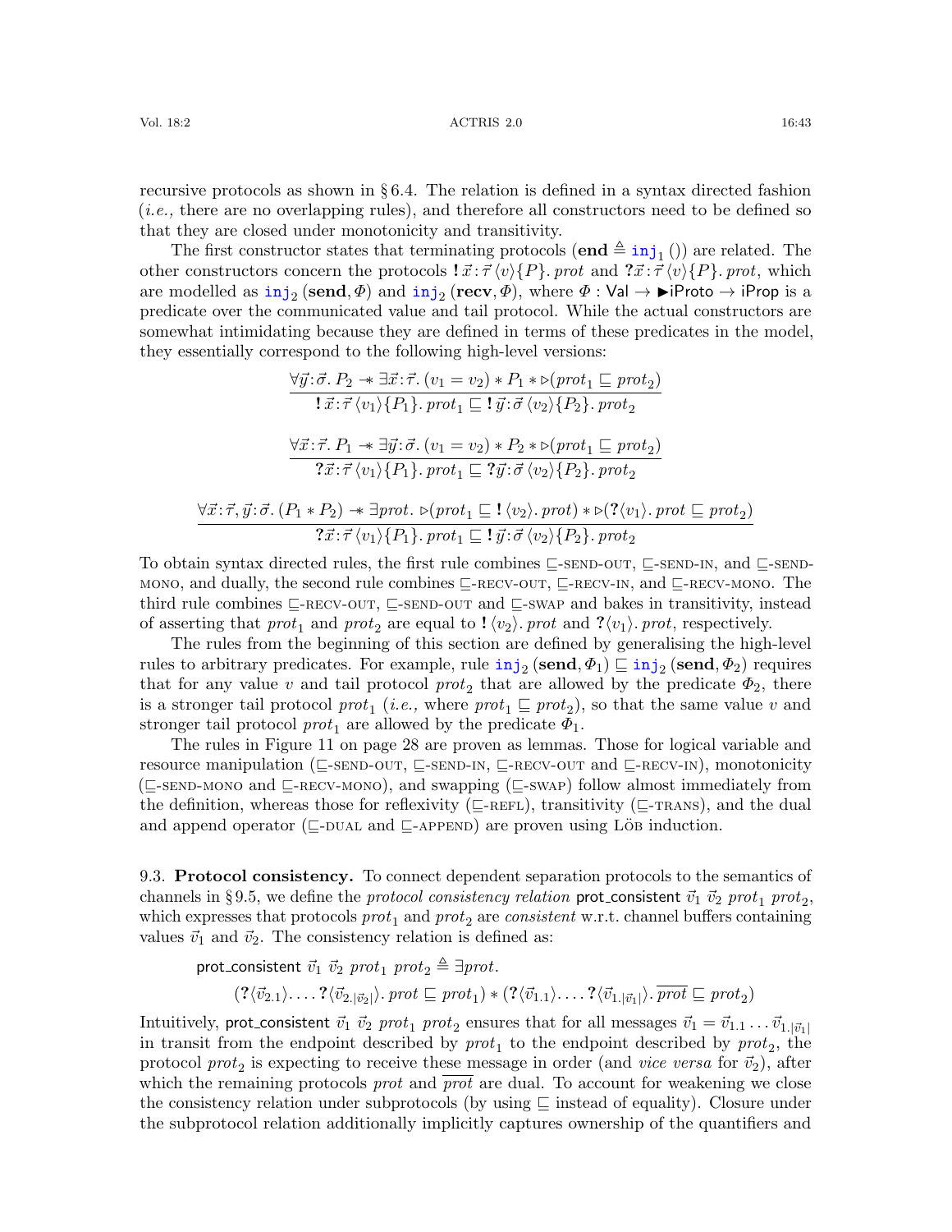recursive protocols as shown in § 6.4. The relation is defined in a syntax directed fashion (*i.e.,* there are no overlapping rules), and therefore all constructors need to be defined so that they are closed under monotonicity and transitivity.

The first constructor states that terminating protocols ($\mathbf{end} \triangleq \mathtt{inj}_1\,()$) are related. The other constructors concern the protocols $\mathbf{!}\,\vec{x}:\vec{\tau}\,\langle v\rangle\{P\}.\,prot$ and $\mathbf{?}\vec{x}:\vec{\tau}\,\langle v\rangle\{P\}.\,prot$, which are modelled as $\mathtt{inj}_2\,(\mathbf{send}, \Phi)$ and $\mathtt{inj}_2\,(\mathbf{recv}, \Phi)$, where $\Phi : \mathsf{Val} \to \blacktriangleright\mathsf{iProto} \to \mathsf{iProp}$ is a predicate over the communicated value and tail protocol. While the actual constructors are somewhat intimidating because they are defined in terms of these predicates in the model, they essentially correspond to the following high-level versions:

$$\frac{\forall \vec{y}:\vec{\sigma}.\, P_2 \mathrel{-\!\!*} \exists \vec{x}:\vec{\tau}.\, (v_1 = v_2) * P_1 * \triangleright(prot_1 \sqsubseteq prot_2)}{\mathbf{!}\,\vec{x}:\vec{\tau}\,\langle v_1\rangle\{P_1\}.\,prot_1 \sqsubseteq \mathbf{!}\,\vec{y}:\vec{\sigma}\,\langle v_2\rangle\{P_2\}.\,prot_2}$$

$$\frac{\forall \vec{x}:\vec{\tau}.\, P_1 \mathrel{-\!\!*} \exists \vec{y}:\vec{\sigma}.\, (v_1 = v_2) * P_2 * \triangleright(prot_1 \sqsubseteq prot_2)}{\mathbf{?}\vec{x}:\vec{\tau}\,\langle v_1\rangle\{P_1\}.\,prot_1 \sqsubseteq \mathbf{?}\vec{y}:\vec{\sigma}\,\langle v_2\rangle\{P_2\}.\,prot_2}$$

$$\frac{\forall \vec{x}:\vec{\tau}, \vec{y}:\vec{\sigma}.\, (P_1 * P_2) \mathrel{-\!\!*} \exists prot.\, \triangleright(prot_1 \sqsubseteq \mathbf{!}\,\langle v_2\rangle.\,prot) * \triangleright(\mathbf{?}\langle v_1\rangle.\,prot \sqsubseteq prot_2)}{\mathbf{?}\vec{x}:\vec{\tau}\,\langle v_1\rangle\{P_1\}.\,prot_1 \sqsubseteq \mathbf{!}\,\vec{y}:\vec{\sigma}\,\langle v_2\rangle\{P_2\}.\,prot_2}$$

To obtain syntax directed rules, the first rule combines ⊑-SEND-OUT, ⊑-SEND-IN, and ⊑-SEND-MONO, and dually, the second rule combines ⊑-RECV-OUT, ⊑-RECV-IN, and ⊑-RECV-MONO. The third rule combines ⊑-RECV-OUT, ⊑-SEND-OUT and ⊑-SWAP and bakes in transitivity, instead of asserting that $prot_1$ and $prot_2$ are equal to $\mathbf{!}\,\langle v_2\rangle.\,prot$ and $\mathbf{?}\langle v_1\rangle.\,prot$, respectively.

The rules from the beginning of this section are defined by generalising the high-level rules to arbitrary predicates. For example, rule $\mathtt{inj}_2\,(\mathbf{send}, \Phi_1) \sqsubseteq \mathtt{inj}_2\,(\mathbf{send}, \Phi_2)$ requires that for any value $v$ and tail protocol $prot_2$ that are allowed by the predicate $\Phi_2$, there is a stronger tail protocol $prot_1$ (*i.e.,* where $prot_1 \sqsubseteq prot_2$), so that the same value $v$ and stronger tail protocol $prot_1$ are allowed by the predicate $\Phi_1$.

The rules in Figure 11 on page 28 are proven as lemmas. Those for logical variable and resource manipulation (⊑-SEND-OUT, ⊑-SEND-IN, ⊑-RECV-OUT and ⊑-RECV-IN), monotonicity (⊑-SEND-MONO and ⊑-RECV-MONO), and swapping (⊑-SWAP) follow almost immediately from the definition, whereas those for reflexivity (⊑-REFL), transitivity (⊑-TRANS), and the dual and append operator (⊑-DUAL and ⊑-APPEND) are proven using Löb induction.

9.3. **Protocol consistency.** To connect dependent separation protocols to the semantics of channels in § 9.5, we define the *protocol consistency relation* $\mathsf{prot\_consistent}\ \vec{v}_1\ \vec{v}_2\ prot_1\ prot_2$, which expresses that protocols $prot_1$ and $prot_2$ are *consistent* w.r.t. channel buffers containing values $\vec{v}_1$ and $\vec{v}_2$. The consistency relation is defined as:

$$\begin{aligned}&\mathsf{prot\_consistent}\ \vec{v}_1\ \vec{v}_2\ prot_1\ prot_2 \triangleq \exists prot.\\ &\quad (\mathbf{?}\langle \vec{v}_{2.1}\rangle.\ldots\mathbf{?}\langle \vec{v}_{2.|\vec{v}_2|}\rangle.\,prot \sqsubseteq prot_1) * (\mathbf{?}\langle \vec{v}_{1.1}\rangle.\ldots\mathbf{?}\langle \vec{v}_{1.|\vec{v}_1|}\rangle.\,\overline{prot} \sqsubseteq prot_2)\end{aligned}$$

Intuitively, $\mathsf{prot\_consistent}\ \vec{v}_1\ \vec{v}_2\ prot_1\ prot_2$ ensures that for all messages $\vec{v}_1 = \vec{v}_{1.1}\ldots\vec{v}_{1.|\vec{v}_1|}$ in transit from the endpoint described by $prot_1$ to the endpoint described by $prot_2$, the protocol $prot_2$ is expecting to receive these message in order (and *vice versa* for $\vec{v}_2$), after which the remaining protocols $prot$ and $\overline{prot}$ are dual. To account for weakening we close the consistency relation under subprotocols (by using ⊑ instead of equality). Closure under the subprotocol relation additionally implicitly captures ownership of the quantifiers and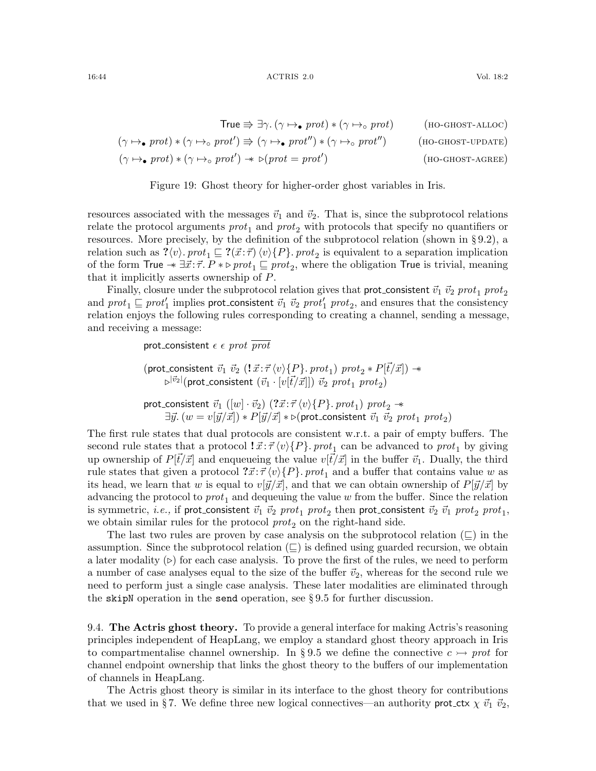$$\mathsf{True} \Rrightarrow \exists \gamma.\, (\gamma \mapsto_{\bullet} \mathit{prot}) * (\gamma \mapsto_{\circ} \mathit{prot}) \qquad \text{(HO-GHOST-ALLOC)}$$

$$(\gamma \mapsto_{\bullet} \mathit{prot}) * (\gamma \mapsto_{\circ} \mathit{prot}') \Rrightarrow (\gamma \mapsto_{\bullet} \mathit{prot}'') * (\gamma \mapsto_{\circ} \mathit{prot}'') \qquad \text{(HO-GHOST-UPDATE)}$$

$$(\gamma \mapsto_{\bullet} \mathit{prot}) * (\gamma \mapsto_{\circ} \mathit{prot}') \twoheadrightarrow \triangleright(\mathit{prot} = \mathit{prot}') \qquad \text{(HO-GHOST-AGREE)}$$

Figure 19: Ghost theory for higher-order ghost variables in Iris.

resources associated with the messages $\vec{v}_1$ and $\vec{v}_2$. That is, since the subprotocol relations relate the protocol arguments $\mathit{prot}_1$ and $\mathit{prot}_2$ with protocols that specify no quantifiers or resources. More precisely, by the definition of the subprotocol relation (shown in § 9.2), a relation such as $\mathbf{?}\langle v\rangle.\, \mathit{prot}_1 \sqsubseteq \mathbf{?}(\vec{x}:\vec{\tau})\,\langle v\rangle\{P\}.\, \mathit{prot}_2$ is equivalent to a separation implication of the form $\mathsf{True} \twoheadrightarrow \exists \vec{x}:\vec{\tau}.\, P * \triangleright \mathit{prot}_1 \sqsubseteq \mathit{prot}_2$, where the obligation $\mathsf{True}$ is trivial, meaning that it implicitly asserts ownership of $P$.

Finally, closure under the subprotocol relation gives that $\mathsf{prot\_consistent}\ \vec{v}_1\ \vec{v}_2\ \mathit{prot}_1\ \mathit{prot}_2$ and $\mathit{prot}_1 \sqsubseteq \mathit{prot}'_1$ implies $\mathsf{prot\_consistent}\ \vec{v}_1\ \vec{v}_2\ \mathit{prot}'_1\ \mathit{prot}_2$, and ensures that the consistency relation enjoys the following rules corresponding to creating a channel, sending a message, and receiving a message:

$$\mathsf{prot\_consistent}\ \epsilon\ \epsilon\ \mathit{prot}\ \overline{\mathit{prot}}$$

$$\begin{aligned}&(\mathsf{prot\_consistent}\ \vec{v}_1\ \vec{v}_2\ (\mathbf{!}\,\vec{x}:\vec{\tau}\,\langle v\rangle\{P\}.\, \mathit{prot}_1)\ \mathit{prot}_2 * P[\vec{t}/\vec{x}]) \twoheadrightarrow \\ &\quad \triangleright^{|\vec{v}_2|}(\mathsf{prot\_consistent}\ (\vec{v}_1 \cdot [v[\vec{t}/\vec{x}]])\ \vec{v}_2\ \mathit{prot}_1\ \mathit{prot}_2)\end{aligned}$$

$$\begin{aligned}&\mathsf{prot\_consistent}\ \vec{v}_1\ ([w]\cdot \vec{v}_2)\ (\mathbf{?}\vec{x}:\vec{\tau}\,\langle v\rangle\{P\}.\, \mathit{prot}_1)\ \mathit{prot}_2 \twoheadrightarrow \\ &\quad \exists \vec{y}.\, (w = v[\vec{y}/\vec{x}]) * P[\vec{y}/\vec{x}] * \triangleright(\mathsf{prot\_consistent}\ \vec{v}_1\ \vec{v}_2\ \mathit{prot}_1\ \mathit{prot}_2)\end{aligned}$$

The first rule states that dual protocols are consistent w.r.t. a pair of empty buffers. The second rule states that a protocol $\mathbf{!}\,\vec{x}:\vec{\tau}\,\langle v\rangle\{P\}.\, \mathit{prot}_1$ can be advanced to $\mathit{prot}_1$ by giving up ownership of $P[\vec{t}/\vec{x}]$ and enqueueing the value $v[\vec{t}/\vec{x}]$ in the buffer $\vec{v}_1$. Dually, the third rule states that given a protocol $\mathbf{?}\vec{x}:\vec{\tau}\,\langle v\rangle\{P\}.\, \mathit{prot}_1$ and a buffer that contains value $w$ as its head, we learn that $w$ is equal to $v[\vec{y}/\vec{x}]$, and that we can obtain ownership of $P[\vec{y}/\vec{x}]$ by advancing the protocol to $\mathit{prot}_1$ and dequeuing the value $w$ from the buffer. Since the relation is symmetric, *i.e.,* if $\mathsf{prot\_consistent}\ \vec{v}_1\ \vec{v}_2\ \mathit{prot}_1\ \mathit{prot}_2$ then $\mathsf{prot\_consistent}\ \vec{v}_2\ \vec{v}_1\ \mathit{prot}_2\ \mathit{prot}_1$, we obtain similar rules for the protocol $\mathit{prot}_2$ on the right-hand side.

The last two rules are proven by case analysis on the subprotocol relation ($\sqsubseteq$) in the assumption. Since the subprotocol relation ($\sqsubseteq$) is defined using guarded recursion, we obtain a later modality ($\triangleright$) for each case analysis. To prove the first of the rules, we need to perform a number of case analyses equal to the size of the buffer $\vec{v}_2$, whereas for the second rule we need to perform just a single case analysis. These later modalities are eliminated through the `skipN` operation in the `send` operation, see § 9.5 for further discussion.

9.4. **The Actris ghost theory.** To provide a general interface for making Actris's reasoning principles independent of HeapLang, we employ a standard ghost theory approach in Iris to compartmentalise channel ownership. In § 9.5 we define the connective $c \rightarrowtail \mathit{prot}$ for channel endpoint ownership that links the ghost theory to the buffers of our implementation of channels in HeapLang.

The Actris ghost theory is similar in its interface to the ghost theory for contributions that we used in § 7. We define three new logical connectives—an authority $\mathsf{prot\_ctx}\ \chi\ \vec{v}_1\ \vec{v}_2$,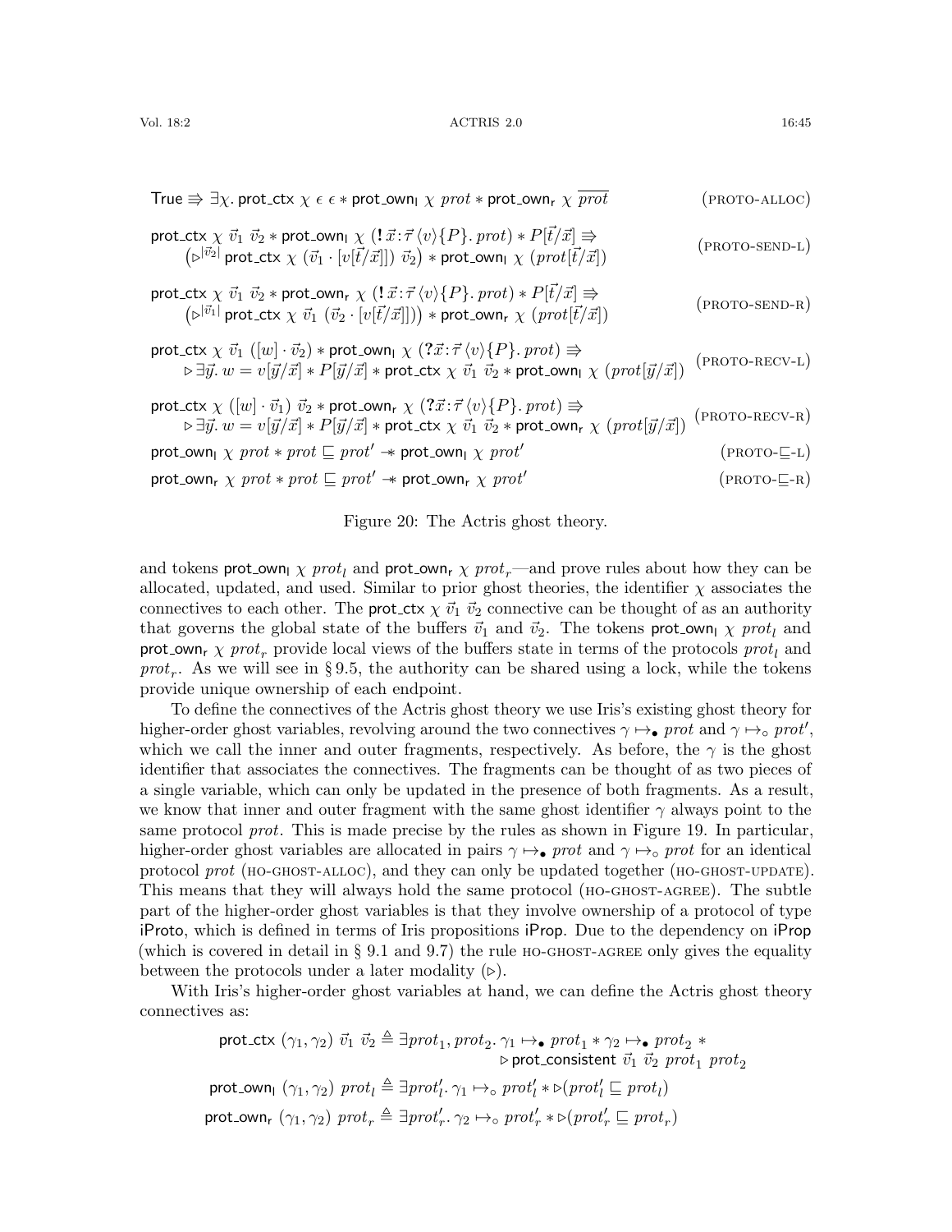$$\mathsf{True} \Rrightarrow \exists \chi.\ \mathsf{prot\_ctx}\ \chi\ \epsilon\ \epsilon * \mathsf{prot\_own_l}\ \chi\ prot * \mathsf{prot\_own_r}\ \chi\ \overline{prot} \tag{PROTO-ALLOC}$$

$$\begin{array}{l}\mathsf{prot\_ctx}\ \chi\ \vec{v}_1\ \vec{v}_2 * \mathsf{prot\_own_l}\ \chi\ (!\,\vec{x}\!:\!\vec{\tau}\,\langle v\rangle\{P\}.\ prot) * P[\vec{t}/\vec{x}] \Rrightarrow \\ \quad \left(\triangleright^{|\vec{v}_2|}\,\mathsf{prot\_ctx}\ \chi\ (\vec{v}_1 \cdot [v[\vec{t}/\vec{x}]])\ \vec{v}_2\right) * \mathsf{prot\_own_l}\ \chi\ (prot[\vec{t}/\vec{x}])\end{array} \tag{PROTO-SEND-L}$$

$$\begin{array}{l}\mathsf{prot\_ctx}\ \chi\ \vec{v}_1\ \vec{v}_2 * \mathsf{prot\_own_r}\ \chi\ (!\,\vec{x}\!:\!\vec{\tau}\,\langle v\rangle\{P\}.\ prot) * P[\vec{t}/\vec{x}] \Rrightarrow \\ \quad \left(\triangleright^{|\vec{v}_1|}\,\mathsf{prot\_ctx}\ \chi\ \vec{v}_1\ (\vec{v}_2 \cdot [v[\vec{t}/\vec{x}]])\right) * \mathsf{prot\_own_r}\ \chi\ (prot[\vec{t}/\vec{x}])\end{array} \tag{PROTO-SEND-R}$$

$$\begin{array}{l}\mathsf{prot\_ctx}\ \chi\ \vec{v}_1\ ([w] \cdot \vec{v}_2) * \mathsf{prot\_own_l}\ \chi\ (?\vec{x}\!:\!\vec{\tau}\,\langle v\rangle\{P\}.\ prot) \Rrightarrow \\ \quad \triangleright \exists \vec{y}.\ w = v[\vec{y}/\vec{x}] * P[\vec{y}/\vec{x}] * \mathsf{prot\_ctx}\ \chi\ \vec{v}_1\ \vec{v}_2 * \mathsf{prot\_own_l}\ \chi\ (prot[\vec{y}/\vec{x}])\end{array} \tag{PROTO-RECV-L}$$

$$\begin{array}{l}\mathsf{prot\_ctx}\ \chi\ ([w] \cdot \vec{v}_1)\ \vec{v}_2 * \mathsf{prot\_own_r}\ \chi\ (?\vec{x}\!:\!\vec{\tau}\,\langle v\rangle\{P\}.\ prot) \Rrightarrow \\ \quad \triangleright \exists \vec{y}.\ w = v[\vec{y}/\vec{x}] * P[\vec{y}/\vec{x}] * \mathsf{prot\_ctx}\ \chi\ \vec{v}_1\ \vec{v}_2 * \mathsf{prot\_own_r}\ \chi\ (prot[\vec{y}/\vec{x}])\end{array} \tag{PROTO-RECV-R}$$

$$\mathsf{prot\_own_l}\ \chi\ prot * prot \sqsubseteq prot' \mathrel{-\!\!*} \mathsf{prot\_own_l}\ \chi\ prot' \tag{PROTO-$\sqsubseteq$-L}$$

$$\mathsf{prot\_own_r}\ \chi\ prot * prot \sqsubseteq prot' \mathrel{-\!\!*} \mathsf{prot\_own_r}\ \chi\ prot' \tag{PROTO-$\sqsubseteq$-R}$$

Figure 20: The Actris ghost theory.

and tokens $\mathsf{prot\_own_l}\ \chi\ prot_l$ and $\mathsf{prot\_own_r}\ \chi\ prot_r$—and prove rules about how they can be allocated, updated, and used. Similar to prior ghost theories, the identifier $\chi$ associates the connectives to each other. The $\mathsf{prot\_ctx}\ \chi\ \vec{v}_1\ \vec{v}_2$ connective can be thought of as an authority that governs the global state of the buffers $\vec{v}_1$ and $\vec{v}_2$. The tokens $\mathsf{prot\_own_l}\ \chi\ prot_l$ and $\mathsf{prot\_own_r}\ \chi\ prot_r$ provide local views of the buffers state in terms of the protocols $prot_l$ and $prot_r$. As we will see in § 9.5, the authority can be shared using a lock, while the tokens provide unique ownership of each endpoint.

To define the connectives of the Actris ghost theory we use Iris's existing ghost theory for higher-order ghost variables, revolving around the two connectives $\gamma \mapsto_\bullet prot$ and $\gamma \mapsto_\circ prot'$, which we call the inner and outer fragments, respectively. As before, the $\gamma$ is the ghost identifier that associates the connectives. The fragments can be thought of as two pieces of a single variable, which can only be updated in the presence of both fragments. As a result, we know that inner and outer fragment with the same ghost identifier $\gamma$ always point to the same protocol $prot$. This is made precise by the rules as shown in Figure 19. In particular, higher-order ghost variables are allocated in pairs $\gamma \mapsto_\bullet prot$ and $\gamma \mapsto_\circ prot$ for an identical protocol $prot$ (HO-GHOST-ALLOC), and they can only be updated together (HO-GHOST-UPDATE). This means that they will always hold the same protocol (HO-GHOST-AGREE). The subtle part of the higher-order ghost variables is that they involve ownership of a protocol of type iProto, which is defined in terms of Iris propositions iProp. Due to the dependency on iProp (which is covered in detail in § 9.1 and 9.7) the rule HO-GHOST-AGREE only gives the equality between the protocols under a later modality ($\triangleright$).

With Iris's higher-order ghost variables at hand, we can define the Actris ghost theory connectives as:

$$\begin{array}{rl}\mathsf{prot\_ctx}\ (\gamma_1,\gamma_2)\ \vec{v}_1\ \vec{v}_2 \triangleq & \exists prot_1, prot_2.\ \gamma_1 \mapsto_\bullet prot_1 * \gamma_2 \mapsto_\bullet prot_2\ * \\ & \quad \triangleright\,\mathsf{prot\_consistent}\ \vec{v}_1\ \vec{v}_2\ prot_1\ prot_2 \\ \mathsf{prot\_own_l}\ (\gamma_1,\gamma_2)\ prot_l \triangleq & \exists prot_l'.\ \gamma_1 \mapsto_\circ prot_l' * \triangleright(prot_l' \sqsubseteq prot_l) \\ \mathsf{prot\_own_r}\ (\gamma_1,\gamma_2)\ prot_r \triangleq & \exists prot_r'.\ \gamma_2 \mapsto_\circ prot_r' * \triangleright(prot_r' \sqsubseteq prot_r)\end{array}$$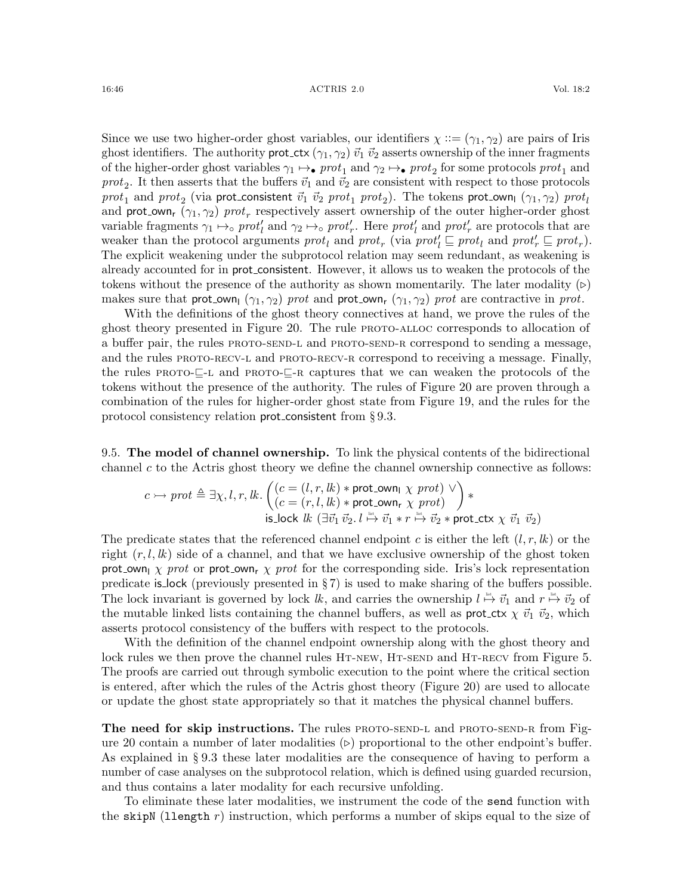Since we use two higher-order ghost variables, our identifiers $\chi ::= (\gamma_1, \gamma_2)$ are pairs of Iris ghost identifiers. The authority $\mathsf{prot\_ctx}\ (\gamma_1, \gamma_2)\ \vec{v}_1\ \vec{v}_2$ asserts ownership of the inner fragments of the higher-order ghost variables $\gamma_1 \mapsto_\bullet \mathit{prot}_1$ and $\gamma_2 \mapsto_\bullet \mathit{prot}_2$ for some protocols $\mathit{prot}_1$ and $\mathit{prot}_2$. It then asserts that the buffers $\vec{v}_1$ and $\vec{v}_2$ are consistent with respect to those protocols $\mathit{prot}_1$ and $\mathit{prot}_2$ (via $\mathsf{prot\_consistent}\ \vec{v}_1\ \vec{v}_2\ \mathit{prot}_1\ \mathit{prot}_2$). The tokens $\mathsf{prot\_own_l}\ (\gamma_1, \gamma_2)\ \mathit{prot}_l$ and $\mathsf{prot\_own_r}\ (\gamma_1, \gamma_2)\ \mathit{prot}_r$ respectively assert ownership of the outer higher-order ghost variable fragments $\gamma_1 \mapsto_\circ \mathit{prot}'_l$ and $\gamma_2 \mapsto_\circ \mathit{prot}'_r$. Here $\mathit{prot}'_l$ and $\mathit{prot}'_r$ are protocols that are weaker than the protocol arguments $\mathit{prot}_l$ and $\mathit{prot}_r$ (via $\mathit{prot}'_l \sqsubseteq \mathit{prot}_l$ and $\mathit{prot}'_r \sqsubseteq \mathit{prot}_r$). The explicit weakening under the subprotocol relation may seem redundant, as weakening is already accounted for in $\mathsf{prot\_consistent}$. However, it allows us to weaken the protocols of the tokens without the presence of the authority as shown momentarily. The later modality ($\triangleright$) makes sure that $\mathsf{prot\_own_l}\ (\gamma_1, \gamma_2)\ \mathit{prot}$ and $\mathsf{prot\_own_r}\ (\gamma_1, \gamma_2)\ \mathit{prot}$ are contractive in $\mathit{prot}$.

With the definitions of the ghost theory connectives at hand, we prove the rules of the ghost theory presented in Figure 20. The rule PROTO-ALLOC corresponds to allocation of a buffer pair, the rules PROTO-SEND-L and PROTO-SEND-R correspond to sending a message, and the rules PROTO-RECV-L and PROTO-RECV-R correspond to receiving a message. Finally, the rules PROTO-$\sqsubseteq$-L and PROTO-$\sqsubseteq$-R captures that we can weaken the protocols of the tokens without the presence of the authority. The rules of Figure 20 are proven through a combination of the rules for higher-order ghost state from Figure 19, and the rules for the protocol consistency relation $\mathsf{prot\_consistent}$ from § 9.3.

9.5. **The model of channel ownership.** To link the physical contents of the bidirectional channel $c$ to the Actris ghost theory we define the channel ownership connective as follows:

$$c \rightarrowtail \mathit{prot} \triangleq \exists \chi, l, r, \mathit{lk}. \begin{pmatrix} (c = (l, r, \mathit{lk}) * \mathsf{prot\_own_l}\ \chi\ \mathit{prot}) \lor \\ (c = (r, l, \mathit{lk}) * \mathsf{prot\_own_r}\ \chi\ \mathit{prot}) \end{pmatrix} * \\ \mathsf{is\_lock}\ \mathit{lk}\ (\exists \vec{v}_1\, \vec{v}_2.\, l \overset{\text{list}}{\mapsto} \vec{v}_1 * r \overset{\text{list}}{\mapsto} \vec{v}_2 * \mathsf{prot\_ctx}\ \chi\ \vec{v}_1\ \vec{v}_2)$$

The predicate states that the referenced channel endpoint $c$ is either the left $(l, r, \mathit{lk})$ or the right $(r, l, \mathit{lk})$ side of a channel, and that we have exclusive ownership of the ghost token $\mathsf{prot\_own_l}\ \chi\ \mathit{prot}$ or $\mathsf{prot\_own_r}\ \chi\ \mathit{prot}$ for the corresponding side. Iris's lock representation predicate $\mathsf{is\_lock}$ (previously presented in § 7) is used to make sharing of the buffers possible. The lock invariant is governed by lock $\mathit{lk}$, and carries the ownership $l \overset{\text{list}}{\mapsto} \vec{v}_1$ and $r \overset{\text{list}}{\mapsto} \vec{v}_2$ of the mutable linked lists containing the channel buffers, as well as $\mathsf{prot\_ctx}\ \chi\ \vec{v}_1\ \vec{v}_2$, which asserts protocol consistency of the buffers with respect to the protocols.

With the definition of the channel endpoint ownership along with the ghost theory and lock rules we then prove the channel rules HT-NEW, HT-SEND and HT-RECV from Figure 5. The proofs are carried out through symbolic execution to the point where the critical section is entered, after which the rules of the Actris ghost theory (Figure 20) are used to allocate or update the ghost state appropriately so that it matches the physical channel buffers.

**The need for skip instructions.** The rules PROTO-SEND-L and PROTO-SEND-R from Figure 20 contain a number of later modalities ($\triangleright$) proportional to the other endpoint's buffer. As explained in § 9.3 these later modalities are the consequence of having to perform a number of case analyses on the subprotocol relation, which is defined using guarded recursion, and thus contains a later modality for each recursive unfolding.

To eliminate these later modalities, we instrument the code of the `send` function with the `skipN (llength` $r$`)` instruction, which performs a number of skips equal to the size of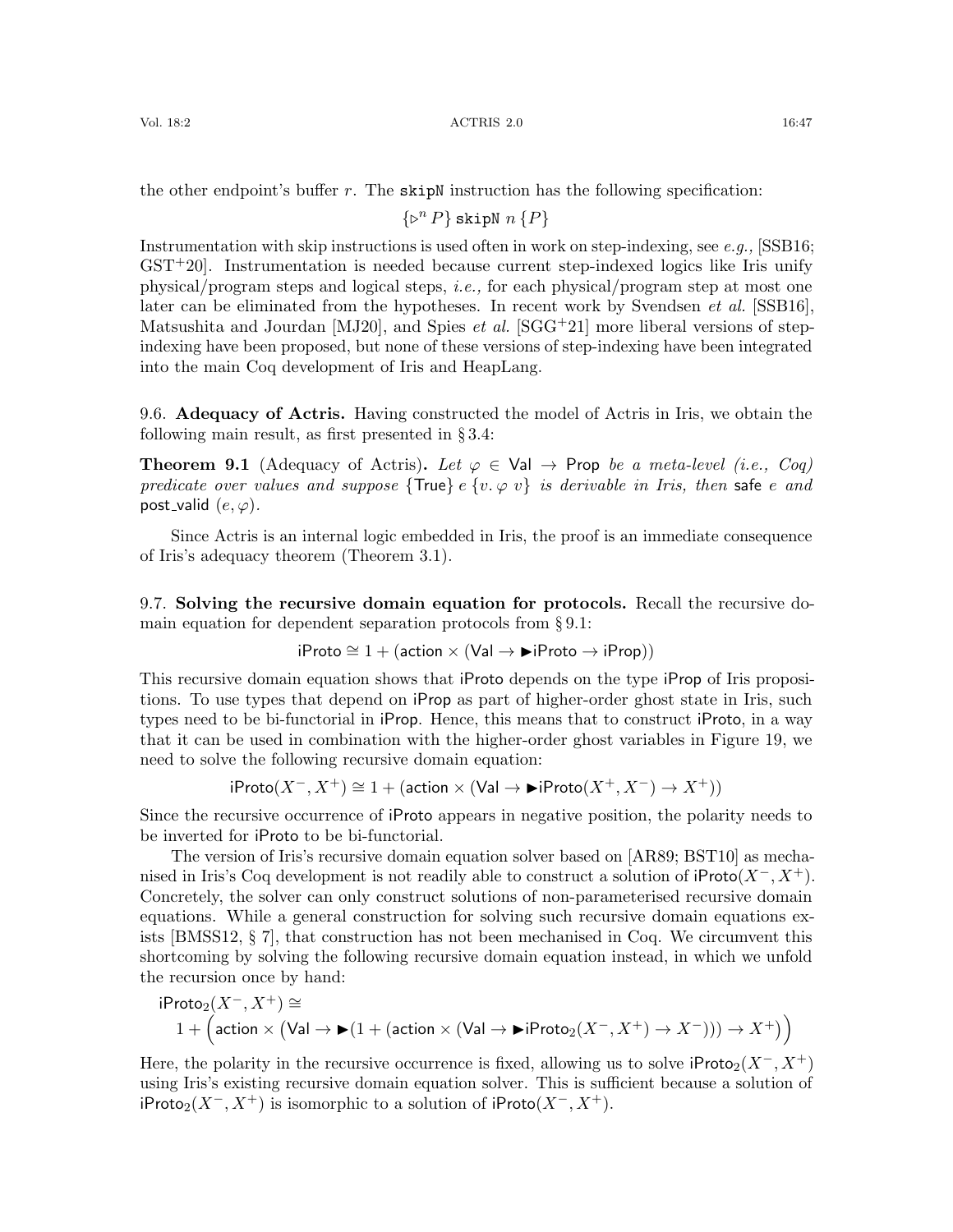the other endpoint's buffer $r$. The `skipN` instruction has the following specification:

$$\{\triangleright^n P\}\ \texttt{skipN}\ n\ \{P\}$$

Instrumentation with skip instructions is used often in work on step-indexing, see *e.g.,* [SSB16; GST+20]. Instrumentation is needed because current step-indexed logics like Iris unify physical/program steps and logical steps, *i.e.,* for each physical/program step at most one later can be eliminated from the hypotheses. In recent work by Svendsen *et al.* [SSB16], Matsushita and Jourdan [MJ20], and Spies *et al.* [SGG+21] more liberal versions of step-indexing have been proposed, but none of these versions of step-indexing have been integrated into the main Coq development of Iris and HeapLang.

## 9.6. Adequacy of Actris.

Having constructed the model of Actris in Iris, we obtain the following main result, as first presented in § 3.4:

**Theorem 9.1** (Adequacy of Actris)**.** *Let $\varphi \in \mathsf{Val} \to \mathsf{Prop}$ be a meta-level (i.e., Coq) predicate over values and suppose $\{\mathsf{True}\}\ e\ \{v.\, \varphi\ v\}$ is derivable in Iris, then* safe $e$ *and* post_valid $(e, \varphi)$.

Since Actris is an internal logic embedded in Iris, the proof is an immediate consequence of Iris's adequacy theorem (Theorem 3.1).

## 9.7. Solving the recursive domain equation for protocols.

Recall the recursive domain equation for dependent separation protocols from § 9.1:

$$\mathsf{iProto} \cong 1 + (\mathsf{action} \times (\mathsf{Val} \to \blacktriangleright \mathsf{iProto} \to \mathsf{iProp}))$$

This recursive domain equation shows that iProto depends on the type iProp of Iris propositions. To use types that depend on iProp as part of higher-order ghost state in Iris, such types need to be bi-functorial in iProp. Hence, this means that to construct iProto, in a way that it can be used in combination with the higher-order ghost variables in Figure 19, we need to solve the following recursive domain equation:

$$\mathsf{iProto}(X^-, X^+) \cong 1 + (\mathsf{action} \times (\mathsf{Val} \to \blacktriangleright \mathsf{iProto}(X^+, X^-) \to X^+))$$

Since the recursive occurrence of iProto appears in negative position, the polarity needs to be inverted for iProto to be bi-functorial.

The version of Iris's recursive domain equation solver based on [AR89; BST10] as mechanised in Iris's Coq development is not readily able to construct a solution of $\mathsf{iProto}(X^-, X^+)$. Concretely, the solver can only construct solutions of non-parameterised recursive domain equations. While a general construction for solving such recursive domain equations exists [BMSS12, § 7], that construction has not been mechanised in Coq. We circumvent this shortcoming by solving the following recursive domain equation instead, in which we unfold the recursion once by hand:

$$\begin{aligned}&\mathsf{iProto}_2(X^-, X^+) \cong \\ &\quad 1 + \Big(\mathsf{action} \times \big(\mathsf{Val} \to \blacktriangleright (1 + (\mathsf{action} \times (\mathsf{Val} \to \blacktriangleright \mathsf{iProto}_2(X^-, X^+) \to X^-))) \to X^+\big)\Big)\end{aligned}$$

Here, the polarity in the recursive occurrence is fixed, allowing us to solve $\mathsf{iProto}_2(X^-, X^+)$ using Iris's existing recursive domain equation solver. This is sufficient because a solution of $\mathsf{iProto}_2(X^-, X^+)$ is isomorphic to a solution of $\mathsf{iProto}(X^-, X^+)$.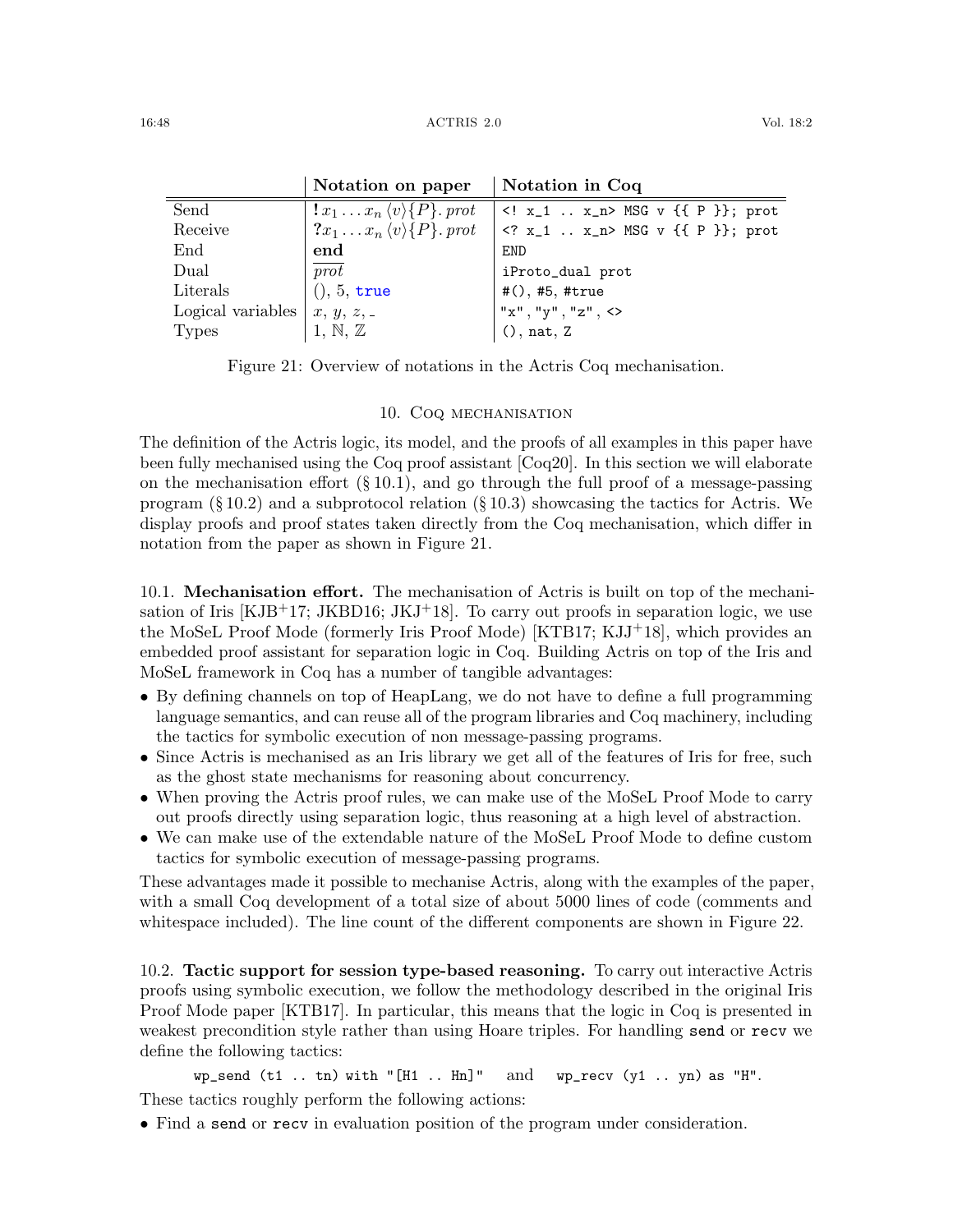| | Notation on paper | Notation in Coq |
|---|---|---|
| Send | $!x_1 \ldots x_n \langle v \rangle \{P\}.\, prot$ | `<! x_1 .. x_n> MSG v {{ P }}; prot` |
| Receive | $?x_1 \ldots x_n \langle v \rangle \{P\}.\, prot$ | `<? x_1 .. x_n> MSG v {{ P }}; prot` |
| End | **end** | `END` |
| Dual | $\overline{prot}$ | `iProto_dual prot` |
| Literals | $()$, $5$, true | `#()`, `#5`, `#true` |
| Logical variables | $x$, $y$, $z$, $\_$ | `"x"`, `"y"`, `"z"`, `<>` |
| Types | $1$, $\mathbb{N}$, $\mathbb{Z}$ | `()`, `nat`, `Z` |

Figure 21: Overview of notations in the Actris Coq mechanisation.

## 10. Coq mechanisation

The definition of the Actris logic, its model, and the proofs of all examples in this paper have been fully mechanised using the Coq proof assistant [Coq20]. In this section we will elaborate on the mechanisation effort (§ 10.1), and go through the full proof of a message-passing program (§ 10.2) and a subprotocol relation (§ 10.3) showcasing the tactics for Actris. We display proofs and proof states taken directly from the Coq mechanisation, which differ in notation from the paper as shown in Figure 21.

**10.1. Mechanisation effort.** The mechanisation of Actris is built on top of the mechanisation of Iris [KJB+17; JKBD16; JKJ+18]. To carry out proofs in separation logic, we use the MoSeL Proof Mode (formerly Iris Proof Mode) [KTB17; KJJ+18], which provides an embedded proof assistant for separation logic in Coq. Building Actris on top of the Iris and MoSeL framework in Coq has a number of tangible advantages:

- By defining channels on top of HeapLang, we do not have to define a full programming language semantics, and can reuse all of the program libraries and Coq machinery, including the tactics for symbolic execution of non message-passing programs.
- Since Actris is mechanised as an Iris library we get all of the features of Iris for free, such as the ghost state mechanisms for reasoning about concurrency.
- When proving the Actris proof rules, we can make use of the MoSeL Proof Mode to carry out proofs directly using separation logic, thus reasoning at a high level of abstraction.
- We can make use of the extendable nature of the MoSeL Proof Mode to define custom tactics for symbolic execution of message-passing programs.

These advantages made it possible to mechanise Actris, along with the examples of the paper, with a small Coq development of a total size of about 5000 lines of code (comments and whitespace included). The line count of the different components are shown in Figure 22.

**10.2. Tactic support for session type-based reasoning.** To carry out interactive Actris proofs using symbolic execution, we follow the methodology described in the original Iris Proof Mode paper [KTB17]. In particular, this means that the logic in Coq is presented in weakest precondition style rather than using Hoare triples. For handling `send` or `recv` we define the following tactics:

`wp_send (t1 .. tn) with "[H1 .. Hn]"` and `wp_recv (y1 .. yn) as "H"`.

These tactics roughly perform the following actions:

- Find a `send` or `recv` in evaluation position of the program under consideration.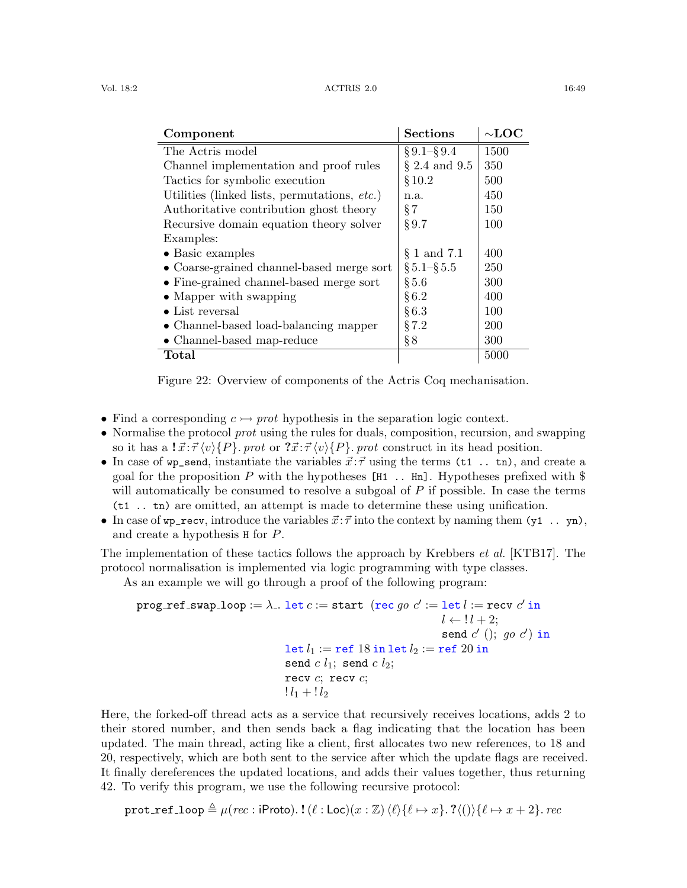| Component | Sections | ~LOC |
|---|---|---|
| The Actris model | § 9.1–§ 9.4 | 1500 |
| Channel implementation and proof rules | § 2.4 and 9.5 | 350 |
| Tactics for symbolic execution | § 10.2 | 500 |
| Utilities (linked lists, permutations, *etc.*) | n.a. | 450 |
| Authoritative contribution ghost theory | § 7 | 150 |
| Recursive domain equation theory solver | § 9.7 | 100 |
| Examples: | | |
| • Basic examples | § 1 and 7.1 | 400 |
| • Coarse-grained channel-based merge sort | § 5.1–§ 5.5 | 250 |
| • Fine-grained channel-based merge sort | § 5.6 | 300 |
| • Mapper with swapping | § 6.2 | 400 |
| • List reversal | § 6.3 | 100 |
| • Channel-based load-balancing mapper | § 7.2 | 200 |
| • Channel-based map-reduce | § 8 | 300 |
| **Total** | | 5000 |

Figure 22: Overview of components of the Actris Coq mechanisation.

- Find a corresponding $c \rightarrowtail prot$ hypothesis in the separation logic context.
- Normalise the protocol *prot* using the rules for duals, composition, recursion, and swapping so it has a $\mathbf{!}\,\vec{x}:\vec{\tau}\,\langle v\rangle\{P\}.\,prot$ or $\mathbf{?}\,\vec{x}:\vec{\tau}\,\langle v\rangle\{P\}.\,prot$ construct in its head position.
- In case of `wp_send`, instantiate the variables $\vec{x}:\vec{\tau}$ using the terms `(t1 .. tn)`, and create a goal for the proposition $P$ with the hypotheses `[H1 .. Hn]`. Hypotheses prefixed with $ will automatically be consumed to resolve a subgoal of $P$ if possible. In case the terms `(t1 .. tn)` are omitted, an attempt is made to determine these using unification.
- In case of `wp_recv`, introduce the variables $\vec{x}:\vec{\tau}$ into the context by naming them `(y1 .. yn)`, and create a hypothesis `H` for $P$.

The implementation of these tactics follows the approach by Krebbers *et al.* [KTB17]. The protocol normalisation is implemented via logic programming with type classes.

As an example we will go through a proof of the following program:

$$
\begin{aligned}
\mathtt{prog\_ref\_swap\_loop} := \lambda\_.\ & \mathtt{let}\ c := \mathtt{start}\ \ (\mathtt{rec}\ go\ c' := \mathtt{let}\ l := \mathtt{recv}\ c'\ \mathtt{in}\\
& \qquad\qquad\qquad\qquad\qquad\quad l \leftarrow !\,l + 2;\\
& \qquad\qquad\qquad\qquad\qquad\quad \mathtt{send}\ c'\ ();\ \ go\ c')\ \mathtt{in}\\
& \mathtt{let}\ l_1 := \mathtt{ref}\ 18\ \mathtt{in}\ \mathtt{let}\ l_2 := \mathtt{ref}\ 20\ \mathtt{in}\\
& \mathtt{send}\ c\ l_1;\ \mathtt{send}\ c\ l_2;\\
& \mathtt{recv}\ c;\ \mathtt{recv}\ c;\\
& !\,l_1 + !\,l_2
\end{aligned}
$$

Here, the forked-off thread acts as a service that recursively receives locations, adds 2 to their stored number, and then sends back a flag indicating that the location has been updated. The main thread, acting like a client, first allocates two new references, to 18 and 20, respectively, which are both sent to the service after which the update flags are received. It finally dereferences the updated locations, and adds their values together, thus returning 42. To verify this program, we use the following recursive protocol:

$$
\mathtt{prot\_ref\_loop} \triangleq \mu(rec : \mathsf{iProto}).\,\mathbf{!}\,(\ell : \mathsf{Loc})(x : \mathbb{Z})\,\langle \ell\rangle\{\ell \mapsto x\}.\,\mathbf{?}\langle()\rangle\{\ell \mapsto x + 2\}.\,rec
$$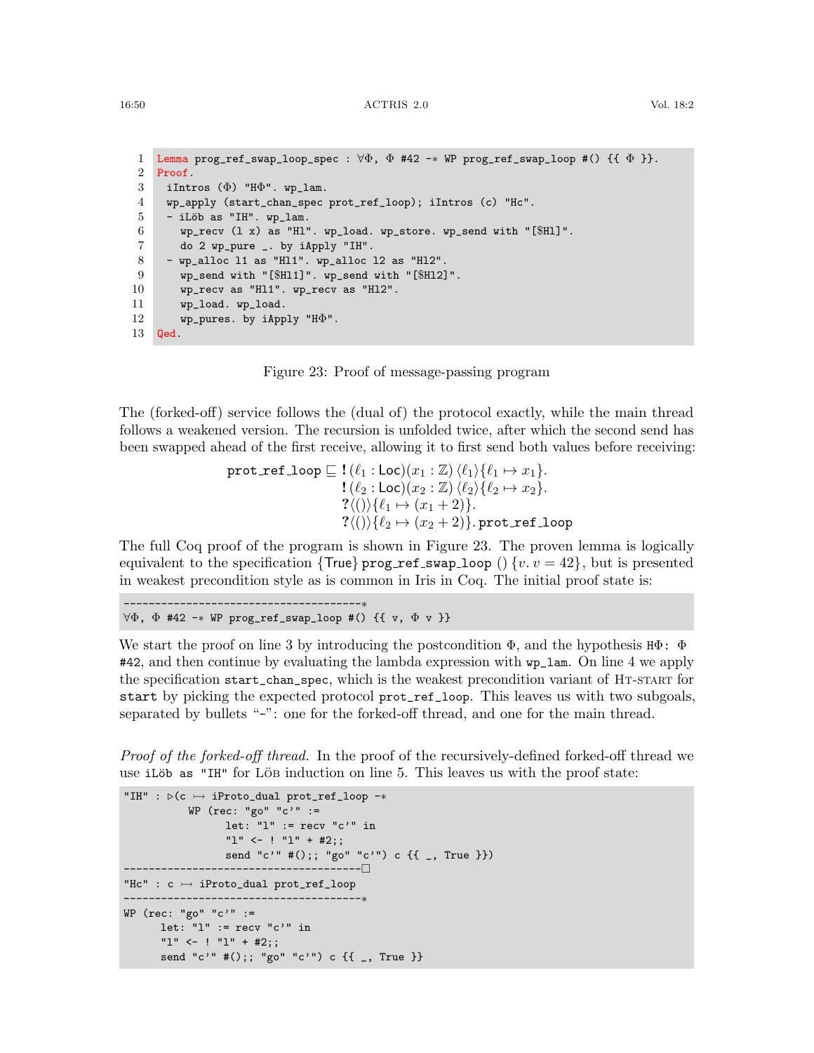```
1  Lemma prog_ref_swap_loop_spec : ∀Φ, Φ #42 -∗ WP prog_ref_swap_loop #() {{ Φ }}.
2  Proof.
3    iIntros (Φ) "HΦ". wp_lam.
4    wp_apply (start_chan_spec prot_ref_loop); iIntros (c) "Hc".
5    - iLöb as "IH". wp_lam.
6      wp_recv (l x) as "Hl". wp_load. wp_store. wp_send with "[$Hl]".
7      do 2 wp_pure _. by iApply "IH".
8    - wp_alloc l1 as "Hl1". wp_alloc l2 as "Hl2".
9      wp_send with "[$Hl1]". wp_send with "[$Hl2]".
10     wp_recv as "Hl1". wp_recv as "Hl2".
11     wp_load. wp_load.
12     wp_pures. by iApply "HΦ".
13 Qed.
```

Figure 23: Proof of message-passing program

The (forked-off) service follows the (dual of) the protocol exactly, while the main thread follows a weakened version. The recursion is unfolded twice, after which the second send has been swapped ahead of the first receive, allowing it to first send both values before receiving:

$$
\begin{aligned}
\texttt{prot\_ref\_loop} \sqsubseteq\ & \mathbf{!}\,(\ell_1 : \mathsf{Loc})(x_1 : \mathbb{Z})\,\langle \ell_1 \rangle \{\ell_1 \mapsto x_1\}.\\
& \mathbf{!}\,(\ell_2 : \mathsf{Loc})(x_2 : \mathbb{Z})\,\langle \ell_2 \rangle \{\ell_2 \mapsto x_2\}.\\
& \mathbf{?}\langle () \rangle \{\ell_1 \mapsto (x_1 + 2)\}.\\
& \mathbf{?}\langle () \rangle \{\ell_2 \mapsto (x_2 + 2)\}.\,\texttt{prot\_ref\_loop}
\end{aligned}
$$

The full Coq proof of the program is shown in Figure 23. The proven lemma is logically equivalent to the specification $\{\mathsf{True}\}\ \texttt{prog\_ref\_swap\_loop}\ ()\ \{v.\, v = 42\}$, but is presented in weakest precondition style as is common in Iris in Coq. The initial proof state is:

```
--------------------------------------∗
∀Φ, Φ #42 -∗ WP prog_ref_swap_loop #() {{ v, Φ v }}
```

We start the proof on line 3 by introducing the postcondition Φ, and the hypothesis `HΦ: Φ #42`, and then continue by evaluating the lambda expression with `wp_lam`. On line 4 we apply the specification `start_chan_spec`, which is the weakest precondition variant of Ht-start for `start` by picking the expected protocol `prot_ref_loop`. This leaves us with two subgoals, separated by bullets "-": one for the forked-off thread, and one for the main thread.

*Proof of the forked-off thread.* In the proof of the recursively-defined forked-off thread we use `iLöb as "IH"` for Löb induction on line 5. This leaves us with the proof state:

```
"IH" : ▷(c ↣ iProto_dual prot_ref_loop -∗
          WP (rec: "go" "c'" :=
                let: "l" := recv "c'" in
                "l" <- ! "l" + #2;;
                send "c'" #();; "go" "c'") c {{ _, True }})
--------------------------------------□
"Hc" : c ↣ iProto_dual prot_ref_loop
--------------------------------------∗
WP (rec: "go" "c'" :=
      let: "l" := recv "c'" in
      "l" <- ! "l" + #2;;
      send "c'" #();; "go" "c'") c {{ _, True }}
```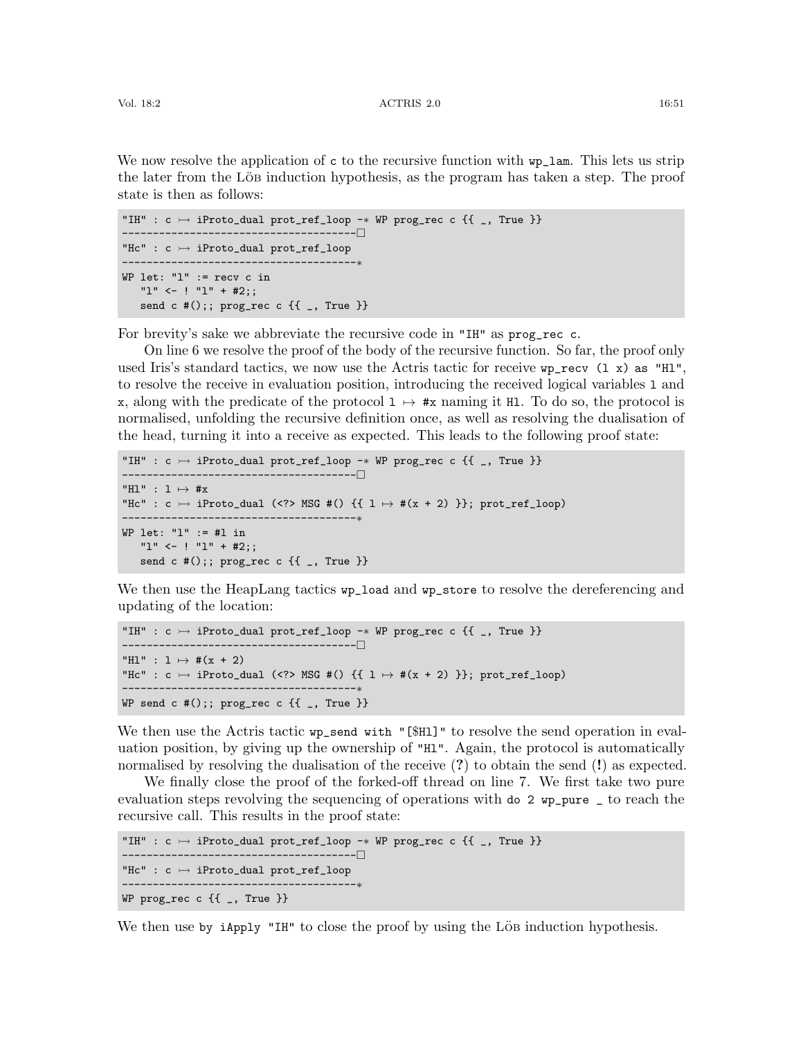We now resolve the application of `c` to the recursive function with `wp_lam`. This lets us strip the later from the Löb induction hypothesis, as the program has taken a step. The proof state is then as follows:

```
"IH" : c ↣ iProto_dual prot_ref_loop -∗ WP prog_rec c {{ _, True }}
--------------------------------------□
"Hc" : c ↣ iProto_dual prot_ref_loop
--------------------------------------∗
WP let: "l" := recv c in
   "l" <- ! "l" + #2;;
   send c #();; prog_rec c {{ _, True }}
```

For brevity's sake we abbreviate the recursive code in `"IH"` as `prog_rec c`.

On line 6 we resolve the proof of the body of the recursive function. So far, the proof only used Iris's standard tactics, we now use the Actris tactic for receive `wp_recv (l x) as "Hl"`, to resolve the receive in evaluation position, introducing the received logical variables `l` and `x`, along with the predicate of the protocol `l ↦ #x` naming it `Hl`. To do so, the protocol is normalised, unfolding the recursive definition once, as well as resolving the dualisation of the head, turning it into a receive as expected. This leads to the following proof state:

```
"IH" : c ↣ iProto_dual prot_ref_loop -∗ WP prog_rec c {{ _, True }}
--------------------------------------□
"Hl" : l ↦ #x
"Hc" : c ↣ iProto_dual (<?> MSG #() {{ l ↦ #(x + 2) }}; prot_ref_loop)
--------------------------------------∗
WP let: "l" := #l in
   "l" <- ! "l" + #2;;
   send c #();; prog_rec c {{ _, True }}
```

We then use the HeapLang tactics `wp_load` and `wp_store` to resolve the dereferencing and updating of the location:

```
"IH" : c ↣ iProto_dual prot_ref_loop -∗ WP prog_rec c {{ _, True }}
--------------------------------------□
"Hl" : l ↦ #(x + 2)
"Hc" : c ↣ iProto_dual (<?> MSG #() {{ l ↦ #(x + 2) }}; prot_ref_loop)
--------------------------------------∗
WP send c #();; prog_rec c {{ _, True }}
```

We then use the Actris tactic `wp_send with "[$Hl]"` to resolve the send operation in evaluation position, by giving up the ownership of `"Hl"`. Again, the protocol is automatically normalised by resolving the dualisation of the receive (**?**) to obtain the send (**!**) as expected.

We finally close the proof of the forked-off thread on line 7. We first take two pure evaluation steps revolving the sequencing of operations with `do 2 wp_pure _` to reach the recursive call. This results in the proof state:

```
"IH" : c ↣ iProto_dual prot_ref_loop -∗ WP prog_rec c {{ _, True }}
--------------------------------------□
"Hc" : c ↣ iProto_dual prot_ref_loop
--------------------------------------∗
WP prog_rec c {{ _, True }}
```

We then use `by iApply "IH"` to close the proof by using the Löb induction hypothesis.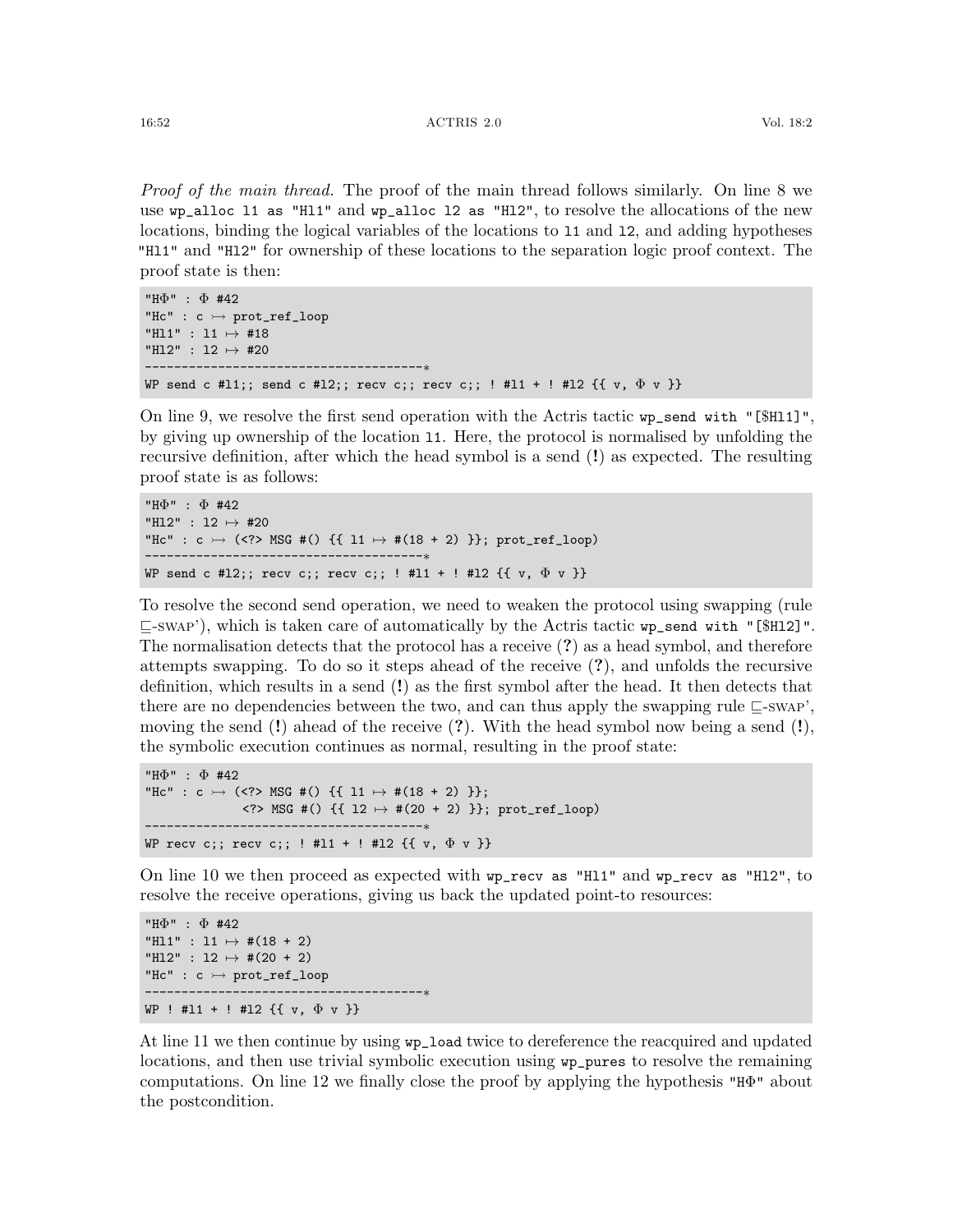*Proof of the main thread.* The proof of the main thread follows similarly. On line 8 we use `wp_alloc l1 as "Hl1"` and `wp_alloc l2 as "Hl2"`, to resolve the allocations of the new locations, binding the logical variables of the locations to `l1` and `l2`, and adding hypotheses `"Hl1"` and `"Hl2"` for ownership of these locations to the separation logic proof context. The proof state is then:

```
"HΦ" : Φ #42
"Hc" : c ↣ prot_ref_loop
"Hl1" : l1 ↦ #18
"Hl2" : l2 ↦ #20
--------------------------------------∗
WP send c #l1;; send c #l2;; recv c;; recv c;; ! #l1 + ! #l2 {{ v, Φ v }}
```

On line 9, we resolve the first send operation with the Actris tactic `wp_send with "[$Hl1]"`, by giving up ownership of the location `l1`. Here, the protocol is normalised by unfolding the recursive definition, after which the head symbol is a send (**!**) as expected. The resulting proof state is as follows:

```
"HΦ" : Φ #42
"Hl2" : l2 ↦ #20
"Hc" : c ↣ (<?> MSG #() {{ l1 ↦ #(18 + 2) }}; prot_ref_loop)
--------------------------------------∗
WP send c #l2;; recv c;; recv c;; ! #l1 + ! #l2 {{ v, Φ v }}
```

To resolve the second send operation, we need to weaken the protocol using swapping (rule ⊑-SWAP'), which is taken care of automatically by the Actris tactic `wp_send with "[$Hl2]"`. The normalisation detects that the protocol has a receive (**?**) as a head symbol, and therefore attempts swapping. To do so it steps ahead of the receive (**?**), and unfolds the recursive definition, which results in a send (**!**) as the first symbol after the head. It then detects that there are no dependencies between the two, and can thus apply the swapping rule ⊑-SWAP', moving the send (**!**) ahead of the receive (**?**). With the head symbol now being a send (**!**), the symbolic execution continues as normal, resulting in the proof state:

```
"HΦ" : Φ #42
"Hc" : c ↣ (<?> MSG #() {{ l1 ↦ #(18 + 2) }};
             <?> MSG #() {{ l2 ↦ #(20 + 2) }}; prot_ref_loop)
--------------------------------------∗
WP recv c;; recv c;; ! #l1 + ! #l2 {{ v, Φ v }}
```

On line 10 we then proceed as expected with `wp_recv as "Hl1"` and `wp_recv as "Hl2"`, to resolve the receive operations, giving us back the updated point-to resources:

```
"HΦ" : Φ #42
"Hl1" : l1 ↦ #(18 + 2)
"Hl2" : l2 ↦ #(20 + 2)
"Hc" : c ↣ prot_ref_loop
--------------------------------------∗
WP ! #l1 + ! #l2 {{ v, Φ v }}
```

At line 11 we then continue by using `wp_load` twice to dereference the reacquired and updated locations, and then use trivial symbolic execution using `wp_pures` to resolve the remaining computations. On line 12 we finally close the proof by applying the hypothesis `"HΦ"` about the postcondition.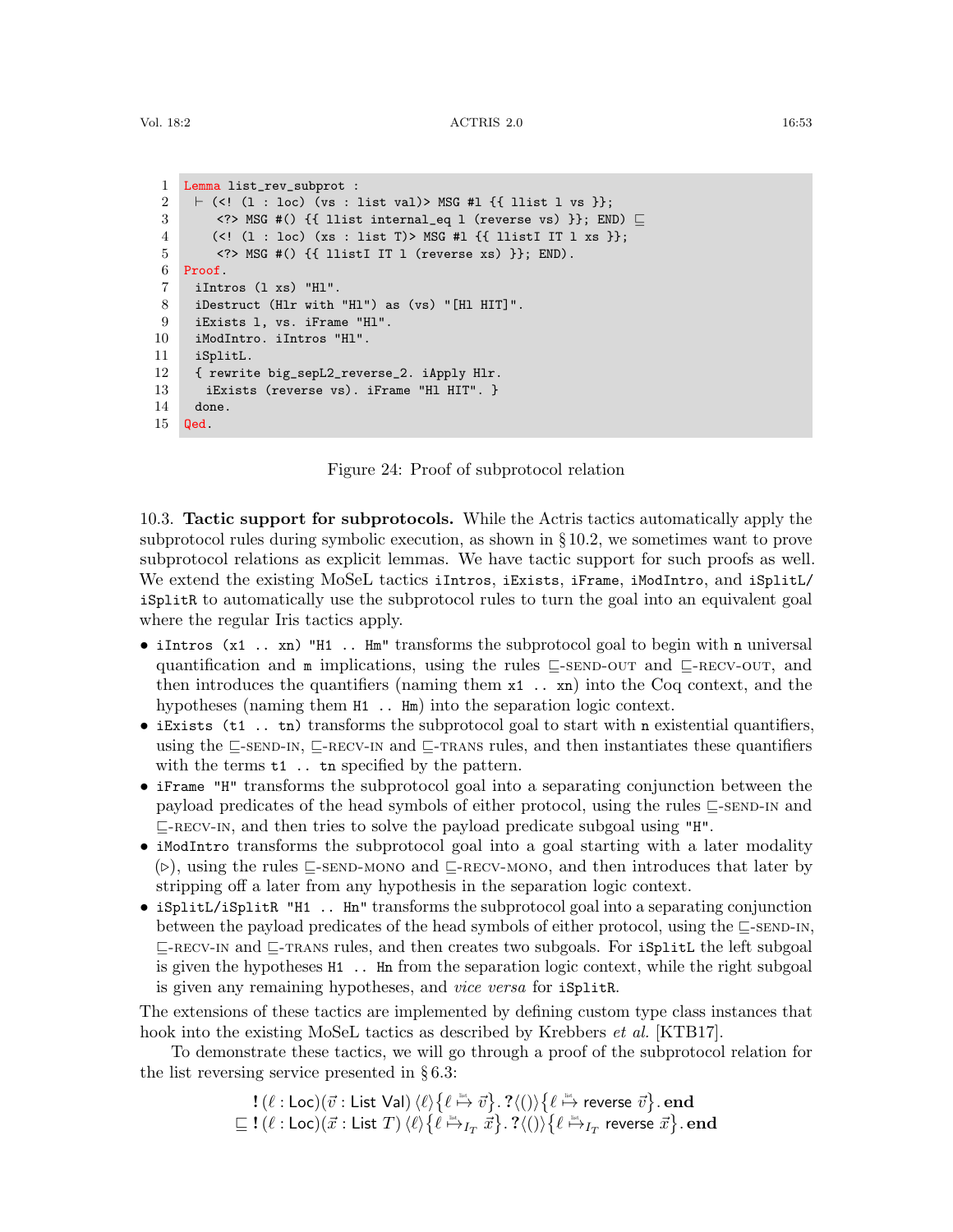```
Lemma list_rev_subprot :
  ⊢ (<! (l : loc) (vs : list val)> MSG #l {{ llist l vs }};
      <?> MSG #() {{ llist internal_eq l (reverse vs) }}; END) ⊑
     (<! (l : loc) (xs : list T)> MSG #l {{ llistI IT l xs }};
      <?> MSG #() {{ llistI IT l (reverse xs) }}; END).
Proof.
  iIntros (l xs) "Hl".
  iDestruct (Hlr with "Hl") as (vs) "[Hl HIT]".
  iExists l, vs. iFrame "Hl".
  iModIntro. iIntros "Hl".
  iSplitL.
  { rewrite big_sepL2_reverse_2. iApply Hlr.
    iExists (reverse vs). iFrame "Hl HIT". }
  done.
Qed.
```

Figure 24: Proof of subprotocol relation

10.3. **Tactic support for subprotocols.** While the Actris tactics automatically apply the subprotocol rules during symbolic execution, as shown in § 10.2, we sometimes want to prove subprotocol relations as explicit lemmas. We have tactic support for such proofs as well. We extend the existing MoSeL tactics `iIntros`, `iExists`, `iFrame`, `iModIntro`, and `iSplitL`/`iSplitR` to automatically use the subprotocol rules to turn the goal into an equivalent goal where the regular Iris tactics apply.

- `iIntros (x1 .. xn) "H1 .. Hm"` transforms the subprotocol goal to begin with `n` universal quantification and `m` implications, using the rules ⊑-SEND-OUT and ⊑-RECV-OUT, and then introduces the quantifiers (naming them `x1 .. xn`) into the Coq context, and the hypotheses (naming them `H1 .. Hm`) into the separation logic context.
- `iExists (t1 .. tn)` transforms the subprotocol goal to start with `n` existential quantifiers, using the ⊑-SEND-IN, ⊑-RECV-IN and ⊑-TRANS rules, and then instantiates these quantifiers with the terms `t1 .. tn` specified by the pattern.
- `iFrame "H"` transforms the subprotocol goal into a separating conjunction between the payload predicates of the head symbols of either protocol, using the rules ⊑-SEND-IN and ⊑-RECV-IN, and then tries to solve the payload predicate subgoal using `"H"`.
- `iModIntro` transforms the subprotocol goal into a goal starting with a later modality ($\triangleright$), using the rules ⊑-SEND-MONO and ⊑-RECV-MONO, and then introduces that later by stripping off a later from any hypothesis in the separation logic context.
- `iSplitL/iSplitR "H1 .. Hn"` transforms the subprotocol goal into a separating conjunction between the payload predicates of the head symbols of either protocol, using the ⊑-SEND-IN, ⊑-RECV-IN and ⊑-TRANS rules, and then creates two subgoals. For `iSplitL` the left subgoal is given the hypotheses `H1 .. Hn` from the separation logic context, while the right subgoal is given any remaining hypotheses, and *vice versa* for `iSplitR`.

The extensions of these tactics are implemented by defining custom type class instances that hook into the existing MoSeL tactics as described by Krebbers *et al.* [KTB17].

To demonstrate these tactics, we will go through a proof of the subprotocol relation for the list reversing service presented in § 6.3:

$$\mathbf{!}\,(\ell : \mathsf{Loc})(\vec{v} : \mathsf{List\ Val})\,\langle \ell \rangle \big\{ \ell \overset{\text{list}}{\mapsto} \vec{v} \big\}.\, \mathbf{?}\langle () \rangle \big\{ \ell \overset{\text{list}}{\mapsto} \mathsf{reverse}\ \vec{v} \big\}.\, \mathbf{end}$$
$$\sqsubseteq \mathbf{!}\,(\ell : \mathsf{Loc})(\vec{x} : \mathsf{List}\ T)\,\langle \ell \rangle \big\{ \ell \overset{\text{list}}{\mapsto}_{I_T} \vec{x} \big\}.\, \mathbf{?}\langle () \rangle \big\{ \ell \overset{\text{list}}{\mapsto}_{I_T} \mathsf{reverse}\ \vec{x} \big\}.\, \mathbf{end}$$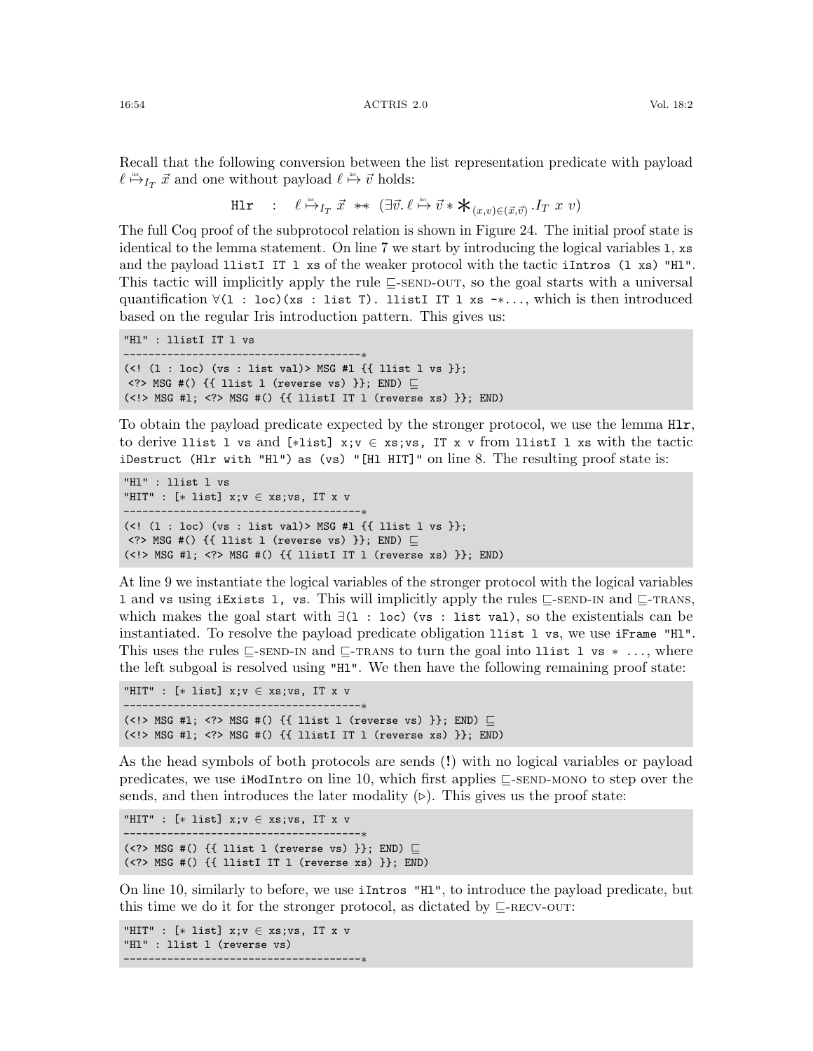Recall that the following conversion between the list representation predicate with payload $\ell \overset{\text{list}}{\mapsto}_{I_T} \vec{x}$ and one without payload $\ell \overset{\text{list}}{\mapsto} \vec{v}$ holds:

$$\texttt{Hlr} \quad : \quad \ell \overset{\text{list}}{\mapsto}_{I_T} \vec{x} \;\; {*\!*} \;\; (\exists \vec{v}.\, \ell \overset{\text{list}}{\mapsto} \vec{v} * \mathop{\bigstar}_{(x,v)\in(\vec{x},\vec{v})} .I_T\ x\ v)$$

The full Coq proof of the subprotocol relation is shown in Figure 24. The initial proof state is identical to the lemma statement. On line 7 we start by introducing the logical variables `l`, `xs` and the payload `llistI IT l xs` of the weaker protocol with the tactic `iIntros (l xs) "Hl"`. This tactic will implicitly apply the rule ⊑-SEND-OUT, so the goal starts with a universal quantification `∀(l : loc)(xs : list T). llistI IT l xs -∗...`, which is then introduced based on the regular Iris introduction pattern. This gives us:

```
"Hl" : llistI IT l vs
--------------------------------------∗
(<! (l : loc) (vs : list val)> MSG #l {{ llist l vs }};
 <?> MSG #() {{ llist l (reverse vs) }}; END) ⊑
(<!> MSG #l; <?> MSG #() {{ llistI IT l (reverse xs) }}; END)
```

To obtain the payload predicate expected by the stronger protocol, we use the lemma `Hlr`, to derive `llist l vs` and `[∗list] x;v ∈ xs;vs, IT x v` from `llistI l xs` with the tactic `iDestruct (Hlr with "Hl") as (vs) "[Hl HIT]"` on line 8. The resulting proof state is:

```
"Hl" : llist l vs
"HIT" : [∗ list] x;v ∈ xs;vs, IT x v
--------------------------------------∗
(<! (l : loc) (vs : list val)> MSG #l {{ llist l vs }};
 <?> MSG #() {{ llist l (reverse vs) }}; END) ⊑
(<!> MSG #l; <?> MSG #() {{ llistI IT l (reverse xs) }}; END)
```

At line 9 we instantiate the logical variables of the stronger protocol with the logical variables `l` and `vs` using `iExists l, vs`. This will implicitly apply the rules ⊑-SEND-IN and ⊑-TRANS, which makes the goal start with `∃(l : loc) (vs : list val)`, so the existentials can be instantiated. To resolve the payload predicate obligation `llist l vs`, we use `iFrame "Hl"`. This uses the rules ⊑-SEND-IN and ⊑-TRANS to turn the goal into `llist l vs ∗ ...`, where the left subgoal is resolved using `"Hl"`. We then have the following remaining proof state:

```
"HIT" : [∗ list] x;v ∈ xs;vs, IT x v
--------------------------------------∗
(<!> MSG #l; <?> MSG #() {{ llist l (reverse vs) }}; END) ⊑
(<!> MSG #l; <?> MSG #() {{ llistI IT l (reverse xs) }}; END)
```

As the head symbols of both protocols are sends (**!**) with no logical variables or payload predicates, we use `iModIntro` on line 10, which first applies ⊑-SEND-MONO to step over the sends, and then introduces the later modality (▷). This gives us the proof state:

```
"HIT" : [∗ list] x;v ∈ xs;vs, IT x v
--------------------------------------∗
(<?> MSG #() {{ llist l (reverse vs) }}; END) ⊑
(<?> MSG #() {{ llistI IT l (reverse xs) }}; END)
```

On line 10, similarly to before, we use `iIntros "Hl"`, to introduce the payload predicate, but this time we do it for the stronger protocol, as dictated by ⊑-RECV-OUT:

```
"HIT" : [∗ list] x;v ∈ xs;vs, IT x v
"Hl" : llist l (reverse vs)
--------------------------------------∗
```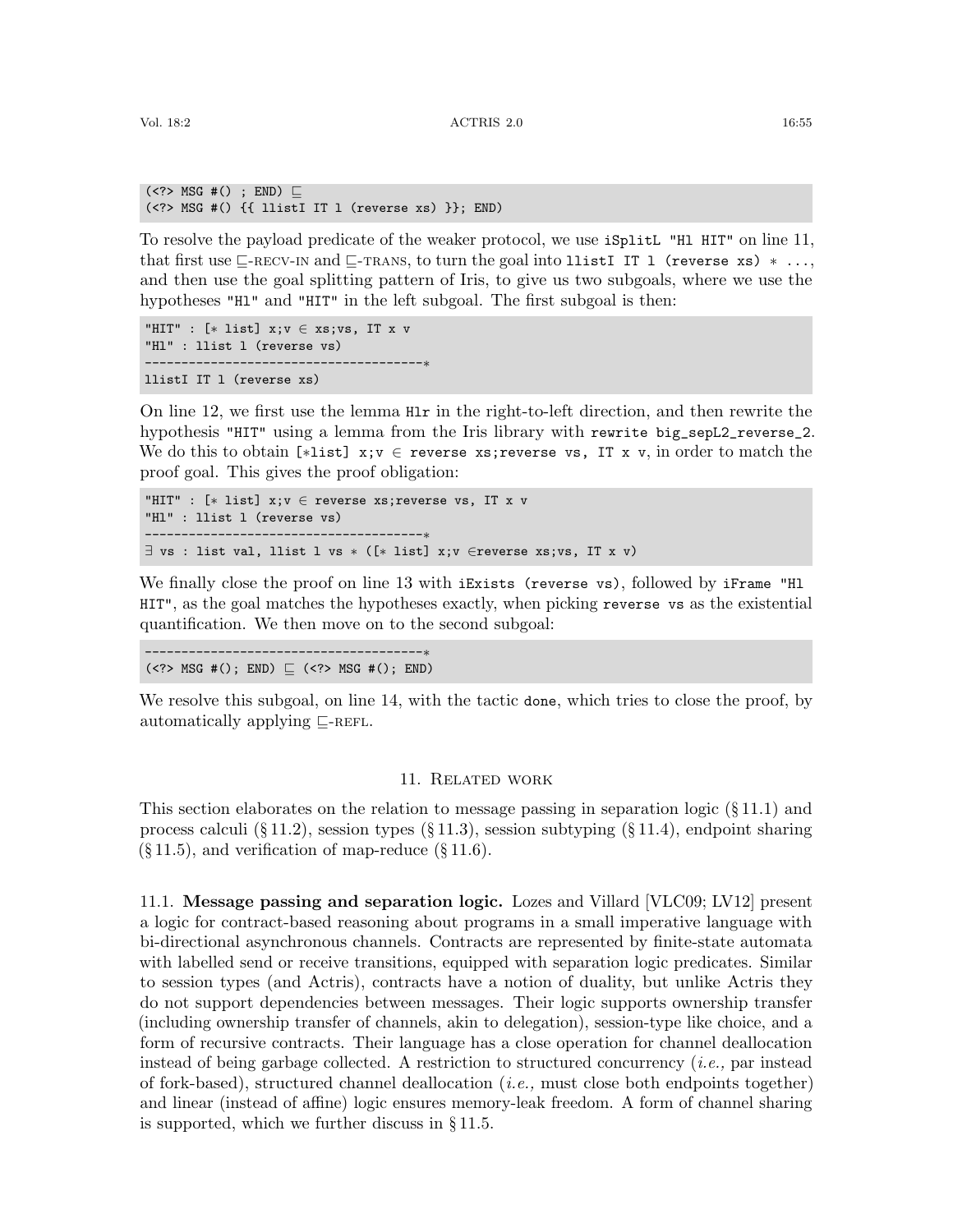```
(<?> MSG #() ; END) ⊑
(<?> MSG #() {{ llistI IT l (reverse xs) }}; END)
```

To resolve the payload predicate of the weaker protocol, we use `iSplitL "Hl HIT"` on line 11, that first use ⊑-RECV-IN and ⊑-TRANS, to turn the goal into `llistI IT l (reverse xs) ∗ ...`, and then use the goal splitting pattern of Iris, to give us two subgoals, where we use the hypotheses `"Hl"` and `"HIT"` in the left subgoal. The first subgoal is then:

```
"HIT" : [∗ list] x;v ∈ xs;vs, IT x v
"Hl" : llist l (reverse vs)
--------------------------------------∗
llistI IT l (reverse xs)
```

On line 12, we first use the lemma `Hlr` in the right-to-left direction, and then rewrite the hypothesis `"HIT"` using a lemma from the Iris library with `rewrite big_sepL2_reverse_2`. We do this to obtain `[∗list] x;v ∈ reverse xs;reverse vs, IT x v`, in order to match the proof goal. This gives the proof obligation:

```
"HIT" : [∗ list] x;v ∈ reverse xs;reverse vs, IT x v
"Hl" : llist l (reverse vs)
--------------------------------------∗
∃ vs : list val, llist l vs ∗ ([∗ list] x;v ∈reverse xs;vs, IT x v)
```

We finally close the proof on line 13 with `iExists (reverse vs)`, followed by `iFrame "Hl HIT"`, as the goal matches the hypotheses exactly, when picking `reverse vs` as the existential quantification. We then move on to the second subgoal:

```
--------------------------------------∗
(<?> MSG #(); END) ⊑ (<?> MSG #(); END)
```

We resolve this subgoal, on line 14, with the tactic `done`, which tries to close the proof, by automatically applying ⊑-REFL.

## 11. Related work

This section elaborates on the relation to message passing in separation logic (§ 11.1) and process calculi (§ 11.2), session types (§ 11.3), session subtyping (§ 11.4), endpoint sharing (§ 11.5), and verification of map-reduce (§ 11.6).

### 11.1. Message passing and separation logic.

Lozes and Villard [VLC09; LV12] present a logic for contract-based reasoning about programs in a small imperative language with bi-directional asynchronous channels. Contracts are represented by finite-state automata with labelled send or receive transitions, equipped with separation logic predicates. Similar to session types (and Actris), contracts have a notion of duality, but unlike Actris they do not support dependencies between messages. Their logic supports ownership transfer (including ownership transfer of channels, akin to delegation), session-type like choice, and a form of recursive contracts. Their language has a close operation for channel deallocation instead of being garbage collected. A restriction to structured concurrency (*i.e.,* par instead of fork-based), structured channel deallocation (*i.e.,* must close both endpoints together) and linear (instead of affine) logic ensures memory-leak freedom. A form of channel sharing is supported, which we further discuss in § 11.5.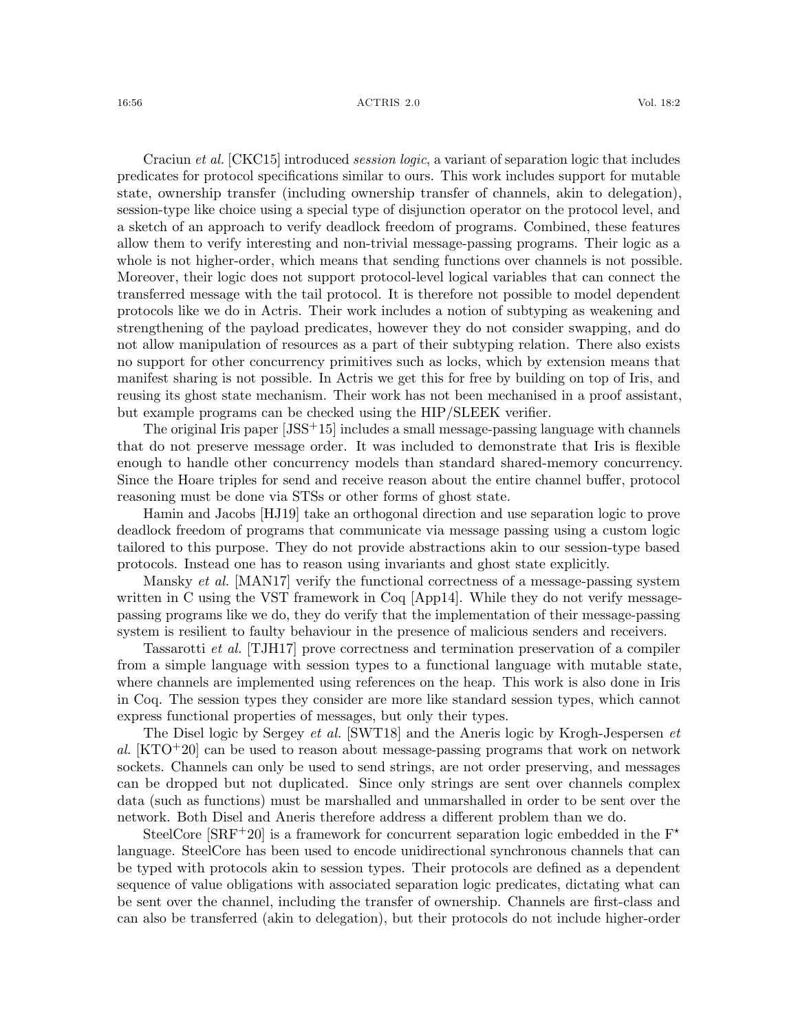Craciun *et al.* [CKC15] introduced *session logic*, a variant of separation logic that includes predicates for protocol specifications similar to ours. This work includes support for mutable state, ownership transfer (including ownership transfer of channels, akin to delegation), session-type like choice using a special type of disjunction operator on the protocol level, and a sketch of an approach to verify deadlock freedom of programs. Combined, these features allow them to verify interesting and non-trivial message-passing programs. Their logic as a whole is not higher-order, which means that sending functions over channels is not possible. Moreover, their logic does not support protocol-level logical variables that can connect the transferred message with the tail protocol. It is therefore not possible to model dependent protocols like we do in Actris. Their work includes a notion of subtyping as weakening and strengthening of the payload predicates, however they do not consider swapping, and do not allow manipulation of resources as a part of their subtyping relation. There also exists no support for other concurrency primitives such as locks, which by extension means that manifest sharing is not possible. In Actris we get this for free by building on top of Iris, and reusing its ghost state mechanism. Their work has not been mechanised in a proof assistant, but example programs can be checked using the HIP/SLEEK verifier.

The original Iris paper [JSS+15] includes a small message-passing language with channels that do not preserve message order. It was included to demonstrate that Iris is flexible enough to handle other concurrency models than standard shared-memory concurrency. Since the Hoare triples for send and receive reason about the entire channel buffer, protocol reasoning must be done via STSs or other forms of ghost state.

Hamin and Jacobs [HJ19] take an orthogonal direction and use separation logic to prove deadlock freedom of programs that communicate via message passing using a custom logic tailored to this purpose. They do not provide abstractions akin to our session-type based protocols. Instead one has to reason using invariants and ghost state explicitly.

Mansky *et al.* [MAN17] verify the functional correctness of a message-passing system written in C using the VST framework in Coq [App14]. While they do not verify message-passing programs like we do, they do verify that the implementation of their message-passing system is resilient to faulty behaviour in the presence of malicious senders and receivers.

Tassarotti *et al.* [TJH17] prove correctness and termination preservation of a compiler from a simple language with session types to a functional language with mutable state, where channels are implemented using references on the heap. This work is also done in Iris in Coq. The session types they consider are more like standard session types, which cannot express functional properties of messages, but only their types.

The Disel logic by Sergey *et al.* [SWT18] and the Aneris logic by Krogh-Jespersen *et al.* [KTO+20] can be used to reason about message-passing programs that work on network sockets. Channels can only be used to send strings, are not order preserving, and messages can be dropped but not duplicated. Since only strings are sent over channels complex data (such as functions) must be marshalled and unmarshalled in order to be sent over the network. Both Disel and Aneris therefore address a different problem than we do.

SteelCore [SRF+20] is a framework for concurrent separation logic embedded in the $\text{F}^\star$ language. SteelCore has been used to encode unidirectional synchronous channels that can be typed with protocols akin to session types. Their protocols are defined as a dependent sequence of value obligations with associated separation logic predicates, dictating what can be sent over the channel, including the transfer of ownership. Channels are first-class and can also be transferred (akin to delegation), but their protocols do not include higher-order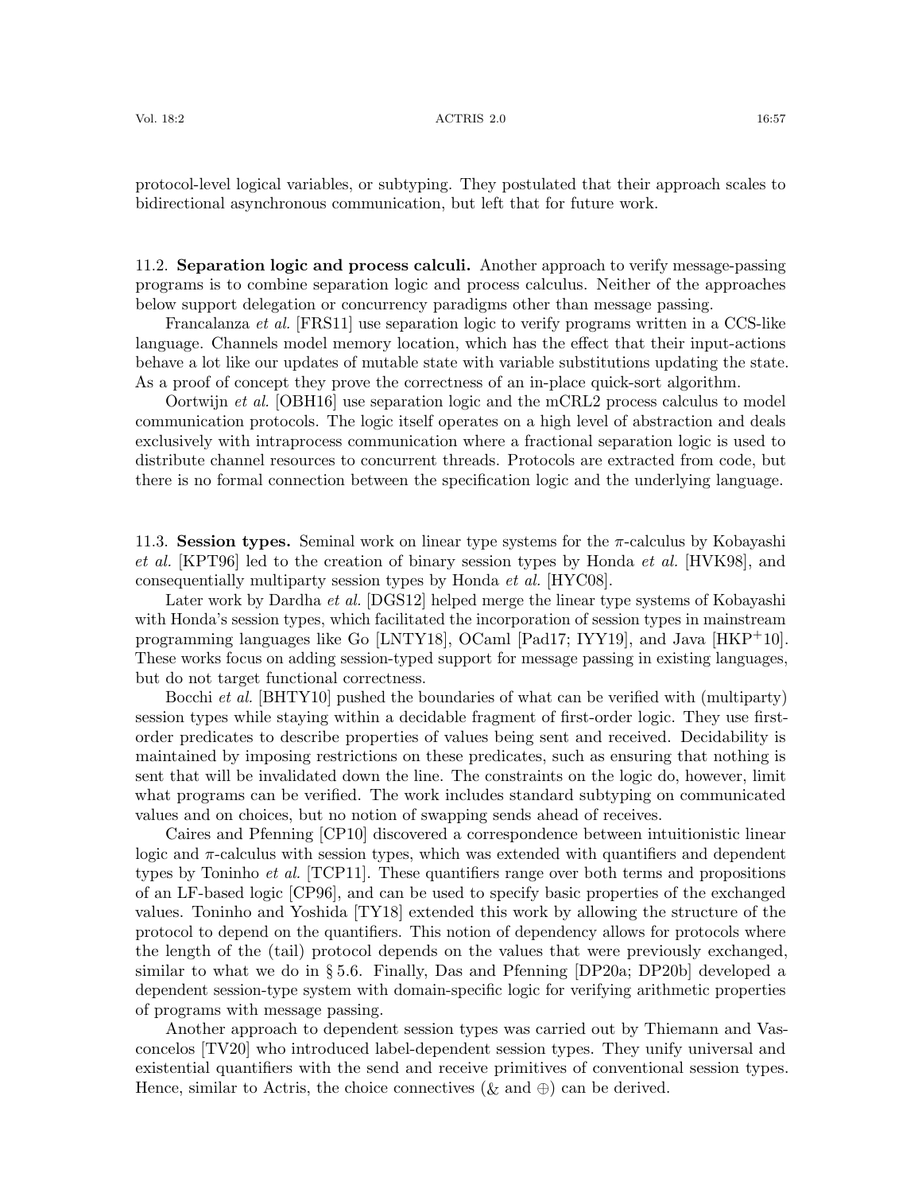protocol-level logical variables, or subtyping. They postulated that their approach scales to bidirectional asynchronous communication, but left that for future work.

### 11.2. Separation logic and process calculi.

Another approach to verify message-passing programs is to combine separation logic and process calculus. Neither of the approaches below support delegation or concurrency paradigms other than message passing.

Francalanza *et al.* [FRS11] use separation logic to verify programs written in a CCS-like language. Channels model memory location, which has the effect that their input-actions behave a lot like our updates of mutable state with variable substitutions updating the state. As a proof of concept they prove the correctness of an in-place quick-sort algorithm.

Oortwijn *et al.* [OBH16] use separation logic and the mCRL2 process calculus to model communication protocols. The logic itself operates on a high level of abstraction and deals exclusively with intraprocess communication where a fractional separation logic is used to distribute channel resources to concurrent threads. Protocols are extracted from code, but there is no formal connection between the specification logic and the underlying language.

### 11.3. Session types.

Seminal work on linear type systems for the $\pi$-calculus by Kobayashi *et al.* [KPT96] led to the creation of binary session types by Honda *et al.* [HVK98], and consequentially multiparty session types by Honda *et al.* [HYC08].

Later work by Dardha *et al.* [DGS12] helped merge the linear type systems of Kobayashi with Honda's session types, which facilitated the incorporation of session types in mainstream programming languages like Go [LNTY18], OCaml [Pad17; IYY19], and Java [HKP+10]. These works focus on adding session-typed support for message passing in existing languages, but do not target functional correctness.

Bocchi *et al.* [BHTY10] pushed the boundaries of what can be verified with (multiparty) session types while staying within a decidable fragment of first-order logic. They use first-order predicates to describe properties of values being sent and received. Decidability is maintained by imposing restrictions on these predicates, such as ensuring that nothing is sent that will be invalidated down the line. The constraints on the logic do, however, limit what programs can be verified. The work includes standard subtyping on communicated values and on choices, but no notion of swapping sends ahead of receives.

Caires and Pfenning [CP10] discovered a correspondence between intuitionistic linear logic and $\pi$-calculus with session types, which was extended with quantifiers and dependent types by Toninho *et al.* [TCP11]. These quantifiers range over both terms and propositions of an LF-based logic [CP96], and can be used to specify basic properties of the exchanged values. Toninho and Yoshida [TY18] extended this work by allowing the structure of the protocol to depend on the quantifiers. This notion of dependency allows for protocols where the length of the (tail) protocol depends on the values that were previously exchanged, similar to what we do in § 5.6. Finally, Das and Pfenning [DP20a; DP20b] developed a dependent session-type system with domain-specific logic for verifying arithmetic properties of programs with message passing.

Another approach to dependent session types was carried out by Thiemann and Vasconcelos [TV20] who introduced label-dependent session types. They unify universal and existential quantifiers with the send and receive primitives of conventional session types. Hence, similar to Actris, the choice connectives ($\&$ and $\oplus$) can be derived.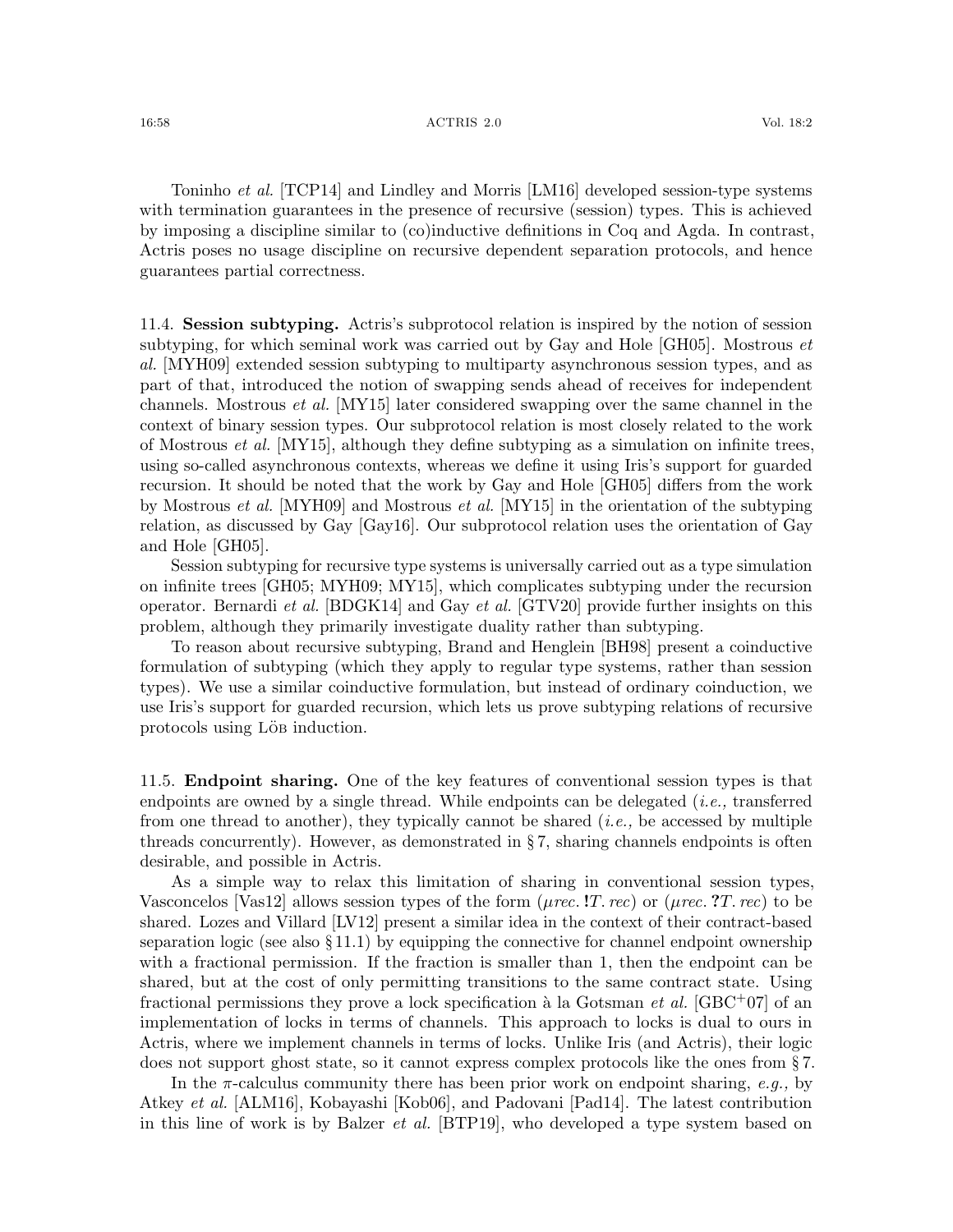Toninho *et al.* [TCP14] and Lindley and Morris [LM16] developed session-type systems with termination guarantees in the presence of recursive (session) types. This is achieved by imposing a discipline similar to (co)inductive definitions in Coq and Agda. In contrast, Actris poses no usage discipline on recursive dependent separation protocols, and hence guarantees partial correctness.

11.4. **Session subtyping.** Actris's subprotocol relation is inspired by the notion of session subtyping, for which seminal work was carried out by Gay and Hole [GH05]. Mostrous *et al.* [MYH09] extended session subtyping to multiparty asynchronous session types, and as part of that, introduced the notion of swapping sends ahead of receives for independent channels. Mostrous *et al.* [MY15] later considered swapping over the same channel in the context of binary session types. Our subprotocol relation is most closely related to the work of Mostrous *et al.* [MY15], although they define subtyping as a simulation on infinite trees, using so-called asynchronous contexts, whereas we define it using Iris's support for guarded recursion. It should be noted that the work by Gay and Hole [GH05] differs from the work by Mostrous *et al.* [MYH09] and Mostrous *et al.* [MY15] in the orientation of the subtyping relation, as discussed by Gay [Gay16]. Our subprotocol relation uses the orientation of Gay and Hole [GH05].

Session subtyping for recursive type systems is universally carried out as a type simulation on infinite trees [GH05; MYH09; MY15], which complicates subtyping under the recursion operator. Bernardi *et al.* [BDGK14] and Gay *et al.* [GTV20] provide further insights on this problem, although they primarily investigate duality rather than subtyping.

To reason about recursive subtyping, Brand and Henglein [BH98] present a coinductive formulation of subtyping (which they apply to regular type systems, rather than session types). We use a similar coinductive formulation, but instead of ordinary coinduction, we use Iris's support for guarded recursion, which lets us prove subtyping relations of recursive protocols using Löb induction.

11.5. **Endpoint sharing.** One of the key features of conventional session types is that endpoints are owned by a single thread. While endpoints can be delegated (*i.e.,* transferred from one thread to another), they typically cannot be shared (*i.e.,* be accessed by multiple threads concurrently). However, as demonstrated in § 7, sharing channels endpoints is often desirable, and possible in Actris.

As a simple way to relax this limitation of sharing in conventional session types, Vasconcelos [Vas12] allows session types of the form ($\mu rec.\, \mathbf{!}T.\, rec$) or ($\mu rec.\, \mathbf{?}T.\, rec$) to be shared. Lozes and Villard [LV12] present a similar idea in the context of their contract-based separation logic (see also § 11.1) by equipping the connective for channel endpoint ownership with a fractional permission. If the fraction is smaller than 1, then the endpoint can be shared, but at the cost of only permitting transitions to the same contract state. Using fractional permissions they prove a lock specification à la Gotsman *et al.* [GBC+07] of an implementation of locks in terms of channels. This approach to locks is dual to ours in Actris, where we implement channels in terms of locks. Unlike Iris (and Actris), their logic does not support ghost state, so it cannot express complex protocols like the ones from § 7.

In the $\pi$-calculus community there has been prior work on endpoint sharing, *e.g.,* by Atkey *et al.* [ALM16], Kobayashi [Kob06], and Padovani [Pad14]. The latest contribution in this line of work is by Balzer *et al.* [BTP19], who developed a type system based on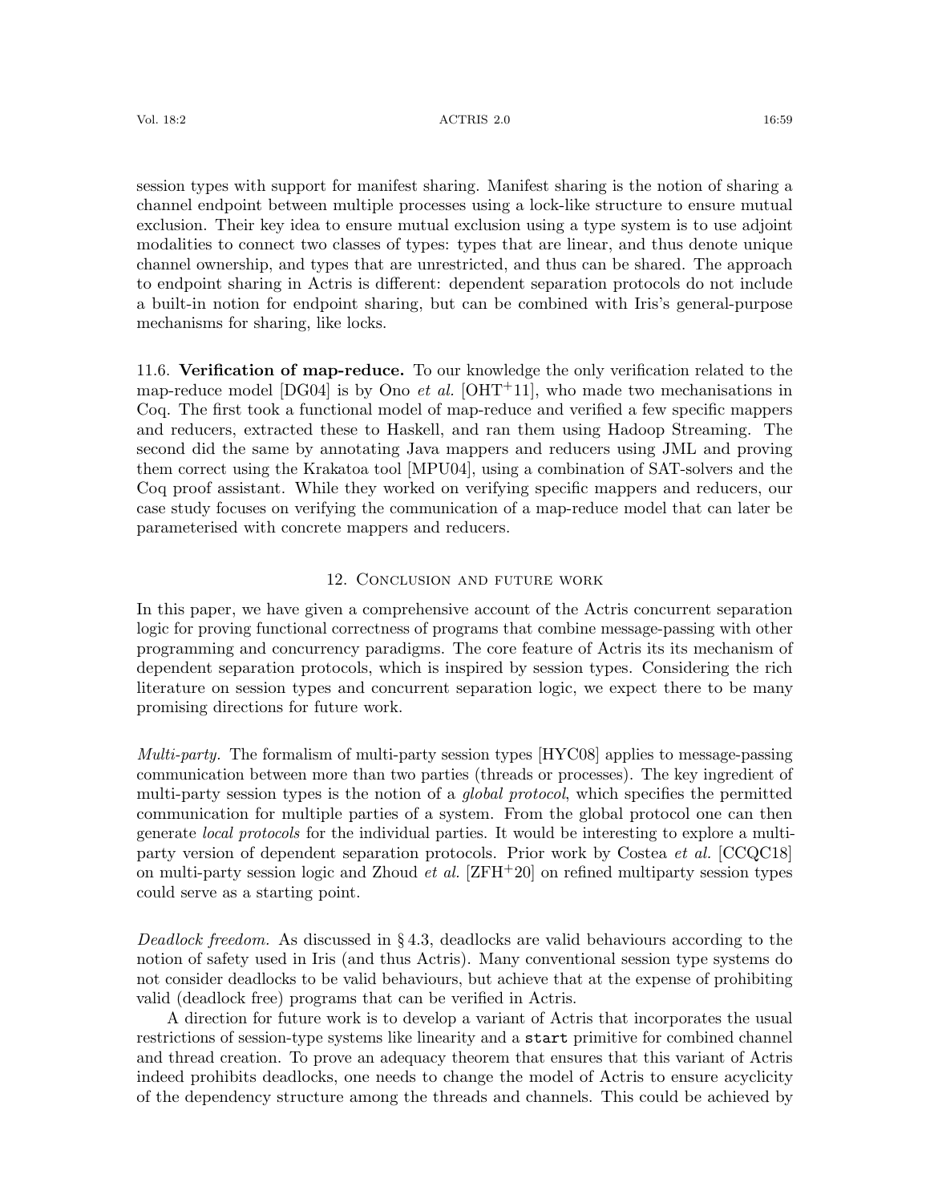session types with support for manifest sharing. Manifest sharing is the notion of sharing a channel endpoint between multiple processes using a lock-like structure to ensure mutual exclusion. Their key idea to ensure mutual exclusion using a type system is to use adjoint modalities to connect two classes of types: types that are linear, and thus denote unique channel ownership, and types that are unrestricted, and thus can be shared. The approach to endpoint sharing in Actris is different: dependent separation protocols do not include a built-in notion for endpoint sharing, but can be combined with Iris's general-purpose mechanisms for sharing, like locks.

11.6. **Verification of map-reduce.** To our knowledge the only verification related to the map-reduce model [DG04] is by Ono *et al.* [OHT+11], who made two mechanisations in Coq. The first took a functional model of map-reduce and verified a few specific mappers and reducers, extracted these to Haskell, and ran them using Hadoop Streaming. The second did the same by annotating Java mappers and reducers using JML and proving them correct using the Krakatoa tool [MPU04], using a combination of SAT-solvers and the Coq proof assistant. While they worked on verifying specific mappers and reducers, our case study focuses on verifying the communication of a map-reduce model that can later be parameterised with concrete mappers and reducers.

## 12. Conclusion and future work

In this paper, we have given a comprehensive account of the Actris concurrent separation logic for proving functional correctness of programs that combine message-passing with other programming and concurrency paradigms. The core feature of Actris its its mechanism of dependent separation protocols, which is inspired by session types. Considering the rich literature on session types and concurrent separation logic, we expect there to be many promising directions for future work.

*Multi-party.* The formalism of multi-party session types [HYC08] applies to message-passing communication between more than two parties (threads or processes). The key ingredient of multi-party session types is the notion of a *global protocol*, which specifies the permitted communication for multiple parties of a system. From the global protocol one can then generate *local protocols* for the individual parties. It would be interesting to explore a multi-party version of dependent separation protocols. Prior work by Costea *et al.* [CCQC18] on multi-party session logic and Zhoud *et al.* [ZFH+20] on refined multiparty session types could serve as a starting point.

*Deadlock freedom.* As discussed in § 4.3, deadlocks are valid behaviours according to the notion of safety used in Iris (and thus Actris). Many conventional session type systems do not consider deadlocks to be valid behaviours, but achieve that at the expense of prohibiting valid (deadlock free) programs that can be verified in Actris.

A direction for future work is to develop a variant of Actris that incorporates the usual restrictions of session-type systems like linearity and a `start` primitive for combined channel and thread creation. To prove an adequacy theorem that ensures that this variant of Actris indeed prohibits deadlocks, one needs to change the model of Actris to ensure acyclicity of the dependency structure among the threads and channels. This could be achieved by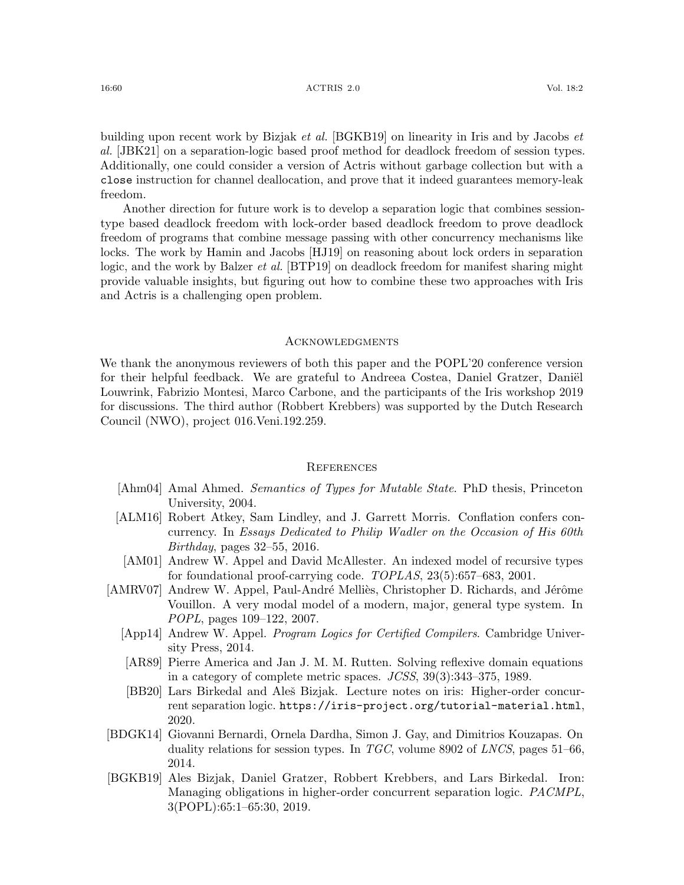building upon recent work by Bizjak *et al.* [BGKB19] on linearity in Iris and by Jacobs *et al.* [JBK21] on a separation-logic based proof method for deadlock freedom of session types. Additionally, one could consider a version of Actris without garbage collection but with a `close` instruction for channel deallocation, and prove that it indeed guarantees memory-leak freedom.

Another direction for future work is to develop a separation logic that combines session-type based deadlock freedom with lock-order based deadlock freedom to prove deadlock freedom of programs that combine message passing with other concurrency mechanisms like locks. The work by Hamin and Jacobs [HJ19] on reasoning about lock orders in separation logic, and the work by Balzer *et al.* [BTP19] on deadlock freedom for manifest sharing might provide valuable insights, but figuring out how to combine these two approaches with Iris and Actris is a challenging open problem.

## Acknowledgments

We thank the anonymous reviewers of both this paper and the POPL'20 conference version for their helpful feedback. We are grateful to Andreea Costea, Daniel Gratzer, Daniël Louwrink, Fabrizio Montesi, Marco Carbone, and the participants of the Iris workshop 2019 for discussions. The third author (Robbert Krebbers) was supported by the Dutch Research Council (NWO), project 016.Veni.192.259.

## References

- [Ahm04] Amal Ahmed. *Semantics of Types for Mutable State*. PhD thesis, Princeton University, 2004.
- [ALM16] Robert Atkey, Sam Lindley, and J. Garrett Morris. Conflation confers concurrency. In *Essays Dedicated to Philip Wadler on the Occasion of His 60th Birthday*, pages 32–55, 2016.
- [AM01] Andrew W. Appel and David McAllester. An indexed model of recursive types for foundational proof-carrying code. *TOPLAS*, 23(5):657–683, 2001.
- [AMRV07] Andrew W. Appel, Paul-André Melliès, Christopher D. Richards, and Jérôme Vouillon. A very modal model of a modern, major, general type system. In *POPL*, pages 109–122, 2007.
- [App14] Andrew W. Appel. *Program Logics for Certified Compilers*. Cambridge University Press, 2014.
- [AR89] Pierre America and Jan J. M. M. Rutten. Solving reflexive domain equations in a category of complete metric spaces. *JCSS*, 39(3):343–375, 1989.
- [BB20] Lars Birkedal and Aleš Bizjak. Lecture notes on iris: Higher-order concurrent separation logic. `https://iris-project.org/tutorial-material.html`, 2020.
- [BDGK14] Giovanni Bernardi, Ornela Dardha, Simon J. Gay, and Dimitrios Kouzapas. On duality relations for session types. In *TGC*, volume 8902 of *LNCS*, pages 51–66, 2014.
- [BGKB19] Ales Bizjak, Daniel Gratzer, Robbert Krebbers, and Lars Birkedal. Iron: Managing obligations in higher-order concurrent separation logic. *PACMPL*, 3(POPL):65:1–65:30, 2019.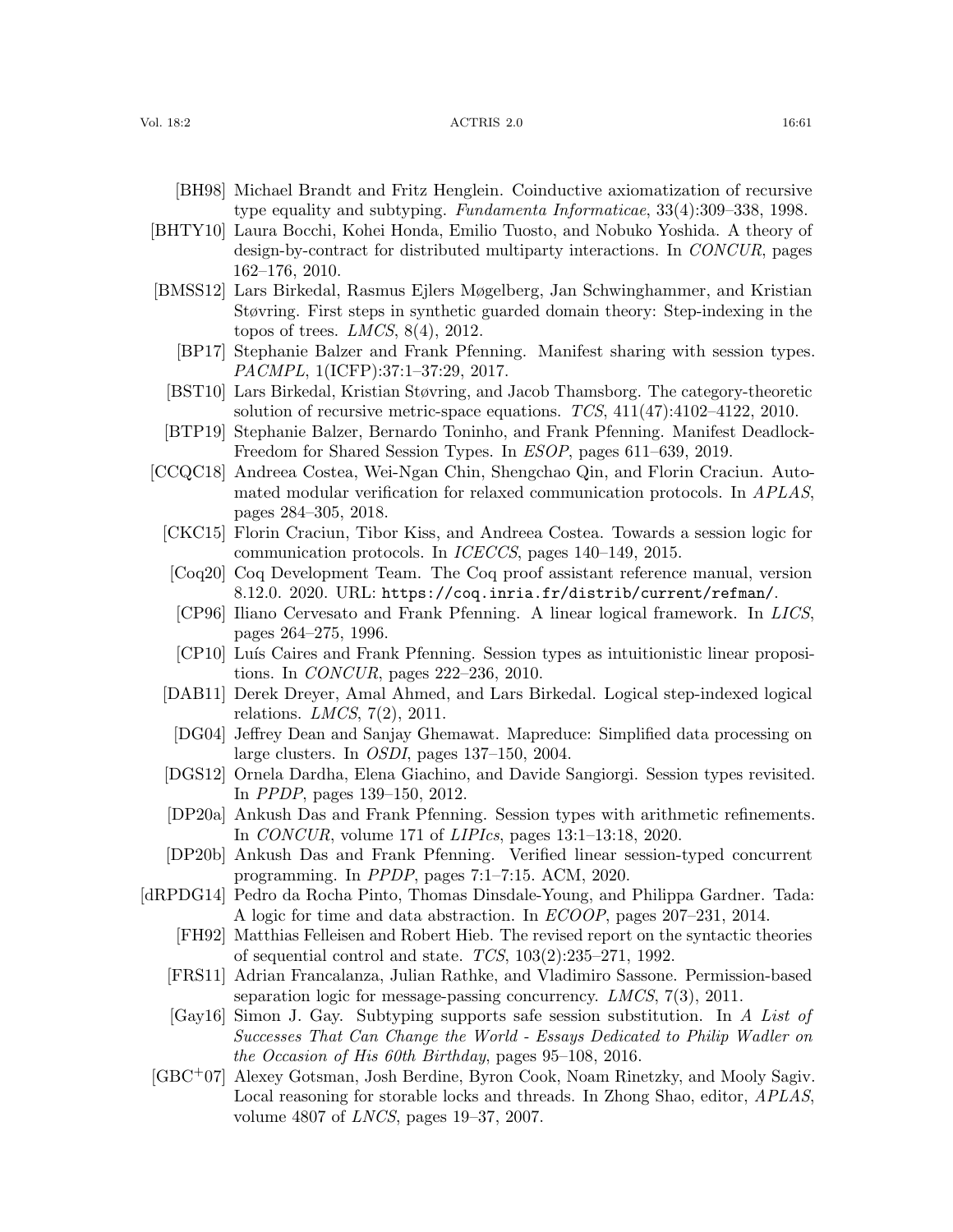- [BH98] Michael Brandt and Fritz Henglein. Coinductive axiomatization of recursive type equality and subtyping. *Fundamenta Informaticae*, 33(4):309–338, 1998.
- [BHTY10] Laura Bocchi, Kohei Honda, Emilio Tuosto, and Nobuko Yoshida. A theory of design-by-contract for distributed multiparty interactions. In *CONCUR*, pages 162–176, 2010.
- [BMSS12] Lars Birkedal, Rasmus Ejlers Møgelberg, Jan Schwinghammer, and Kristian Støvring. First steps in synthetic guarded domain theory: Step-indexing in the topos of trees. *LMCS*, 8(4), 2012.
- [BP17] Stephanie Balzer and Frank Pfenning. Manifest sharing with session types. *PACMPL*, 1(ICFP):37:1–37:29, 2017.
- [BST10] Lars Birkedal, Kristian Støvring, and Jacob Thamsborg. The category-theoretic solution of recursive metric-space equations. *TCS*, 411(47):4102–4122, 2010.
- [BTP19] Stephanie Balzer, Bernardo Toninho, and Frank Pfenning. Manifest Deadlock-Freedom for Shared Session Types. In *ESOP*, pages 611–639, 2019.
- [CCQC18] Andreea Costea, Wei-Ngan Chin, Shengchao Qin, and Florin Craciun. Automated modular verification for relaxed communication protocols. In *APLAS*, pages 284–305, 2018.
- [CKC15] Florin Craciun, Tibor Kiss, and Andreea Costea. Towards a session logic for communication protocols. In *ICECCS*, pages 140–149, 2015.
- [Coq20] Coq Development Team. The Coq proof assistant reference manual, version 8.12.0. 2020. URL: `https://coq.inria.fr/distrib/current/refman/`.
- [CP96] Iliano Cervesato and Frank Pfenning. A linear logical framework. In *LICS*, pages 264–275, 1996.
- [CP10] Luís Caires and Frank Pfenning. Session types as intuitionistic linear propositions. In *CONCUR*, pages 222–236, 2010.
- [DAB11] Derek Dreyer, Amal Ahmed, and Lars Birkedal. Logical step-indexed logical relations. *LMCS*, 7(2), 2011.
- [DG04] Jeffrey Dean and Sanjay Ghemawat. Mapreduce: Simplified data processing on large clusters. In *OSDI*, pages 137–150, 2004.
- [DGS12] Ornela Dardha, Elena Giachino, and Davide Sangiorgi. Session types revisited. In *PPDP*, pages 139–150, 2012.
- [DP20a] Ankush Das and Frank Pfenning. Session types with arithmetic refinements. In *CONCUR*, volume 171 of *LIPIcs*, pages 13:1–13:18, 2020.
- [DP20b] Ankush Das and Frank Pfenning. Verified linear session-typed concurrent programming. In *PPDP*, pages 7:1–7:15. ACM, 2020.
- [dRPDG14] Pedro da Rocha Pinto, Thomas Dinsdale-Young, and Philippa Gardner. Tada: A logic for time and data abstraction. In *ECOOP*, pages 207–231, 2014.
- [FH92] Matthias Felleisen and Robert Hieb. The revised report on the syntactic theories of sequential control and state. *TCS*, 103(2):235–271, 1992.
- [FRS11] Adrian Francalanza, Julian Rathke, and Vladimiro Sassone. Permission-based separation logic for message-passing concurrency. *LMCS*, 7(3), 2011.
- [Gay16] Simon J. Gay. Subtyping supports safe session substitution. In *A List of Successes That Can Change the World - Essays Dedicated to Philip Wadler on the Occasion of His 60th Birthday*, pages 95–108, 2016.
- [GBC+07] Alexey Gotsman, Josh Berdine, Byron Cook, Noam Rinetzky, and Mooly Sagiv. Local reasoning for storable locks and threads. In Zhong Shao, editor, *APLAS*, volume 4807 of *LNCS*, pages 19–37, 2007.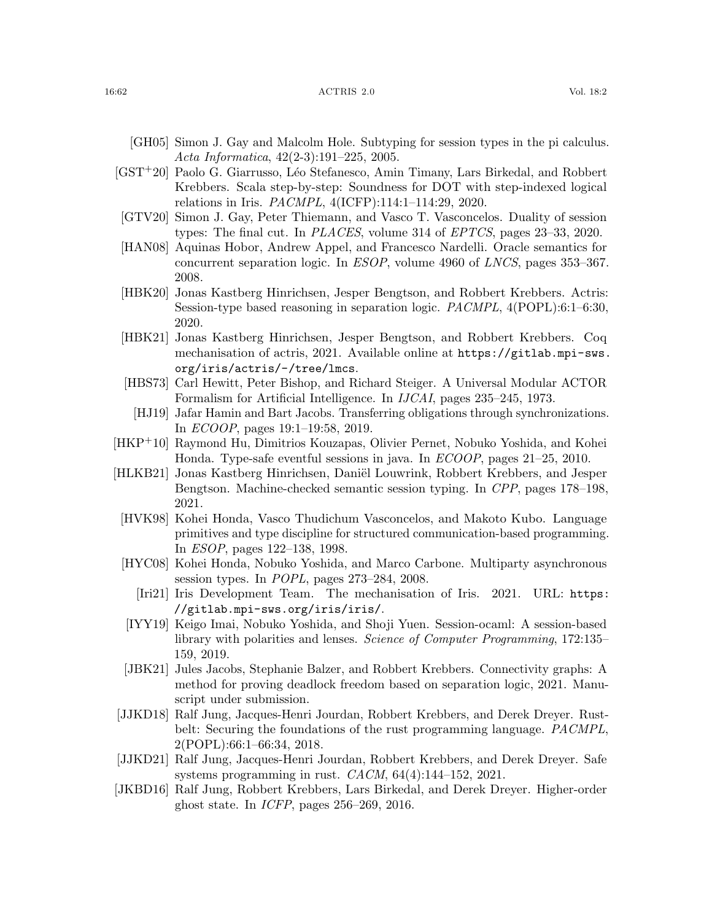[GH05] Simon J. Gay and Malcolm Hole. Subtyping for session types in the pi calculus. *Acta Informatica*, 42(2-3):191–225, 2005.

[GST+20] Paolo G. Giarrusso, Léo Stefanesco, Amin Timany, Lars Birkedal, and Robbert Krebbers. Scala step-by-step: Soundness for DOT with step-indexed logical relations in Iris. *PACMPL*, 4(ICFP):114:1–114:29, 2020.

[GTV20] Simon J. Gay, Peter Thiemann, and Vasco T. Vasconcelos. Duality of session types: The final cut. In *PLACES*, volume 314 of *EPTCS*, pages 23–33, 2020.

[HAN08] Aquinas Hobor, Andrew Appel, and Francesco Nardelli. Oracle semantics for concurrent separation logic. In *ESOP*, volume 4960 of *LNCS*, pages 353–367. 2008.

[HBK20] Jonas Kastberg Hinrichsen, Jesper Bengtson, and Robbert Krebbers. Actris: Session-type based reasoning in separation logic. *PACMPL*, 4(POPL):6:1–6:30, 2020.

[HBK21] Jonas Kastberg Hinrichsen, Jesper Bengtson, and Robbert Krebbers. Coq mechanisation of actris, 2021. Available online at `https://gitlab.mpi-sws.org/iris/actris/-/tree/lmcs`.

[HBS73] Carl Hewitt, Peter Bishop, and Richard Steiger. A Universal Modular ACTOR Formalism for Artificial Intelligence. In *IJCAI*, pages 235–245, 1973.

[HJ19] Jafar Hamin and Bart Jacobs. Transferring obligations through synchronizations. In *ECOOP*, pages 19:1–19:58, 2019.

[HKP+10] Raymond Hu, Dimitrios Kouzapas, Olivier Pernet, Nobuko Yoshida, and Kohei Honda. Type-safe eventful sessions in java. In *ECOOP*, pages 21–25, 2010.

[HLKB21] Jonas Kastberg Hinrichsen, Daniël Louwrink, Robbert Krebbers, and Jesper Bengtson. Machine-checked semantic session typing. In *CPP*, pages 178–198, 2021.

[HVK98] Kohei Honda, Vasco Thudichum Vasconcelos, and Makoto Kubo. Language primitives and type discipline for structured communication-based programming. In *ESOP*, pages 122–138, 1998.

[HYC08] Kohei Honda, Nobuko Yoshida, and Marco Carbone. Multiparty asynchronous session types. In *POPL*, pages 273–284, 2008.

[Iri21] Iris Development Team. The mechanisation of Iris. 2021. URL: `https://gitlab.mpi-sws.org/iris/iris/`.

[IYY19] Keigo Imai, Nobuko Yoshida, and Shoji Yuen. Session-ocaml: A session-based library with polarities and lenses. *Science of Computer Programming*, 172:135–159, 2019.

[JBK21] Jules Jacobs, Stephanie Balzer, and Robbert Krebbers. Connectivity graphs: A method for proving deadlock freedom based on separation logic, 2021. Manuscript under submission.

[JJKD18] Ralf Jung, Jacques-Henri Jourdan, Robbert Krebbers, and Derek Dreyer. Rustbelt: Securing the foundations of the rust programming language. *PACMPL*, 2(POPL):66:1–66:34, 2018.

[JJKD21] Ralf Jung, Jacques-Henri Jourdan, Robbert Krebbers, and Derek Dreyer. Safe systems programming in rust. *CACM*, 64(4):144–152, 2021.

[JKBD16] Ralf Jung, Robbert Krebbers, Lars Birkedal, and Derek Dreyer. Higher-order ghost state. In *ICFP*, pages 256–269, 2016.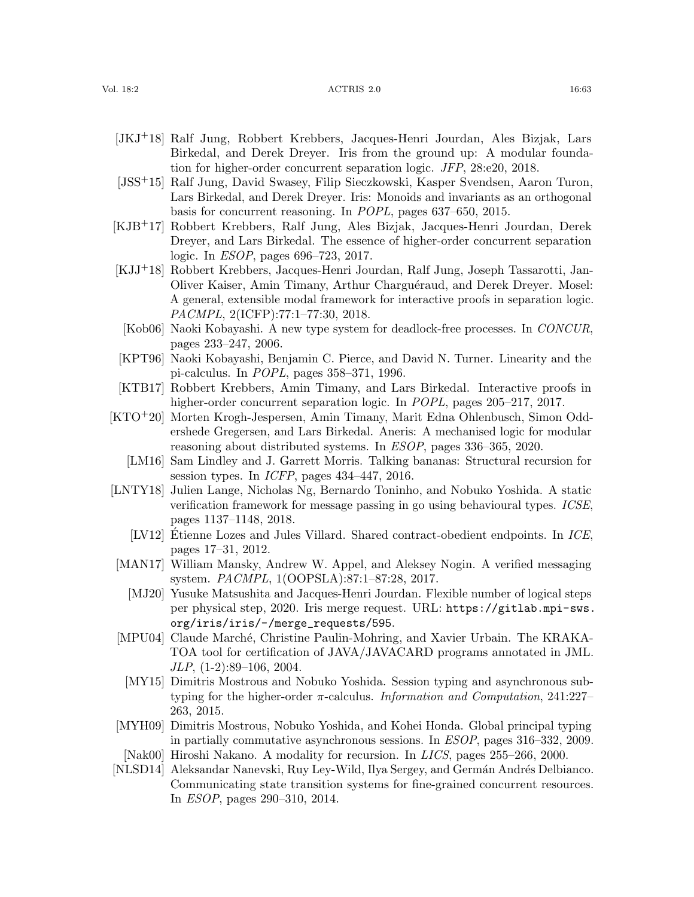[JKJ+18] Ralf Jung, Robbert Krebbers, Jacques-Henri Jourdan, Ales Bizjak, Lars Birkedal, and Derek Dreyer. Iris from the ground up: A modular foundation for higher-order concurrent separation logic. *JFP*, 28:e20, 2018.

[JSS+15] Ralf Jung, David Swasey, Filip Sieczkowski, Kasper Svendsen, Aaron Turon, Lars Birkedal, and Derek Dreyer. Iris: Monoids and invariants as an orthogonal basis for concurrent reasoning. In *POPL*, pages 637–650, 2015.

[KJB+17] Robbert Krebbers, Ralf Jung, Ales Bizjak, Jacques-Henri Jourdan, Derek Dreyer, and Lars Birkedal. The essence of higher-order concurrent separation logic. In *ESOP*, pages 696–723, 2017.

[KJJ+18] Robbert Krebbers, Jacques-Henri Jourdan, Ralf Jung, Joseph Tassarotti, Jan-Oliver Kaiser, Amin Timany, Arthur Charguéraud, and Derek Dreyer. Mosel: A general, extensible modal framework for interactive proofs in separation logic. *PACMPL*, 2(ICFP):77:1–77:30, 2018.

[Kob06] Naoki Kobayashi. A new type system for deadlock-free processes. In *CONCUR*, pages 233–247, 2006.

[KPT96] Naoki Kobayashi, Benjamin C. Pierce, and David N. Turner. Linearity and the pi-calculus. In *POPL*, pages 358–371, 1996.

[KTB17] Robbert Krebbers, Amin Timany, and Lars Birkedal. Interactive proofs in higher-order concurrent separation logic. In *POPL*, pages 205–217, 2017.

[KTO+20] Morten Krogh-Jespersen, Amin Timany, Marit Edna Ohlenbusch, Simon Oddershede Gregersen, and Lars Birkedal. Aneris: A mechanised logic for modular reasoning about distributed systems. In *ESOP*, pages 336–365, 2020.

[LM16] Sam Lindley and J. Garrett Morris. Talking bananas: Structural recursion for session types. In *ICFP*, pages 434–447, 2016.

[LNTY18] Julien Lange, Nicholas Ng, Bernardo Toninho, and Nobuko Yoshida. A static verification framework for message passing in go using behavioural types. *ICSE*, pages 1137–1148, 2018.

[LV12] Étienne Lozes and Jules Villard. Shared contract-obedient endpoints. In *ICE*, pages 17–31, 2012.

[MAN17] William Mansky, Andrew W. Appel, and Aleksey Nogin. A verified messaging system. *PACMPL*, 1(OOPSLA):87:1–87:28, 2017.

[MJ20] Yusuke Matsushita and Jacques-Henri Jourdan. Flexible number of logical steps per physical step, 2020. Iris merge request. URL: `https://gitlab.mpi-sws.org/iris/iris/-/merge_requests/595`.

[MPU04] Claude Marché, Christine Paulin-Mohring, and Xavier Urbain. The KRAKATOA tool for certification of JAVA/JAVACARD programs annotated in JML. *JLP*, (1-2):89–106, 2004.

[MY15] Dimitris Mostrous and Nobuko Yoshida. Session typing and asynchronous subtyping for the higher-order $\pi$-calculus. *Information and Computation*, 241:227–263, 2015.

[MYH09] Dimitris Mostrous, Nobuko Yoshida, and Kohei Honda. Global principal typing in partially commutative asynchronous sessions. In *ESOP*, pages 316–332, 2009.

[Nak00] Hiroshi Nakano. A modality for recursion. In *LICS*, pages 255–266, 2000.

[NLSD14] Aleksandar Nanevski, Ruy Ley-Wild, Ilya Sergey, and Germán Andrés Delbianco. Communicating state transition systems for fine-grained concurrent resources. In *ESOP*, pages 290–310, 2014.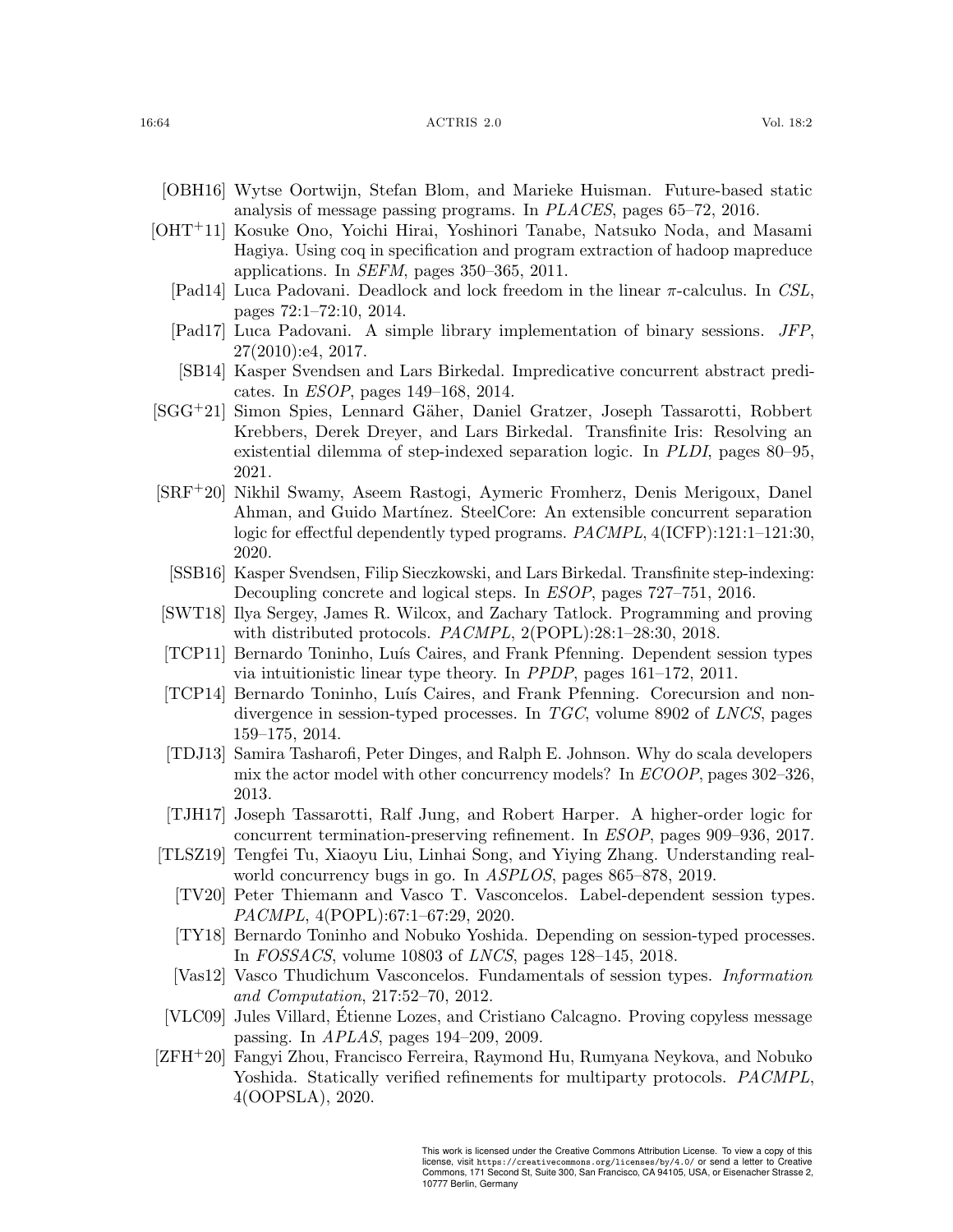[OBH16] Wytse Oortwijn, Stefan Blom, and Marieke Huisman. Future-based static analysis of message passing programs. In *PLACES*, pages 65–72, 2016.

[OHT$^+$11] Kosuke Ono, Yoichi Hirai, Yoshinori Tanabe, Natsuko Noda, and Masami Hagiya. Using coq in specification and program extraction of hadoop mapreduce applications. In *SEFM*, pages 350–365, 2011.

[Pad14] Luca Padovani. Deadlock and lock freedom in the linear $\pi$-calculus. In *CSL*, pages 72:1–72:10, 2014.

[Pad17] Luca Padovani. A simple library implementation of binary sessions. *JFP*, 27(2010):e4, 2017.

[SB14] Kasper Svendsen and Lars Birkedal. Impredicative concurrent abstract predicates. In *ESOP*, pages 149–168, 2014.

[SGG$^+$21] Simon Spies, Lennard Gäher, Daniel Gratzer, Joseph Tassarotti, Robbert Krebbers, Derek Dreyer, and Lars Birkedal. Transfinite Iris: Resolving an existential dilemma of step-indexed separation logic. In *PLDI*, pages 80–95, 2021.

[SRF$^+$20] Nikhil Swamy, Aseem Rastogi, Aymeric Fromherz, Denis Merigoux, Danel Ahman, and Guido Martínez. SteelCore: An extensible concurrent separation logic for effectful dependently typed programs. *PACMPL*, 4(ICFP):121:1–121:30, 2020.

[SSB16] Kasper Svendsen, Filip Sieczkowski, and Lars Birkedal. Transfinite step-indexing: Decoupling concrete and logical steps. In *ESOP*, pages 727–751, 2016.

[SWT18] Ilya Sergey, James R. Wilcox, and Zachary Tatlock. Programming and proving with distributed protocols. *PACMPL*, 2(POPL):28:1–28:30, 2018.

[TCP11] Bernardo Toninho, Luís Caires, and Frank Pfenning. Dependent session types via intuitionistic linear type theory. In *PPDP*, pages 161–172, 2011.

[TCP14] Bernardo Toninho, Luís Caires, and Frank Pfenning. Corecursion and non-divergence in session-typed processes. In *TGC*, volume 8902 of *LNCS*, pages 159–175, 2014.

[TDJ13] Samira Tasharofi, Peter Dinges, and Ralph E. Johnson. Why do scala developers mix the actor model with other concurrency models? In *ECOOP*, pages 302–326, 2013.

[TJH17] Joseph Tassarotti, Ralf Jung, and Robert Harper. A higher-order logic for concurrent termination-preserving refinement. In *ESOP*, pages 909–936, 2017.

[TLSZ19] Tengfei Tu, Xiaoyu Liu, Linhai Song, and Yiying Zhang. Understanding real-world concurrency bugs in go. In *ASPLOS*, pages 865–878, 2019.

[TV20] Peter Thiemann and Vasco T. Vasconcelos. Label-dependent session types. *PACMPL*, 4(POPL):67:1–67:29, 2020.

[TY18] Bernardo Toninho and Nobuko Yoshida. Depending on session-typed processes. In *FOSSACS*, volume 10803 of *LNCS*, pages 128–145, 2018.

[Vas12] Vasco Thudichum Vasconcelos. Fundamentals of session types. *Information and Computation*, 217:52–70, 2012.

[VLC09] Jules Villard, Étienne Lozes, and Cristiano Calcagno. Proving copyless message passing. In *APLAS*, pages 194–209, 2009.

[ZFH$^+$20] Fangyi Zhou, Francisco Ferreira, Raymond Hu, Rumyana Neykova, and Nobuko Yoshida. Statically verified refinements for multiparty protocols. *PACMPL*, 4(OOPSLA), 2020.

This work is licensed under the Creative Commons Attribution License. To view a copy of this license, visit https://creativecommons.org/licenses/by/4.0/ or send a letter to Creative Commons, 171 Second St, Suite 300, San Francisco, CA 94105, USA, or Eisenacher Strasse 2, 10777 Berlin, Germany